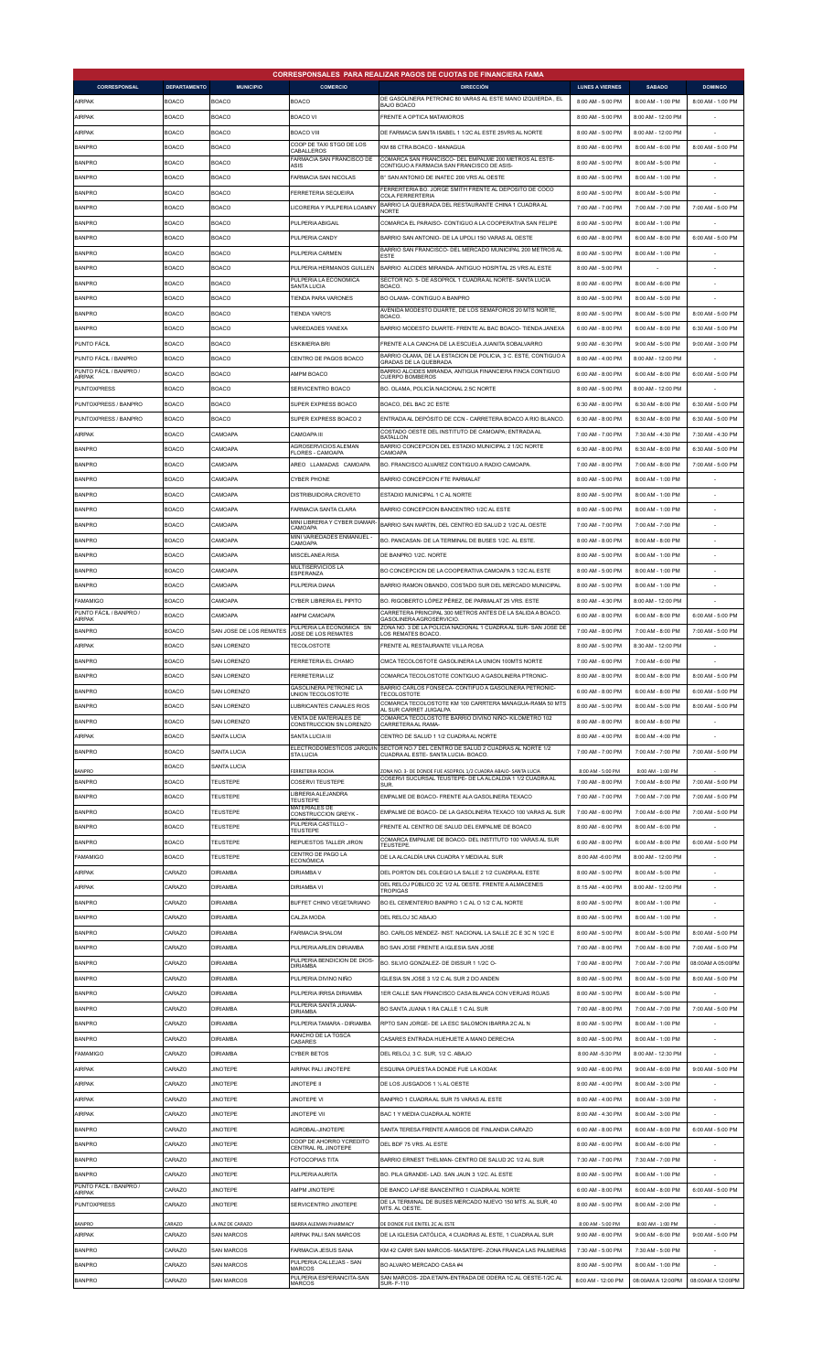# CORRESPONSALES PARA REALIZAR PAGOS DE CUOTAS DE FINANCIERA FAMA

| CORRESPONSAL | DEPARTAMENTO | MUNICIPIO | COMERCIO | DIRECCIÓN | LUNES A VIERNES | SABADO | DOMINGO |
|---|---|---|---|---|---|---|---|
| AIRPAK | BOACO | BOACO | BOACO | DE GASOLINERA PETRONIC 80 VARAS AL ESTE MANO IZQUIERDA , EL BAJO BOACO | 8:00 AM - 5:00 PM | 8:00 AM - 1:00 PM | 8:00 AM - 1:00 PM |
| AIRPAK | BOACO | BOACO | BOACO VI | FRENTE A OPTICA MATAMOROS | 8:00 AM - 5:00 PM | 8:00 AM - 12:00 PM | - |
| AIRPAK | BOACO | BOACO | BOACO VIII | DE FARMACIA SANTA ISABEL 1 1/2C AL ESTE 25VRS AL NORTE | 8:00 AM - 5:00 PM | 8:00 AM - 12:00 PM | - |
| BANPRO | BOACO | BOACO | COOP DE TAXI STGO DE LOS CABALLEROS | KM 88 CTRA BOACO - MANAGUA | 8:00 AM - 6:00 PM | 8:00 AM - 6:00 PM | 8:00 AM - 5:00 PM |
| BANPRO | BOACO | BOACO | FARMACIA SAN FRANCISCO DE ASIS | COMARCA SAN FRANCISCO- DEL EMPALME 200 METROS AL ESTE-CONTIGUO A FARMACIA SAN FRANCISCO DE ASIS- | 8:00 AM - 5:00 PM | 8:00 AM - 5:00 PM | - |
| BANPRO | BOACO | BOACO | FARMACIA SAN NICOLAS | B° SAN ANTONIO DE INATEC 200 VRS AL OESTE | 8:00 AM - 5:00 PM | 8:00 AM - 1:00 PM | - |
| BANPRO | BOACO | BOACO | FERRETERIA SEQUEIRA | FERRERTERIA BO. JORGE SMITH FRENTE AL DEPOSITO DE COCO COLA FERRERTERIA | 8:00 AM - 5:00 PM | 8:00 AM - 5:00 PM | - |
| BANPRO | BOACO | BOACO | LICORERIA Y PULPERIA LOAMNY | BARRIO LA QUEBRADA DEL RESTAURANTE CHINA 1 CUADRA AL NORTE | 7:00 AM - 7:00 PM | 7:00 AM - 7:00 PM | 7:00 AM - 5:00 PM |
| BANPRO | BOACO | BOACO | PULPERIA ABIGAIL | COMARCA EL PARAISO- CONTIGUO A LA COOPERATIVA SAN FELIPE | 8:00 AM - 5:00 PM | 8:00 AM - 1:00 PM | - |
| BANPRO | BOACO | BOACO | PULPERIA CANDY | BARRIO SAN ANTONIO- DE LA UPOLI 150 VARAS AL OESTE | 6:00 AM - 8:00 PM | 6:00 AM - 8:00 PM | 6:00 AM - 5:00 PM |
| BANPRO | BOACO | BOACO | PULPERIA CARMEN | BARRIO SAN FRANCISCO- DEL MERCADO MUNICIPAL 200 METROS AL ESTE | 8:00 AM - 5:00 PM | 8:00 AM - 1:00 PM | - |
| BANPRO | BOACO | BOACO | PULPERIA HERMANOS GUILLEN | BARRIO ALCIDES MIRANDA- ANTIGUO HOSPITAL 25 VRS AL ESTE | 8:00 AM - 5:00 PM | - | - |
| BANPRO | BOACO | BOACO | PULPERIA LA ECONOMICA SANTA LUCIA | SECTOR NO. 5- DE ASDPROL 1 CUADRA AL NORTE- SANTA LUCIA BOACO. | 8:00 AM - 6:00 PM | 8:00 AM - 6:00 PM | - |
| BANPRO | BOACO | BOACO | TIENDA PARA VARONES | BO OLAMA- CONTIGUO A BANPRO | 8:00 AM - 5:00 PM | 8:00 AM - 5:00 PM | - |
| BANPRO | BOACO | BOACO | TIENDA YARO'S | AVENIDA MODESTO DUARTE, DE LOS SEMAFOROS 20 MTS NORTE, BOACO. | 8:00 AM - 5:00 PM | 8:00 AM - 5:00 PM | 8:00 AM - 5:00 PM |
| BANPRO | BOACO | BOACO | VARIEDADES YANEXA | BARRIO MODESTO DUARTE- FRENTE AL BAC BOACO- TIENDA JANEXA | 6:00 AM - 8:00 PM | 6:00 AM - 8:00 PM | 6:30 AM - 5:00 PM |
| PUNTO FÁCIL | BOACO | BOACO | ESKIMERIA BRI | FRENTE A LA CANCHA DE LA ESCUELA JUANITA SOBALVARRO | 9:00 AM - 6:30 PM | 9:00 AM - 5:00 PM | 9:00 AM - 3:00 PM |
| PUNTO FÁCIL / BANPRO | BOACO | BOACO | CENTRO DE PAGOS BOACO | BARRIO OLAMA, DE LA ESTACION DE POLICIA 3 C. ESTE, CONTIGUO A GRADAS DE LA QUEBRADA | 8:00 AM - 4:00 PM | 8:00 AM - 12:00 PM | - |
| PUNTO FÁCIL / BANPRO / AIRPAK | BOACO | BOACO | AMPM BOACO | BARRIO ALCIDES MIRANDA, ANTIGUA FINANCIERA FINCA CONTIGUO CUERPO BOMBEROS | 6:00 AM - 8:00 PM | 6:00 AM - 8:00 PM | 6:00 AM - 5:00 PM |
| PUNTOXPRESS | BOACO | BOACO | SERVICENTRO BOACO | BO. OLAMA, POLICÍA NACIONAL 2.5C NORTE | 8:00 AM - 5:00 PM | 8:00 AM - 12:00 PM | - |
| PUNTOXPRESS / BANPRO | BOACO | BOACO | SUPER EXPRESS BOACO | BOACO, DEL BAC 2C ESTE | 6:30 AM - 8:00 PM | 6:30 AM - 8:00 PM | 6:30 AM - 5:00 PM |
| PUNTOXPRESS / BANPRO | BOACO | BOACO | SUPER EXPRESS BOACO 2 | ENTRADA AL DEPÓSITO DE CCN - CARRETERA BOACO A RIO BLANCO. | 6:30 AM - 8:00 PM | 6:30 AM - 8:00 PM | 6:30 AM - 5:00 PM |
| AIRPAK | BOACO | CAMOAPA | CAMOAPA III | COSTADO OESTE DEL INSTITUTO DE CAMOAPA; ENTRADA AL BATALLON | 7:00 AM - 7:00 PM | 7:30 AM - 4:30 PM | 7:30 AM - 4:30 PM |
| BANPRO | BOACO | CAMOAPA | AGROSERVICIOS ALEMAN FLORES - CAMOAPA | BARRIO CONCEPCION DEL ESTADIO MUNICIPAL 2 1/2C NORTE CAMOAPA | 6:30 AM - 8:00 PM | 6:30 AM - 8:00 PM | 6:30 AM - 5:00 PM |
| BANPRO | BOACO | CAMOAPA | AREO LLAMADAS CAMOAPA | BO. FRANCISCO ALVAREZ CONTIGUO A RADIO CAMOAPA. | 7:00 AM - 8:00 PM | 7:00 AM - 8:00 PM | 7:00 AM - 5:00 PM |
| BANPRO | BOACO | CAMOAPA | CYBER PHONE | BARRIO CONCEPCION FTE PARMALAT | 8:00 AM - 5:00 PM | 8:00 AM - 1:00 PM | - |
| BANPRO | BOACO | CAMOAPA | DISTRIBUIDORA CROVETO | ESTADIO MUNICIPAL 1 C AL NORTE | 8:00 AM - 5:00 PM | 8:00 AM - 1:00 PM | - |
| BANPRO | BOACO | CAMOAPA | FARMACIA SANTA CLARA | BARRIO CONCEPCION BANCENTRO 1/2C AL ESTE | 8:00 AM - 5:00 PM | 8:00 AM - 1:00 PM | - |
| BANPRO | BOACO | CAMOAPA | MINI LIBRERIA Y CYBER DIAMAR-CAMOAPA | BARRIO SAN MARTIN, DEL CENTRO ED SALUD 2 1/2C AL OESTE | 7:00 AM - 7:00 PM | 7:00 AM - 7:00 PM | - |
| BANPRO | BOACO | CAMOAPA | MINI VARIEDADES ENMANUEL - CAMOAPA | BO. PANCASAN- DE LA TERMINAL DE BUSES 1/2C. AL ESTE. | 8:00 AM - 8:00 PM | 8:00 AM - 8:00 PM | - |
| BANPRO | BOACO | CAMOAPA | MISCELANEA RISA | DE BANPRO 1/2C. NORTE | 8:00 AM - 5:00 PM | 8:00 AM - 1:00 PM | - |
| BANPRO | BOACO | CAMOAPA | MULTISERVICIOS LA ESPERANZA | BO CONCEPCION DE LA COOPERATIVA CAMOAPA 3 1/2C AL ESTE | 8:00 AM - 5:00 PM | 8:00 AM - 1:00 PM | - |
| BANPRO | BOACO | CAMOAPA | PULPERIA DIANA | BARRIO RAMON OBANDO, COSTADO SUR DEL MERCADO MUNICIPAL | 8:00 AM - 5:00 PM | 8:00 AM - 1:00 PM | - |
| FAMAMIGO | BOACO | CAMOAPA | CYBER LIBRERIA EL PIPITO | BO. RIGOBERTO LÓPEZ PÉREZ, DE PARMALAT 25 VRS. ESTE | 8:00 AM - 4:30 PM | 8:00 AM - 12:00 PM | - |
| PUNTO FÁCIL / BANPRO / AIRPAK | BOACO | CAMOAPA | AMPM CAMOAPA | CARRETERA PRINCIPAL 300 METROS ANTES DE LA SALIDA A BOACO. GASOLINERA AGROSERVICIO. | 6:00 AM - 8:00 PM | 6:00 AM - 8:00 PM | 6:00 AM - 5:00 PM |
| BANPRO | BOACO | SAN JOSE DE LOS REMATES | PULPERIA LA ECONOMICA SN JOSE DE LOS REMATES | ZONA NO. 3 DE LA POLICIA NACIONAL 1 CUADRA AL SUR- SAN JOSE DE LOS REMATES BOACO. | 7:00 AM - 8:00 PM | 7:00 AM - 8:00 PM | 7:00 AM - 5:00 PM |
| AIRPAK | BOACO | SAN LORENZO | TECOLOSTOTE | FRENTE AL RESTAURANTE VILLA ROSA | 8:00 AM - 5:00 PM | 8:30 AM - 12:00 PM | - |
| BANPRO | BOACO | SAN LORENZO | FERRETERIA EL CHAMO | CMCA TECOLOSTOTE GASOLINERA LA UNION 100MTS NORTE | 7:00 AM - 6:00 PM | 7:00 AM - 6:00 PM | - |
| BANPRO | BOACO | SAN LORENZO | FERRETERIA LIZ | COMARCA TECOLOSTOTE CONTIGUO A GASOLINERA PTRONIC- | 8:00 AM - 8:00 PM | 8:00 AM - 8:00 PM | 8:00 AM - 5:00 PM |
| BANPRO | BOACO | SAN LORENZO | GASOLINERA PETRONIC LA UNION TECOLOSTOTE | BARRIO CARLOS FONSECA- CONTIFUO A GASOLINERA PETRONIC-TECOLOSTOTE | 6:00 AM - 8:00 PM | 6:00 AM - 8:00 PM | 6:00 AM - 5:00 PM |
| BANPRO | BOACO | SAN LORENZO | LUBRICANTES CANALES RIOS | COMARCA TECOLOSTOTE KM 100 CARRTERA MANAGUA-RAMA 50 MTS AL SUR CARRET JUIGALPA | 8:00 AM - 5:00 PM | 8:00 AM - 5:00 PM | 8:00 AM - 5:00 PM |
| BANPRO | BOACO | SAN LORENZO | VENTA DE MATERIALES DE CONSTRUCCION SN LORENZO | COMARCA TECOLOSTOTE BARRIO DIVINO NIÑO- KILOMETRO 102 CARRETERA AL RAMA- | 8:00 AM - 8:00 PM | 8:00 AM - 8:00 PM | - |
| AIRPAK | BOACO | SANTA LUCIA | SANTA LUCIA III | CENTRO DE SALUD 1 1/2 CUADRA AL NORTE | 8:00 AM - 4:00 PM | 8:00 AM - 4:00 PM | - |
| BANPRO | BOACO | SANTA LUCIA | ELECTRODOMESTICOS JARQUIN STA LUCIA | SECTOR NO.7 DEL CENTRO DE SALUD 2 CUADRAS AL NORTE 1/2 CUADRA AL ESTE- SANTA LUCIA- BOACO. | 7:00 AM - 7:00 PM | 7:00 AM - 7:00 PM | 7:00 AM - 5:00 PM |
| BANPRO | BOACO | SANTA LUCIA | FERRETERIA ROCHA | ZONA NO. 3- DE DONDE FUE ASDPROL 1/2 CUADRA ABAJO- SANTA LUCIA | 8:00 AM - 5:00 PM | 8:00 AM - 1:00 PM | - |
| BANPRO | BOACO | TEUSTEPE | COSERVI TEUSTEPE | COSERVI SUCURSAL TEUSTEPE- DE LA ALCALDIA 1 1/2 CUADRA AL SUR. | 7:00 AM - 8:00 PM | 7:00 AM - 8:00 PM | 7:00 AM - 5:00 PM |
| BANPRO | BOACO | TEUSTEPE | LIBRERIA ALEJANDRA TEUSTEPE | EMPALME DE BOACO- FRENTE ALA GASOLINERA TEXACO | 7:00 AM - 7:00 PM | 7:00 AM - 7:00 PM | 7:00 AM - 5:00 PM |
| BANPRO | BOACO | TEUSTEPE | MATERIALES DE CONSTRUCCION GREYK - | EMPALME DE BOACO- DE LA GASOLINERA TEXACO 100 VARAS AL SUR | 7:00 AM - 6:00 PM | 7:00 AM - 6:00 PM | 7:00 AM - 5:00 PM |
| BANPRO | BOACO | TEUSTEPE | PULPERIA CASTILLO - TEUSTEPE | FRENTE AL CENTRO DE SALUD DEL EMPALME DE BOACO | 8:00 AM - 6:00 PM | 8:00 AM - 6:00 PM | - |
| BANPRO | BOACO | TEUSTEPE | REPUESTOS TALLER JIRON | COMARCA EMPALME DE BOACO- DEL INSTITUTO 100 VARAS AL SUR TEUSTEPE. | 6:00 AM - 8:00 PM | 6:00 AM - 8:00 PM | 6:00 AM - 5:00 PM |
| FAMAMIGO | BOACO | TEUSTEPE | CENTRO DE PAGO LA ECONÓMICA | DE LA ALCALDÍA UNA CUADRA Y MEDIA AL SUR | 8:00 AM -6:00 PM | 8:00 AM - 12:00 PM | - |
| AIRPAK | CARAZO | DIRIAMBA | DIRIAMBA V | DEL PORTON DEL COLEGIO LA SALLE 2 1/2 CUADRA AL ESTE | 8:00 AM - 5:00 PM | 8:00 AM - 5:00 PM | - |
| AIRPAK | CARAZO | DIRIAMBA | DIRIAMBA VI | DEL RELOJ PÚBLICO 2C 1/2 AL OESTE. FRENTE A ALMACENES TROPIGAS | 8:15 AM - 4:00 PM | 8:00 AM - 12:00 PM | - |
| BANPRO | CARAZO | DIRIAMBA | BUFFET CHINO VEGETARIANO | BO EL CEMENTERIO BANPRO 1 C AL O 1/2 C AL NORTE | 8:00 AM - 5:00 PM | 8:00 AM - 1:00 PM | - |
| BANPRO | CARAZO | DIRIAMBA | CALZA MODA | DEL RELOJ 3C ABAJO | 8:00 AM - 5:00 PM | 8:00 AM - 1:00 PM | - |
| BANPRO | CARAZO | DIRIAMBA | FARMACIA SHALOM | BO. CARLOS MENDEZ- INST. NACIONAL LA SALLE 2C E 3C N 1/2C E | 8:00 AM - 5:00 PM | 8:00 AM - 5:00 PM | 8:00 AM - 5:00 PM |
| BANPRO | CARAZO | DIRIAMBA | PULPERIA ARLEN DIRIAMBA | BO SAN JOSE FRENTE A IGLESIA SAN JOSE | 7:00 AM - 8:00 PM | 7:00 AM - 8:00 PM | 7:00 AM - 5:00 PM |
| BANPRO | CARAZO | DIRIAMBA | PULPERIA BENDICION DE DIOS-DIRIAMBA | BO. SILVIO GONZALEZ- DE DISSUR 1 1/2C O- | 7:00 AM - 8:00 PM | 7:00 AM - 7:00 PM | 08:00AM A 05:00PM |
| BANPRO | CARAZO | DIRIAMBA | PULPERIA DIVINO NIÑO | IGLESIA SN JOSE 3 1/2 C AL SUR 2 DO ANDEN | 8:00 AM - 5:00 PM | 8:00 AM - 5:00 PM | 8:00 AM - 5:00 PM |
| BANPRO | CARAZO | DIRIAMBA | PULPERIA IRRSA DIRIAMBA | 1ER CALLE SAN FRANCISCO CASA BLANCA CON VERJAS ROJAS | 8:00 AM - 5:00 PM | 8:00 AM - 5:00 PM | - |
| BANPRO | CARAZO | DIRIAMBA | PULPERIA SANTA JUANA-DIRIAMBA | BO SANTA JUANA 1 RA CALLE 1 C AL SUR | 7:00 AM - 8:00 PM | 7:00 AM - 7:00 PM | 7:00 AM - 5:00 PM |
| BANPRO | CARAZO | DIRIAMBA | PULPERIA TAMARA - DIRIAMBA | RPTO SAN JORGE- DE LA ESC SALOMON IBARRA 2C AL N | 8:00 AM - 5:00 PM | 8:00 AM - 1:00 PM | - |
| BANPRO | CARAZO | DIRIAMBA | RANCHO DE LA TOSCA CASARES | CASARES ENTRADA HUEHUETE A MANO DERECHA | 8:00 AM - 5:00 PM | 8:00 AM - 1:00 PM | - |
| FAMAMIGO | CARAZO | DIRIAMBA | CYBER BETOS | DEL RELOJ, 3 C. SUR, 1/2 C. ABAJO | 8:00 AM -5:30 PM | 8:00 AM - 12:30 PM | - |
| AIRPAK | CARAZO | JINOTEPE | AIRPAK PALI JINOTEPE | ESQUINA OPUESTA A DONDE FUE LA KODAK | 9:00 AM - 6:00 PM | 9:00 AM - 6:00 PM | 9:00 AM - 5:00 PM |
| AIRPAK | CARAZO | JINOTEPE | JINOTEPE II | DE LOS JUSGADOS 1 ½ AL OESTE | 8:00 AM - 4:00 PM | 8:00 AM - 3:00 PM | - |
| AIRPAK | CARAZO | JINOTEPE | JINOTEPE VI | BANPRO 1 CUADRA AL SUR 75 VARAS AL ESTE | 8:00 AM - 4:00 PM | 8:00 AM - 3:00 PM | - |
| AIRPAK | CARAZO | JINOTEPE | JINOTEPE VII | BAC 1 Y MEDIA CUADRA AL NORTE | 8:00 AM - 4:30 PM | 8:00 AM - 3:00 PM | - |
| BANPRO | CARAZO | JINOTEPE | AGROBAL-JINOTEPE | SANTA TERESA FRENTE A AMIGOS DE FINLANDIA CARAZO | 6:00 AM - 8:00 PM | 6:00 AM - 8:00 PM | 6:00 AM - 5:00 PM |
| BANPRO | CARAZO | JINOTEPE | COOP DE AHORRO YCREDITO CENTRAL RL JINOTEPE | DEL BDF 75 VRS. AL ESTE | 8:00 AM - 6:00 PM | 8:00 AM - 6:00 PM | - |
| BANPRO | CARAZO | JINOTEPE | FOTOCOPIAS TITA | BARRIO ERNEST THELMAN- CENTRO DE SALUD 2C 1/2 AL SUR | 7:30 AM - 7:00 PM | 7:30 AM - 7:00 PM | - |
| BANPRO | CARAZO | JINOTEPE | PULPERIA AURITA | BO. PILA GRANDE- LAD. SAN JAUN 3 1/2C. AL ESTE | 8:00 AM - 5:00 PM | 8:00 AM - 1:00 PM | - |
| PUNTO FÁCIL / BANPRO / AIRPAK | CARAZO | JINOTEPE | AMPM JINOTEPE | DE BANCO LAFISE BANCENTRO 1 CUADRA AL NORTE | 6:00 AM - 8:00 PM | 6:00 AM - 8:00 PM | 6:00 AM - 5:00 PM |
| PUNTOXPRESS | CARAZO | JINOTEPE | SERVICENTRO JINOTEPE | DE LA TERMINAL DE BUSES MERCADO NUEVO 150 MTS. AL SUR, 40 MTS. AL OESTE. | 8:00 AM - 5:00 PM | 8:00 AM - 2:00 PM | - |
| BANPRO | CARAZO | LA PAZ DE CARAZO | IBARRA ALEMAN PHARMACY | DE DONDE FUE ENITEL 2C AL ESTE | 8:00 AM - 5:00 PM | 8:00 AM - 1:00 PM | - |
| AIRPAK | CARAZO | SAN MARCOS | AIRPAK PALI SAN MARCOS | DE LA IGLESIA CATÓLICA, 4 CUADRAS AL ESTE, 1 CUADRA AL SUR | 9:00 AM - 6:00 PM | 9:00 AM - 6:00 PM | 9:00 AM - 5:00 PM |
| BANPRO | CARAZO | SAN MARCOS | FARMACIA JESUS SANA | KM 42 CARR SAN MARCOS- MASATEPE- ZONA FRANCA LAS PALMERAS | 7:30 AM - 5:00 PM | 7:30 AM - 5:00 PM | - |
| BANPRO | CARAZO | SAN MARCOS | PULPERIA CALLEJAS - SAN MARCOS | BO ALVARO MERCADO CASA #4 | 8:00 AM - 5:00 PM | 8:00 AM - 1:00 PM | - |
| BANPRO | CARAZO | SAN MARCOS | PULPERIA ESPERANCITA-SAN MARCOS | SAN MARCOS- 2DA ETAPA-ENTRADA DE ODERA 1C AL OESTE-1/2C AL SUR- F-110 | 8:00 AM - 12:00 PM | 08:00AM A 12:00PM | 08:00AM A 12:00PM |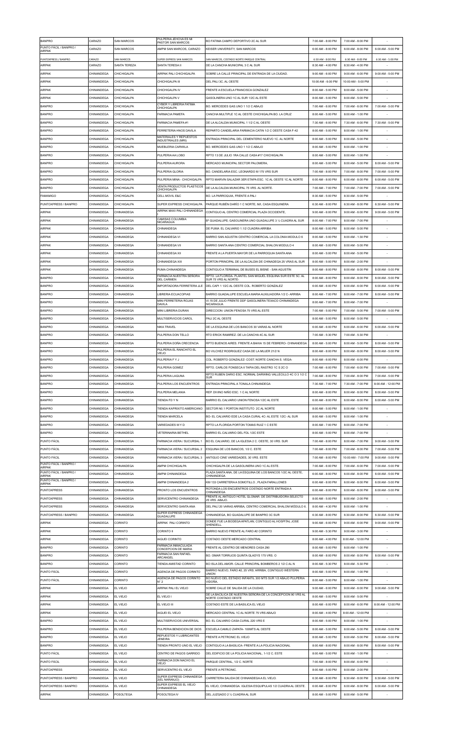| BANPRO | CARAZO | SAN MARCOS | PULPERIA JEHOVA ES MI PASTOR SAN MARCOS | BO FATIMA CAMPO DEPORTIVO 2C AL SUR | 7:00 AM - 8:00 PM | 7:00 AM - 8:00 PM | - |
|---|---|---|---|---|---|---|---|
| PUNTO FÁCIL / BANPRO / AIRPAK | CARAZO | SAN MARCOS | AMPM SAN MARCOS, CARAZO | KEISER UNIVERSITY, SAN MARCOS | 6:00 AM - 8:00 PM | 6:00 AM - 8:00 PM | 6:00 AM - 5:00 PM |
| PUNTOXPRESS / BANPRO | CARAZO | SAN MARCOS | SUPER EXPRESS SAN MARCOS | SAN MARCOS, COSTADO NORTE PARQUE CENTRAL | 6:30 AM - 8:00 PM | 6:30 AM - 8:00 PM | 6:30 AM - 5:00 PM |
| AIRPAK | CARAZO | SANTA TEREZA | SANTA TERESA II | DE LA CANCHA MUNICIPAL 3 C AL SUR | 8:30 AM - 4:00 PM | 8:30 AM - 4:00 PM | - |
| AIRPAK | CHINANDEGA | CHICHIGALPA | AIRPAK PALI CHICHIGALPA | SOBRE LA CALLE PRINCIPAL DE ENTRADA DE LA CIUDAD. | 9:00 AM - 6:00 PM | 9:00 AM - 6:00 PM | 9:00 AM - 5:00 PM |
| AIRPAK | CHINANDEGA | CHICHIGALPA | CHICHIGALPA III | DEL PALI 3C. AL OESTE | 10:00 AM - 8:00 PM | 10:00 AM - 5:00 PM | - |
| AIRPAK | CHINANDEGA | CHICHIGALPA | CHICHIGALPA IV | FRENTE A ESCUELA FRANCISCA GONZALEZ | 8:00 AM - 5:00 PM | 8:00 AM - 5:00 PM | - |
| AIRPAK | CHINANDEGA | CHICHIGALPA | CHICHIGALPA V | GASOLINERA UNO 1C AL SUR 1/2C AL ESTE | 8:00 AM - 5:00 PM | 8:00 AM - 5:00 PM | - |
| BANPRO | CHINANDEGA | CHICHIGALPA | CYBER Y LIBRERIA FATIMA CHICHIGALPA | BO. MERCEDES GAS UNO 1 1/2 C ABAJO | 7:00 AM - 6:00 PM | 7:00 AM - 6:00 PM | 7:00 AM - 5:00 PM |
| BANPRO | CHINANDEGA | CHICHIGALPA | FARMACIA PAMEFA | CANCHA MULTIPLE 1C AL OESTE CHICHIGALPA BO. LA CRUZ | 8:00 AM - 5:00 PM | 8:00 AM - 1:00 PM | - |
| BANPRO | CHINANDEGA | CHICHIGALPA | FARMACIA PAMEFA #1 | DE LA ALCALDIA MUNICIPAL 1 1/2 C AL OESTE | 7:30 AM - 6:00 PM | 7:30 AM - 6:00 PM | 7:30 AM - 5:00 PM |
| BANPRO | CHINANDEGA | CHICHIGALPA | FERRETERIA HNOS DAVILA | REPARTO CANDELARIA FARMACIA CATIN 1/2 C OESTE CASA F-42 | 8:00 AM - 5:00 PM | 8:00 AM - 1:00 PM | - |
| BANPRO | CHINANDEGA | CHICHIGALPA | MATERIALES Y REPUESTOS INDUSTRIALES (MRI) | ENTRADA PRINCIPAL DEL CEMENTERIO NUEVO 1C. AL NORTE | 8:00 AM - 5:00 PM | 8:00 AM - 5:00 PM | - |
| BANPRO | CHINANDEGA | CHICHIGALPA | MUEBLERIA CARWILA | BO. MERCEDES GAS UNO 1 1/2 C ABAJO | 8:00 AM - 5:00 PM | 8:00 AM - 1:00 PM | - |
| BANPRO | CHINANDEGA | CHICHIGALPA | PULPERIA AA LOBO | RPTO 13 DE JULIO 1RA CALLE CASA #17 CHICHIGALPA | 8:00 AM - 5:00 PM | 8:00 AM - 1:00 PM | - |
| BANPRO | CHINANDEGA | CHICHIGALPA | PULPERIA AURORA | MERCADO MUNICIPAL SECTOR PALOMERA, | 8:00 AM - 5:00 PM | 8:00 AM - 5:00 PM | 8:00 AM - 5:00 PM |
| BANPRO | CHINANDEGA | CHICHIGALPA | PULPERIA GLORIA | BO. CANDELARIA ESC. LEONARDO M 175 VRS SUR | 7:00 AM - 8:00 PM | 7:00 AM - 8:00 PM | 7:00 AM - 5:00 PM |
| BANPRO | CHINANDEGA | CHICHIGALPA | PULPERIA MINA - CHICHIGALPA | RPTO MARVIN SALAZAR 3ER ETAPA ESC. 1C AL OESTE 1C AL NORTE | 6:00 AM - 8:00 PM | 6:00 AM - 8:00 PM | 6:00 AM - 5:00 PM |
| BANPRO | CHINANDEGA | CHICHIGALPA | VENTA PRODUCTOS PLASTICOS CHICHIGALPA | DE LA ALCALDIA MUNICIPAL 75 VRS. AL NORTE. | 7:00 AM - 7:00 PM | 7:00 AM - 7:00 PM | 7:00 AM - 5:00 PM |
| FAMAMIGO | CHINANDEGA | CHICHIGALPA | CELL MOVIL E&C | BO. LA PARROQUIA, FRENTE A PALI | 8:30 AM - 5:00 PM | 8:30 AM - 5:00 PM | - |
| PUNTOXPRESS / BANPRO | CHINANDEGA | CHICHIGALPA | SUPER EXPRESS CHICHIGALPA | PARQUE RUBÉN DARÍO 1 C NORTE, M/I, CASA ESQUINERA | 6:30 AM - 8:00 PM | 6:30 AM - 8:00 PM | 6:30 AM - 5:00 PM |
| AIRPAK | CHINANDEGA | CHINANDEGA | AIRPAK MAXI PALI CHINANDEGA I | CONTIGUO AL CENTRO COMERCIAL PLAZA OCCIDENTE, | 9:00 AM - 6:00 PM | 9:00 AM - 6:00 PM | 9:00 AM - 5:00 PM |
| AIRPAK | CHINANDEGA | CHINANDEGA | CAMISAS COLUMBIA NICARAGUA | Bº GUADALUPE: GASOLINERA UNO GUADALUPE 3 ½ CUADRA AL SUR | 8:00 AM - 7:00 PM | 8:00 AM - 7:00 PM | - |
| AIRPAK | CHINANDEGA | CHINANDEGA | CHINANDEGA | DE PUMA EL CALVARIO 1.1/2 CUADRA ARRIBA | 8:00 AM - 5:00 PM | 8:00 AM - 5:00 PM | - |
| AIRPAK | CHINANDEGA | CHINANDEGA | CHINANDEGA VI | BARRIO SAN AGUSTIN CENTRO COMERCIAL LA COLONIA MODULO 6 | 8:00 AM - 5:00 PM | 8:00 AM - 1:30 PM | - |
| AIRPAK | CHINANDEGA | CHINANDEGA | CHINANDEGA VII | BARRIO SANTA ANA CENTRO COMERCIAL SHALON MODULO 4 | 8:00 AM - 5:00 PM | 8:00 AM - 5:00 PM | - |
| AIRPAK | CHINANDEGA | CHINANDEGA | CHINANDEGA XII | FRENTE A LA PUERTA MAYOR DE LA PARROQUIA SANTA ANA | 8:00 AM - 5:00 PM | 8:00 AM - 5:00 PM | - |
| AIRPAK | CHINANDEGA | CHINANDEGA | CHINANDEGA XIII | PORTON PRINCIPAL DE LA ALCALDIA DE CHINADEGA 25 VRAS AL SUR | 8:00 AM - 5:00 PM | 8:00 AM - 2:00 PM | - |
| AIRPAK | CHINANDEGA | CHINANDEGA | PUMA CHINANDEGA | CONTIGUO A TERMINAL DE BUSES EL BISNE - SAN AGUSTÍN | 8:00 AM - 8:00 PM | 8:00 AM - 8:00 PM | 8:00 AM - 5:00 PM |
| BANPRO | CHINANDEGA | CHINANDEGA | FARMACIA NUESTRA SEÑORA DEL CARMEN | RPTO. LA FLORIDA- PLANTEL SAN MIGUEL ESQUINA SUR ESTE 5C. AL SUR 75 VRS AL NORTE- | 8:00 AM - 8:00 PM | 8:00 AM - 8:00 PM | 8:00 AM - 5:00 PM |
| BANPRO | CHINANDEGA | CHINANDEGA | IMPORTADORA FERRETERA JLE | DEL CAPI 1 1/2C AL OESTE COL. ROBERTO GONZALEZ | 6:00 AM - 6:00 PM | 6:00 AM - 6:00 PM | 6:00 AM - 5:00 PM |
| BANPRO | CHINANDEGA | CHINANDEGA | LIBRERIA ECUACOPIAS | BARRIO GUADALUPE ESCUELA MARIA AUXILIADORA 1/2 C- ARRIBA | 8:00 AM - 7:00 PM | 8:00 AM - 7:00 PM | 8:00 AM - 5:00 PM |
| BANPRO | CHINANDEGA | CHINANDEGA | MINI FERRETERIA ROJAS DAVILA | VL.15 DE JULIO FRENTE DDF GASOLINERA TEXACO CHINANDEGA NICARAGUA | 8:00 AM - 7:00 PM | 8:00 AM - 7:00 PM | - |
| BANPRO | CHINANDEGA | CHINANDEGA | MINI LIBRERIA DURAN | DIRECCION: UNION FENOSA 75 VRS AL ESTE | 7:00 AM - 5:00 PM | 7:00 AM - 5:00 PM | 7:00 AM - 5:00 PM |
| BANPRO | CHINANDEGA | CHINANDEGA | MULTISERVICIOS CAROL | PALI 2C AL OESTE | 8:00 AM - 5:00 PM | 8:00 AM - 5:00 PM | - |
| BANPRO | CHINANDEGA | CHINANDEGA | NIKA TRAVEL | DE LA ESQUINA DE LOS BANCOS 30 VARAS AL NORTE | 6:00 AM - 6:00 PM | 6:00 AM - 6:00 PM | 6:00 AM - 5:00 PM |
| BANPRO | CHINANDEGA | CHINANDEGA | PULPERIA DON TELLO | RTO ERICK RAMIREZ- DE LA CANCHA 4C AL SUR | 7:00 AM - 5:30 PM | 7:00 AM - 5:30 PM | - |
| BANPRO | CHINANDEGA | CHINANDEGA | PULPERIA DOÑA CRECENCIA | RPTO BUENOS AIRES. FRENTE A BAHIA 15 DE FEBRERO- CHINANDEGA | 8:00 AM - 5:00 PM | 8:00 AM - 5:00 PM | 8:00 AM - 5:00 PM |
| BANPRO | CHINANDEGA | CHINANDEGA | PULPERIA EL RANCHITO EL VIEJO | BO VILCHEZ RODRIGUEZ CASA DE LA MUJER 21/2 N | 8:00 AM - 8:00 PM | 8:00 AM - 8:00 PM | 8:00 AM - 5:00 PM |
| BANPRO | CHINANDEGA | CHINANDEGA | PULPERIA F Y J | COL. ROBERTO GONZALEZ- COST. NORTE CANCHA S. VEGA- | 8:00 AM - 6:00 PM | 8:00 AM - 6:00 PM | - |
| BANPRO | CHINANDEGA | CHINANDEGA | PULPERIA GOMEZ | RPTO. CARLOS FONSECA II TAPA DEL RASTRO 1C S 2C O | 7:00 AM - 6:00 PM | 7:00 AM - 6:00 PM | 7:00 AM - 5:00 PM |
| BANPRO | CHINANDEGA | CHINANDEGA | PULPERIA LAGUNA | RPTO RUBEN DARIO ESC. NORMAL DARWING VALLECILLO 4C O 3 1/2 C SUR | 7:00 AM - 8:00 PM | 7:00 AM - 8:00 PM | 7:00 AM - 5:00 PM |
| BANPRO | CHINANDEGA | CHINANDEGA | PULPERIA LOS ENCUENTROS | ENTRADA PRINCIPAL A TONALA CHINANDEGA | 7:30 AM - 7:00 PM | 7:30 AM - 7:00 PM | 8:00 AM - 12:00 PM |
| BANPRO | CHINANDEGA | CHINANDEGA | PULPERIA MELANIA | REP. DIVINO NIÑO ESC. 1 C AL NORTE | 8:00 AM - 8:00 PM | 8:00 AM - 8:00 PM | 8:00 AM - 5:00 PM |
| BANPRO | CHINANDEGA | CHINANDEGA | TIENDA FD Y N | BARRIO EL CALVARIO UNION FENOSA 1/2C AL ESTE | 6:00 AM - 8:00 PM | 6:00 AM - 8:00 PM | 6:00 AM - 5:00 PM |
| BANPRO | CHINANDEGA | CHINANDEGA | TIENDA KAPRIXITO AMERICANO | SECTOR N0.1 PORTON INSTITUTO 2C AL NORTE | 8:00 AM - 5:00 PM | 8:00 AM - 1:00 PM | - |
| BANPRO | CHINANDEGA | CHINANDEGA | TIENDA MARCELA | BO- EL CALVARIO EDE LA CASA CURAL 4C- AL ESTE 1/2C- AL SUR | 8:00 AM - 5:00 PM | 8:00 AM - 1:00 PM | - |
| BANPRO | CHINANDEGA | CHINANDEGA | VARIEDADES M Y D | RPTO LA FLORIDA PORTON TOMAS RUIZ 1 C ESTE | 8:00 AM - 7:00 PM | 8:00 AM - 7:00 PM | - |
| BANPRO | CHINANDEGA | CHINANDEGA | VETERINARIA BETHEL | BARRIO EL CALVARIO DEL FDL 1/2C ESTE | 8:00 AM - 5:00 PM | 8:00 AM - 7:00 PM | - |
| PUNTO FÁCIL | CHINANDEGA | CHINANDEGA | FARMACIA VIERA / SUCURSAL 1 | BO EL CALVARIO, DE LA IGLESIA 2 C. OESTE, 30 VRS. SUR | 7:00 AM - 8:00 PM | 8:00 AM - 7:00 PM | 9:00 AM - 5:00 PM |
| PUNTO FÁCIL | CHINANDEGA | CHINANDEGA | FARMACIA VIERA / SUCURSAL 2 | ESQUINA DE LOS BANCOS, 1/2 C. ESTE | 7:00 AM - 8:00 PM | 7:00 AM - 8:00 PM | 7:00 AM - 5:00 PM |
| PUNTO FÁCIL | CHINANDEGA | CHINANDEGA | FARMACIA VIERA / SUCURSAL 3 | ANTIGUO CINE VARIEDADES, 30 VRS. ESTE | 7:00 AM - 8:00 PM | 10:00 AM - 7:00 PM | 9:00 AM - 5:00 PM |
| PUNTO FÁCIL / BANPRO / AIRPAK | CHINANDEGA | CHINANDEGA | AMPM CHICHIGALPA | CHICHIGALPA DE LA GASOLINERA UNO 1C AL ESTE. | 7:00 AM - 6:00 PM | 7:00 AM - 6:00 PM | 7:00 AM - 5:00 PM |
| PUNTO FÁCIL / BANPRO / AIRPAK | CHINANDEGA | CHINANDEGA | AMPM CHINANDEGA | PLAZA SANTA ANA, DE LA ESQUINA DE LOS BANCOS 1/2C AL OESTE, CHINANDEGA | 6:00 AM - 8:00 PM | 6:00 AM - 8:00 PM | 6:00 AM - 5:00 PM |
| PUNTO FÁCIL / BANPRO / AIRPAK | CHINANDEGA | CHINANDEGA | AMPM CHINANDEGA 2 | KM 133 CARRETERA A SOMOTILLO , PLAZA FARALLONES | 6:00 AM - 8:00 PM | 6:00 AM - 8:00 PM | 6:00 AM - 5:00 PM |
| PUNTOXPRESS | CHINANDEGA | CHINANDEGA | PRONTO LOS ENCUENTROS | ROTONDA LOS ENCUENTROS COSTADO NORTE ENTRADA A CHINANDEGA | 6:00 AM - 8:00 PM | 6:00 AM - 8:00 PM | 6:00 AM - 5:00 PM |
| PUNTOXPRESS | CHINANDEGA | CHINANDEGA | SERVICENTRO CHINANDEGA | FRENTE AL ANTIGUO HOTEL GLOMAR. DE DISTRIBUIDORA SELECTO 25 VRS. ABAJO. | 8:00 AM - 5:00 PM | 8:00 AM - 2:00 PM | - |
| PUNTOXPRESS | CHINANDEGA | CHINANDEGA | SERVICENTRO SANTA ANA | DEL PALÍ 20 VARAS ARRIBA, CENTRO COMERCIAL SHALOM MÓDULO 6. | 8:00 AM - 4:30 PM | 8:00 AM - 1:00 PM | - |
| PUNTOXPRESS / BANPRO | CHINANDEGA | CHINANDEGA | SUPER EXPRESS CHINANDEGA GUADALUPE | CHINANDEGA, BO GUADALUPE DE BANPRO 3C SUR | 6:30 AM - 8:00 PM | 6:30 AM - 8:00 PM | 6:30 AM - 5:00 PM |
| AIRPAK | CHINANDEGA | CORINTO | AIRPAK PALI CORINTO | DONDE FUE LA BODEGA APATLAN, CONTIGUO AL HOSPITAL JOSE SHENDELL | 9:00 AM - 6:00 PM | 9:00 AM - 6:00 PM | 9:00 AM - 5:00 PM |
| AIRPAK | CHINANDEGA | CORINTO | CORINTO II | BARRIO NUEVO FRENTE AL FARO #2 CORINTO | 9:00 AM - 5:30 PM | 9:00 AM - 3:00 PM | - |
| AIRPAK | CHINANDEGA | CORINTO | IAGUEI CORINTO | COSTADO OESTE MERCADO CENTRAL | 8:00 AM - 4:00 PM | 8:00 AM - 12:00 PM | - |
| BANPRO | CHINANDEGA | CORINTO | FARMACIA INMACULADA CONCEPCION DE MARIA | FRENTE AL CENTRO DE MENORES CASA 290 | 8:00 AM - 5:00 PM | 8:00 AM - 1:00 PM | - |
| BANPRO | CHINANDEGA | CORINTO | FARMACIA SAN RAFAEL ARCANGEL | BO. OMAR TORRIJOS QUINTA GLADYS 175 VRS. O | 8:00 AM - 8:00 PM | 8:00 AM - 8:00 PM | 8:00 AM - 5:00 PM |
| BANPRO | CHINANDEGA | CORINTO | TIENDA AMISTAD CORINTO | BO ISLA DEL AMOR- CALLE PRINCIPAL BOMBEROS 2 1/2 C AL N | 8:00 AM - 5:30 PM | 8:00 AM - 5:30 PM | - |
| PUNTO FÁCIL | CHINANDEGA | CORINTO | AGENCIA DE PAGOS CORINTO | BARRIO NUEVO, FARO #2, 25 VRS. ARRIBA, CONTIGUO WESTERN UNION | 8:00 AM - 5:00 PM | 8:00 AM - 1:00 PM | - |
| PUNTO FÁCIL | CHINANDEGA | CORINTO | AGENCIA DE PAGOS CORINTO N° 2 | BO NUEVO DEL ESTADIO INFANTIL 300 MTS SUR 1/2 ABAJO PULPERIA VIDOÑA | 8:00 AM - 5:00 PM | 8:00 AM - 1:00 PM | - |
| AIRPAK | CHINANDEGA | EL VIEJO | AIRPAK PALI EL VIEJO | SOBRE CALLE DE SALIDA DE LA CIUDAD, | 9:00 AM - 6:00 PM | 9:00 AM - 6:00 PM | 9:00 AM - 5:00 PM |
| AIRPAK | CHINANDEGA | EL VIEJO | EL VIEJO I | DE LA BACILICA DE NUESTRA SEÑORA DE LA CONCEPCION 90 VRS AL NORTE COSTADO OESTE | 8:00 AM - 5:00 PM | 8:00 AM - 5:00 PM | - |
| AIRPAK | CHINANDEGA | EL VIEJO | EL VIEJO III | COSTADO ESTE DE LA BASILICA EL VIEJO | 8:00 AM - 6:00 PM | 8:00 AM - 6:00 PM | 8:00 AM - 12:00 PM |
| AIRPAK | CHINANDEGA | EL VIEJO | IAGUEI EL VIEJO | MERCADO CENTRAL 1C AL NORTE 75 VRS ABAJO | 8:00 AM - 4:00 PM | 8:00 AM - 12:00 PM | - |
| BANPRO | CHINANDEGA | EL VIEJO | MULTISERVICIOS UNIVERSAL | BO. EL CALVARIO CASA CURAL 220 VRS E | 8:00 AM - 5:00 PM | 8:00 AM - 1:00 PM | - |
| BANPRO | CHINANDEGA | EL VIEJO | PULPERIA BENDICION DE DIOS | ESCUELA CAMILO ZAPATA- 100MTS AL OESTE | 8:00 AM - 5:00 PM | 8:00 AM - 5:00 PM | 8:00 AM - 5:00 PM |
| BANPRO | CHINANDEGA | EL VIEJO | REPUESTOS Y LUBRICANTES JENEIRA | FRENTE A PETRONIC EL VIEJO | 8:00 AM - 5:00 PM | 8:00 AM - 5:00 PM | 8:00 AM - 5:00 PM |
| BANPRO | CHINANDEGA | EL VIEJO | TIENDA PRONTO UNO EL VIEJO | CONTIGUO A LA BASILICA- FRENTE A LA POLICIA NACIONAL | 8:00 AM - 8:00 PM | 8:00 AM - 8:00 PM | 8:00 AM - 5:00 PM |
| PUNTO FÁCIL | CHINANDEGA | EL VIEJO | CENTRO DE PAGOS GARRIDO | DEL EDIFICIO DE LA POLICIA NACIONAL, 1-1/2 C. ESTE | 8:00 AM - 5:00 PM | 8:00 AM - 1:00 PM | - |
| PUNTO FÁCIL | CHINANDEGA | EL VIEJO | FARMACIA DON NACHO EL VIEJO | PARQUE CENTRAL, 1/2 C. NORTE | 7:00 AM - 8:00 PM | 8:00 AM - 6:00 PM | - |
| PUNTOXPRESS | CHINANDEGA | EL VIEJO | SERVICENTRO EL VIEJO | FRENTE A PETRONIC. | 8:00 AM - 5:00 PM | 8:00 AM - 2:00 PM | - |
| PUNTOXPRESS / BANPRO | CHINANDEGA | EL VIEJO | SUPER EXPRESS CHINANDEGA 2(EL NARANJO) | CARRETERA SALIDA DE CHINANDEGA A EL VIEJO. | 6:30 AM - 8:00 PM | 6:30 AM - 8:00 PM | 6:30 AM - 5:00 PM |
| PUNTOXPRESS / BANPRO | CHINANDEGA | EL VIEJO | SUPER EXPRESS EL VIEJO CHINANDEGA | EL VIEJO, CHINANDEGA. IGLESIA ESQUIPULAS 1/2 CUADRA AL OESTE | 6:00 AM - 8:00 PM | 6:00 AM - 8:00 PM | 6:00 AM - 5:00 PM |
| AIRPAK | CHINANDEGA | POSOLTEGA | POSOLTEGA IV | DEL JUZGADO 2 ½ CUADRA AL SUR | 8:00 AM - 5:00 PM | 8:00 AM - 5:00 PM | - |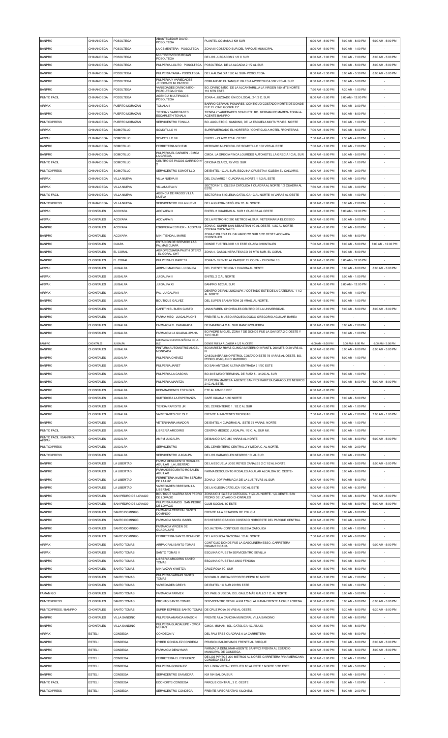| | | | | | | | |
|---|---|---|---|---|---|---|---|
| BANPRO | CHINANDEGA | POSOLTEGA | ABASTECEDOR DAVID - POSOLTEGA | PLANTEL COMASA 2 KM SUR | 6:00 AM - 8:00 PM | 6:00 AM - 8:00 PM | 6:00 AM - 5:00 PM |
| BANPRO | CHINANDEGA | POSOLTEGA | LA CEMENTERA - POSOLTEGA | ZONA III COSTADO SUR DEL PARQUE MUNICIPAL | 8:00 AM - 5:00 PM | 8:00 AM - 1:00 PM | - |
| BANPRO | CHINANDEGA | POSOLTEGA | MULTISERVICIOS ROJAS POSOLTEGA | DE LOS JUZGADOS 2 1/2 C SUR | 8:00 AM - 7:00 PM | 8:00 AM - 7:00 PM | 8:00 AM - 5:00 PM |
| BANPRO | CHINANDEGA | POSOLTEGA | PULPERIA LOLITO POSOLTEGA | POSOLTEGA- DE LA ALCADIA 2 1/2 AL SUR | 8:00 AM - 5:00 PM | 8:00 AM - 5:00 PM | 8:00 AM - 5:00 PM |
| BANPRO | CHINANDEGA | POSOLTEGA | PULPERIA TANIA - POSOLTEGA | DE LA ALCALDIA 1½C AL SUR- POSOLTEGA | 8:00 AM - 5:30 PM | 8:00 AM - 5:30 PM | 8:00 AM - 5:00 PM |
| BANPRO | CHINANDEGA | POSOLTEGA | PULPERIA Y VARIEDADES JEHOVA ES MI PASTOR | COMUNIDAD EL TANQUE IGLESIA APOSTOLICA 300 VRS AL SUR | 8:00 AM - 5:00 PM | 8:00 AM - 5:00 PM | - |
| BANPRO | CHINANDEGA | POSOLTEGA | VARIEDADES DIVINO NIÑO - POZOLTEGA CHGA | BO. DIVINO NIÑO, DE LA ALCANTARILLA LA VIRGEN 150 MTS NORTE 110 MTS ESTE | 7:30 AM - 5:30 PM | 7:30 AM - 1:00 PM | - |
| PUNTO FÁCIL | CHINANDEGA | POSOLTEGA | AGENCIA MULTIPAGOS POSOLTEGA | ZONA 4, JUZGADO ÚNICO LOCAL, 2-1/2 C. SUR | 8:00 AM - 5:00 PM | 8:00 AM - 12:00 PM | - |
| AIRPAK | CHINANDEGA | PUERTO MORAZÁN | TONALA II | BARRIO GERMAN POMARES, CONTIGUO COSTADO NORTE DE DONDE FUE EL CINE GONZALEZ | 8:00 AM - 5:00 PM | 8:00 AM - 3:00 PM | - |
| BANPRO | CHINANDEGA | PUERTO MORAZÁN | TIENDA Y VARIEDADES ESCARLETH TONALA | TIENDA Y VARIEDADES SCARLETH BO. GERMAN POMARES- TONALA- AGENTE BANPRO | 8:00 AM - 8:00 PM | 8:00 AM - 8:00 PM | - |
| PUNTOXPRESS | CHINANDEGA | PUERTO MORAZÁN | SERVICENTRO TONALA | BO. AUGUSTO C. SANDINO, DE LA ESCUELA MIXTA 75 VRS. NORTE | 8:00 AM - 5:00 PM | 8:00 AM - 1:00 PM | - |
| AIRPAK | CHINANDEGA | SOMOTILLO | SOMOTILLO VI | SUPERMERCADO EL NORTEÑO / CONTIGUO A HOTEL FRONTERAS | 7:00 AM - 5:00 PM | 7:00 AM - 5:00 PM | - |
| AIRPAK | CHINANDEGA | SOMOTILLO | SOMOTILLO VII | ENITEL - CLARO 2C AL OESTE | 7:30 AM - 4:00 PM | 7:30 AM - 4:00 PM | - |
| BANPRO | CHINANDEGA | SOMOTILLO | FERRETERIA NOHEMI | MERCADO MUNICIPAL DE SOMOTILLO 100 VRS AL ESTE | 7:00 AM - 7:00 PM | 7:00 AM - 7:00 PM | - |
| BANPRO | CHINANDEGA | SOMOTILLO | PULPERIA EL CARMEN - CMCA LA GRECIA | CMCA. LA GRECIA FINCA LOURDES AUTOHOTEL LA GRECIA 1C AL SUR | 8:00 AM - 5:00 PM | 8:00 AM - 5:00 PM | - |
| PUNTO FÁCIL | CHINANDEGA | SOMOTILLO | CENTRO DE PAGOS GARRIDO N° 2 | OFICINA CLARO, 75 VRS. SUR | 8:00 AM - 5:00 PM | 8:00 AM - 1:00 PM | - |
| PUNTOXPRESS | CHINANDEGA | SOMOTILLO | SERVICENTRO SOMOTILLO | DE ENITEL 1C. AL SUR, ESQUINA OPUESTA A IGLESIA EL CALVARIO. | 8:00 AM - 3:00 PM | 8:00 AM - 2:00 PM | - |
| AIRPAK | CHINANDEGA | VILLA NUEVA | VILLA NUEVA III | DEL CALVARIO 1 CUADRA AL NORTE 1 1/2 AL ESTE | 8:00 AM - 5:00 PM | 8:00 AM - 3:00 PM | - |
| AIRPAK | CHINANDEGA | VILLA NUEVA | VILLANUEVA IV | SECTOR N°3. IGLESIA CATOLICA 1 CUADRA AL NORTE 1/2 CUADRA AL ESTE | 7:30 AM - 5:00 PM | 7:30 AM - 3:00 PM | - |
| PUNTO FÁCIL | CHINANDEGA | VILLA NUEVA | AGENCIA DE PAGOS VILLA NUEVA | SECTOR No 5 IGLESIA CATOLICA 1C AL NORTE 10 VARAS AL OESTE | 8:00 AM - 5:00 PM | 8:00 AM - 1:00 PM | - |
| PUNTOXPRESS | CHINANDEGA | VILLA NUEVA | SERVICENTRO VILLA NUEVA | DE LA IGLESIA CATÓLICA 1C. AL NORTE. | 8:00 AM - 5:00 PM | 8:00 AM - 2:00 PM | - |
| AIRPAK | CHONTALES | ACOYAPA | ACOYAPA III | ENITEL 2 CUADRAS AL SUR 1 CUADRA AL OESTE | 8:00 AM - 5:00 PM | 8:00 AM - 12:00 PM | - |
| AIRPAK | CHONTALES | ACOYAPA | ACOYAPA IV | DE LA PETRONIC 200 METROS AL SUR, VETERINARIA EL DESEO | 8:00 AM - 5:00 PM | 8:00 AM - 5:00 PM | - |
| BANPRO | CHONTALES | ACOYAPA | ESKIMERIA ESTHER - ACOYAPA | ZONA C- SUPER SAN SEBASTIAN 1C AL OESTE- 1/2C AL NORTE- COYAPA CHONTALES | 6:00 AM - 8:00 PM | 6:00 AM - 8:00 PM | - |
| BANPRO | CHONTALES | ACOYAPA | MINI TIENDA L MARIE | ZONA C IGLESIA EL CALVARIO 2C SUR 1/2C OESTE ACOYAPA CHONTALES | 6:00 AM - 8:00 PM | 6:00 AM - 8:00 PM | - |
| BANPRO | CHONTALES | CUAPA | ESTACION DE SERVICIO LAS PALMAS CUAPA | DONDE FUE TELCOR 1/2 ESTE CUAPA CHONTALES | 7:00 AM - 5:00 PM | 7:00 AM - 5:00 PM | 7:00 AM - 12:00 PM |
| BANPRO | CHONTALES | EL CORAL | AGROPECUARIA PAUTH OTERO - EL CORAL CHT | ZONA 4- GASOLINERA TEXACO 75 MTS SUR- EL CORAL | 8:00 AM - 5:00 PM | 8:00 AM - 5:00 PM | - |
| BANPRO | CHONTALES | EL CORAL | PULPERIA ELIZABETH | ZONA 2- FRENTE AL PARQUE EL CORAL- CHONTALES. | 8:00 AM - 5:00 PM | 8:00 AM - 12:00 PM | - |
| AIRPAK | CHONTALES | JUIGALPA | AIRPAK MAXI PALI JUIGALPA | DEL PUENTE TONGA 1 CUADRA AL OESTE | 8:00 AM - 8:00 PM | 8:00 AM - 8:00 PM | 8:00 AM - 5:00 PM |
| AIRPAK | CHONTALES | JUIGALPA | JUIGALPA III | ENITEL 2 C AL NORTE | 8:00 AM - 5:00 PM | 8:00 AM - 1:00 PM | - |
| AIRPAK | CHONTALES | JUIGALPA | JUIGALPA XII | BANPRO 1/2C AL SUR | 8:00 AM - 5:00 PM | 8:00 AM - 12:00 PM | - |
| AIRPAK | CHONTALES | JUIGALPA | PALI JUIGALPA II | DENTRO DE PALI JUIGALPA / COSTADO ESTE DE LA CATEDRAL 1 1/2 AL NORTE | 8:00 AM - 5:30 PM | 8:00 AM - 1:00 PM | - |
| BANPRO | CHONTALES | JUIGALPA | BOUTIQUE GALVEZ | DEL SUPER SAN ANTONI 25 VRAS. AL NORTE. | 8:00 AM - 5:00 PM | 8:00 AM - 1:00 PM | - |
| BANPRO | CHONTALES | JUIGALPA | CAFETIN EL BUEN GUSTO | UNAN FAREN CHONTALES DENTRO DE LA UNIVERSIDAD. | 8:00 AM - 5:00 PM | 8:00 AM - 5:00 PM | 8:00 AM - 5:00 PM |
| BANPRO | CHONTALES | JUIGALPA | FARMA MEQ JUIGALPA CHT | FRENTE AL MUSEO ARQUEOLOGICO GREGORIO AGUILAR BAREA | 8:00 AM - 5:00 PM | - | - |
| BANPRO | CHONTALES | JUIGALPA | FARMACIA EL CAMARADA | DE BANPRO 4 C AL SUR MANO IZQUIERDA | 8:00 AM - 7:00 PM | 8:00 AM - 7:00 PM | - |
| BANPRO | CHONTALES | JUIGALPA | FARMACIA LA GUADALUPANA | BO PADRE MIGUEL ZONA 7 DE DONDE FUE LA GAVIOTA 2 C OESTE Y 1/2 C SUR | 8:00 AM - 5:00 PM | 8:00 AM - 1:00 PM | - |
| BANPRO | CHONTALES | JUIGALPA | FARMACIA NUESTRA SEÑORA DE LA LUZ | DONDE FUE LA ALCALDIA 4 1/2 AL OESTE | 6:00 AM - 8:00 PM | 6:00 AM - 8:00 PM | 6:00 AM - 5:00 PM |
| BANPRO | CHONTALES | JUIGALPA | PINTURA AUTOMOTRIZ ANGEL MONCADA | BO MARITZA RIVAS CLINICA MATERNO INFANTIL 200 MTS O 20 VRS AL N. | 8:00 AM - 8:00 PM | 8:00 AM - 8:00 PM | 8:00 AM - 5:00 PM |
| BANPRO | CHONTALES | JUIGALPA | PULPERIA CHEVEZ | GASOLINERA UNO PETROL COSTADO ESTE 75 VARAS AL OESTE, BO. PEDRO JOAQUIN CHAMORRO | 8:00 AM - 5:00 PM | 8:00 AM - 1:00 PM | - |
| BANPRO | CHONTALES | JUIGALPA | PULPERIA JARET | BO SAN ANTONIO ULTIMA ENTRADA 2 1/2C ESTE | 8:00 AM - 8:00 PM | - | - |
| BANPRO | CHONTALES | JUIGALPA | PULPERIA LA CASONA | BO 30 E MAYO TERMINAL DE RUTA 5 - 31/2C AL SUR | 8:00 AM - 5:00 PM | 8:00 AM - 1:00 PM | - |
| BANPRO | CHONTALES | JUIGALPA | PULPERIA MARITZA | PULPERIA MARITZA- AGENTE BANPRO MARITZA CARACOLES NEGROS 2½C AL ESTE. | 6:00 AM - 8:00 PM | 6:00 AM - 8:00 PM | 6:00 AM - 5:00 PM |
| BANPRO | CHONTALES | JUIGALPA | REPARACIONES ESPINOZA | FTE AL ATM DE BDF | 6:00 AM - 8:00 PM | - | - |
| BANPRO | CHONTALES | JUIGALPA | SURTIDORA LA ESPERANZA | CAFE IGUANA 1/2C NORTE | 8:00 AM - 5:00 PM | 8:00 AM - 5:00 PM | - |
| BANPRO | CHONTALES | JUIGALPA | TIENDA RAPIDITO JR | DEL CEMENTERIO 1 .1/2 C AL SUR. | 8:00 AM - 5:00 PM | 8:00 AM - 1:00 PM | - |
| BANPRO | CHONTALES | JUIGALPA | VARIEDADES OLE OLE | FRENTE ALMACENES TROPIGAS | 7:00 AM - 7:00 PM | 7:00 AM - 7:00 PM | 7:00 AM - 1:00 PM |
| BANPRO | CHONTALES | JUIGALPA | VETERINARIA AMADOR | DE ENITEL 4 CUADRAS AL ESTE 75 VARAS. NORTE | 8:00 AM - 5:00 PM | 8:00 AM - 1:00 PM | - |
| PUNTO FÁCIL | CHONTALES | JUIGALPA | LIBRERÍA ARCOIRIS | CENTRO MEDICO JUIGALPA, 1/2 C. AL SUR M/I. | 8:00 AM - 5:00 PM | 8:00 AM - 1:00 PM | - |
| PUNTO FÁCIL / BANPRO / AIRPAK | CHONTALES | JUIGALPA | AMPM JUIGALPA | DE BANCO BAC 250 VARAS AL NORTE | 6:00 AM - 8:00 PM | 6:00 AM - 8:00 PM | 6:00 AM - 5:00 PM |
| PUNTOXPRESS | CHONTALES | JUIGALPA | SERVICENTRO | DEL CEMENTERIO CENTRAL 2 Y MEDIA C. AL NORTE | 8:00 AM - 5:00 PM | 8:00 AM - 2:00 PM | - |
| PUNTOXPRESS | CHONTALES | JUIGALPA | SERVICENTRO JUIGALPA | DE LOS CARACOLES NEGROS 1C. AL SUR. | 8:00 AM - 5:00 PM | 8:00 AM - 2:00 PM | - |
| BANPRO | CHONTALES | LA LIBERTAD | FARMA DESCUENTO ROSALES AGUILAR LA LIBERTAD | DE LA ESCUELA JOSE REYES CANALES 2 C 1/2 AL NORTE | 8:00 AM - 5:00 PM | 8:00 AM - 5:00 PM | 8:00 AM - 5:00 PM |
| BANPRO | CHONTALES | LA LIBERTAD | FARMADESCUENTO ROSALES AGUILAR | FARMA DESCUENTO ROSALES AGUILAR ALCALDIA 2C. OESTE- | 6:00 AM - 8:00 PM | 6:00 AM - 8:00 PM | - |
| BANPRO | CHONTALES | LA LIBERTAD | FERRETERIA NUESTRA SEÑORA DE LA LUZ | ZONA 2- DDF FARMACIA DE LA LUZ 75VRS AL SUR | 8:00 AM - 5:00 PM | 8:00 AM - 5:00 PM | - |
| BANPRO | CHONTALES | LA LIBERTAD | VARIEDADES OBREGON LA LIBERTAD | DE LA IGLESIA CATOLICA 1/2C AL ESTE | 8:00 AM - 6:30 PM | 8:00 AM - 6:30 PM | - |
| BANPRO | CHONTALES | SAN PEDRO DE LOVAGO | BOUTIQUE VALERIA SAN PEDRO DE LOVAGO | ZONA NO.3 IGLESIA CATOLICA- 1½C. AL NORTE- ½C.OESTE- SAN PEDRO DE LOVAGO CHONTALES | 7:00 AM - 8:00 PM | 7:00 AM - 8:00 PM | 7:00 AM - 5:00 PM |
| BANPRO | CHONTALES | SAN PEDRO DE LOVAGO | PULPERIA RAMOS SAN PEDRO DE LOVAGO | CLUB SOCIAL 4C ESTE | 6:00 AM - 8:00 PM | 6:00 AM - 8:00 PM | 6:00 AM - 5:00 PM |
| BANPRO | CHONTALES | SANTO DOMINGO | FARMACIA CENTRAL SANTO DOMINGO | FRENTE A LA ESTACION DE POLICIA | 6:00 AM - 8:00 PM | 6:00 AM - 8:00 PM | - |
| BANPRO | CHONTALES | SANTO DOMINGO | FARMACIA SANTA ISABEL | B°CHESTER OBANDO COSTADO NOROESTE DEL PARQUE CENTRAL | 8:00 AM - 6:00 PM | 8:00 AM - 6:00 PM | - |
| BANPRO | CHONTALES | SANTO DOMINGO | FARMACIA VIRGEN DE GUADALUPE | BO JALTEVA- CONTIGUO IGLESIA CATOLICA | 8:00 AM - 5:00 PM | 8:00 AM - 1:00 PM | - |
| BANPRO | CHONTALES | SANTO DOMINGO | FERRETERIA SANTO DOMINGO | DE LA POLICIA NACIONAL 1C AL NORTE | 7:00 AM - 6:00 PM | 7:00 AM - 6:00 PM | - |
| AIRPAK | CHONTALES | SANTO TOMAS | AIRPAK PALI SANTO TOMAS | CONTIGUO DONDE FUE LA GASOLINERA ESSO, CARRETERA PANAMERICANA. | 9:00 AM - 6:00 PM | 9:00 AM - 6:00 PM | 9:00 AM - 5:00 PM |
| AIRPAK | CHONTALES | SANTO TOMAS | SANTO TOMAS V | ESQUINA OPUESTA SERVICENTRO SEVILLA | 8:00 AM - 5:00 PM | 8:00 AM - 5:00 PM | - |
| BANPRO | CHONTALES | SANTO TOMAS | LIBRERIA ARCOIRIS SANTO TOMAS | ESQUINA OPUESTA A UNIO FENOSA | 8:00 AM - 5:00 PM | 8:00 AM - 5:00 PM | - |
| BANPRO | CHONTALES | SANTO TOMAS | MINIVAZAR YANETZA | CRUZ ROJA 6C. SUR | 8:00 AM - 5:00 PM | 8:00 AM - 5:00 PM | - |
| BANPRO | CHONTALES | SANTO TOMAS | PULPERIA VARGAS SANTO TOMAS | BO PABLO UBEDA DEPOSITO PEPSI 1C NORTE | 8:00 AM - 7:00 PM | 8:00 AM - 7:00 PM | - |
| BANPRO | CHONTALES | SANTO TOMAS | VARIEDADES GREYS | DE ENITEL 1C SUR 25VRS ESTE | 8:00 AM - 5:00 PM | 8:00 AM - 1:00 PM | - |
| FAMAMIGO | CHONTALES | SANTO TOMAS | FARMACIA FARMEX | BO. PABLO UBEDA, DEL GALLO MÁS GALLO 1 C. AL NORTE | 8:00 AM - 6:00 PM | 8:00 AM - 5:00 PM | - |
| PUNTOXPRESS | CHONTALES | SANTO TOMAS | PRONTO SANTO TOMAS | SERVICENTRO SEVILLA KM 179 C. AL RAMA FRENTE A CRUZ LORENA. | 6:00 AM - 8:00 PM | 6:00 AM - 8:00 PM | 6:00 AM - 5:00 PM |
| PUNTOXPRESS / BANPRO | CHONTALES | SANTO TOMAS | SUPER EXPRESS SANTO TOMAS | DE CRUZ ROJA 20 VRS AL OESTE. | 6:30 AM - 8:00 PM | 6:30 AM - 8:00 PM | 6:30 AM - 5:00 PM |
| BANPRO | CHONTALES | VILLA SANDINO | PULPERIA AMANDA ARAGON | FRENTE A LA CANCHA MUNICIPAL VILLA SANDINO | 8:00 AM - 8:00 PM | 8:00 AM - 8:00 PM | - |
| BANPRO | CHONTALES | VILLA SANDINO | PULPERIA GUADALUPE - CMCA MUHAN | CMCA. MUHAN- IGL. CATOLICA 1C. ABAJO- | 6:00 AM - 8:00 PM | 6:00 AM - 8:00 PM | - |
| AIRPAK | ESTELI | CONDEGA | CONDEGA IV | DEL PALI TRES CUADRAS A LA CARRETERA | 8:00 AM - 5:00 PM | 8:00 AM - 5:00 PM | - |
| BANPRO | ESTELI | CONDEGA | CYBER GONZALEZ CONDEGA | PENSION BALDOVINOS FRENTE AL PARQUE | 6:00 AM - 8:00 PM | 6:00 AM - 8:00 PM | 6:00 AM - 5:00 PM |
| BANPRO | ESTELI | CONDEGA | FARMACIA DENLYMAR | FARMACIA DENLIMAR-AGENTE BANPRO FRENTA AL ESTADIO MUNICIPAL DE CONDEGA- | 8:00 AM - 5:00 PM | 8:00 AM - 5:00 PM | 8:00 AM - 5:00 PM |
| BANPRO | ESTELI | CONDEGA | FERRETERIA EL ESFUERZO | DE LOS PIPITOS 200 METROS AL NORTE-CARRETERA PANAMERICANA CONDEGA ESTELI | 8:00 AM - 5:00 PM | 8:00 AM - 1:00 PM | - |
| BANPRO | ESTELI | CONDEGA | PULPERIA GONZALEZ | BO. LINDA VISTA- HOTELITO 1C AL ESTE 1 NORTE 1/2C ESTE | 8:00 AM - 5:00 PM | 8:00 AM - 5:00 PM | - |
| BANPRO | ESTELI | CONDEGA | SERVICENTRO SAAVEDRA | KM 184 SALIDA SUR | 8:00 AM - 5:00 PM | 8:00 AM - 5:00 PM | - |
| PUNTO FÁCIL | ESTELI | CONDEGA | ECONORTE-CONDEGA | PARQUE CENTRAL, 2 C. OESTE | 8:00 AM - 5:00 PM | 8:00 AM - 1:00 PM | - |
| PUNTOXPRESS | ESTELI | CONDEGA | SERVICENTRO CONDEGA | FRENTE A RECREATIVO XILONEM | 8:00 AM - 5:00 PM | 8:00 AM - 2:00 PM | - |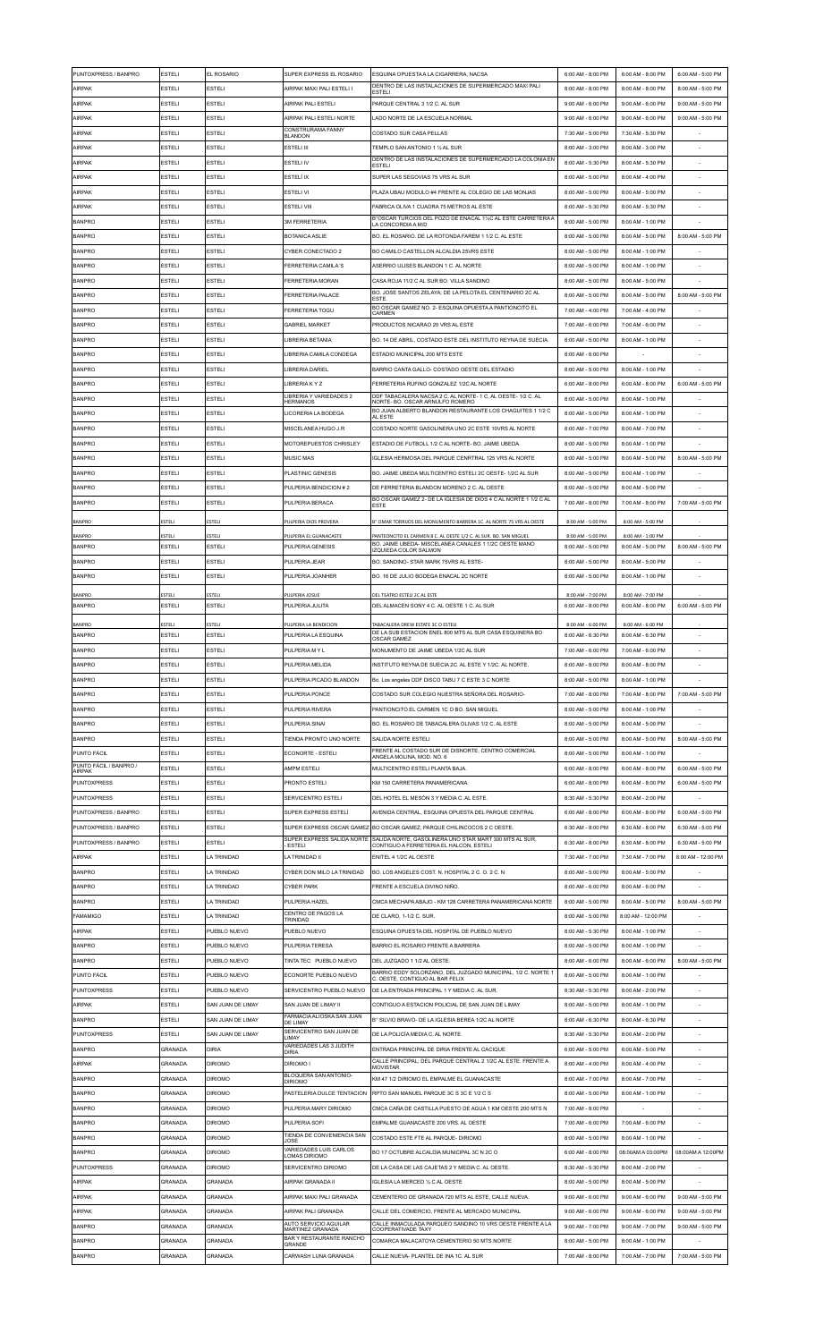| PUNTOXPRESS / BANPRO | ESTELI | EL ROSARIO | SUPER EXPRESS EL ROSARIO | ESQUINA OPUESTA A LA CIGARRERA, NACSA | 6:00 AM - 8:00 PM | 6:00 AM - 8:00 PM | 6:00 AM - 5:00 PM |
|---|---|---|---|---|---|---|---|
| AIRPAK | ESTELI | ESTELI | AIRPAK MAXI PALI ESTELI I | DENTRO DE LAS INSTALACIONES DE SUPERMERCADO MAXI PALI ESTELI | 8:00 AM - 8:00 PM | 8:00 AM - 8:00 PM | 8:00 AM - 5:00 PM |
| AIRPAK | ESTELI | ESTELI | AIRPAK PALI ESTELI | PARQUE CENTRAL 3 1/2 C. AL SUR | 9:00 AM - 6:00 PM | 9:00 AM - 6:00 PM | 9:00 AM - 5:00 PM |
| AIRPAK | ESTELI | ESTELI | AIRPAK PALI ESTELI NORTE | LADO NORTE DE LA ESCUELA NORMAL | 9:00 AM - 6:00 PM | 9:00 AM - 6:00 PM | 9:00 AM - 5:00 PM |
| AIRPAK | ESTELI | ESTELI | CONSTRURAMA FANNY BLANDON | COSTADO SUR CASA PELLAS | 7:30 AM - 5:00 PM | 7:30 AM - 5:30 PM | - |
| AIRPAK | ESTELI | ESTELI | ESTELI III | TEMPLO SAN ANTONIO 1 ½ AL SUR | 8:00 AM - 3:00 PM | 8:00 AM - 3:00 PM | - |
| AIRPAK | ESTELI | ESTELI | ESTELI IV | DENTRO DE LAS INSTALACIONES DE SUPERMERCADO LA COLONIA EN ESTELI | 8:00 AM - 5:30 PM | 8:00 AM - 5:30 PM | - |
| AIRPAK | ESTELI | ESTELI | ESTELÍ IX | SUPER LAS SEGOVIAS 75 VRS AL SUR | 8:00 AM - 5:00 PM | 8:00 AM - 4:00 PM | - |
| AIRPAK | ESTELI | ESTELI | ESTELI VI | PLAZA UBAU MODULO #4 FRENTE AL COLEGIO DE LAS MONJAS | 8:00 AM - 5:00 PM | 8:00 AM - 5:00 PM | - |
| AIRPAK | ESTELI | ESTELI | ESTELI VIII | FABRICA OLIVA 1 CUADRA 75 METROS AL ESTE | 8:00 AM - 5:30 PM | 8:00 AM - 5:30 PM | - |
| BANPRO | ESTELI | ESTELI | 3M FERRETERIA | B°OSCAR TURCIOS DEL POZO DE ENACAL 1½C AL ESTE CARRETERA A LA CONCORDIA A MID | 8:00 AM - 5:00 PM | 8:00 AM - 1:00 PM | - |
| BANPRO | ESTELI | ESTELI | BOTANICA ASLIE | BO. EL ROSARIO. DE LA ROTONDA FAREM 1 1/2 C. AL ESTE | 8:00 AM - 5:00 PM | 8:00 AM - 5:00 PM | 8:00 AM - 5:00 PM |
| BANPRO | ESTELI | ESTELI | CYBER CONECTADO 2 | BO CAMILO CASTELLON ALCALDIA 25VRS ESTE | 8:00 AM - 5:00 PM | 8:00 AM - 1:00 PM | - |
| BANPRO | ESTELI | ESTELI | FERRETERIA CAMILA´S | ASERRIO ULISES BLANDON 1 C. AL NORTE | 8:00 AM - 5:00 PM | 8:00 AM - 1:00 PM | - |
| BANPRO | ESTELI | ESTELI | FERRETERIA MORAN | CASA ROJA 11/2 C AL SUR BO. VILLA SANDINO | 8:00 AM - 5:00 PM | 8:00 AM - 5:00 PM | - |
| BANPRO | ESTELI | ESTELI | FERRETERIA PALACE | BO. JOSE SANTOS ZELAYA; DE LA PELOTA EL CENTENARIO 2C AL ESTE. | 8:00 AM - 5:00 PM | 8:00 AM - 5:00 PM | 8:00 AM - 5:00 PM |
| BANPRO | ESTELI | ESTELI | FERRETERIA TOGU | BO OSCAR GAMEZ NO. 2- ESQUINA OPUESTA A PANTIONCITO EL CARMEN | 7:00 AM - 4:00 PM | 7:00 AM - 4:00 PM | - |
| BANPRO | ESTELI | ESTELI | GABRIEL MARKET | PRODUCTOS NICARAO 20 VRS AL ESTE | 7:00 AM - 6:00 PM | 7:00 AM - 6:00 PM | - |
| BANPRO | ESTELI | ESTELI | LIBRERIA BETANIA | BO. 14 DE ABRIL, COSTADO ESTE DEL INSTITUTO REYNA DE SUECIA | 8:00 AM - 5:00 PM | 8:00 AM - 1:00 PM | - |
| BANPRO | ESTELI | ESTELI | LIBRERIA CAMILA CONDEGA | ESTADIO MUNICIPAL 200 MTS ESTE | 8:00 AM - 6:00 PM | - | - |
| BANPRO | ESTELI | ESTELI | LIBRERIA DARIEL | BARRIO CANTA GALLO- COSTADO OESTE DEL ESTADIO | 8:00 AM - 5:00 PM | 8:00 AM - 1:00 PM | - |
| BANPRO | ESTELI | ESTELI | LIBRERIA K Y Z | FERRETERIA RUFINO GONZALEZ 1/2C AL NORTE | 6:00 AM - 8:00 PM | 6:00 AM - 8:00 PM | 8:00 AM - 5:00 PM |
| BANPRO | ESTELI | ESTELI | LIBRERIA Y VARIEDADES 2 HERMANOS | DDF TABACALERA NACSA 2 C. AL NORTE- 1 C. AL OESTE- 1/2 C. AL NORTE- BO. OSCAR ARNULFO ROMERO | 8:00 AM - 5:00 PM | 8:00 AM - 1:00 PM | - |
| BANPRO | ESTELI | ESTELI | LICORERIA LA BODEGA | BO JUAN ALBERTO BLANDON RESTAURANTE LOS CHAGUITES 1 1/2 C AL ESTE | 8:00 AM - 5:00 PM | 8:00 AM - 1:00 PM | - |
| BANPRO | ESTELI | ESTELI | MISCELANEA HUGO J.R | COSTADO NORTE GASOLINERA UNO 2C ESTE 10VRS AL NORTE | 8:00 AM - 7:00 PM | 8:00 AM - 7:00 PM | - |
| BANPRO | ESTELI | ESTELI | MOTOREPUESTOS CHRISLEY | ESTADIO DE FUTBOLL 1/2 C AL NORTE- BO. JAIME UBEDA | 8:00 AM - 5:00 PM | 8:00 AM - 1:00 PM | - |
| BANPRO | ESTELI | ESTELI | MUSIC MAS | IGLESIA HERMOSA DEL PARQUE CENRTRAL 125 VRS AL NORTE | 8:00 AM - 5:00 PM | 8:00 AM - 5:00 PM | 8:00 AM - 5:00 PM |
| BANPRO | ESTELI | ESTELI | PLASTINIC GENESIS | BO. JAIME UBEDA MULTICENTRO ESTELI 2C OESTE- 1/2C AL SUR | 8:00 AM - 5:00 PM | 8:00 AM - 1:00 PM | - |
| BANPRO | ESTELI | ESTELI | PULPERIA BENDICION # 2 | DE FERRETERIA BLANDON MORENO 2 C. AL OESTE | 8:00 AM - 5:00 PM | 8:00 AM - 5:00 PM | - |
| BANPRO | ESTELI | ESTELI | PULPERIA BERACA | BO OSCAR GAMEZ 2- DE LA IGLESIA DE DIOS 4 C AL NORTE 1 1/2 C AL ESTE | 7:00 AM - 8:00 PM | 7:00 AM - 8:00 PM | 7:00 AM - 5:00 PM |
| BANPRO | ESTELI | ESTELI | PULPERIA DIOS PROVEERA | B° OMAR TORRIJOS DEL MONUMENTO BARRERA 1C. AL NORTE 75 VRS AL OESTE | 8:00 AM - 5:00 PM | 8:00 AM - 5:00 PM | - |
| BANPRO | ESTELI | ESTELI | PULPERIA EL GUANACASTE | PANTEONCITO EL CARMEN 8 C. AL OESTE 1/2 C. AL SUR. BO. SAN MIGUEL | 8:00 AM - 5:00 PM | 8:00 AM - 1:00 PM | - |
| BANPRO | ESTELI | ESTELI | PULPERIA GENESIS | BO. JAIME UBEDA- MISCELANEA CANALES 1 1/2C OESTE MANO IZQUIEDA COLOR SALMON | 8:00 AM - 5:00 PM | 8:00 AM - 5:00 PM | 8:00 AM - 5:00 PM |
| BANPRO | ESTELI | ESTELI | PULPERIA JEAR | BO. SANDINO- STAR MARK 75VRS AL ESTE- | 8:00 AM - 5:00 PM | 8:00 AM - 5:00 PM | - |
| BANPRO | ESTELI | ESTELI | PULPERIA JOANHER | BO. 18 DE JULIO BODEGA ENACAL 2C NORTE | 8:00 AM - 5:00 PM | 8:00 AM - 1:00 PM | - |
| BANPRO | ESTELI | ESTELI | PULPERIA JOSUE | DEL TEATRO ESTELI 2C AL ESTE | 8:00 AM - 7:00 PM | 8:00 AM - 7:00 PM | - |
| BANPRO | ESTELI | ESTELI | PULPERIA JULITA | DEL ALMACEN SONY 4 C. AL OESTE 1 C. AL SUR | 6:00 AM - 8:00 PM | 6:00 AM - 8:00 PM | 8:00 AM - 5:00 PM |
| BANPRO | ESTELI | ESTELI | PULPERIA LA BENDICION | TABACALERA DREW ESTATE 3C O ESTELI | 8:00 AM - 6:00 PM | 8:00 AM - 6:00 PM | - |
| BANPRO | ESTELI | ESTELI | PULPERIA LA ESQUINA | DE LA SUB ESTACION ENEL 800 MTS AL SUR CASA ESQUINERA BO OSCAR GAMEZ | 8:00 AM - 6:30 PM | 8:00 AM - 6:30 PM | - |
| BANPRO | ESTELI | ESTELI | PULPERIA M Y L | MONUMENTO DE JAIME UBEDA 1/2C AL SUR | 7:00 AM - 6:00 PM | 7:00 AM - 6:00 PM | - |
| BANPRO | ESTELI | ESTELI | PULPERIA MELIDA | INSTITUTO REYNA DE SUECIA 2C. AL ESTE Y 1/2C. AL NORTE. | 8:00 AM - 8:00 PM | 8:00 AM - 8:00 PM | - |
| BANPRO | ESTELI | ESTELI | PULPERIA PICADO BLANDON | Bo. Los angeles DDF DISCO TABU 7 C ESTE 3 C NORTE | 8:00 AM - 5:00 PM | 8:00 AM - 1:00 PM | - |
| BANPRO | ESTELI | ESTELI | PULPERIA PONCE | COSTADO SUR COLEGIO NUESTRA SEÑORA DEL ROSARIO- | 7:00 AM - 8:00 PM | 7:00 AM - 8:00 PM | 7:00 AM - 5:00 PM |
| BANPRO | ESTELI | ESTELI | PULPERIA RIVERA | PANTIONCITO EL CARMEN 1C O BO. SAN MIGUEL | 8:00 AM - 5:00 PM | 8:00 AM - 1:00 PM | - |
| BANPRO | ESTELI | ESTELI | PULPERIA SINAI | BO. EL ROSARIO DE TABACALERA OLIVAS 1/2 C. AL ESTE | 8:00 AM - 5:00 PM | 8:00 AM - 5:00 PM | - |
| BANPRO | ESTELI | ESTELI | TIENDA PRONTO UNO NORTE | SALIDA NORTE ESTELI | 8:00 AM - 5:00 PM | 8:00 AM - 5:00 PM | 8:00 AM - 5:00 PM |
| PUNTO FÁCIL | ESTELI | ESTELI | ECONORTE - ESTELI | FRENTE AL COSTADO SUR DE DISNORTE, CENTRO COMERCIAL ANGELA MOLINA, MOD. NO. 6 | 8:00 AM - 5:00 PM | 8:00 AM - 1:00 PM | - |
| PUNTO FÁCIL / BANPRO / AIRPAK | ESTELI | ESTELI | AMPM ESTELI | MULTICENTRO ESTELI PLANTA BAJA. | 6:00 AM - 8:00 PM | 6:00 AM - 8:00 PM | 8:00 AM - 5:00 PM |
| PUNTOXPRESS | ESTELI | ESTELI | PRONTO ESTELI | KM 150 CARRETERA PANAMERICANA | 6:00 AM - 8:00 PM | 6:00 AM - 8:00 PM | 6:00 AM - 5:00 PM |
| PUNTOXPRESS | ESTELI | ESTELI | SERVICENTRO ESTELI | DEL HOTEL EL MESÓN 3 Y MEDIA C. AL ESTE. | 8:30 AM - 5:30 PM | 8:00 AM - 2:00 PM | - |
| PUNTOXPRESS / BANPRO | ESTELI | ESTELI | SUPER EXPRESS ESTELÍ | AVENIDA CENTRAL, ESQUINA OPUESTA DEL PARQUE CENTRAL | 6:00 AM - 8:00 PM | 6:00 AM - 8:00 PM | 6:00 AM - 5:00 PM |
| PUNTOXPRESS / BANPRO | ESTELI | ESTELI | SUPER EXPRESS OSCAR GAMEZ | BO OSCAR GAMEZ, PARQUE CHILINCOCOS 2 C OESTE. | 6:30 AM - 8:00 PM | 6:30 AM - 8:00 PM | 6:30 AM - 5:00 PM |
| PUNTOXPRESS / BANPRO | ESTELI | ESTELI | SUPER EXPRESS SALIDA NORTE - ESTELI | SALIDA NORTE, GASOLINERA UNO STAR MART 500 MTS AL SUR, CONTIGUO A FERRETERIA EL HALCON, ESTELI | 6:30 AM - 8:00 PM | 6:30 AM - 8:00 PM | 6:30 AM - 5:00 PM |
| AIRPAK | ESTELI | LA TRINIDAD | LA TRINIDAD II | ENITEL 4 1/2C AL OESTE | 7:30 AM - 7:00 PM | 7:30 AM - 7:00 PM | 8:00 AM - 12:00 PM |
| BANPRO | ESTELI | LA TRINIDAD | CYBER DON MILO LA TRINIDAD | BO. LOS ANGELES COST. N. HOSPITAL 2 C. O. 2 C. N | 8:00 AM - 5:00 PM | 8:00 AM - 5:00 PM | - |
| BANPRO | ESTELI | LA TRINIDAD | CYBER PARK | FRENTE A ESCUELA DIVINO NIÑO. | 8:00 AM - 6:00 PM | 8:00 AM - 6:00 PM | - |
| BANPRO | ESTELI | LA TRINIDAD | PULPERIA HAZEL | CMCA MECHAPA ABAJO - KM 128 CARRETERA PANAMERICANA NORTE | 8:00 AM - 5:00 PM | 8:00 AM - 5:00 PM | 8:00 AM - 5:00 PM |
| FAMAMIGO | ESTELI | LA TRINIDAD | CENTRO DE PAGOS LA TRINIDAD | DE CLARO, 1-1/2 C. SUR. | 8:00 AM - 5:00 PM | 8:00 AM - 12:00 PM | - |
| AIRPAK | ESTELI | PUEBLO NUEVO | PUEBLO NUEVO | ESQUINA OPUESTA DEL HOSPITAL DE PUEBLO NUEVO | 8:00 AM - 5:30 PM | 8:00 AM - 1:00 PM | - |
| BANPRO | ESTELI | PUEBLO NUEVO | PULPERIA TERESA | BARRIO EL ROSARIO FRENTE A BARRERA | 8:00 AM - 5:00 PM | 8:00 AM - 1:00 PM | - |
| BANPRO | ESTELI | PUEBLO NUEVO | TINTA TEC PUEBLO NUEVO | DEL JUZGADO 1 1/2 AL OESTE. | 8:00 AM - 6:00 PM | 8:00 AM - 6:00 PM | 8:00 AM - 5:00 PM |
| PUNTO FÁCIL | ESTELI | PUEBLO NUEVO | ECONORTE PUEBLO NUEVO | BARRIO EDDY SOLORZANO, DEL JUZGADO MUNICIPAL, 1/2 C. NORTE 1 C. OESTE, CONTIGUO AL BAR FELIX | 8:00 AM - 5:00 PM | 8:00 AM - 1:00 PM | - |
| PUNTOXPRESS | ESTELI | PUEBLO NUEVO | SERVICENTRO PUEBLO NUEVO | DE LA ENTRADA PRINCIPAL 1 Y MEDIA C. AL SUR. | 8:30 AM - 5:30 PM | 8:00 AM - 2:00 PM | - |
| AIRPAK | ESTELI | SAN JUAN DE LIMAY | SAN JUAN DE LIMAY II | CONTIGUO A ESTACION POLICIAL DE SAN JUAN DE LIMAY | 8:00 AM - 5:00 PM | 8:00 AM - 1:00 PM | - |
| BANPRO | ESTELI | SAN JUAN DE LIMAY | FARMACIA ALJOSKA SAN JUAN DE LIMAY | B° SILVIO BRAVO- DE LA IGLESIA BEREA 1/2C AL NORTE | 8:00 AM - 6:30 PM | 8:00 AM - 6:30 PM | - |
| PUNTOXPRESS | ESTELI | SAN JUAN DE LIMAY | SERVICENTRO SAN JUAN DE LIMAY | DE LA POLICÍA MEDIA C. AL NORTE. | 8:30 AM - 5:30 PM | 8:00 AM - 2:00 PM | - |
| BANPRO | GRANADA | DIRIA | VARIEDADES LAS 3 JUDITH DIRIA | ENTRADA PRINCIPAL DE DIRIA FRENTE AL CACIQUE | 6:00 AM - 5:00 PM | 6:00 AM - 5:00 PM | - |
| AIRPAK | GRANADA | DIRIOMO | DIRIOMO I | CALLE PRINCIPAL; DEL PARQUE CENTRAL 2 1/2C AL ESTE. FRENTE A MOVISTAR | 8:00 AM - 4:00 PM | 8:00 AM - 4:00 PM | - |
| BANPRO | GRANADA | DIRIOMO | BLOQUERA SAN ANTONIO-DIRIOMO | KM 47 1/2 DIRIOMO EL EMPALME EL GUANACASTE | 8:00 AM - 7:00 PM | 8:00 AM - 7:00 PM | - |
| BANPRO | GRANADA | DIRIOMO | PASTELERIA DULCE TENTACION | RPTO SAN MANUEL PARQUE 3C S 3C E 1/2 C S | 8:00 AM - 5:00 PM | 8:00 AM - 1:00 PM | - |
| BANPRO | GRANADA | DIRIOMO | PULPERIA MARY DIRIOMO | CMCA CAÑA DE CASTILLA PUESTO DE AGUA 1 KM OESTE 200 MTS N | 7:00 AM - 8:00 PM | - | - |
| BANPRO | GRANADA | DIRIOMO | PULPERIA SOFI | EMPALME GUANACASTE 200 VRS. AL OESTE | 7:00 AM - 6:00 PM | 7:00 AM - 6:00 PM | - |
| BANPRO | GRANADA | DIRIOMO | TIENDA DE CONVENIENCIA SAN JOSE | COSTADO ESTE FTE AL PARQUE- DIRIOMO | 8:00 AM - 5:00 PM | 8:00 AM - 1:00 PM | - |
| BANPRO | GRANADA | DIRIOMO | VARIEDADES LUIS CARLOS LOMAS DIRIOMO | BO 17 OCTUBRE ALCALDIA MUNICIPAL 3C N 2C O | 6:00 AM - 8:00 PM | 08:00AM A 03:00PM | 08:00AM A 12:00PM |
| PUNTOXPRESS | GRANADA | DIRIOMO | SERVICENTRO DIRIOMO | DE LA CASA DE LAS CAJETAS 2 Y MEDIA C. AL OESTE. | 8:30 AM - 5:30 PM | 8:00 AM - 2:00 PM | - |
| AIRPAK | GRANADA | GRANADA | AIRPAK GRANADA II | IGLESIA LA MERCED ½ C AL OESTE | 8:00 AM - 5:00 PM | 8:00 AM - 5:00 PM | - |
| AIRPAK | GRANADA | GRANADA | AIRPAK MAXI PALI GRANADA | CEMENTERIO DE GRANADA 720 MTS AL ESTE, CALLE NUEVA. | 9:00 AM - 6:00 PM | 9:00 AM - 6:00 PM | 9:00 AM - 5:00 PM |
| AIRPAK | GRANADA | GRANADA | AIRPAK PALI GRANADA | CALLE DEL COMERCIO, FRENTE AL MERCADO MUNICIPAL | 9:00 AM - 6:00 PM | 9:00 AM - 6:00 PM | 9:00 AM - 5:00 PM |
| BANPRO | GRANADA | GRANADA | AUTO SERVICIO AGUILAR MARTINEZ GRANADA | CALLE INMACULADA PARQUEO SANDINO 10 VRS OESTE FRENTE A LA COOPERATIVADE TAXY | 9:00 AM - 7:00 PM | 9:00 AM - 7:00 PM | 9:00 AM - 5:00 PM |
| BANPRO | GRANADA | GRANADA | BAR Y RESTAURANTE RANCHO GRANDE | COMARCA MALACATOYA CEMENTERIO 50 MTS NORTE | 8:00 AM - 5:00 PM | 8:00 AM - 1:00 PM | - |
| BANPRO | GRANADA | GRANADA | CARWASH LUNA GRANADA | CALLE NUEVA- PLANTEL DE INA 1C. AL SUR | 7:00 AM - 8:00 PM | 7:00 AM - 7:00 PM | 7:00 AM - 5:00 PM |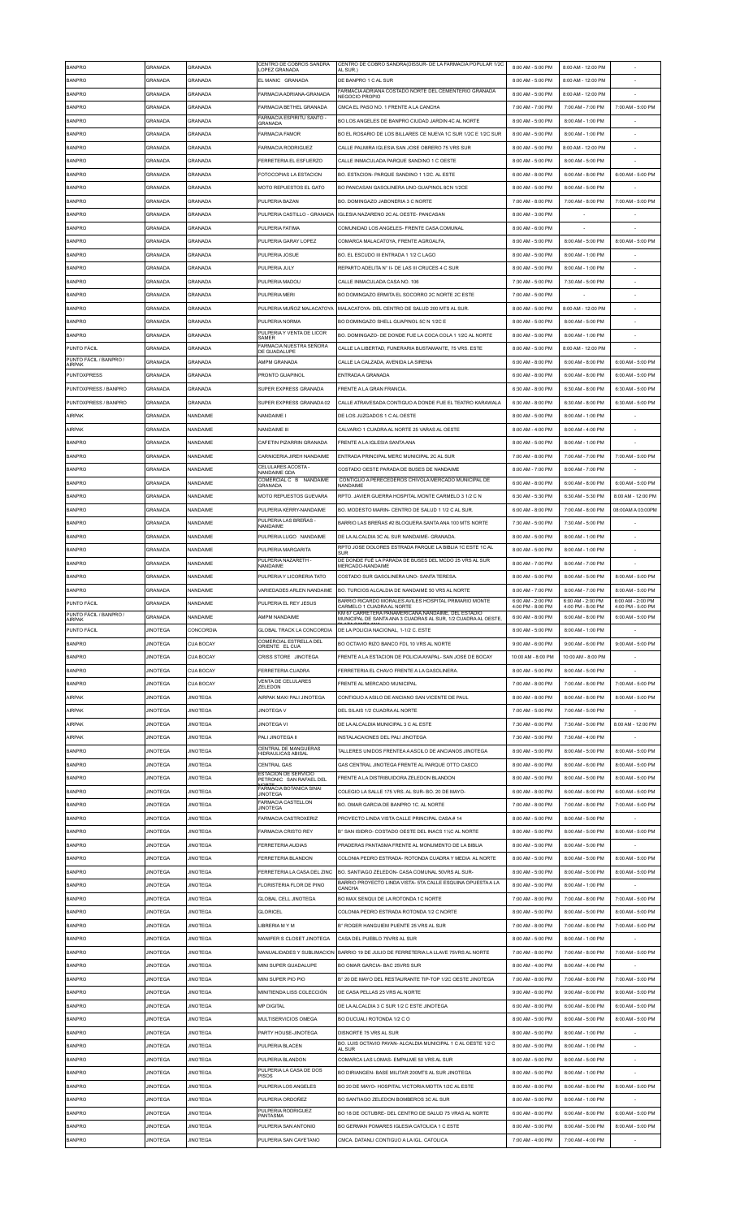| BANPRO | GRANADA | GRANADA | CENTRO DE COBROS SANDRA LOPEZ GRANADA | CENTRO DE COBRO SANDRA(DISSUR- DE LA FARMACIA POPULAR 1/2C AL SUR ) | 8:00 AM - 5:00 PM | 8:00 AM - 12:00 PM | - |
|---|---|---|---|---|---|---|---|
| BANPRO | GRANADA | GRANADA | EL MANIC GRANADA | DE BANPRO 1 C AL SUR | 8:00 AM - 5:00 PM | 8:00 AM - 12:00 PM | - |
| BANPRO | GRANADA | GRANADA | FARMACIA ADRIANA-GRANADA | FARMACIA ADRIANA COSTADO NORTE DEL CEMENTERIO GRANADA NEGOCIO PROPIO | 8:00 AM - 5:00 PM | 8:00 AM - 12:00 PM | - |
| BANPRO | GRANADA | GRANADA | FARMACIA BETHEL GRANADA | CMCA EL PASO NO. 1 FRENTE A LA CANCHA | 7:00 AM - 7:00 PM | 7:00 AM - 7:00 PM | 7:00 AM - 5:00 PM |
| BANPRO | GRANADA | GRANADA | FARMACIA ESPIRITU SANTO - GRANADA | BO LOS ANGELES DE BANPRO CIUDAD JARDIN 4C AL NORTE | 8:00 AM - 5:00 PM | 8:00 AM - 1:00 PM | - |
| BANPRO | GRANADA | GRANADA | FARMACIA FAMOR | BO EL ROSARIO DE LOS BILLARES CE NUEVA 1C SUR 1/2C E 1/2C SUR | 8:00 AM - 5:00 PM | 8:00 AM - 1:00 PM | - |
| BANPRO | GRANADA | GRANADA | FARMACIA RODRIGUEZ | CALLE PALMIRA IGLESIA SAN JOSE OBRERO 75 VRS SUR | 8:00 AM - 5:00 PM | 8:00 AM - 12:00 PM | - |
| BANPRO | GRANADA | GRANADA | FERRETERIA EL ESFUERZO | CALLE INMACULADA PARQUE SANDINO 1 C OESTE | 8:00 AM - 5:00 PM | 8:00 AM - 5:00 PM | - |
| BANPRO | GRANADA | GRANADA | FOTOCOPIAS LA ESTACION | BO. ESTACION- PARQUE SANDINO 1 1/2C. AL ESTE | 6:00 AM - 8:00 PM | 6:00 AM - 8:00 PM | 8:00 AM - 5:00 PM |
| BANPRO | GRANADA | GRANADA | MOTO REPUESTOS EL GATO | BO PANCASAN GASOLINERA UNO GUAPINOL 8CN 1/2CE | 8:00 AM - 5:00 PM | 8:00 AM - 5:00 PM | - |
| BANPRO | GRANADA | GRANADA | PULPERIA BAZAN | BO. DOMINGAZO JABONERIA 3 C NORTE | 7:00 AM - 8:00 PM | 7:00 AM - 8:00 PM | 7:00 AM - 5:00 PM |
| BANPRO | GRANADA | GRANADA | PULPERIA CASTILLO - GRANADA | IGLESIA NAZARENO 2C AL OESTE- PANCASAN | 8:00 AM - 3:00 PM | - | - |
| BANPRO | GRANADA | GRANADA | PULPERIA FATIMA | COMUNIDAD LOS ANGELES- FRENTE CASA COMUNAL | 8:00 AM - 6:00 PM | - | - |
| BANPRO | GRANADA | GRANADA | PULPERIA GARAY LOPEZ | COMARCA MALACATOYA, FRENTE AGROALFA, | 8:00 AM - 5:00 PM | 8:00 AM - 5:00 PM | 8:00 AM - 5:00 PM |
| BANPRO | GRANADA | GRANADA | PULPERIA JOSUE | BO. EL ESCUDO III ENTRADA 1 1/2 C LAGO | 8:00 AM - 5:00 PM | 8:00 AM - 1:00 PM | - |
| BANPRO | GRANADA | GRANADA | PULPERIA JULY | REPARTO ADELITA N° II- DE LAS III CRUCES 4 C SUR | 8:00 AM - 5:00 PM | 8:00 AM - 1:00 PM | - |
| BANPRO | GRANADA | GRANADA | PULPERIA MADOU | CALLE INMACULADA CASA NO. 106 | 7:30 AM - 5:00 PM | 7:30 AM - 5:00 PM | - |
| BANPRO | GRANADA | GRANADA | PULPERIA MERI | BO DOMINGAZO ERMITA EL SOCORRO 2C NORTE 2C ESTE | 7:00 AM - 5:00 PM | - | - |
| BANPRO | GRANADA | GRANADA | PULPERIA MUÑOZ MALACATOYA | MALACATOYA- DEL CENTRO DE SALUD 200 MTS AL SUR. | 8:00 AM - 5:00 PM | 8:00 AM - 12:00 PM | - |
| BANPRO | GRANADA | GRANADA | PULPERIA NORMA | BO DOMINGAZO SHELL GUAPINOL 5C N 1/2C E | 8:00 AM - 5:00 PM | 8:00 AM - 5:00 PM | - |
| BANPRO | GRANADA | GRANADA | PULPERIA Y VENTA DE LICOR SAMER | BO. DOMINGAZO- DE DONDE FUE LA COCA COLA 1 1/2C AL NORTE | 8:00 AM - 5:00 PM | 8:00 AM - 1:00 PM | - |
| PUNTO FÁCIL | GRANADA | GRANADA | FARMACIA NUESTRA SEÑORA DE GUADALUPE | CALLE LA LIBERTAD, FUNERARIA BUSTAMANTE, 75 VRS ESTE | 8:00 AM - 5:00 PM | 8:00 AM - 12:00 PM | - |
| PUNTO FÁCIL / BANPRO / AIRPAK | GRANADA | GRANADA | AMPM GRANADA | CALLE LA CALZADA, AVENIDA LA SIRENA | 6:00 AM - 8:00 PM | 6:00 AM - 8:00 PM | 6:00 AM - 5:00 PM |
| PUNTOXPRESS | GRANADA | GRANADA | PRONTO GUAPINOL | ENTRADA A GRANADA | 6:00 AM - 8:00 PM | 6:00 AM - 8:00 PM | 6:00 AM - 5:00 PM |
| PUNTOXPRESS / BANPRO | GRANADA | GRANADA | SUPER EXPRESS GRANADA | FRENTE A LA GRAN FRANCIA. | 6:30 AM - 8:00 PM | 6:30 AM - 8:00 PM | 6:30 AM - 5:00 PM |
| PUNTOXPRESS / BANPRO | GRANADA | GRANADA | SUPER EXPRESS GRANADA 02 | CALLE ATRAVESADA CONTIGUO A DONDE FUE EL TEATRO KARAWALA | 6:30 AM - 8:00 PM | 6:30 AM - 8:00 PM | 6:30 AM - 5:00 PM |
| AIRPAK | GRANADA | NANDAIME | NANDAIME I | DE LOS JUZGADOS 1 C AL OESTE | 8:00 AM - 5:00 PM | 8:00 AM - 1:00 PM | - |
| AIRPAK | GRANADA | NANDAIME | NANDAIME III | CALVARIO 1 CUADRA AL NORTE 25 VARAS AL OESTE | 8:00 AM - 4:00 PM | 8:00 AM - 4:00 PM | - |
| BANPRO | GRANADA | NANDAIME | CAFETIN PIZARRIN GRANADA | FRENTE A LA IGLESIA SANTA ANA | 8:00 AM - 5:00 PM | 8:00 AM - 1:00 PM | - |
| BANPRO | GRANADA | NANDAIME | CARNICERIA JIREH NANDAIME | ENTRADA PRINCIPAL MERC MUNICIPAL 2C AL SUR | 7:00 AM - 8:00 PM | 7:00 AM - 7:00 PM | 7:00 AM - 5:00 PM |
| BANPRO | GRANADA | NANDAIME | CELULARES ACOSTA - NANDAIME GDA | COSTADO OESTE PARADA DE BUSES DE NANDAIME | 8:00 AM - 7:00 PM | 8:00 AM - 7:00 PM | - |
| BANPRO | GRANADA | NANDAIME | COMERCIAL C B NANDAIME GRANADA | CONTIGUO A PERECEDEROS CHIVOLA MERCADO MUNICIPAL DE NANDAIME | 6:00 AM - 8:00 PM | 6:00 AM - 8:00 PM | 6:00 AM - 5:00 PM |
| BANPRO | GRANADA | NANDAIME | MOTO REPUESTOS GUEVARA | RPTO. JAVIER GUERRA HOSPITAL MONTE CARMELO 3 1/2 C N | 6:30 AM - 5:30 PM | 6:30 AM - 5:30 PM | 8:00 AM - 12:00 PM |
| BANPRO | GRANADA | NANDAIME | PULPERIA KERRY-NANDAIME | BO. MODESTO MARIN- CENTRO DE SALUD 1 1/2 C AL SUR. | 6:00 AM - 8:00 PM | 7:00 AM - 8:00 PM | 08:00AM A 03:00PM |
| BANPRO | GRANADA | NANDAIME | PULPERIA LAS BREÑAS - NANDAIME | BARRIO LAS BREÑAS #2 BLOQUERA SANTA ANA 100 MTS NORTE | 7:30 AM - 5:00 PM | 7:30 AM - 5:00 PM | - |
| BANPRO | GRANADA | NANDAIME | PULPERIA LUGO NANDAIME | DE LA ALCALDIA 3C AL SUR NANDAIME- GRANADA. | 8:00 AM - 5:00 PM | 8:00 AM - 1:00 PM | - |
| BANPRO | GRANADA | NANDAIME | PULPERIA MARGARITA | RPTO JOSE DOLORES ESTRADA PARQUE LA BIBLIA 1C ESTE 1C AL SUR | 8:00 AM - 5:00 PM | 8:00 AM - 1:00 PM | - |
| BANPRO | GRANADA | NANDAIME | PULPERIA NAZARETH - NANDAIME | DE DONDE FUE LA PARADA DE BUSES DEL MCDO 25 VRS AL SUR MERCADO-NANDAIME | 8:00 AM - 7:00 PM | 8:00 AM - 7:00 PM | - |
| BANPRO | GRANADA | NANDAIME | PULPERIA Y LICORERIA TATO | COSTADO SUR GASOLINERA UNO- SANTA TERESA. | 8:00 AM - 5:00 PM | 8:00 AM - 5:00 PM | 8:00 AM - 5:00 PM |
| BANPRO | GRANADA | NANDAIME | VARIEDADES ARLEN NANDAIME | BO. TURCIOS ALCALDIA DE NANDAIME 50 VRS AL NORTE | 8:00 AM - 7:00 PM | 8:00 AM - 7:00 PM | 8:00 AM - 5:00 PM |
| PUNTO FÁCIL | GRANADA | NANDAIME | PULPERIA EL REY JESUS | BARRIO RICARDO MORALES AVILES HOSPITAL PRIMARIO MONTE CARMELO 1 CUADRA AL NORTE | 6:00 AM - 2:00 PM 4:00 PM - 8:00 PM | 6:00 AM - 2:00 PM 4:00 PM - 8:00 PM | 6:00 AM - 2:00 PM 4:00 PM - 5:00 PM |
| PUNTO FÁCIL / BANPRO / AIRPAK | GRANADA | NANDAIME | AMPM NANDAIME | KM 67 CARRETERA PANAMERICANA NANDAIME, DEL ESTADIO MUNICIPAL DE SANTA ANA 3 CUADRAS AL SUR, 1/2 CUADRA AL OESTE, | 6:00 AM - 8:00 PM | 6:00 AM - 8:00 PM | 6:00 AM - 5:00 PM |
| PUNTO FÁCIL | JINOTEGA | CONCORDIA | GLOBAL TRACK LA CONCORDIA | DE LA POLICIA NACIONAL, 1-1/2 C. ESTE | 8:00 AM - 5:00 PM | 8:00 AM - 1:00 PM | - |
| BANPRO | JINOTEGA | CUA BOCAY | COMERCIAL ESTRELLA DEL ORIENTE EL CUA | BO OCTAVIO RIZO BANCO FDL 10 VRS AL NORTE | 9:00 AM - 6:00 PM | 9:00 AM - 6:00 PM | 9:00 AM - 5:00 PM |
| BANPRO | JINOTEGA | CUA BOCAY | CRISS STORE JINOTEGA | FRENTE A LA ESTACION DE POLICIA AYAPAL- SAN JOSE DE BOCAY | 10:00 AM - 8:00 PM | 10:00 AM - 8:00 PM | - |
| BANPRO | JINOTEGA | CUA BOCAY | FERRETERIA CUADRA | FERRETERIA EL CHAVO FRENTE A LA GASOLINERA. | 8:00 AM - 5:00 PM | 8:00 AM - 5:00 PM | - |
| BANPRO | JINOTEGA | CUA BOCAY | VENTA DE CELULARES ZELEDON | FRENTE AL MERCADO MUNICIPAL | 7:00 AM - 8:00 PM | 7:00 AM - 8:00 PM | 7:00 AM - 5:00 PM |
| AIRPAK | JINOTEGA | JINOTEGA | AIRPAK MAXI PALI JINOTEGA | CONTIGUO A ASILO DE ANCIANO SAN VICENTE DE PAUL | 8:00 AM - 8:00 PM | 8:00 AM - 8:00 PM | 8:00 AM - 5:00 PM |
| AIRPAK | JINOTEGA | JINOTEGA | JINOTEGA V | DEL SILAIS 1/2 CUADRA AL NORTE | 7:00 AM - 5:00 PM | 7:00 AM - 5:00 PM | - |
| AIRPAK | JINOTEGA | JINOTEGA | JINOTEGA VI | DE LA ALCALDIA MUNICIPAL 3 C AL ESTE | 7:30 AM - 6:00 PM | 7:30 AM - 5:00 PM | 8:00 AM - 12:00 PM |
| AIRPAK | JINOTEGA | JINOTEGA | PALI JINOTEGA II | INSTALACAIONES DEL PALI JINOTEGA | 7:30 AM - 5:00 PM | 7:30 AM - 4:00 PM | - |
| BANPRO | JINOTEGA | JINOTEGA | CENTRAL DE MANGUERAS HIDRAULICAS ABISAL | TALLERES UNIDOS FRENTEA A ASCILO DE ANCIANOS JINOTEGA | 8:00 AM - 5:00 PM | 8:00 AM - 5:00 PM | 8:00 AM - 5:00 PM |
| BANPRO | JINOTEGA | JINOTEGA | CENTRAL GAS | GAS CENTRAL JINOTEGA FRENTE AL PARQUE OTTO CASCO | 8:00 AM - 6:00 PM | 8:00 AM - 6:00 PM | 8:00 AM - 5:00 PM |
| BANPRO | JINOTEGA | JINOTEGA | ESTACION DE SERVICIO PETRONIC SAN RAFAEL DEL NORTE | FRENTE A LA DISTRIBUIDORA ZELEDON BLANDON | 8:00 AM - 5:00 PM | 8:00 AM - 5:00 PM | 8:00 AM - 5:00 PM |
| BANPRO | JINOTEGA | JINOTEGA | FARMACIA BOTANICA SINAI JINOTEGA | COLEGIO LA SALLE 175 VRS. AL SUR- BO. 20 DE MAYO- | 6:00 AM - 8:00 PM | 6:00 AM - 8:00 PM | 8:00 AM - 5:00 PM |
| BANPRO | JINOTEGA | JINOTEGA | FARMACIA CASTELLON JINOTEGA | BO. OMAR GARCIA DE BANPRO 1C. AL NORTE | 7:00 AM - 8:00 PM | 7:00 AM - 8:00 PM | 7:00 AM - 5:00 PM |
| BANPRO | JINOTEGA | JINOTEGA | FARMACIA CASTROXERIZ | PROYECTO LINDA VISTA CALLE PRINCIPAL CASA # 14 | 8:00 AM - 5:00 PM | 8:00 AM - 5:00 PM | - |
| BANPRO | JINOTEGA | JINOTEGA | FARMACIA CRISTO REY | B° SAN ISIDRO- COSTADO OESTE DEL INACS 1½C AL NORTE | 8:00 AM - 5:00 PM | 8:00 AM - 5:00 PM | 8:00 AM - 5:00 PM |
| BANPRO | JINOTEGA | JINOTEGA | FERRETERIA AUDIAS | PRADERAS PANTASMA FRENTE AL MONUMENTO DE LA BIBLIA | 8:00 AM - 5:00 PM | 8:00 AM - 5:00 PM | - |
| BANPRO | JINOTEGA | JINOTEGA | FERRETERIA BLANDON | COLONIA PEDRO ESTRADA- ROTONDA CUADRA Y MEDIA AL NORTE | 8:00 AM - 5:00 PM | 8:00 AM - 5:00 PM | 8:00 AM - 5:00 PM |
| BANPRO | JINOTEGA | JINOTEGA | FERRETERIA LA CASA DEL ZINC | BO. SANTIAGO ZELEDON- CASA COMUNAL 50VRS AL SUR- | 8:00 AM - 5:00 PM | 8:00 AM - 5:00 PM | 8:00 AM - 5:00 PM |
| BANPRO | JINOTEGA | JINOTEGA | FLORISTERIA FLOR DE PINO | BARRIO PROYECTO LINDA VISTA- 5TA CALLE ESQUINA OPUESTA A LA CANCHA | 8:00 AM - 5:00 PM | 8:00 AM - 1:00 PM | - |
| BANPRO | JINOTEGA | JINOTEGA | GLOBAL CELL JINOTEGA | BO MAX SENQUI DE LA ROTONDA 1C NORTE | 7:00 AM - 8:00 PM | 7:00 AM - 8:00 PM | 7:00 AM - 5:00 PM |
| BANPRO | JINOTEGA | JINOTEGA | GLORICEL | COLONIA PEDRO ESTRADA ROTONDA 1/2 C NORTE | 8:00 AM - 5:00 PM | 8:00 AM - 5:00 PM | 8:00 AM - 5:00 PM |
| BANPRO | JINOTEGA | JINOTEGA | LIBRERIA M Y M | B° ROGER HANGUIEM PUENTE 25 VRS AL SUR | 7:00 AM - 8:00 PM | 7:00 AM - 8:00 PM | 7:00 AM - 5:00 PM |
| BANPRO | JINOTEGA | JINOTEGA | MANIFER S CLOSET JINOTEGA | CASA DEL PUEBLO 75VRS AL SUR | 8:00 AM - 5:00 PM | 8:00 AM - 1:00 PM | - |
| BANPRO | JINOTEGA | JINOTEGA | MANUALIDADES Y SUBLIMACION | BARRIO 19 DE JULIO DE FERRETERIA LA LLAVE 75VRS AL NORTE | 7:00 AM - 8:00 PM | 7:00 AM - 8:00 PM | 7:00 AM - 5:00 PM |
| BANPRO | JINOTEGA | JINOTEGA | MINI SUPER GUADALUPE | BO OMAR GARCIA- BAC 25VRS SUR | 8:00 AM - 4:00 PM | 8:00 AM - 4:00 PM | - |
| BANPRO | JINOTEGA | JINOTEGA | MINI SUPER PIO PIO | B° 20 DE MAYO DEL RESTAURANTE TIP-TOP 1/2C OESTE JINOTEGA | 7:00 AM - 8:00 PM | 7:00 AM - 8:00 PM | 7:00 AM - 5:00 PM |
| BANPRO | JINOTEGA | JINOTEGA | MINITIENDA LISS COLECCIÓN | DE CASA PELLAS 25 VRS AL NORTE | 9:00 AM - 6:00 PM | 9:00 AM - 6:00 PM | 9:00 AM - 5:00 PM |
| BANPRO | JINOTEGA | JINOTEGA | MP DIGITAL | DE LA ALCALDIA 3 C SUR 1/2 C ESTE JINOTEGA | 6:00 AM - 8:00 PM | 6:00 AM - 8:00 PM | 6:00 AM - 5:00 PM |
| BANPRO | JINOTEGA | JINOTEGA | MULTISERVICIOS OMEGA | BO DUCUALI ROTONDA 1/2 C O | 8:00 AM - 5:00 PM | 8:00 AM - 5:00 PM | 8:00 AM - 5:00 PM |
| BANPRO | JINOTEGA | JINOTEGA | PARTY HOUSE-JINOTEGA | DISNORTE 75 VRS AL SUR | 8:00 AM - 5:00 PM | 8:00 AM - 1:00 PM | - |
| BANPRO | JINOTEGA | JINOTEGA | PULPERIA BLACEN | BO. LUIS OCTAVIO PAYAN- ALCALDIA MUNICIPAL 1 C AL OESTE 1/2 C AL SUR | 8:00 AM - 5:00 PM | 8:00 AM - 1:00 PM | - |
| BANPRO | JINOTEGA | JINOTEGA | PULPERIA BLANDON | COMARCA LAS LOMAS- EMPALME 50 VRS AL SUR | 8:00 AM - 5:00 PM | 8:00 AM - 5:00 PM | - |
| BANPRO | JINOTEGA | JINOTEGA | PULPERIA LA CASA DE DOS PISOS | BO DIRIANGEN- BASE MILITAR 200MTS AL SUR JINOTEGA | 8:00 AM - 5:00 PM | 8:00 AM - 1:00 PM | - |
| BANPRO | JINOTEGA | JINOTEGA | PULPERIA LOS ANGELES | BO 20 DE MAYO- HOSPITAL VICTORIA MOTTA 1/2C AL ESTE | 8:00 AM - 8:00 PM | 8:00 AM - 8:00 PM | 8:00 AM - 5:00 PM |
| BANPRO | JINOTEGA | JINOTEGA | PULPERIA ORDOÑEZ | BO SANTIAGO ZELEDON BOMBEROS 3C AL SUR | 8:00 AM - 5:00 PM | 8:00 AM - 1:00 PM | - |
| BANPRO | JINOTEGA | JINOTEGA | PULPERIA RODRIGUEZ PANTASMA | BO 18 DE OCTUBRE- DEL CENTRO DE SALUD 75 VRAS AL NORTE | 6:00 AM - 8:00 PM | 6:00 AM - 8:00 PM | 6:00 AM - 5:00 PM |
| BANPRO | JINOTEGA | JINOTEGA | PULPERIA SAN ANTONIO | BO GERMAN POMARES IGLESIA CATOLICA 1 C ESTE | 8:00 AM - 5:00 PM | 8:00 AM - 5:00 PM | 8:00 AM - 5:00 PM |
| BANPRO | JINOTEGA | JINOTEGA | PULPERIA SAN CAYETANO | CMCA. DATANLI CONTIGUO A LA IGL. CATOLICA | 7:00 AM - 4:00 PM | 7:00 AM - 4:00 PM | - |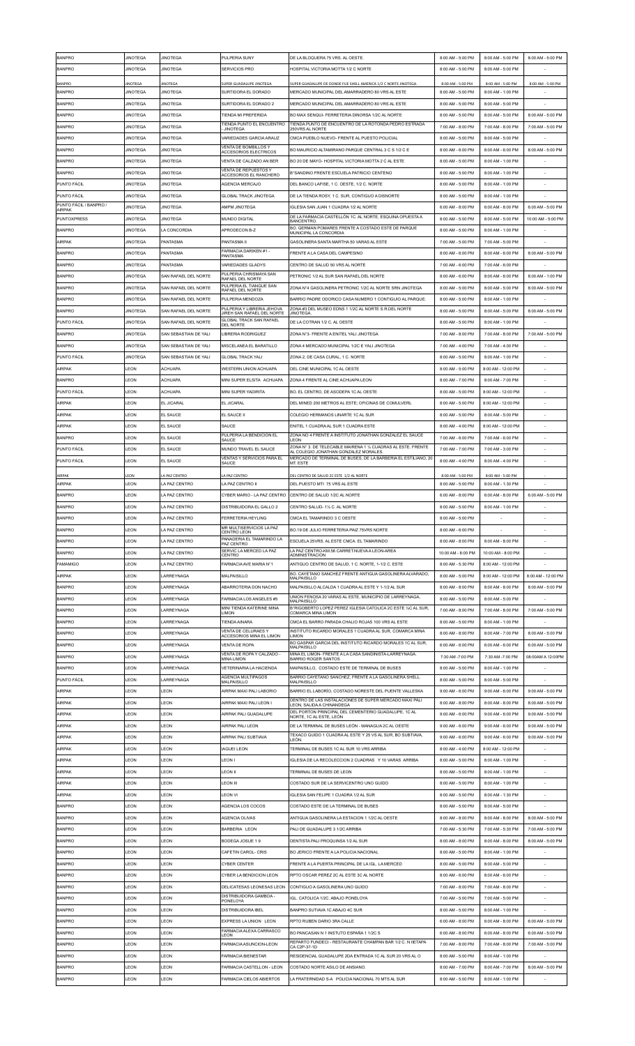| BANPRO | JINOTEGA | JINOTEGA | PULPERIA SUNY | DE LA BLOQUERA 75 VRS. AL OESTE. | 8:00 AM - 5:00 PM | 8:00 AM - 5:00 PM | 8:00 AM - 5:00 PM |
|---|---|---|---|---|---|---|---|
| BANPRO | JINOTEGA | JINOTEGA | SERVICIOS PRO | HOSPITAL VICTORIA MOTTA 1/2 C NORTE | 8:00 AM - 5:00 PM | 8:00 AM - 5:00 PM | - |
| BANPRO | JINOTEGA | JINOTEGA | SUPER GUADALUPE JINOTEGA | SUPER GUADALUPE DE DONDE FUE SHELL AMERICA 1/2 C NORTE JINOTEGA. | 8:00 AM - 5:00 PM | 8:00 AM - 5:00 PM | 8:00 AM - 5:00 PM |
| BANPRO | JINOTEGA | JINOTEGA | SURTIDORA EL DORADO | MERCADO MUNICIPAL DEL AMARRADERO 80 VRS AL ESTE | 8:00 AM - 5:00 PM | 8:00 AM - 1:00 PM | - |
| BANPRO | JINOTEGA | JINOTEGA | SURTIDORA EL DORADO 2 | MERCADO MUNICIPAL DEL AMARRADERO 80 VRS AL ESTE | 8:00 AM - 5:00 PM | 8:00 AM - 5:00 PM | - |
| BANPRO | JINOTEGA | JINOTEGA | TIENDA MI PREFERIDA | BO MAX SENQUI- FERRETERIA DINORSA 1/2C AL NORTE | 8:00 AM - 5:00 PM | 8:00 AM - 5:00 PM | 8:00 AM - 5:00 PM |
| BANPRO | JINOTEGA | JINOTEGA | TIENDA PUNTO EL ENCUENTRO - JINOTEGA | TIENDA PUNTO DE ENCUENTRO DE LA ROTONDA PEDRO ESTRADA 250VRS AL NORTE | 7:00 AM - 8:00 PM | 7:00 AM - 8:00 PM | 7:00 AM - 5:00 PM |
| BANPRO | JINOTEGA | JINOTEGA | VARIEDADES GARCIA ARAUZ | CMCA PUEBLO NUEVO- FRENTE AL PUESTO POLICIAL | 8:00 AM - 5:00 PM | 8:00 AM - 5:00 PM | - |
| BANPRO | JINOTEGA | JINOTEGA | VENTA DE BOMBILLOS Y ACCESORIOS ELECTRICOS | BO MAURICIO ALTAMIRANO PARQUE CENTRAL 3 C S 1/2 C E | 8:00 AM - 6:00 PM | 8:00 AM - 6:00 PM | 8:00 AM - 5:00 PM |
| BANPRO | JINOTEGA | JINOTEGA | VENTA DE CALZADO AN BER | BO 20 DE MAYO- HOSPITAL VICTORIA MOTTA 2 C AL ESTE | 8:00 AM - 5:00 PM | 8:00 AM - 1:00 PM | - |
| BANPRO | JINOTEGA | JINOTEGA | VENTA DE REPUESTOS Y ACCESORIOS EL RANCHERO | B°SANDINO FRENTE ESCUELA PATRICIO CENTENO | 8:00 AM - 5:00 PM | 8:00 AM - 1:00 PM | - |
| PUNTO FÁCIL | JINOTEGA | JINOTEGA | AGENCIA MERCAJO | DEL BANCO LAFISE, 1 C. OESTE, 1/2 C. NORTE | 8:00 AM - 5:00 PM | 8:00 AM - 1:00 PM | - |
| PUNTO FÁCIL | JINOTEGA | JINOTEGA | GLOBAL TRACK JINOTEGA | DE LA TIENDA ROSY, 1 C. SUR, CONTIGUO A DISNORTE | 8:00 AM - 5:00 PM | 8:00 AM - 1:00 PM | - |
| PUNTO FÁCIL / BANPRO / AIRPAK | JINOTEGA | JINOTEGA | AMPM JINOTEGA | IGLESIA SAN JUAN 1 CUADRA 1/2 AL NORTE | 6:00 AM - 8:00 PM | 6:00 AM - 8:00 PM | 8:00 AM - 5:00 PM |
| PUNTOXPRESS | JINOTEGA | JINOTEGA | MUNDO DIGITAL | DE LA FARMACIA CASTELLÓN 1C. AL NORTE, ESQUINA OPUESTA A BANCENTRO. | 8:00 AM - 5:00 PM | 8:00 AM - 5:00 PM | 10:00 AM - 5:00 PM |
| BANPRO | JINOTEGA | LA CONCORDIA | APRODECON B-Z | BO. GERMAN POMARES FRENTE A COSTADO ESTE DE PARQUE MUNICIPAL LA CONCORDIA | 8:00 AM - 5:00 PM | 8:00 AM - 1:00 PM | - |
| AIRPAK | JINOTEGA | PANTASMA | PANTASMA II | GASOLINERA SANTA MARTHA 50 VARAS AL ESTE | 7:00 AM - 5:00 PM | 7:00 AM - 5:00 PM | - |
| BANPRO | JINOTEGA | PANTASMA | FARMACIA DARIKEN #1 - PANTASMA | FRENTE A LA CASA DEL CAMPESINO | 8:00 AM - 6:00 PM | 8:00 AM - 6:00 PM | 8:00 AM - 5:00 PM |
| BANPRO | JINOTEGA | PANTASMA | VARIEDADES GLADYS | CENTRO DE SALUD 50 VRS AL NORTE | 7:00 AM - 6:00 PM | 7:00 AM - 6:00 PM | - |
| BANPRO | JINOTEGA | SAN RAFAEL DEL NORTE | PULPERIA CHRISMAYA SAN RAFAEL DEL NORTE | PETRONIC 1/2 AL SUR SAN RAFAEL DEL NORTE | 8:00 AM - 6:00 PM | 8:00 AM - 6:00 PM | 8:00 AM - 1:00 PM |
| BANPRO | JINOTEGA | SAN RAFAEL DEL NORTE | PULPERIA EL TIANGUE SAN RAFAEL DEL NORTE | ZONA N°4 GASOLINERA PETRONIC 1/2C AL NORTE SRN JINOTEGA | 8:00 AM - 5:00 PM | 8:00 AM - 5:00 PM | 8:00 AM - 5:00 PM |
| BANPRO | JINOTEGA | SAN RAFAEL DEL NORTE | PULPERIA MENDOZA | BARRIO PADRE ODORICO CASA NUMERO 1 CONTIGUO AL PARQUE. | 8:00 AM - 5:00 PM | 8:00 AM - 1:00 PM | - |
| BANPRO | JINOTEGA | SAN RAFAEL DEL NORTE | PULPERIA Y LIBRERIA JEHOVA JIREH SAN RAFAEL DEL NORTE | ZONA #3 DEL MUSEO EDNS 1 1/2C AL NORTE S.R.DEL NORTE JINOTEGA. | 8:00 AM - 5:00 PM | 8:00 AM - 5:00 PM | 8:00 AM - 5:00 PM |
| PUNTO FÁCIL | JINOTEGA | SAN RAFAEL DEL NORTE | GLOBAL TRACK SAN RAFAEL DEL NORTE | DE LA COTRAN 1/2 C. AL OESTE | 8:00 AM - 5:00 PM | 8:00 AM - 1:00 PM | - |
| BANPRO | JINOTEGA | SAN SEBASTIAN DE YALI | LIBRERIA RODRIGUEZ | ZONA N°3- FRENTE A ENITEL YALI JINOTEGA | 7:00 AM - 8:00 PM | 7:00 AM - 8:00 PM | 7:00 AM - 5:00 PM |
| BANPRO | JINOTEGA | SAN SEBASTIAN DE YALI | MISCELANEA EL BARATILLO | ZONA 4 MERCADO MUNICIPAL 1/2C E YALI JINOTEGA | 7:00 AM - 4:00 PM | 7:00 AM - 4:00 PM | - |
| PUNTO FÁCIL | JINOTEGA | SAN SEBASTIAN DE YALI | GLOBAL TRACK YALI | ZONA 2, DE CASA CURAL, 1 C. NORTE | 8:00 AM - 5:00 PM | 8:00 AM - 1:00 PM | - |
| AIRPAK | LEON | ACHUAPA | WESTERN UNION ACHUAPA | DEL CINE MUNICIPAL 1C AL OESTE | 8:00 AM - 5:00 PM | 8:00 AM - 12:00 PM | - |
| BANPRO | LEON | ACHUAPA | MINI SUPER ELSITA ACHUAPA | ZONA 4 FRENTE AL CINE ACHUAPA LEON | 8:00 AM - 7:00 PM | 8:00 AM - 7:00 PM | - |
| PUNTO FÁCIL | LEON | ACHUAPA | MINI SUPER YADIRITA | BO. EL CENTRO, DE ASODEPA 1C AL OESTE | 8:00 AM - 5:00 PM | 8:00 AM - 12:00 PM | - |
| AIRPAK | LEON | EL JICARAL | EL JICARAL | DEL MINED 200 METROS AL ESTE; OFICINAS DE COMULVERL | 8:00 AM - 5:00 PM | 8:00 AM - 12:00 PM | - |
| AIRPAK | LEON | EL SAUCE | EL SAUCE II | COLEGIO HERMANOS LINARTE 1C AL SUR | 8:00 AM - 5:00 PM | 8:00 AM - 5:00 PM | - |
| AIRPAK | LEON | EL SAUCE | SAUCE | ENITEL 1 CUADRA AL SUR 1 CUADRA ESTE | 8:00 AM - 4:00 PM | 8:00 AM - 12:00 PM | - |
| BANPRO | LEON | EL SAUCE | PULPERIA LA BENDICION EL SAUCE | ZONA NO 4 FRENTE A INSTITUTO JONATHAN GONZALEZ EL SAUCE LEON | 7:00 AM - 6:00 PM | 7:00 AM - 6:00 PM | - |
| PUNTO FÁCIL | LEON | EL SAUCE | MUNDO TRAVEL EL SAUCE | ZONA N° 3. DE TELECABLE MAIRENA 1 ½ CUADRAS AL ESTE. FRENTE AL COLEGIO JONATHAN GONZALEZ MORALES. | 7:00 AM - 7:00 PM | 7:00 AM - 3:00 PM | - |
| PUNTO FÁCIL | LEON | EL SAUCE | VENTAS Y SERVICIOS PARA EL SAUCE | MERCADO DE TERMINAL DE BUSES, DE LA BARBERIA EL ESTILIANO, 20 MT. ESTE | 8:00 AM - 4:00 PM | 8:00 AM - 4:00 PM | - |
| AIRPAK | LEON | LA PAZ CENTRO | LA PAZ CENTRO | DEL CENTRO DE SALUD 2C ESTE 1/2 AL NORTE | 8:00 AM - 5:00 PM | 8:00 AM - 5:00 PM | - |
| AIRPAK | LEON | LA PAZ CENTRO | LA PAZ CENTRO II | DEL PUESTO MTI 75 VRS AL ESTE | 8:00 AM - 5:00 PM | 8:00 AM - 1:30 PM | - |
| BANPRO | LEON | LA PAZ CENTRO | CYBER MARIO - LA PAZ CENTRO | CENTRO DE SALUD 1/2C AL NORTE | 6:00 AM - 8:00 PM | 6:00 AM - 8:00 PM | 6:00 AM - 5:00 PM |
| BANPRO | LEON | LA PAZ CENTRO | DISTRIBUIDORA EL GALLO 2 | CENTRO SALUD- 1½ C. AL NORTE | 8:00 AM - 5:00 PM | 8:00 AM - 1:00 PM | - |
| BANPRO | LEON | LA PAZ CENTRO | FERRETERIA HEYLING | CMCA EL TAMARINDO 3 C OESTE | 8:00 AM - 5:00 PM | - | - |
| BANPRO | LEON | LA PAZ CENTRO | MR MULTISERVICIOS LA PAZ CENTRO LEON | BO.19 DE JULIO FERRETERIA PAZ 75VRS NORTE | 8:00 AM - 6:00 PM | - | - |
| BANPRO | LEON | LA PAZ CENTRO | PANADERIA EL TAMARINDO LA PAZ CENTRO | ESCUELA 25VRS. AL ESTE CMCA. EL TAMARINDO | 8:00 AM - 8:00 PM | 8:00 AM - 8:00 PM | - |
| BANPRO | LEON | LA PAZ CENTRO | SERVIC LA MERCED LA PAZ CENTRO | LA PAZ CENTRO-KM.56 CARRETNUEVA A LEON-AREA ADMINISTRACION | 10:00 AM - 8:00 PM | 10:00 AM - 8:00 PM | - |
| FAMAMIGO | LEON | LA PAZ CENTRO | FARMACIA AVE MARIA N°1 | ANTIGUO CENTRO DE SALUD, 1 C. NORTE, 1-1/2 C. ESTE | 8:00 AM - 5:30 PM | 8:00 AM - 12:00 PM | - |
| AIRPAK | LEON | LARREYNAGA | MALPAISILLO | BO. CAYETANO SANCHEZ FRENTE ANTIGUA GASOLINERA ALVARADO, MALPAISILLO | 8:00 AM - 5:00 PM | 8:00 AM - 12:00 PM | 8:00 AM - 12:00 PM |
| BANPRO | LEON | LARREYNAGA | ABARROTERIA DON NACHO | MALPAISILLO ALCALDIA 1 CUADRA AL ESTE Y 1-1/2 AL SUR | 8:00 AM - 8:00 PM | 8:00 AM - 8:00 PM | 8:00 AM - 5:00 PM |
| BANPRO | LEON | LARREYNAGA | FARMACIA LOS ANGELES #5 | UNION FENOSA 20 VARAS AL ESTE, MUNICIPIO DE LARREYNAGA, MALPAISILLO | 8:00 AM - 5:00 PM | 8:00 AM - 5:00 PM | - |
| BANPRO | LEON | LARREYNAGA | MINI TIENDA KATERINE MINA LIMON | B°RIGOBERTO LOPEZ PEREZ IGLESIA CATOLICA 2C ESTE ½C AL SUR, COMARCA MINA LIMON | 7:00 AM - 8:00 PM | 7:00 AM - 8:00 PM | 7:00 AM - 5:00 PM |
| BANPRO | LEON | LARREYNAGA | TIENDA AINARA | CMCA EL BARRO PARADA CHALIO ROJAS 100 VRS AL ESTE | 8:00 AM - 5:00 PM | 8:00 AM - 1:00 PM | - |
| BANPRO | LEON | LARREYNAGA | VENTA DE CELURAES Y ACCESORIOS MINA EL LIMON | INSTITUTO RICARDO MORALES 1 CUADRA AL SUR, COMARCA MINA LIMON | 8:00 AM - 8:00 PM | 8:00 AM - 7:00 PM | 8:00 AM - 5:00 PM |
| BANPRO | LEON | LARREYNAGA | VENTA DE ROPA | BO GASPAR GARCIA DEL INSTITUTO RICARDO MORALES 1C AL SUR, MALPAISILLO | 6:00 AM - 6:00 PM | 6:00 AM - 6:00 PM | 6:00 AM - 5:00 PM |
| BANPRO | LEON | LARREYNAGA | VENTA DE ROPA Y CALZADO - MINA LIMON | MINA EL LIMON- FRENTE A LA CASA SANDINISTA-LARREYNAGA. BARRIO ROGER SANTOS | 7:30 AM -7:00 PM | 7:30 AM -7:00 PM | 08:00AM A 12:00PM |
| BANPRO | LEON | LARREYNAGA | VETERINARIA LA HACIENDA | MAIPAISILLO, COSTADO ESTE DE TERMINAL DE BUSES | 8:00 AM - 5:00 PM | 8:00 AM - 1:00 PM | - |
| PUNTO FÁCIL | LEON | LARREYNAGA | AGENCIA MULTIPAGOS MALPAISILLO | BARRIO CAYETANO SANCHEZ, FRENTE A LA GASOLINERA SHELL. MALPAISILLO | 8:00 AM - 5:00 PM | 8:00 AM - 5:00 PM | - |
| AIRPAK | LEON | LEON | AIRPAK MAXI PALI LABORIO | BARRIO EL LABORÍO, COSTADO NORESTE DEL PUENTE VALLESKA | 9:00 AM - 6:00 PM | 9:00 AM - 6:00 PM | 9:00 AM - 5:00 PM |
| AIRPAK | LEON | LEON | AIRPAK MAXI PALI LEON I | DENTRO DE LAS INSTALACIONES DE SUPER MERCADO MAXI PALI LEON, SALIDA A CHINANDEGA | 8:00 AM - 8:00 PM | 8:00 AM - 8:00 PM | 8:00 AM - 5:00 PM |
| AIRPAK | LEON | LEON | AIRPAK PALI GUADALUPE | DEL PORTON PRINCIPAL DEL CEMENTERIO GUADALUPE, 1C AL NORTE, 1C AL ESTE, LEÓN | 9:00 AM - 6:00 PM | 9:00 AM - 6:00 PM | 9:00 AM - 5:00 PM |
| AIRPAK | LEON | LEON | AIRPAK PALI LEON | DE LA TERMINAL DE BUSES LEÓN - MANAGUA 2C AL OESTE | 9:00 AM - 6:00 PM | 9:00 AM - 6:00 PM | 9:00 AM - 5:00 PM |
| AIRPAK | LEON | LEON | AIRPAK PALI SUBTIAVA | TEXACO GUIDO 1 CUADRA AL ESTE Y 25 VS AL SUR, BO SUBTIAVA, LEÓN. | 9:00 AM - 6:00 PM | 9:00 AM - 6:00 PM | 9:00 AM - 5:00 PM |
| AIRPAK | LEON | LEON | IAGUEI LEON | TERMINAL DE BUSES 1C AL SUR 10 VRS ARRIBA | 8:00 AM - 4:00 PM | 8:00 AM - 12:00 PM | - |
| AIRPAK | LEON | LEON | LEON I | IGLESIA DE LA RECOLECCION 2 CUADRAS Y 10 VARAS ARRIBA | 8:00 AM - 5:00 PM | 8:00 AM - 1:00 PM | - |
| AIRPAK | LEON | LEON | LEON II | TERMINAL DE BUSES DE LEON | 8:00 AM - 5:00 PM | 8:00 AM - 1:00 PM | - |
| AIRPAK | LEON | LEON | LEON III | COSTADO SUR DE LA SERVICENTRO UNO GUIDO | 8:00 AM - 5:00 PM | 8:00 AM - 1:00 PM | - |
| AIRPAK | LEON | LEON | LEON VI | IGLESIA SAN FELIPE 1 CUADRA 1/2 AL SUR | 8:00 AM - 5:00 PM | 8:00 AM - 1:30 PM | - |
| BANPRO | LEON | LEON | AGENCIA LOS COCOS | COSTADO ESTE DE LA TERMINAL DE BUSES | 8:00 AM - 5:00 PM | 8:00 AM - 5:00 PM | - |
| BANPRO | LEON | LEON | AGENCIA OLIVAS | ANTIGUA GASOLINERA LA ESTACION 1 1/2C AL OESTE | 8:00 AM - 8:00 PM | 8:00 AM - 8:00 PM | 8:00 AM - 5:00 PM |
| BANPRO | LEON | LEON | BARBERIA LEON | PALI DE GUADALUPE 3 1/2C ARRIBA | 7:00 AM - 5:30 PM | 7:00 AM - 5:30 PM | 7:00 AM - 5:00 PM |
| BANPRO | LEON | LEON | BODEGA JOSUE 1 9 | DENTISTA PALI PROQUINSA 1/2 AL SUR | 8:00 AM - 8:00 PM | 8:00 AM - 8:00 PM | 8:00 AM - 5:00 PM |
| BANPRO | LEON | LEON | CAFETIN CAROL- CRIS | BO JERICO FRENTE A LA POLICIA NACIONAL | 8:00 AM - 5:00 PM | 8:00 AM - 1:00 PM | - |
| BANPRO | LEON | LEON | CYBER CENTER | FRENTE A LA PUERTA PRINCIPAL DE LA IGL. LA MERCED | 8:00 AM - 5:00 PM | 8:00 AM - 5:00 PM | - |
| BANPRO | LEON | LEON | CYBER LA BENDICION LEON | RPTO OSCAR PEREZ 2C AL ESTE 3C AL NORTE | 8:00 AM - 6:00 PM | 8:00 AM - 6:00 PM | - |
| BANPRO | LEON | LEON | DELICATESAS LEONESAS LEON | CONTIGUO A GASOLINERA UNO GUIDO | 7:00 AM - 8:00 PM | 7:00 AM - 8:00 PM | - |
| BANPRO | LEON | LEON | DISTRIBUIDORA GAMBOA - PONELOYA | IGL. CATOLICA 1/2C. ABAJO PONELOYA | 7:00 AM - 5:00 PM | 7:00 AM - 5:00 PM | - |
| BANPRO | LEON | LEON | DISTRIBUIDORA IBEL | BANPRO SUTIAVA 1C ABAJO 4C SUR | 8:00 AM - 5:00 PM | 8:00 AM - 1:00 PM | - |
| BANPRO | LEON | LEON | EXPRESS LA UNION LEON | RPTO RUBEN DARIO 3RA CALLE | 6:00 AM - 8:00 PM | 6:00 AM - 8:00 PM | 8:00 AM - 5:00 PM |
| BANPRO | LEON | LEON | FARMACIA ALEXA CARRASCO LEON | BO PANCASAN N 1 INSTUTO ESPAÑA 1 1/2C S | 6:00 AM - 8:00 PM | 6:00 AM - 8:00 PM | 6:00 AM - 5:00 PM |
| BANPRO | LEON | LEON | FARMACIA ASUNCION-LEON | REPARTO FUNDECI - RESTAURANTE CHAMPAN BAR 1/2 C. N IIETAPA CA C2P-37-1D | 7:00 AM - 8:00 PM | 7:00 AM - 8:00 PM | 7:00 AM - 5:00 PM |
| BANPRO | LEON | LEON | FARMACIA BIENESTAR | RESIDENCIAL GUADALUPE 2DA ENTRADA 1C AL SUR 20 VRS AL O | 8:00 AM - 5:00 PM | 8:00 AM - 1:00 PM | - |
| BANPRO | LEON | LEON | FARMACIA CASTELLON - LEON | COSTADO NORTE ASILO DE ANSIANO. | 8:00 AM - 7:00 PM | 8:00 AM - 7:00 PM | 8:00 AM - 5:00 PM |
| BANPRO | LEON | LEON | FARMACIA CIELOS ABIERTOS | LA FRATERNIDAD S-A POLICIA NACIONAL 70 MTS AL SUR | 8:00 AM - 5:00 PM | 8:00 AM - 1:00 PM | - |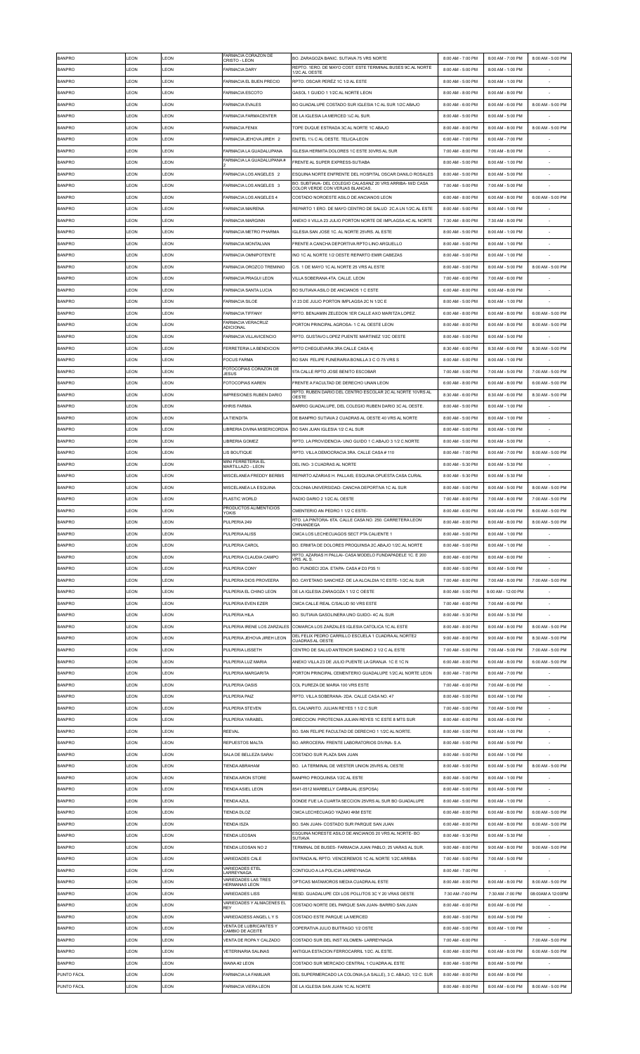| BANPRO | LEON | LEON | FARMACIA CORAZON DE CRISTO - LEON | BO. ZARAGOZA BANIC. SUTIAVA 75 VRS NORTE | 8:00 AM - 7:00 PM | 8:00 AM - 7:00 PM | 8:00 AM - 5:00 PM |
|---|---|---|---|---|---|---|---|
| BANPRO | LEON | LEON | FARMACIA DARY | REPTO. 1ERO. DE MAYO COST. ESTE TERMINAL BUSES 9C.AL NORTE 1/2C AL OESTE | 8:00 AM - 5:00 PM | 8:00 AM - 1:00 PM | - |
| BANPRO | LEON | LEON | FARMACIA EL BUEN PRECIO | RPTO. OSCAR PERÉZ 1C 1/2 AL ESTE | 8:00 AM - 5:00 PM | 8:00 AM - 1:00 PM | - |
| BANPRO | LEON | LEON | FARMACIA ESCOTO | GASOL 1 GUIDO 1 1/2C AL NORTE LEON | 8:00 AM - 8:00 PM | 8:00 AM - 8:00 PM | - |
| BANPRO | LEON | LEON | FARMACIA EVALES | BO GUADALUPE COSTADO SUR IGLESIA 1C AL SUR 1/2C ABAJO | 8:00 AM - 6:00 PM | 8:00 AM - 6:00 PM | 8:00 AM - 5:00 PM |
| BANPRO | LEON | LEON | FARMACIA FARMACENTER | DE LA IGLESIA LA MERCED ½C AL SUR. | 8:00 AM - 5:00 PM | 8:00 AM - 5:00 PM | - |
| BANPRO | LEON | LEON | FARMACIA FENIX | TOPE DUQUE ESTRADA 3C AL NORTE 1C ABAJO | 8:00 AM - 8:00 PM | 8:00 AM - 8:00 PM | 8:00 AM - 5:00 PM |
| BANPRO | LEON | LEON | FARMACIA JEHOVA JIREH 2 | ENITEL 1½ C AL OESTE. TELICA-LEON | 6:00 AM - 7:00 PM | 6:00 AM - 7:00 PM | - |
| BANPRO | LEON | LEON | FARMACIA LA GUADALUPANA | IGLESIA HERMITA DOLORES 1C ESTE 30VRS AL SUR | 7:00 AM - 8:00 PM | 7:00 AM - 8:00 PM | - |
| BANPRO | LEON | LEON | FARMACIA LA GUADALUPANA # 2 | FRENTE AL SUPER EXPRESS-SUTIABA | 8:00 AM - 5:00 PM | 8:00 AM - 1:00 PM | - |
| BANPRO | LEON | LEON | FARMACIA LOS ANGELES 2 | ESQUINA NORTE ENFRENTE DEL HOSPITAL OSCAR DANILO ROSALES | 8:00 AM - 5:00 PM | 8:00 AM - 5:00 PM | - |
| BANPRO | LEON | LEON | FARMACIA LOS ANGELES 3 | BO. SUBTIAVA- DEL COLEGIO CALASANZ 20 VRS ARRIBA- M/D CASA COLOR VERDE CON VERJAS BLANCAS. | 7:00 AM - 5:00 PM | 7:00 AM - 5:00 PM | - |
| BANPRO | LEON | LEON | FARMACIA LOS ANGELES 4 | COSTADO NOROESTE ASILO DE ANCIANOS LEON | 6:00 AM - 8:00 PM | 6:00 AM - 8:00 PM | 6:00 AM - 5:00 PM |
| BANPRO | LEON | LEON | FARMACIA MAIRENA | REPARTO 1 ERO. DE MAYO CENTRO DE SALUD 2C.A LN 1/2C AL ESTE | 8:00 AM - 5:00 PM | 8:00 AM - 1:00 PM | - |
| BANPRO | LEON | LEON | FARMACIA MARGINN | ANEXO II VILLA 23 JULIO PORTON NORTE DE IMPLAGSA 4C AL NORTE | 7:30 AM - 8:00 PM | 7:30 AM - 8:00 PM | - |
| BANPRO | LEON | LEON | FARMACIA METRO PHARMA | IGLESIA SAN JOSE 1C. AL NORTE 25VRS. AL ESTE | 8:00 AM - 5:00 PM | 8:00 AM - 1:00 PM | - |
| BANPRO | LEON | LEON | FARMACIA MONTALVAN | FRENTE A CANCHA DEPORTIVA RPTO LINO ARGUELLO | 8:00 AM - 5:00 PM | 8:00 AM - 1:00 PM | - |
| BANPRO | LEON | LEON | FARMACIA OMNIPOTENTE | INO 1C AL NORTE 1/2 OESTE REPARTO EMIR CABEZAS | 8:00 AM - 5:00 PM | 8:00 AM - 1:00 PM | - |
| BANPRO | LEON | LEON | FARMACIA OROZCO TREMINIO | C/S. 1 DE MAYO 1C AL NORTE 25 VRS AL ESTE | 8:00 AM - 5:00 PM | 8:00 AM - 5:00 PM | 8:00 AM - 5:00 PM |
| BANPRO | LEON | LEON | FARMACIA PRAGUI LEON | VILLA SOBERANA 4TA. CALLE. LEON | 7:00 AM - 6:00 PM | 7:00 AM - 6:00 PM | - |
| BANPRO | LEON | LEON | FARMACIA SANTA LUCIA | BO SUTIAVA ASILO DE ANCIANOS 1 C ESTE | 6:00 AM - 8:00 PM | 6:00 AM - 8:00 PM | - |
| BANPRO | LEON | LEON | FARMACIA SILOE | VI 23 DE JULIO PORTON IMPLAGSA 2C N 1/2C E | 8:00 AM - 5:00 PM | 8:00 AM - 1:00 PM | - |
| BANPRO | LEON | LEON | FARMACIA TIFFANY | RPTO. BENJAMIN ZELEDON 1ER CALLE AXO MARITZA LOPEZ. | 6:00 AM - 8:00 PM | 6:00 AM - 8:00 PM | 6:00 AM - 5:00 PM |
| BANPRO | LEON | LEON | FARMACIA VERACRUZ ADICIONAL | PORTON PRINCIPAL AGROSA- 1 C AL OESTE LEON | 8:00 AM - 8:00 PM | 8:00 AM - 8:00 PM | 8:00 AM - 5:00 PM |
| BANPRO | LEON | LEON | FARMACIA VILLAVICENCIO | RPTO. GUSTAVO LOPEZ PUENTE MARTINEZ 1/2C OESTE | 8:00 AM - 5:00 PM | 8:00 AM - 5:00 PM | - |
| BANPRO | LEON | LEON | FERRETERIA LA BENDICION | RPTO CHEGUEVARA 3RA CALLE CASA 4) | 8:30 AM - 6:00 PM | 8:30 AM - 6:00 PM | 8:30 AM - 5:00 PM |
| BANPRO | LEON | LEON | FOCUS FARMA | BO SAN FELIPE FUNERARIA BONILLA 3 C O 75 VRS S | 8:00 AM - 5:00 PM | 8:00 AM - 1:00 PM | - |
| BANPRO | LEON | LEON | FOTOCOPIAS CORAZON DE JESUS | 5TA CALLE RPTO JOSE BENITO ESCOBAR | 7:00 AM - 5:00 PM | 7:00 AM - 5:00 PM | 7:00 AM - 5:00 PM |
| BANPRO | LEON | LEON | FOTOCOPIAS KAREN | FRENTE A FACULTAD DE DERECHO UNAN LEON | 6:00 AM - 8:00 PM | 6:00 AM - 8:00 PM | 6:00 AM - 5:00 PM |
| BANPRO | LEON | LEON | IMPRESIONES RUBEN DARIO | RPTO. RUBEN DARIO DEL CENTRO ESCOLAR 2C AL NORTE 10VRS AL OESTE | 8:30 AM - 6:00 PM | 8:30 AM - 6:00 PM | 8:30 AM - 5:00 PM |
| BANPRO | LEON | LEON | KHRIS FARMA | BARRIO GUADALUPE, DEL COLEGIO RUBEN DARIO 3C AL OESTE. | 8:00 AM - 5:00 PM | 8:00 AM - 1:00 PM | - |
| BANPRO | LEON | LEON | LA TIENDITA | DE BANPRO SUTIAVA 2 CUADRAS AL OESTE 40 VRS AL NORTE | 8:00 AM - 5:00 PM | 8:00 AM - 1:00 PM | - |
| BANPRO | LEON | LEON | LIBRERIA DIVINA MISERICORDIA | BO SAN JUAN IGLESIA 1/2 C AL SUR | 8:00 AM - 5:00 PM | 8:00 AM - 1:00 PM | - |
| BANPRO | LEON | LEON | LIBRERIA GOMEZ | RPTO. LA PROVIDENCIA- UNO GUIDO 1 C.ABAJO 3 1/2 C.NORTE | 8:00 AM - 5:00 PM | 8:00 AM - 5:00 PM | - |
| BANPRO | LEON | LEON | LIS BOUTIQUE | RPTO. VILLA DEMOCRACIA 3RA. CALLE CASA # 110 | 8:00 AM - 7:00 PM | 8:00 AM - 7:00 PM | 8:00 AM - 5:00 PM |
| BANPRO | LEON | LEON | MINI FERRETERIA EL MARTILLAZO - LEON | DEL INO- 3 CUADRAS AL NORTE | 8:00 AM - 5:30 PM | 8:00 AM - 5:30 PM | - |
| BANPRO | LEON | LEON | MISCELANEA FREDDY BERBIS | REPARTO AZARIAS H. PALLAIS; ESQUINA OPUESTA CASA CURAL | 8:00 AM - 5:30 PM | 8:00 AM - 5:30 PM | - |
| BANPRO | LEON | LEON | MISCELANEA LA ESQUINA | COLONIA UNIVERSIDAD- CANCHA DEPORTIVA 1C AL SUR | 8:00 AM - 5:00 PM | 8:00 AM - 5:00 PM | 8:00 AM - 5:00 PM |
| BANPRO | LEON | LEON | PLASTIC WORLD | RADIO DARIO 2 1/2C AL OESTE | 7:00 AM - 8:00 PM | 7:00 AM - 8:00 PM | 7:00 AM - 5:00 PM |
| BANPRO | LEON | LEON | PRODUCTOS ALIMENTICIOS YOKIS | CMENTERIO AN PEDRO 1 1/2 C ESTE- | 8:00 AM - 6:00 PM | 8:00 AM - 6:00 PM | 8:00 AM - 5:00 PM |
| BANPRO | LEON | LEON | PULPERIA 249 | RTO. LA PINTORA- 6TA. CALLE CASA NO. 250. CARRETERA LEON CHINANDEGA | 8:00 AM - 8:00 PM | 8:00 AM - 8:00 PM | 8:00 AM - 5:00 PM |
| BANPRO | LEON | LEON | PULPERIA ALISS | CMCA LOS LECHECUAGOS SECT PTA CALIENTE 1 | 8:00 AM - 5:00 PM | 8:00 AM - 1:00 PM | - |
| BANPRO | LEON | LEON | PULPERIA CAROL | BO. ERMITA DE DOLORES PROQUINSA 2C.ABAJO 1/2C.AL NORTE | 8:00 AM - 5:00 PM | 8:00 AM - 1:00 PM | - |
| BANPRO | LEON | LEON | PULPERIA CLAUDIA CAMPO | RPTO. AZARIAS H PALLAI- CASA MODELO FUNDAPADELE 1C. E 200 VRS. AL S. | 8:00 AM - 6:00 PM | 8:00 AM - 6:00 PM | - |
| BANPRO | LEON | LEON | PULPERIA CONY | BO. FUNDECI 2DA. ETAPA- CASA # D3 P35 1\ | 8:00 AM - 5:00 PM | 8:00 AM - 5:00 PM | - |
| BANPRO | LEON | LEON | PULPERIA DIOS PROVEERA | BO. CAYETANO SANCHEZ- DE LA ALCALDIA 1C ESTE- 1/2C AL SUR | 7:00 AM - 8:00 PM | 7:00 AM - 8:00 PM | 7:00 AM - 5:00 PM |
| BANPRO | LEON | LEON | PULPERIA EL CHINO LEON | DE LA IGLESIA ZARAGOZA 1 1/2 C OESTE | 8:00 AM - 5:00 PM | 8:00 AM - 12:00 PM | - |
| BANPRO | LEON | LEON | PULPERIA EVEN EZER | CMCA CALLE REAL C/SALUD 50 VRS ESTE | 7:00 AM - 6:00 PM | 7:00 AM - 6:00 PM | - |
| BANPRO | LEON | LEON | PULPERIA HILA | BO. SUTIAVA GASOLINERA UNO GUIDO- 4C AL SUR | 8:00 AM - 5:30 PM | 8:00 AM - 5:30 PM | - |
| BANPRO | LEON | LEON | PULPERIA IRENE LOS ZARZALES | COMARCA LOS ZARZALES IGLESIA CATOLICA 1C AL ESTE | 8:00 AM - 8:00 PM | 8:00 AM - 8:00 PM | 8:00 AM - 5:00 PM |
| BANPRO | LEON | LEON | PULPERIA JEHOVA JIREH LEON | DEL FELIX PEDRO CARRILLO ESCUELA 1 CUADRA AL NORTE2 CUADRAS AL OESTE | 9:00 AM - 8:00 PM | 9:00 AM - 8:00 PM | 8:30 AM - 5:00 PM |
| BANPRO | LEON | LEON | PULPERIA LISSETH | CENTRO DE SALUD ANTENOR SANDINO 2 1/2 C AL ESTE | 7:00 AM - 5:00 PM | 7:00 AM - 5:00 PM | 7:00 AM - 5:00 PM |
| BANPRO | LEON | LEON | PULPERIA LUZ MARIA | ANEXO VILLA 23 DE JULIO PUENTE LA GRANJA 1C E 1C N | 6:00 AM - 8:00 PM | 6:00 AM - 8:00 PM | 6:00 AM - 5:00 PM |
| BANPRO | LEON | LEON | PULPERIA MARGARITA | PORTON PRINCIPAL CEMENTERIO GUADALUPE 1/2C AL NORTE LEON | 8:00 AM - 7:00 PM | 8:00 AM - 7:00 PM | - |
| BANPRO | LEON | LEON | PULPERIA OASIS | COL PUREZA DE MARIA 100 VRS ESTE | 7:00 AM - 6:00 PM | 7:00 AM - 6:00 PM | - |
| BANPRO | LEON | LEON | PULPERIA PAIZ | RPTO. VILLA SOBERANA- 2DA. CALLE CASA NO. 47 | 8:00 AM - 5:00 PM | 8:00 AM - 1:00 PM | - |
| BANPRO | LEON | LEON | PULPERIA STEVEN | EL CALVARITO. JULIAN REYES 1 1/2 C SUR | 7:00 AM - 5:00 PM | 7:00 AM - 5:00 PM | - |
| BANPRO | LEON | LEON | PULPERIA YARABEL | DIRECCION: PIROTECNIA JULIAN REYES 1C ESTE 8 MTS SUR | 8:00 AM - 6:00 PM | 8:00 AM - 6:00 PM | - |
| BANPRO | LEON | LEON | REEVAL | BO. SAN FELIPE FACULTAD DE DERECHO 1 1/2C AL NORTE. | 8:00 AM - 5:00 PM | 8:00 AM - 1:00 PM | - |
| BANPRO | LEON | LEON | REPUESTOS MALTA | BO. ARROCERA- FRENTE LABORATORIOS DIVINA- S.A. | 8:00 AM - 5:00 PM | 8:00 AM - 5:00 PM | - |
| BANPRO | LEON | LEON | SALA DE BELLEZA SARAI | COSTADO SUR PLAZA SAN JUAN | 8:00 AM - 5:00 PM | 8:00 AM - 1:00 PM | - |
| BANPRO | LEON | LEON | TIENDA ABRAHAM | BO. LA TERMINAL DE WESTER UNION 25VRS AL OESTE | 8:00 AM - 5:00 PM | 8:00 AM - 5:00 PM | 8:00 AM - 5:00 PM |
| BANPRO | LEON | LEON | TIENDA ARON STORE | BANPRO PROQUINSA 1/2C AL ESTE | 8:00 AM - 5:00 PM | 8:00 AM - 1:00 PM | - |
| BANPRO | LEON | LEON | TIENDA ASIEL LEON | 8541-0512 MARBELLY CARBAJAL (ESPOSA) | 8:00 AM - 5:00 PM | 8:00 AM - 5:00 PM | - |
| BANPRO | LEON | LEON | TIENDA AZUL | DONDE FUE LA CUARTA SECCION 25VRS AL SUR BO GUADALUPE | 8:00 AM - 5:00 PM | 8:00 AM - 1:00 PM | - |
| BANPRO | LEON | LEON | TIENDA DLOZ | CMCA LECHECUAGO YAZAKI 4KM ESTE | 6:00 AM - 8:00 PM | 6:00 AM - 8:00 PM | 6:00 AM - 5:00 PM |
| BANPRO | LEON | LEON | TIENDA ISZA | BO. SAN JUAN- COSTADO SUR PARQUE SAN JUAN | 6:00 AM - 8:00 PM | 6:00 AM - 8:00 PM | 6:00 AM - 5:00 PM |
| BANPRO | LEON | LEON | TIENDA LEOSAN | ESQUINA NORESTE ASILO DE ANCIANOS 20 VRS AL NORTE- BO SUTIAVA | 8:00 AM - 5:30 PM | 8:00 AM - 5:30 PM | - |
| BANPRO | LEON | LEON | TIENDA LEOSAN NO 2 | TERMINAL DE BUSES- FARMACIA JUAN PABLO; 25 VARAS AL SUR. | 9:00 AM - 8:00 PM | 9:00 AM - 8:00 PM | 9:00 AM - 5:00 PM |
| BANPRO | LEON | LEON | VARIEDADES CALE | ENTRADA AL RPTO. VENCEREMOS 1C AL NORTE 1/2C ARRIBA | 7:00 AM - 5:00 PM | 7:00 AM - 5:00 PM | - |
| BANPRO | LEON | LEON | VARIEDADES ETEL LARREYNAGA | CONTIGUO A LA POLICIA LARREYNAGA | 8:00 AM - 7:00 PM | - | - |
| BANPRO | LEON | LEON | VARIEDADES LAS TRES HERMANAS LEON | OPTICAS MATAMOROS MEDIA CUADRA AL ESTE | 8:00 AM - 8:00 PM | 8:00 AM - 8:00 PM | 8:00 AM - 5:00 PM |
| BANPRO | LEON | LEON | VARIEDADES LISS | RESD. GUADALUPE CDI LOS POLLITOS 3C Y 20 VRAS OESTE | 7:30 AM -7:00 PM | 7:30 AM -7:00 PM | 08:00AM A 12:00PM |
| BANPRO | LEON | LEON | VARIEDADES Y ALMACENES EL REY | COSTADO NORTE DEL PARQUE SAN JUAN- BARRIO SAN JUAN | 8:00 AM - 6:00 PM | 8:00 AM - 6:00 PM | - |
| BANPRO | LEON | LEON | VARIEDADESS ANGEL L Y S | COSTADO ESTE PARQUE LA MERCED | 8:00 AM - 5:00 PM | 8:00 AM - 5:00 PM | - |
| BANPRO | LEON | LEON | VENTA DE LUBRICANTES Y CAMBIO DE ACEITE | COPERATIVA JULIO BUITRAGO 1/2 OSTE | 8:00 AM - 5:00 PM | 8:00 AM - 1:00 PM | - |
| BANPRO | LEON | LEON | VENTA DE ROPA Y CALZADO | COSTADO SUR DEL INST XILOMEN- LARREYNAGA | 7:00 AM - 6:00 PM | - | 7:00 AM - 5:00 PM |
| BANPRO | LEON | LEON | VETERINARIA SALINAS | ANTIGUA ESTACION FERROCARRIL 1/2C. AL ESTE. | 6:00 AM - 8:00 PM | 6:00 AM - 8:00 PM | 6:00 AM - 5:00 PM |
| BANPRO | LEON | LEON | WAWA #2 LEON | COSTADO SUR MERCADO CENTRAL 1 CUADRA AL ESTE | 8:00 AM - 5:00 PM | 8:00 AM - 5:00 PM | - |
| PUNTO FÁCIL | LEON | LEON | FARMACIA LA FAMILIAR | DEL SUPERMERCADO LA COLONIA (LA SALLE), 3 C. ABAJO, 1/2 C. SUR | 8:00 AM - 8:00 PM | 8:00 AM - 8:00 PM | - |
| PUNTO FÁCIL | LEON | LEON | FARMACIA VIERA LEON | DE LA IGLESIA SAN JUAN 1C AL NORTE | 8:00 AM - 6:00 PM | 8:00 AM - 6:00 PM | 8:00 AM - 5:00 PM |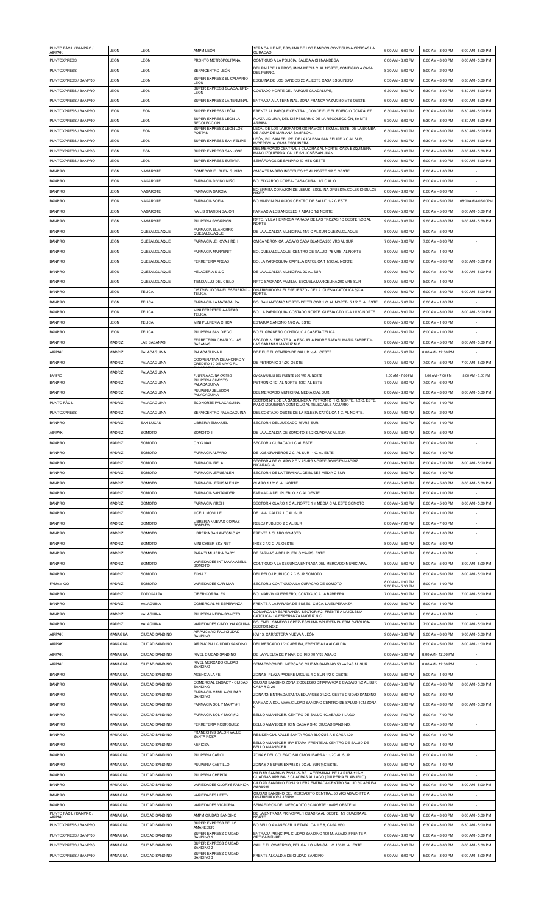| PUNTO FÁCIL / BANPRO / AIRPAK | LEON | LEON | AMPM LEÓN | 1ERA CALLE NE, ESQUINA DE LOS BANCOS CONTIGUO A ÓPTICAS LA CURACAO. | 6:00 AM - 8:00 PM | 6:00 AM - 8:00 PM | 6:00 AM - 5:00 PM |
|---|---|---|---|---|---|---|---|
| PUNTOXPRESS | LEON | LEON | PRONTO METROPOLITANA | CONTIGUO A LA POLICIA, SALIDA A CHINANDEGA | 6:00 AM - 8:00 PM | 6:00 AM - 8:00 PM | 6:00 AM - 5:00 PM |
| PUNTOXPRESS | LEON | LEÓN | SERVICENTRO LEÓN | DEL PALÍ DE LA PROQUINSA MEDIA C. AL NORTE, CONTIGUO A CASA DEL PERNO. | 8:30 AM - 5:00 PM | 8:00 AM - 2:00 PM | - |
| PUNTOXPRESS / BANPRO | LEON | LEON | SUPER EXPRESS EL CALVARIO - LEON | ESQUINA DE LOS BANCOS 2C AL ESTE CASA ESQUINERA | 6:30 AM - 8:00 PM | 6:30 AM - 8:00 PM | 6:30 AM - 5:00 PM |
| PUNTOXPRESS / BANPRO | LEON | LEON | SUPER EXPRESS GUADALUPE - LEON | COSTADO NORTE DEL PARQUE GUADALUPE, | 6:30 AM - 8:00 PM | 6:30 AM - 8:00 PM | 6:30 AM - 5:00 PM |
| PUNTOXPRESS / BANPRO | LEON | LEON | SUPER EXPRESS LA TERMINAL | ENTRADA A LA TERMINAL, ZONA FRANCA YAZAKI 50 MTS OESTE | 6:00 AM - 8:00 PM | 6:00 AM - 8:00 PM | 6:00 AM - 5:00 PM |
| PUNTOXPRESS / BANPRO | LEON | LEON | SUPER EXPRESS LEÓN | FRENTE AL PARQUE CENTRAL, DONDE FUE EL EDIFICIO GONZÁLEZ. | 6:30 AM - 8:00 PM | 6:30 AM - 8:00 PM | 6:30 AM - 5:00 PM |
| PUNTOXPRESS / BANPRO | LEON | LEON | SUPER EXPRESS LEON LA RECOLECCION | PLAZA LIGURIA, DEL DISPENSARIO DE LA RECOLECCIÓN, 50 MTS ARRIBA. | 6:30 AM - 8:00 PM | 6:30 AM - 8:00 PM | 6:30 AM - 5:00 PM |
| PUNTOXPRESS / BANPRO | LEON | LEON | SUPER EXPRESS LEON LOS POETAS | LEON, DE LOS LABORATORIOS RAMOS 1.8 KM AL ESTE, DE LA BOMBA DE AGUA DE MARIANA SAMPSON. | 6:30 AM - 8:00 PM | 6:30 AM - 8:00 PM | 6:30 AM - 5:00 PM |
| PUNTOXPRESS / BANPRO | LEON | LEON | SUPER EXPRESS SAN FELIPE | LEÓN, BO. SAN FELIPE. DE LA IGLESIA SAN FELIPE 3 C AL SUR, M/DERECHA. CASA ESQUINERA. | 6:30 AM - 8:00 PM | 6:30 AM - 8:00 PM | 6:30 AM - 5:00 PM |
| PUNTOXPRESS / BANPRO | LEON | LEON | SUPER EXPRESS SAN JOSE | DEL MERCADO CENTRAL 5 CUADRAS AL NORTE, CASA ESQUINERA MANO IZQUIERDA. CALLE SN JOSÉ/SAN JUAN. | 6:30 AM - 8:00 PM | 6:30 AM - 8:00 PM | 6:30 AM - 5:00 PM |
| PUNTOXPRESS / BANPRO | LEON | LEON | SUPER EXPRESS SUTIAVA | SEMAFOROS DE BANPRO 50 MTS OESTE | 6:00 AM - 8:00 PM | 6:00 AM - 8:00 PM | 6:00 AM - 5:00 PM |
| BANPRO | LEON | NAGAROTE | COMEDOR EL BUEN GUSTO | CMCA TRANSITO INSTITUTO 2C AL NORTE 1/2 C OESTE | 8:00 AM - 5:00 PM | 8:00 AM - 1:00 PM | - |
| BANPRO | LEON | NAGAROTE | FARMACIA DIVINO NIÑO | BO. EDGARDO COREA- CASA CURAL 1/2 C AL O | 8:00 AM - 5:00 PM | 8:00 AM - 1:00 PM | - |
| BANPRO | LEON | NAGAROTE | FARMACIA GARCIA | BO ERMITA CORAZON DE JESUS- ESQUINA OPUESTA COLEGIO DULCE NIÑEZ | 6:00 AM - 8:00 PM | 6:00 AM - 8:00 PM | - |
| BANPRO | LEON | NAGAROTE | FARMACIA SOFIA | BO MARVIN PALACIOS CENTRO DE SALUD 1/2 C ESTE | 8:00 AM - 5:00 PM | 8:00 AM - 5:00 PM | 08:00AM A 05:00PM |
| BANPRO | LEON | NAGAROTE | NAIL S STATION SALON | FARMACIA LOS ANGELES 4 ABAJO 1/2 NORTE | 8:00 AM - 5:00 PM | 8:00 AM - 5:00 PM | 8:00 AM - 5:00 PM |
| BANPRO | LEON | NAGAROTE | PULPERIA SCORPION | RPTO. VILLA HERMOSA PARADA DE LAS TROZAS 1C OESTE 1/2C AL NORTE | 9:00 AM - 8:00 PM | 9:00 AM - 8:00 PM | 9:00 AM - 5:00 PM |
| BANPRO | LEON | QUEZALGUAQUE | FARMACIA EL AHORRO - QUEZALGUAQUE | DE LA ALCALDIA MUNICIPAL 11/2 C AL SUR QUEZALGUAQUE | 8:00 AM - 5:00 PM | 8:00 AM - 5:00 PM | - |
| BANPRO | LEON | QUEZALGUAQUE | FARMACIA JEHOVA JIREH | CMCA VERONICA LACAYO CASA BLANCA 200 VRS AL SUR | 7:00 AM - 8:00 PM | 7:00 AM - 8:00 PM | - |
| BANPRO | LEON | QUEZALGUAQUE | FARMACIA MARYENIT | BO. QUEZALGUAQUE- CENTRO DE SALUD- 75 VRS. AL NORTE | 8:00 AM - 5:00 PM | 8:00 AM - 1:00 PM | - |
| BANPRO | LEON | QUEZALGUAQUE | FERRETERIA AREAS | BO. LA PARROQUIA- CAPILLA CATOLICA 1 1/2C AL NORTE. | 6:00 AM - 8:00 PM | 6:00 AM - 8:00 PM | 6:30 AM - 5:00 PM |
| BANPRO | LEON | QUEZALGUAQUE | HELADERIA S & C | DE LA ALCALDIA MUNICIPAL 2C AL SUR | 8:00 AM - 8:00 PM | 8:00 AM - 8:00 PM | 8:00 AM - 5:00 PM |
| BANPRO | LEON | QUEZALGUAQUE | TIENDA LUZ DEL CIELO | RPTO SAGRADA FAMILIA- ESCUELA MARCELINA 200 VRS SUR | 8:00 AM - 5:00 PM | 8:00 AM - 1:00 PM | - |
| BANPRO | LEON | TELICA | DISTRIBUIDORA EL ESFUERZO - TELICA | DISTRIBUIDORA EL ESFUERZO - DE LA IGLESIA CATOLICA ½C AL NORTE. | 6:00 AM - 8:00 PM | 6:00 AM - 8:00 PM | 6:00 AM - 5:00 PM |
| BANPRO | LEON | TELICA | FARMACIA LA MATAGALPA | BO. SAN ANTONIO NORTE- DE TELCOR 1 C. AL NORTE- 5 1/2 C. AL ESTE | 8:00 AM - 5:00 PM | 8:00 AM - 1:00 PM | - |
| BANPRO | LEON | TELICA | MINI FERRETERIA AREAS TELICA | BO. LA PARROQUIA- COSTADO NORTE IGLESIA CTOLICA 11/2C NORTE | 8:00 AM - 8:00 PM | 8:00 AM - 8:00 PM | 8:00 AM - 5:00 PM |
| BANPRO | LEON | TELICA | MINI PULPERIA CHICA | ESTATUA SANDINO 1/2C AL ESTE | 8:00 AM - 5:00 PM | 8:00 AM - 1:00 PM | - |
| BANPRO | LEON | TELICA | PULPERIA SAN DIEGO | BO EL GRANERO CONTIGUO A CASETA TELICA | 8:00 AM - 5:00 PM | 8:00 AM - 1:00 PM | - |
| BANPRO | MADRIZ | LAS SABANAS | FERRETERIA CHARLY - LAS SABANAS | SECTOR 2- FRENTE A LA ESCUELA PADRE RAFAEL MARIA FABRETO- LAS SABANAS MADRIZ NIC | 8:00 AM - 5:00 PM | 8:00 AM - 5:00 PM | 8:00 AM - 5:00 PM |
| AIRPAK | MADRIZ | PALACAGUINA | PALACAGUINA II | DDF FUE EL CENTRO DE SALUD ½ AL OESTE | 8:00 AM - 5:00 PM | 8:00 AM - 12:00 PM | - |
| BANPRO | MADRIZ | PALACAGUINA | COOPERATIVA DE AHORRO Y CREDITO 10 DE MAYO RL | DE PETRONIC 3 1/2C OESTE | 7:00 AM - 5:00 PM | 7:00 AM - 5:00 PM | 7:00 AM - 5:00 PM |
| BANPRO | MADRIZ | PALACAGUINA | PULPERIA ACUÑA CASTRO | CMCA MUSUU DEL PUENTE 100 VRS AL NORTE | 8:00 AM - 7:00 PM | 8:00 AM - 7:00 PM | 8:00 AM - 5:00 PM |
| BANPRO | MADRIZ | PALACAGUINA | PULPERIA CHAYITO PALACAGUINA | PETRONIC 1C. AL NORTE 1/2C. AL ESTE | 7:00 AM - 6:00 PM | 7:00 AM - 6:00 PM | - |
| BANPRO | MADRIZ | PALACAGUINA | PULPERIA ZELEDON - PALACAGUINA | DEL MERCADO MUNICIPAL MEDIA C AL SUR | 8:00 AM - 8:00 PM | 8:00 AM - 8:00 PM | 8:00 AM - 5:00 PM |
| PUNTO FÁCIL | MADRIZ | PALACAGUINA | ECONORTE PALACAGUINA | SECTOR N°2 DE LA GASOLINERA PETRONIC ,1 C. NORTE, 1/2 C. ESTE, MANO IZQUIERDA CONTIGUO AL TELECABLE ACUARIO | 8:00 AM - 5:00 PM | 8:00 AM - 1:00 PM | - |
| PUNTOXPRESS | MADRIZ | PALACAGUINA | SERVICENTRO PALACAGUINA | DEL COSTADO OESTE DE LA IGLESIA CATÓLICA 1 C. AL NORTE. | 8:00 AM - 4:00 PM | 8:00 AM - 2:00 PM | - |
| BANPRO | MADRIZ | SAN LUCAS | LIBRERIA EMANUEL | SECTOR 4 DEL JUZGADO 75VRS SUR | 8:00 AM - 5:00 PM | 8:00 AM - 1:00 PM | - |
| AIRPAK | MADRIZ | SOMOTO | SOMOTO III | DE LA ALCALDIA DE SOMOTO 3 1/2 CUADRAS AL SUR | 8:00 AM - 5:00 PM | 8:00 AM - 5:00 PM | - |
| BANPRO | MADRIZ | SOMOTO | C Y G NAIL | SECTOR 3 CURACAO 1 C AL ESTE | 8:00 AM - 5:00 PM | 8:00 AM - 5:00 PM | - |
| BANPRO | MADRIZ | SOMOTO | FARMACIA ALFARO | DE LOS GRANEROS 2 C. AL SUR- 1 C. AL ESTE | 8:00 AM - 5:00 PM | 8:00 AM - 1:00 PM | - |
| BANPRO | MADRIZ | SOMOTO | FARMACIA IRELA | SECTOR 4 DE CLARO 2 C Y 75VRS NORTE SOMOTO MADRIZ NICARAGUA | 8:00 AM - 8:00 PM | 8:00 AM - 7:00 PM | 8:00 AM - 5:00 PM |
| BANPRO | MADRIZ | SOMOTO | FARMACIA JERUSALEN | SECTOR 4 DE LA TERMINAL DE BUSES MEDIA C SUR | 8:00 AM - 5:00 PM | 8:00 AM - 1:00 PM | - |
| BANPRO | MADRIZ | SOMOTO | FARMACIA JERUSALEN #2 | CLARO 1 1/2 C. AL NORTE | 8:00 AM - 5:00 PM | 8:00 AM - 5:00 PM | 8:00 AM - 5:00 PM |
| BANPRO | MADRIZ | SOMOTO | FARMACIA SANTANDER | FARMACIA DEL PUEBLO 2 C AL OESTE | 8:00 AM - 5:00 PM | 8:00 AM - 1:00 PM | - |
| BANPRO | MADRIZ | SOMOTO | FARMACIA YIREH | SECTOR 4 CLARO 1 C AL NORTE 1 Y MEDIA C AL ESTE SOMOTO | 8:00 AM - 5:00 PM | 8:00 AM - 5:00 PM | 8:00 AM - 5:00 PM |
| BANPRO | MADRIZ | SOMOTO | J CELL MOVILLE | DE LA ALCALDIA 1 C AL SUR | 8:00 AM - 5:00 PM | 8:00 AM - 1:00 PM | - |
| BANPRO | MADRIZ | SOMOTO | LIBRERIA NUEVAS COPIAS SOMOTO | RELOJ PUBLICO 2 C AL SUR | 8:00 AM - 7:00 PM | 8:00 AM - 7:00 PM | - |
| BANPRO | MADRIZ | SOMOTO | LIBRERIA SAN ANTONIO #2 | FRENTE A CLARO SOMOTO | 8:00 AM - 5:00 PM | 8:00 AM - 1:00 PM | - |
| BANPRO | MADRIZ | SOMOTO | MINI CYBER SKY NET | INSS 2 1/2 C. AL OESTE | 8:00 AM - 5:00 PM | 8:00 AM - 5:00 PM | - |
| BANPRO | MADRIZ | SOMOTO | PARA TI MUJER & BABY | DE FARMACIA DEL PUEBLO 25VRS. ESTE. | 8:00 AM - 5:00 PM | 8:00 AM - 1:00 PM | - |
| BANPRO | MADRIZ | SOMOTO | VARIEDADES INTIMA ANABELL- SOMOTO | CONTIGUO A LA SEGUNDA ENTRADA DEL MERCADO MUNICIAPAL | 8:00 AM - 5:00 PM | 8:00 AM - 5:00 PM | 8:00 AM - 5:00 PM |
| BANPRO | MADRIZ | SOMOTO | ZONA 7 | DEL RELOJ PUBLICO 2 C SUR SOMOTO | 8:00 AM - 5:00 PM | 8:00 AM - 5:00 PM | 8:00 AM - 5:00 PM |
| FAMAMIGO | MADRIZ | SOMOTO | VARIEDADES CAR MAR | SECTOR 3 CONTIGUO A LA CURACAO DE SOMOTO | 8:00 AM - 1:00 PM 2:00 PM - 5:30 PM | 8:00 AM - 1:00 PM | - |
| BANPRO | MADRIZ | TOTOGALPA | CIBER CORRALES | BO. MARVIN GUERRERO, CONTIGUO A LA BARRERA | 7:00 AM - 8:00 PM | 7:00 AM - 8:00 PM | 7:00 AM - 5:00 PM |
| BANPRO | MADRIZ | YALAGUINA | COMERCIAL MI ESPERANZA | FRENTE A LA PARADA DE BUSES- CMCA. LA ESPERANZA | 8:00 AM - 5:00 PM | 8:00 AM - 1:00 PM | - |
| BANPRO | MADRIZ | YALAGUINA | PULPERIA NEIDA-SOMOTO | COMARCA LA ESPERANZA- SECTOR # 2- FRENTE A LA IGLESIA CATOLICA- LA ESPERANZA MADRIZ NIC | 8:00 AM - 5:00 PM | 8:00 AM - 1:00 PM | - |
| BANPRO | MADRIZ | YALAGUINA | VARIEDADES CINDY YALAGUINA | BO. CNEL. SANTOS LOPEZ- ESQUINA OPUESTA IGLESIA CATOLICA- SECTOR NO.2 | 7:00 AM - 8:00 PM | 7:00 AM - 8:00 PM | 7:00 AM - 5:00 PM |
| AIRPAK | MANAGUA | CIUDAD SANDINO | AIRPAK MAXI PALI CIUDAD SANDINO | KM 13, CARRETERA NUEVA A LEÓN | 9:00 AM - 6:00 PM | 9:00 AM - 6:00 PM | 9:00 AM - 5:00 PM |
| AIRPAK | MANAGUA | CIUDAD SANDINO | AIRPAK PALI CIUDAD SANDINO | DEL MERCADO 1/2 C ARRIBA, FRENTE A LA ALCALDIA | 8:00 AM - 5:00 PM | 8:00 AM - 5:00 PM | 8:00 AM - 1:00 PM |
| AIRPAK | MANAGUA | CIUDAD SANDINO | RIVEL CIUDAD SANDINO | DE LA VUELTA DE PINAR DE RIO 70 VRS ABAJO | 8:00 AM - 5:00 PM | 8:00 AM - 12:00 PM | - |
| AIRPAK | MANAGUA | CIUDAD SANDINO | RIVEL MERCADO CIUDAD SANDINO | SEMAFOROS DEL MERCADO CIUDAD SANDINO 50 VARAS AL SUR | 8:00 AM - 5:00 PM | 8:00 AM - 12:00 PM | - |
| BANPRO | MANAGUA | CIUDAD SANDINO | AGENCIA LA FE | ZONA 8- PLAZA PADERE MIGUEL 4 C SUR 1/2 C OESTE | 8:00 AM - 5:00 PM | 8:00 AM - 1:00 PM | - |
| BANPRO | MANAGUA | CIUDAD SANDINO | COMERCIAL ENGADY - CIUDAD SANDINO | CIUDAD SANDINO ZONA 2 COLEGIO DINAMARCA 6 C ABAJO 1/2 AL SUR CASA # G-26 | 8:00 AM - 6:00 PM | 8:00 AM - 6:00 PM | 8:00 AM - 5:00 PM |
| BANPRO | MANAGUA | CIUDAD SANDINO | FARMACIA CAMILA-CIUDAD SANDINO | ZONA 12: ENTRADA SANTA EDUVIGES 31/2C. OESTE CIUDAD SANDINO | 8:00 AM - 8:00 PM | 8:00 AM - 8:00 PM | - |
| BANPRO | MANAGUA | CIUDAD SANDINO | FARMACIA SOL Y MARY # 1 | FARMACIA SOL MAYA CIUDAD SANDINO CENTRO DE SALUD 1CN ZONA 9 | 6:00 AM - 8:00 PM | 6:00 AM - 8:00 PM | 8:00 AM - 5:00 PM |
| BANPRO | MANAGUA | CIUDAD SANDINO | FARMACIA SOL Y MAYI # 2 | BELLO AMANECER. CENTRO DE SALUD 1C ABAJO 1 LAGO | 8:00 AM - 7:00 PM | 8:00 AM - 7:00 PM | - |
| BANPRO | MANAGUA | CIUDAD SANDINO | FERRETERIA RODRIGUEZ | BELLO AMANECER 1C N CASA # S-43 CIUDAD SANDINO. | 8:00 AM - 5:00 PM | 8:00 AM - 5:00 PM | - |
| BANPRO | MANAGUA | CIUDAD SANDINO | FRANECHYS SALON VALLE SANTA ROSA | RESIDENCIAL VALLE SANTA ROSA BLOQUE A-5 CASA 120 | 8:00 AM - 5:00 PM | 8:00 AM - 1:00 PM | - |
| BANPRO | MANAGUA | CIUDAD SANDINO | NEFICSA | BELLO AMANECER 1RA ETAPA- FRENTE AL CENTRO DE SALUD DE BELLO AMANECER | 8:00 AM - 5:00 PM | 8:00 AM - 1:00 PM | - |
| BANPRO | MANAGUA | CIUDAD SANDINO | PULPERIA CAROL | ZONA 6 DEL COLEGIO SALOMON IBARRA 1 1/2C AL SUR | 8:00 AM - 5:00 PM | 8:00 AM - 1:00 PM | - |
| BANPRO | MANAGUA | CIUDAD SANDINO | PULPERIA CASTILLO | ZONA # 7 SUPER EXPRESS 2C AL SUR ¼C ESTE. | 8:00 AM - 5:00 PM | 8:00 AM - 1:00 PM | - |
| BANPRO | MANAGUA | CIUDAD SANDINO | PULPERIA CHEPITA | CIUDAD SANDINO ZONA -5- DE LA TERMINAL DE LA RUTA 115- 2 CUADRAS ARRIBA- 3 CUADRAS AL LAGO (PULPERIA EL ABUELO) | 8:00 AM - 8:00 PM | 8:00 AM - 8:00 PM | - |
| BANPRO | MANAGUA | CIUDAD SANDINO | VARIEDADES GLORYS FASHION | CIUDAD SANDINO ZONA 9 1 ERA ENTRADA CENTRO SALUD 3C ARRIBA CASA539 | 8:00 AM - 5:00 PM | 8:00 AM - 5:00 PM | 8:00 AM - 5:00 PM |
| BANPRO | MANAGUA | CIUDAD SANDINO | VARIEDADES LETTY | CIUDAD SANDINO DEL MERCADITO CENTRAL 50 VRS ABAJO FTE A DISTRIBUIDORA JENNY | 8:00 AM - 5:00 PM | 8:00 AM - 5:00 PM | - |
| BANPRO | MANAGUA | CIUDAD SANDINO | VARIEDADES VICTORIA | SEMAFOROS DEL MERCADITO 3C NORTE 10VRS OESTE MI | 8:00 AM - 5:00 PM | 8:00 AM - 5:00 PM | - |
| PUNTO FÁCIL / BANPRO / AIRPAK | MANAGUA | CIUDAD SANDINO | AMPM CIUDAD SANDINO | DE LA ENTRADA PRINCIPAL 1 CUADRA AL OESTE, 1/2 CUADRA AL NORTE. | 6:00 AM - 8:00 PM | 6:00 AM - 8:00 PM | 6:00 AM - 5:00 PM |
| PUNTOXPRESS / BANPRO | MANAGUA | CIUDAD SANDINO | SUPER EXPRESS BELLO AMANECER | BO BELLO AMANECER III ETAPA, CALLE 8, CASA M30 | 6:30 AM - 8:00 PM | 6:30 AM - 8:00 PM | 6:30 AM - 5:00 PM |
| PUNTOXPRESS / BANPRO | MANAGUA | CIUDAD SANDINO | SUPER EXPRESS CIUDAD SANDINO 1 | ENTRADA PRINCIPAL CIUDAD SANDINO 100 M. ABAJO, FRENTE A ÓPTICA MÜNKEL. | 6:00 AM - 8:00 PM | 6:00 AM - 8:00 PM | 6:00 AM - 5:00 PM |
| PUNTOXPRESS / BANPRO | MANAGUA | CIUDAD SANDINO | SUPER EXPRESS CIUDAD SANDINO 2 | CALLE EL COMERCIO, DEL GALLO MÁS GALLO 150 M. AL ESTE. | 6:00 AM - 8:00 PM | 6:00 AM - 8:00 PM | 6:00 AM - 5:00 PM |
| PUNTOXPRESS / BANPRO | MANAGUA | CIUDAD SANDINO | SUPER EXPRESS CIUDAD SANDINO 3 | FRENTE ALCALDIA DE CIUDAD SANDINO | 6:00 AM - 8:00 PM | 6:00 AM - 8:00 PM | 6:00 AM - 5:00 PM |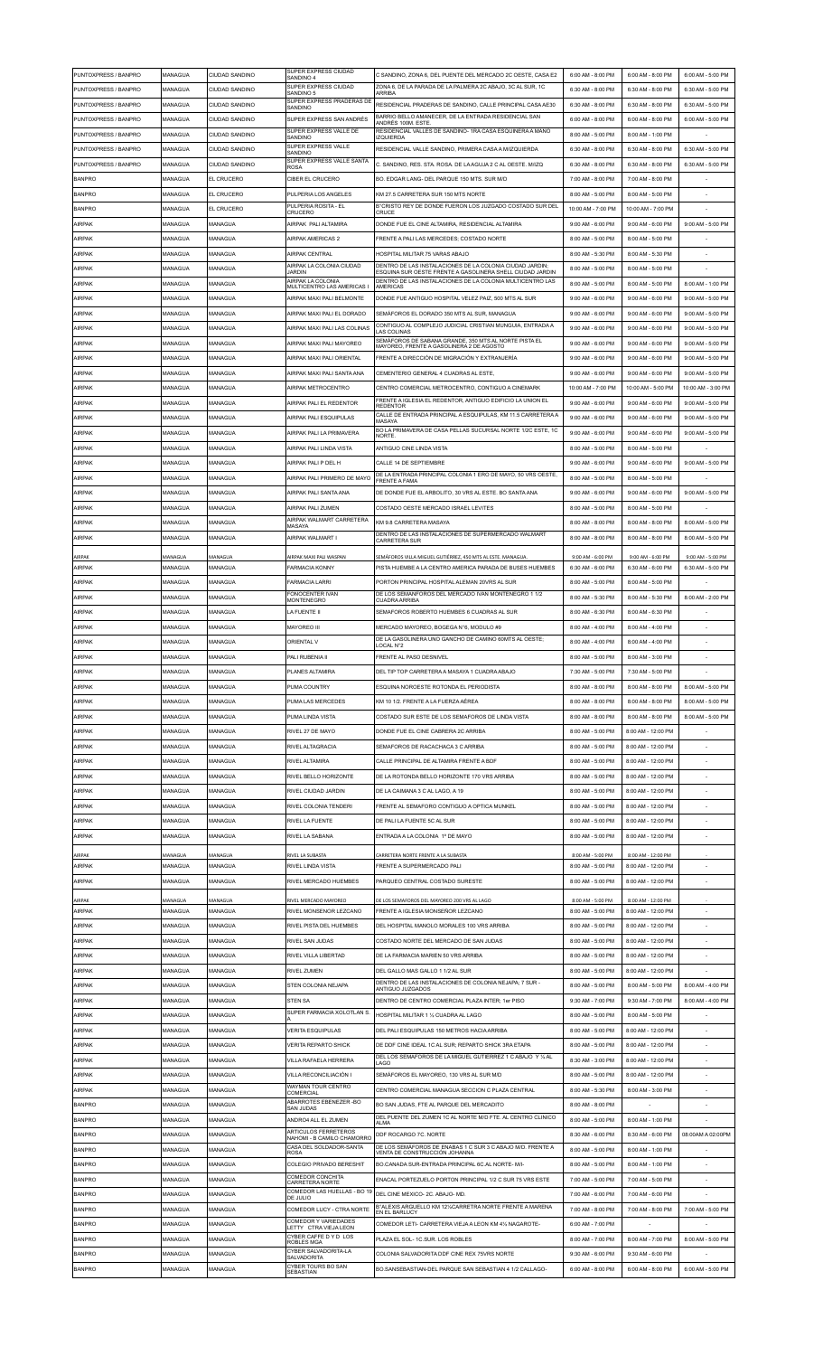| | | | | | | | |
|---|---|---|---|---|---|---|---|
| PUNTOXPRESS / BANPRO | MANAGUA | CIUDAD SANDINO | SUPER EXPRESS CIUDAD SANDINO 4 | C SANDINO, ZONA 6, DEL PUENTE DEL MERCADO 2C OESTE, CASA E2 | 6:00 AM - 8:00 PM | 6:00 AM - 8:00 PM | 6:00 AM - 5:00 PM |
| PUNTOXPRESS / BANPRO | MANAGUA | CIUDAD SANDINO | SUPER EXPRESS CIUDAD SANDINO 5 | ZONA 6, DE LA PARADA DE LA PALMERA 2C ABAJO, 3C AL SUR, 1C ARRIBA | 6:30 AM - 8:00 PM | 6:30 AM - 8:00 PM | 6:30 AM - 5:00 PM |
| PUNTOXPRESS / BANPRO | MANAGUA | CIUDAD SANDINO | SUPER EXPRESS PRADERAS DE SANDINO | RESIDENCIAL PRADERAS DE SANDINO, CALLE PRINCIPAL CASA AE30 | 6:30 AM - 8:00 PM | 6:30 AM - 8:00 PM | 6:30 AM - 5:00 PM |
| PUNTOXPRESS / BANPRO | MANAGUA | CIUDAD SANDINO | SUPER EXPRESS SAN ANDRÉS | BARRIO BELLO AMANECER, DE LA ENTRADA RESIDENCIAL SAN ANDRÉS 100M. ESTE. | 6:00 AM - 8:00 PM | 6:00 AM - 8:00 PM | 6:00 AM - 5:00 PM |
| PUNTOXPRESS / BANPRO | MANAGUA | CIUDAD SANDINO | SUPER EXPRESS VALLE DE SANDINO | RESIDENCIAL VALLES DE SANDINO- 1RA CASA ESQUINERA A MANO IZQUIERDA | 8:00 AM - 5:00 PM | 8:00 AM - 1:00 PM | - |
| PUNTOXPRESS / BANPRO | MANAGUA | CIUDAD SANDINO | SUPER EXPRESS VALLE SANDINO | RESIDENCIAL VALLE SANDINO, PRIMERA CASA A MIZQUIERDA | 6:30 AM - 8:00 PM | 6:30 AM - 8:00 PM | 6:30 AM - 5:00 PM |
| PUNTOXPRESS / BANPRO | MANAGUA | CIUDAD SANDINO | SUPER EXPRESS VALLE SANTA ROSA | C. SANDINO, RES. STA. ROSA. DE LA GUJA 2 C AL OESTE. MIZQ | 6:30 AM - 8:00 PM | 6:30 AM - 8:00 PM | 6:30 AM - 5:00 PM |
| BANPRO | MANAGUA | EL CRUCERO | CIBER EL CRUCERO | BO. EDGAR LANG- DEL PARQUE 150 MTS. SUR M/D | 7:00 AM - 8:00 PM | 7:00 AM - 8:00 PM | - |
| BANPRO | MANAGUA | EL CRUCERO | PULPERIA LOS ANGELES | KM 27.5 CARRETERA SUR 150 MTS NORTE | 8:00 AM - 5:00 PM | 8:00 AM - 5:00 PM | - |
| BANPRO | MANAGUA | EL CRUCERO | PULPERIA ROSITA - EL CRUCERO | B°CRISTO REY DE DONDE FUERON LOS JUZGADO COSTADO SUR DEL CRUCE | 10:00 AM - 7:00 PM | 10:00 AM - 7:00 PM | - |
| AIRPAK | MANAGUA | MANAGUA | AIRPAK PALI ALTAMIRA | DONDE FUE EL CINE ALTAMIRA, RESIDENCIAL ALTAMIRA | 9:00 AM - 6:00 PM | 9:00 AM - 6:00 PM | 9:00 AM - 5:00 PM |
| AIRPAK | MANAGUA | MANAGUA | AIRPAK AMERICAS 2 | FRENTE A PALI LAS MERCEDES, COSTADO NORTE | 8:00 AM - 5:00 PM | 8:00 AM - 5:00 PM | - |
| AIRPAK | MANAGUA | MANAGUA | AIRPAK CENTRAL | HOSPITAL MILITAR 75 VARAS ABAJO | 8:00 AM - 5:30 PM | 8:00 AM - 5:30 PM | - |
| AIRPAK | MANAGUA | MANAGUA | AIRPAK LA COLONIA CIUDAD JARDIN | DENTRO DE LAS INSTALACIONES DE LA COLONIA CIUDAD JARDIN. ESQUINA SUR OESTE FRENTE A GASOLINERA SHELL CIUDAD JARDIN | 8:00 AM - 5:00 PM | 8:00 AM - 5:00 PM | - |
| AIRPAK | MANAGUA | MANAGUA | AIRPAK LA COLONIA MULTICENTRO LAS AMERICAS I | DENTRO DE LAS INSTALACIONES DE LA COLONIA MULTICENTRO LAS AMERICAS | 8:00 AM - 5:00 PM | 8:00 AM - 5:00 PM | 8:00 AM - 1:00 PM |
| AIRPAK | MANAGUA | MANAGUA | AIRPAK MAXI PALI BELMONTE | DONDE FUE ANTIGUO HOSPITAL VELEZ PAIZ, 500 MTS AL SUR | 9:00 AM - 6:00 PM | 9:00 AM - 6:00 PM | 9:00 AM - 5:00 PM |
| AIRPAK | MANAGUA | MANAGUA | AIRPAK MAXI PALI EL DORADO | SEMAFOROS EL DORADO 350 MTS AL SUR, MANAGUA | 9:00 AM - 6:00 PM | 9:00 AM - 6:00 PM | 9:00 AM - 5:00 PM |
| AIRPAK | MANAGUA | MANAGUA | AIRPAK MAXI PALI LAS COLINAS | CONTIGUO AL COMPLEJO JUDICIAL CRISTIAN MUNGUIA, ENTRADA A LAS COLINAS | 9:00 AM - 6:00 PM | 9:00 AM - 6:00 PM | 9:00 AM - 5:00 PM |
| AIRPAK | MANAGUA | MANAGUA | AIRPAK MAXI PALI MAYOREO | SEMAFOROS DE SABANA GRANDE, 350 MTS AL NORTE PISTA EL MAYOREO, FRENTE A GASOLINERA 2 DE AGOSTO | 9:00 AM - 6:00 PM | 9:00 AM - 6:00 PM | 9:00 AM - 5:00 PM |
| AIRPAK | MANAGUA | MANAGUA | AIRPAK MAXI PALI ORIENTAL | FRENTE A DIRECCIÓN DE MIGRACIÓN Y EXTRANJERÍA | 9:00 AM - 6:00 PM | 9:00 AM - 6:00 PM | 9:00 AM - 5:00 PM |
| AIRPAK | MANAGUA | MANAGUA | AIRPAK MAXI PALI SANTA ANA | CEMENTERIO GENERAL 4 CUADRAS AL ESTE, | 9:00 AM - 6:00 PM | 9:00 AM - 6:00 PM | 9:00 AM - 5:00 PM |
| AIRPAK | MANAGUA | MANAGUA | AIRPAK METROCENTRO | CENTRO COMERCIAL METROCENTRO, CONTIGUO A CINEMARK | 10:00 AM - 7:00 PM | 10:00 AM - 5:00 PM | 10:00 AM - 3:00 PM |
| AIRPAK | MANAGUA | MANAGUA | AIRPAK PALI EL REDENTOR | FRENTE A IGLESIA EL REDENTOR, ANTIGUO EDIFICIO LA UNION EL REDENTOR | 9:00 AM - 6:00 PM | 9:00 AM - 6:00 PM | 9:00 AM - 5:00 PM |
| AIRPAK | MANAGUA | MANAGUA | AIRPAK PALI ESQUIPULAS | CALLE DE ENTRADA PRINCIPAL A ESQUIPULAS, KM 11.5 CARRETERA A MASAYA | 9:00 AM - 6:00 PM | 9:00 AM - 6:00 PM | 9:00 AM - 5:00 PM |
| AIRPAK | MANAGUA | MANAGUA | AIRPAK PALI LA PRIMAVERA | BO LA PRIMAVERA DE CASA PELLAS SUCURSAL NORTE 1/2C ESTE, 1C NORTE. | 9:00 AM - 6:00 PM | 9:00 AM - 6:00 PM | 9:00 AM - 5:00 PM |
| AIRPAK | MANAGUA | MANAGUA | AIRPAK PALI LINDA VISTA | ANTIGUO CINE LINDA VISTA | 8:00 AM - 5:00 PM | 8:00 AM - 5:00 PM | - |
| AIRPAK | MANAGUA | MANAGUA | AIRPAK PALI P DEL H | CALLE 14 DE SEPTIEMBRE | 9:00 AM - 6:00 PM | 9:00 AM - 6:00 PM | 9:00 AM - 5:00 PM |
| AIRPAK | MANAGUA | MANAGUA | AIRPAK PALI PRIMERO DE MAYO | DE LA ENTRADA PRINCIPAL COLONIA 1 ERO DE MAYO, 50 VRS OESTE, FRENTE A FAMA | 8:00 AM - 5:00 PM | 8:00 AM - 5:00 PM | - |
| AIRPAK | MANAGUA | MANAGUA | AIRPAK PALI SANTA ANA | DE DONDE FUE EL ARBOLITO, 30 VRS AL ESTE. BO SANTA ANA | 9:00 AM - 6:00 PM | 9:00 AM - 6:00 PM | 9:00 AM - 5:00 PM |
| AIRPAK | MANAGUA | MANAGUA | AIRPAK PALI ZUMEN | COSTADO OESTE MERCADO ISRAEL LEVITES | 8:00 AM - 5:00 PM | 8:00 AM - 5:00 PM | - |
| AIRPAK | MANAGUA | MANAGUA | AIRPAK WALMART CARRETERA MASAYA | KM 9.8 CARRETERA MASAYA | 8:00 AM - 8:00 PM | 8:00 AM - 8:00 PM | 8:00 AM - 5:00 PM |
| AIRPAK | MANAGUA | MANAGUA | AIRPAK WALMART I | DENTRO DE LAS INSTALACIONES DE SUPERMERCADO WALMART CARRETERA SUR | 8:00 AM - 8:00 PM | 8:00 AM - 8:00 PM | 8:00 AM - 5:00 PM |
| AIRPAK | MANAGUA | MANAGUA | AIRPAK MAXI PALI WASPAN | SEMÁFOROS VILLA MIGUEL GUTIÉRREZ, 450 MTS AL ESTE. MANAGUA | 9:00 AM - 6:00 PM | 9:00 AM - 6:00 PM | 9:00 AM - 5:00 PM |
| AIRPAK | MANAGUA | MANAGUA | FARMACIA KONNY | PISTA HUEMBE A LA CENTRO AMERICA PARADA DE BUSES HUEMBES | 6:30 AM - 6:00 PM | 6:30 AM - 6:00 PM | 6:30 AM - 5:00 PM |
| AIRPAK | MANAGUA | MANAGUA | FARMACIA LARRI | PORTON PRINCIPAL HOSPITAL ALEMAN 20VRS AL SUR | 8:00 AM - 5:00 PM | 8:00 AM - 5:00 PM | - |
| AIRPAK | MANAGUA | MANAGUA | FONOCENTER IVAN MONTENEGRO | DE LOS SEMANFOROS DEL MERCADO IVAN MONTENEGRO 1 1/2 CUADRA ARRIBA | 8:00 AM - 5:30 PM | 8:00 AM - 5:30 PM | 8:00 AM - 2:00 PM |
| AIRPAK | MANAGUA | MANAGUA | LA FUENTE II | SEMAFOROS ROBERTO HUEMBES 6 CUADRAS AL SUR | 8:00 AM - 6:30 PM | 8:00 AM - 6:30 PM | - |
| AIRPAK | MANAGUA | MANAGUA | MAYOREO III | MERCADO MAYOREO, BOGEGA N°6, MODULO #9 | 8:00 AM - 4:00 PM | 8:00 AM - 4:00 PM | - |
| AIRPAK | MANAGUA | MANAGUA | ORIENTAL V | DE LA GASOLINERA UNO GANCHO DE CAMINO 60MTS AL OESTE, LOCAL N°2 | 8:00 AM - 4:00 PM | 8:00 AM - 4:00 PM | - |
| AIRPAK | MANAGUA | MANAGUA | PALI RUBENIA II | FRENTE AL PASO DESNIVEL | 8:00 AM - 5:00 PM | 8:00 AM - 3:00 PM | - |
| AIRPAK | MANAGUA | MANAGUA | PLANES ALTAMIRA | DEL TIP TOP CARRETERA A MASAYA 1 CUADRA ABAJO | 7:30 AM - 5:00 PM | 7:30 AM - 5:00 PM | - |
| AIRPAK | MANAGUA | MANAGUA | PUMA COUNTRY | ESQUINA NOROESTE ROTONDA EL PERIODISTA | 8:00 AM - 8:00 PM | 8:00 AM - 8:00 PM | 8:00 AM - 5:00 PM |
| AIRPAK | MANAGUA | MANAGUA | PUMA LAS MERCEDES | KM 10 1/2. FRENTE A LA FUERZA AÉREA | 8:00 AM - 8:00 PM | 8:00 AM - 8:00 PM | 8:00 AM - 5:00 PM |
| AIRPAK | MANAGUA | MANAGUA | PUMA LINDA VISTA | COSTADO SUR ESTE DE LOS SEMAFOROS DE LINDA VISTA | 8:00 AM - 8:00 PM | 8:00 AM - 8:00 PM | 8:00 AM - 5:00 PM |
| AIRPAK | MANAGUA | MANAGUA | RIVEL 27 DE MAYO | DONDE FUE EL CINE CABRERA 2C ARRIBA | 8:00 AM - 5:00 PM | 8:00 AM - 12:00 PM | - |
| AIRPAK | MANAGUA | MANAGUA | RIVEL ALTAGRACIA | SEMAFOROS DE RACACHACA 3 C ARRIBA | 8:00 AM - 5:00 PM | 8:00 AM - 12:00 PM | - |
| AIRPAK | MANAGUA | MANAGUA | RIVEL ALTAMIRA | CALLE PRINCIPAL DE ALTAMIRA FRENTE A BDF | 8:00 AM - 5:00 PM | 8:00 AM - 12:00 PM | - |
| AIRPAK | MANAGUA | MANAGUA | RIVEL BELLO HORIZONTE | DE LA ROTONDA BELLO HORIZONTE 170 VRS ARRIBA | 8:00 AM - 5:00 PM | 8:00 AM - 12:00 PM | - |
| AIRPAK | MANAGUA | MANAGUA | RIVEL CIUDAD JARDIN | DE LA CAIMANA 3 C AL LAGO, A 19 | 8:00 AM - 5:00 PM | 8:00 AM - 12:00 PM | - |
| AIRPAK | MANAGUA | MANAGUA | RIVEL COLONIA TENDERI | FRENTE AL SEMAFORO CONTIGUO A OPTICA MUNKEL | 8:00 AM - 5:00 PM | 8:00 AM - 12:00 PM | - |
| AIRPAK | MANAGUA | MANAGUA | RIVEL LA FUENTE | DE PALI LA FUENTE 5C AL SUR | 8:00 AM - 5:00 PM | 8:00 AM - 12:00 PM | - |
| AIRPAK | MANAGUA | MANAGUA | RIVEL LA SABANA | ENTRADA A LA COLONIA 1° DE MAYO | 8:00 AM - 5:00 PM | 8:00 AM - 12:00 PM | - |
| AIRPAK | MANAGUA | MANAGUA | RIVEL LA SUBASTA | CARRETERA NORTE FRENTE A LA SUBASTA | 8:00 AM - 5:00 PM | 8:00 AM - 12:00 PM | - |
| AIRPAK | MANAGUA | MANAGUA | RIVEL LINDA VISTA | FRENTE A SUPERMERCADO PALI | 8:00 AM - 5:00 PM | 8:00 AM - 12:00 PM | - |
| AIRPAK | MANAGUA | MANAGUA | RIVEL MERCADO HUEMBES | PARQUEO CENTRAL COSTADO SURESTE | 8:00 AM - 5:00 PM | 8:00 AM - 12:00 PM | - |
| AIRPAK | MANAGUA | MANAGUA | RIVEL MERCADO MAYOREO | DE LOS SEMAFOROS DEL MAYOREO 200 VRS AL LAGO | 8:00 AM - 5:00 PM | 8:00 AM - 12:00 PM | - |
| AIRPAK | MANAGUA | MANAGUA | RIVEL MONSENOR LEZCANO | FRENTE A IGLESIA MONSEÑOR LEZCANO | 8:00 AM - 5:00 PM | 8:00 AM - 12:00 PM | - |
| AIRPAK | MANAGUA | MANAGUA | RIVEL PISTA DEL HUEMBES | DEL HOSPITAL MANOLO MORALES 100 VRS ARRIBA | 8:00 AM - 5:00 PM | 8:00 AM - 12:00 PM | - |
| AIRPAK | MANAGUA | MANAGUA | RIVEL SAN JUDAS | COSTADO NORTE DEL MERCADO DE SAN JUDAS | 8:00 AM - 5:00 PM | 8:00 AM - 12:00 PM | - |
| AIRPAK | MANAGUA | MANAGUA | RIVEL VILLA LIBERTAD | DE LA FARMACIA MARIEN 50 VRS ARRIBA | 8:00 AM - 5:00 PM | 8:00 AM - 12:00 PM | - |
| AIRPAK | MANAGUA | MANAGUA | RIVEL ZUMEN | DEL GALLO MAS GALLO 1 1/2 AL SUR | 8:00 AM - 5:00 PM | 8:00 AM - 12:00 PM | - |
| AIRPAK | MANAGUA | MANAGUA | STEN COLONIA NEJAPA | DENTRO DE LAS INSTALACIONES DE COLONIA NEJAPA; 7 SUR - ANTIGUO JUZGADOS | 8:00 AM - 5:00 PM | 8:00 AM - 5:00 PM | 8:00 AM - 4:00 PM |
| AIRPAK | MANAGUA | MANAGUA | STEN SA | DENTRO DE CENTRO COMERCIAL PLAZA INTER; 1er PISO | 9:30 AM - 7:00 PM | 9:30 AM - 7:00 PM | 8:00 AM - 4:00 PM |
| AIRPAK | MANAGUA | MANAGUA | SUPER FARMACIA XOLOTLAN S A | HOSPITAL MILITAR 1 ½ CUADRA AL LAGO | 8:00 AM - 5:00 PM | 8:00 AM - 5:00 PM | - |
| AIRPAK | MANAGUA | MANAGUA | VERITA ESQUIPULAS | DEL PALI ESQUIPULAS 150 METROS HACIA ARRIBA | 8:00 AM - 5:00 PM | 8:00 AM - 12:00 PM | - |
| AIRPAK | MANAGUA | MANAGUA | VERITA REPARTO SHICK | DE DDF CINE IDEAL 1C AL SUR; REPARTO SHICK 3RA ETAPA | 8:00 AM - 5:00 PM | 8:00 AM - 12:00 PM | - |
| AIRPAK | MANAGUA | MANAGUA | VILLA RAFAELA HERRERA | DEL LOS SEMAFOROS DE LA MIGUEL GUTIERREZ 1 C ABAJO Y ¼ AL LAGO | 8:30 AM - 3:00 PM | 8:00 AM - 12:00 PM | - |
| AIRPAK | MANAGUA | MANAGUA | VILLA RECONCILIACIÓN I | SEMAFOROS EL MAYOREO, 130 VRS AL SUR M/D | 8:00 AM - 5:00 PM | 8:00 AM - 12:00 PM | - |
| AIRPAK | MANAGUA | MANAGUA | WAYMAN TOUR CENTRO COMERCIAL | CENTRO COMERCIAL MANAGUA SECCION C PLAZA CENTRAL | 8:00 AM - 5:30 PM | 8:00 AM - 3:00 PM | - |
| BANPRO | MANAGUA | MANAGUA | ABARROTES EBENEZER -BO SAN JUDAS | BO SAN JUDAS, FTE AL PARQUE DEL MERCADITO | 8:00 AM - 8:00 PM | - | - |
| BANPRO | MANAGUA | MANAGUA | ANDROA ALL EL ZUMEN | DEL PUENTE DEL ZUMEN 1C AL NORTE M/D FTE. AL CENTRO CLINICO ALMA | 8:00 AM - 5:00 PM | 8:00 AM - 1:00 PM | - |
| BANPRO | MANAGUA | MANAGUA | ARTICULOS FERRETEROS NAHOMI - B CAMILO CHAMORRO | DDF ROCARGO 7C. NORTE | 8:30 AM - 6:00 PM | 8:30 AM - 6:00 PM | 08:00AM A 02:00PM |
| BANPRO | MANAGUA | MANAGUA | CASA DEL SOLDADOR-SANTA ROSA | DE LOS SEMAFOROS DE ENABAS 1 C SUR 3 C ABAJO M/D. FRENTE A VENTA DE CONSTRUCCIÓN JOHANNA | 8:00 AM - 5:00 PM | 8:00 AM - 1:00 PM | - |
| BANPRO | MANAGUA | MANAGUA | COLEGIO PRIVADO BERESHIT | BO.CANADA SUR-ENTRADA PRINCIPAL 6C.AL NORTE- M/I- | 8:00 AM - 5:00 PM | 8:00 AM - 1:00 PM | - |
| BANPRO | MANAGUA | MANAGUA | COMEDOR CONCHITA CARRETERA NORTE | ENACAL PORTEZUELO PORTON PRINCIPAL 1/2 C SUR 75 VRS ESTE | 7:00 AM - 5:00 PM | 7:00 AM - 5:00 PM | - |
| BANPRO | MANAGUA | MANAGUA | COMEDOR LAS HUELLAS - BO 19 DE JULIO | DEL CINE MEXICO- 2C. ABAJO- MD. | 7:00 AM - 6:00 PM | 7:00 AM - 6:00 PM | - |
| BANPRO | MANAGUA | MANAGUA | COMEDOR LUCY - CTRA NORTE | B°ALEXIS ARGUELLO KM 12½CARRETRA NORTE FRENTE A MARENA EN EL BARLUCY | 7:00 AM - 8:00 PM | 7:00 AM - 8:00 PM | 7:00 AM - 5:00 PM |
| BANPRO | MANAGUA | MANAGUA | COMEDOR Y VARIEDADES LETTY CTRA VIEJA LEON | COMEDOR LETI- CARRETERA VIEJA A LEON KM 4½ NAGAROTE- | 6:00 AM - 7:00 PM | - | - |
| BANPRO | MANAGUA | MANAGUA | CYBER CAFFE D Y D LOS ROBLES MGA | PLAZA EL SOL- 1C.SUR. LOS ROBLES | 8:00 AM - 7:00 PM | 8:00 AM - 7:00 PM | 8:00 AM - 5:00 PM |
| BANPRO | MANAGUA | MANAGUA | CYBER SALVADORITA-LA SALVADORITA | COLONIA SALVADORITA DDF CINE REX 75VRS NORTE | 9:30 AM - 6:00 PM | 9:30 AM - 6:00 PM | - |
| BANPRO | MANAGUA | MANAGUA | CYBER TOURS BO SAN SEBASTIAN | BO.SANSEBASTIAN-DEL PARQUE SAN SEBASTIAN 4 1/2 CALLAGO- | 6:00 AM - 8:00 PM | 6:00 AM - 8:00 PM | 6:00 AM - 5:00 PM |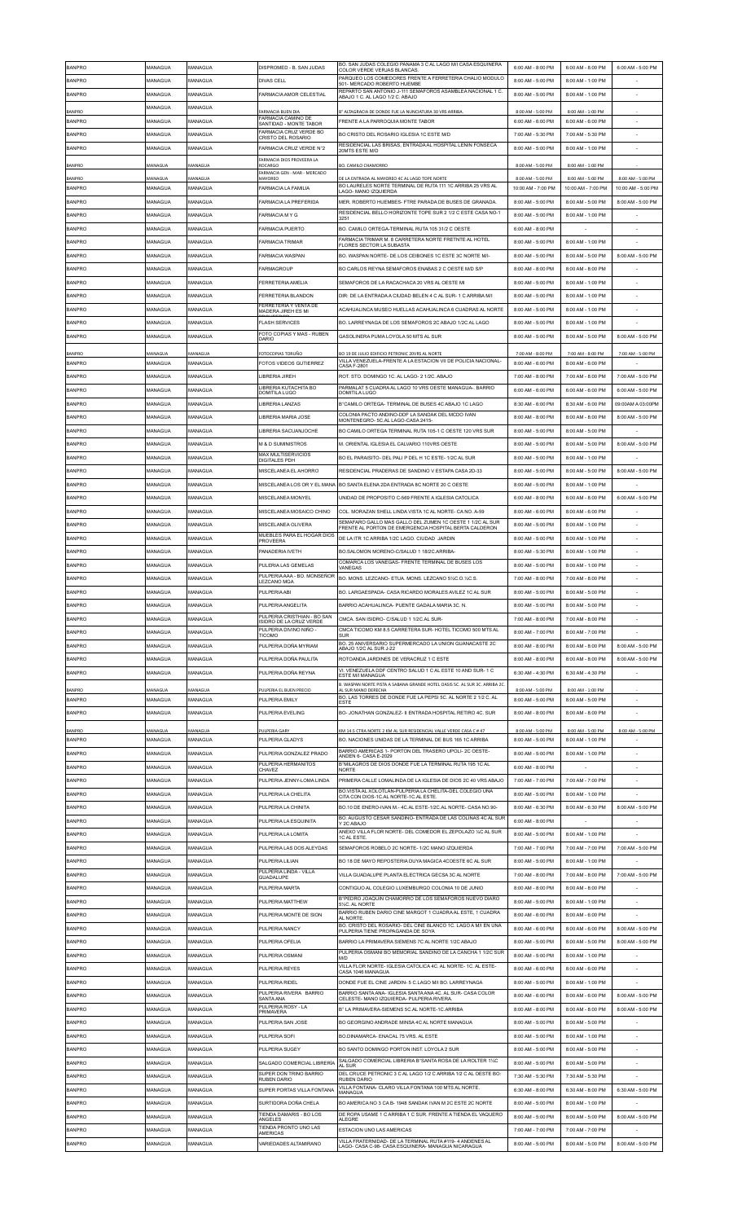| BANPRO | MANAGUA | MANAGUA | DISPROMED - B. SAN JUDAS | BO. SAN JUDAS COLEGIO PANAMA 3 C AL LAGO M/I CASA ESQUINERA COLOR VERDE VERJAS BLANCAS. | 6:00 AM - 8:00 PM | 6:00 AM - 8:00 PM | 6:00 AM - 5:00 PM |
|---|---|---|---|---|---|---|---|
| BANPRO | MANAGUA | MANAGUA | DIVAS CELL | PARQUEO LOS COMEDORES FRENTE A FERRETERIA CHALIO MODULO 501- MERCADO ROBERTO HUEMBE | 8:00 AM - 5:00 PM | 8:00 AM - 1:00 PM | - |
| BANPRO | MANAGUA | MANAGUA | FARMACIA AMOR CELESTIAL | REPARTO SAN ANTONIO J-111 SEMAFOROS ASAMBLEA NACIONAL 1 C. ABAJO 1 C. AL LAGO 1/2 C. ABAJO | 8:00 AM - 5:00 PM | 8:00 AM - 1:00 PM | - |
| BANPRO | MANAGUA | MANAGUA | FARMACIA BUEN DIA | B° ALTAGRACIA DE DONDE FUE LA NUNCIATURA 30 VRS ARRIBA. | 8:00 AM - 5:00 PM | 8:00 AM - 1:00 PM | - |
| BANPRO | MANAGUA | MANAGUA | FARMACIA CAMINO DE SANTIDAD - MONTE TABOR | FRENTE A LA PARROQUIA MONTE TABOR | 6:00 AM - 6:00 PM | 6:00 AM - 6:00 PM | - |
| BANPRO | MANAGUA | MANAGUA | FARMACIA CRUZ VERDE BO CRISTO DEL ROSARIO | BO CRISTO DEL ROSARIO IGLESIA 1C ESTE M/D | 7:00 AM - 5:30 PM | 7:00 AM - 5:30 PM | - |
| BANPRO | MANAGUA | MANAGUA | FARMACIA CRUZ VERDE N°2 | RESIDENCIAL LAS BRISAS, ENTRADA AL HOSPITAL LENIN FONSECA 20MTS ESTE M/D | 8:00 AM - 5:00 PM | 8:00 AM - 1:00 PM | - |
| BANPRO | MANAGUA | MANAGUA | FARMACIA DIOS PROVEERA LA ROCARGO | BO. CAMILO CHAMORRO | 8:00 AM - 5:00 PM | 8:00 AM - 1:00 PM | - |
| BANPRO | MANAGUA | MANAGUA | FARMACIA GDN - MAR - MERCADO MAYOREO | DE LA ENTRADA AL MAYOREO 4C AL LAGO TOPE NORTE | 8:00 AM - 5:00 PM | 8:00 AM - 5:00 PM | 8:00 AM - 5:00 PM |
| BANPRO | MANAGUA | MANAGUA | FARMACIA LA FAMILIA | BO LAURELES NORTE TERMINAL DE RUTA 111 1C ARRIBA 25 VRS AL LAGO- MANO IZQUIERDA | 10:00 AM - 7:00 PM | 10:00 AM - 7:00 PM | 10:00 AM - 5:00 PM |
| BANPRO | MANAGUA | MANAGUA | FARMACIA LA PREFERIDA | MER. ROBERTO HUEMBES- FTRE PARADA DE BUSES DE GRANADA. | 8:00 AM - 5:00 PM | 8:00 AM - 5:00 PM | 8:00 AM - 5:00 PM |
| BANPRO | MANAGUA | MANAGUA | FARMACIA M Y G | RESIDENCIAL BELLO HORIZONTE TOPE SUR 2 1/2 C ESTE CASA NO-1 3251 | 8:00 AM - 5:00 PM | 8:00 AM - 1:00 PM | - |
| BANPRO | MANAGUA | MANAGUA | FARMACIA PUERTO | BO. CAMILO ORTEGA-TERMINAL RUTA 105 3 1/2 C OESTE | 6:00 AM - 8:00 PM | - | - |
| BANPRO | MANAGUA | MANAGUA | FARMACIA TRIMAR | FARMACIA TRIMAR M. 8 CARRETERA NORTE FRETNTE AL HOTEL FLORES SECTOR LA SUBASTA | 8:00 AM - 5:00 PM | 8:00 AM - 1:00 PM | - |
| BANPRO | MANAGUA | MANAGUA | FARMACIA WASPAN | BO. WASPAN NORTE- DE LOS CEIBONES 1C ESTE 3C NORTE M/I- | 8:00 AM - 5:00 PM | 8:00 AM - 5:00 PM | 8:00 AM - 5:00 PM |
| BANPRO | MANAGUA | MANAGUA | FARMAGROUP | BO CARLOS REYNA SEMAFOROS ENABAS 2 C OESTE M/D S/P | 8:00 AM - 8:00 PM | 8:00 AM - 8:00 PM | - |
| BANPRO | MANAGUA | MANAGUA | FERRETERIA AMELIA | SEMAFOROS DE LA RACACHACA 20 VRS AL OESTE MI | 8:00 AM - 5:00 PM | 8:00 AM - 1:00 PM | - |
| BANPRO | MANAGUA | MANAGUA | FERRETERIA BLANDON | DIR: DE LA ENTRADA A CIUDAD BELEN 4 C AL SUR- 1 C ARRIBA M/I | 8:00 AM - 5:00 PM | 8:00 AM - 1:00 PM | - |
| BANPRO | MANAGUA | MANAGUA | FERRETERIA Y VENTA DE MADERA JIREH ES MI | ACAHUALINCA MUSEO HUELLAS ACAHUALINCA 6 CUADRAS AL NORTE | 8:00 AM - 5:00 PM | 8:00 AM - 1:00 PM | - |
| BANPRO | MANAGUA | MANAGUA | FLASH SERVICES | BO. LARREYNAGA DE LOS SEMAFOROS 2C ABAJO 1/2C AL LAGO | 8:00 AM - 5:00 PM | 8:00 AM - 1:00 PM | - |
| BANPRO | MANAGUA | MANAGUA | FOTO COPIAS Y MAS - RUBEN DARIO | GASOLINERA PUMA LOYOLA 50 MTS AL SUR | 8:00 AM - 5:00 PM | 8:00 AM - 5:00 PM | 8:00 AM - 5:00 PM |
| BANPRO | MANAGUA | MANAGUA | FOTOCOPIAS TORUÑO | BO 19 DE JULIO EDIFICIO PETRONIC 20VRS AL NORTE | 7:00 AM - 8:00 PM | 7:00 AM - 8:00 PM | 7:00 AM - 5:00 PM |
| BANPRO | MANAGUA | MANAGUA | FOTOS VIDEOS GUTIERREZ | VILLA VENEZUELA-FRENTE A LA ESTACION VII DE POLICIA NACIONAL- CASA F-2801 | 8:00 AM - 6:00 PM | 8:00 AM - 6:00 PM | - |
| BANPRO | MANAGUA | MANAGUA | LIBRERIA JIREH | ROT. STO. DOMINGO 1C. AL LAGO- 2 1/2C. ABAJO | 7:00 AM - 8:00 PM | 7:00 AM - 8:00 PM | 7:00 AM - 5:00 PM |
| BANPRO | MANAGUA | MANAGUA | LIBRERIA KUTACHITA BO DOMITILA LUGO | PARMALAT 5 CUADRA AL LAGO 10 VRS OESTE MANAGUA- BARRIO DOMITILA LUGO | 6:00 AM - 6:00 PM | 6:00 AM - 6:00 PM | 6:00 AM - 5:00 PM |
| BANPRO | MANAGUA | MANAGUA | LIBRERIA LANZAS | B°CAMILO ORTEGA- TERMINAL DE BUSES 4C ABAJO 1C LAGO | 8:30 AM - 6:00 PM | 8:30 AM - 6:00 PM | 09:00AM A 03:00PM |
| BANPRO | MANAGUA | MANAGUA | LIBRERIA MARIA JOSE | COLONIA PACTO ANDINO-DDF LA SANDAK DEL MCDO IVAN MONTENEGRO- 5C AL LAGO-CASA 2415- | 8:00 AM - 8:00 PM | 8:00 AM - 8:00 PM | 8:00 AM - 5:00 PM |
| BANPRO | MANAGUA | MANAGUA | LIBRERIA SACUANJOCHE | BO CAMILO ORTEGA TERMINAL RUTA 105-1 C OESTE 120 VRS SUR | 8:00 AM - 5:00 PM | 8:00 AM - 5:00 PM | - |
| BANPRO | MANAGUA | MANAGUA | M & D SUMINISTROS | M. ORIENTAL IGLESIA EL CALVARIO 110VRS OESTE | 8:00 AM - 5:00 PM | 8:00 AM - 5:00 PM | 8:00 AM - 5:00 PM |
| BANPRO | MANAGUA | MANAGUA | MAX MULTISERVICIOS DIGITALES PDH | BO EL PARAISITO- DEL PALI P DEL H 1C ESTE- 1/2C AL SUR | 8:00 AM - 5:00 PM | 8:00 AM - 1:00 PM | - |
| BANPRO | MANAGUA | MANAGUA | MISCELANEA EL AHORRO | RESIDENCIAL PRADERAS DE SANDINO V ETAPA CASA 2D-33 | 8:00 AM - 5:00 PM | 8:00 AM - 5:00 PM | 8:00 AM - 5:00 PM |
| BANPRO | MANAGUA | MANAGUA | MISCELANEA LOS DR Y EL MANA | BO SANTA ELENA 2DA ENTRADA 8C NORTE 20 C OESTE | 8:00 AM - 5:00 PM | 8:00 AM - 1:00 PM | - |
| BANPRO | MANAGUA | MANAGUA | MISCELANEA MONYEL | UNIDAD DE PROPOSITO C-569 FRENTE A IGLESIA CATOLICA | 6:00 AM - 8:00 PM | 6:00 AM - 8:00 PM | 6:00 AM - 5:00 PM |
| BANPRO | MANAGUA | MANAGUA | MISCELANEA MOSAICO CHINO | COL. MORAZAN SHELL LINDA VISTA 1C AL NORTE- CA NO. A-59 | 8:00 AM - 6:00 PM | 8:00 AM - 6:00 PM | - |
| BANPRO | MANAGUA | MANAGUA | MISCELANEA OLIVERA | SEMAFARO GALLO MAS GALLO DEL ZUMEN 1C OESTE 1 1/2C AL SUR FRENTE AL PORTON DE EMERGENCIA HOSPITAL BERTA CALDERON | 8:00 AM - 5:00 PM | 8:00 AM - 1:00 PM | - |
| BANPRO | MANAGUA | MANAGUA | MUEBLES PARA EL HOGAR DIOS PROVEERA | DE LA ITR 1C ARRIBA 1/2C LAGO. CIUDAD JARDIN | 8:00 AM - 5:00 PM | 8:00 AM - 1:00 PM | - |
| BANPRO | MANAGUA | MANAGUA | PANADERIA IVETH | BO.SALOMON MORENO-C/SALUD 1 1/2C.ARRIBA- | 8:00 AM - 5:30 PM | 8:00 AM - 1:00 PM | - |
| BANPRO | MANAGUA | MANAGUA | PULERIA LAS GEMELAS | COMARCA LOS VANEGAS- FRENTE TERMINAL DE BUSES LOS VANEGAS | 8:00 AM - 5:00 PM | 8:00 AM - 1:00 PM | - |
| BANPRO | MANAGUA | MANAGUA | PULPERIA AAA - BO. MONSEÑOR LEZCANO MGA | BO. MONS. LEZCANO- ETUA. MONS. LEZCANO 5½C.O.½C.S. | 7:00 AM - 8:00 PM | 7:00 AM - 8:00 PM | - |
| BANPRO | MANAGUA | MANAGUA | PULPERIA ABI | BO. LARGAESPADA- CASA RICARDO MORALES AVILEZ 1C AL SUR | 8:00 AM - 5:00 PM | 8:00 AM - 5:00 PM | - |
| BANPRO | MANAGUA | MANAGUA | PULPERIA ANGELITA | BARRIO ACAHUALINCA- PUENTE GADALA MARIA 3C. N. | 8:00 AM - 5:00 PM | 8:00 AM - 5:00 PM | - |
| BANPRO | MANAGUA | MANAGUA | PULPERIA CRISTHIAN - BO SAN ISIDRO DE LA CRUZ VERDE | CMCA. SAN ISIDRO- C/SALUD 1 1/2C.AL SUR- | 7:00 AM - 8:00 PM | 7:00 AM - 8:00 PM | - |
| BANPRO | MANAGUA | MANAGUA | PULPERIA DIVINO NIÑO - TICOMO | CMCA TICOMO KM 8.5 CARRETERA SUR- HOTEL TICOMO 500 MTS AL SUR | 8:00 AM - 7:00 PM | 8:00 AM - 7:00 PM | - |
| BANPRO | MANAGUA | MANAGUA | PULPERIA DOÑA MYRIAM | BO. 25 ANIVERSARIO SUPERMERCADO LA UNION GUANACASTE 2C ABAJO 1/2C AL SUR J-22 | 8:00 AM - 8:00 PM | 8:00 AM - 8:00 PM | 8:00 AM - 5:00 PM |
| BANPRO | MANAGUA | MANAGUA | PULPERIA DOÑA PAULITA | ROTOANDA JARDINES DE VERACRUZ 1 C ESTE | 8:00 AM - 8:00 PM | 8:00 AM - 8:00 PM | 8:00 AM - 5:00 PM |
| BANPRO | MANAGUA | MANAGUA | PULPERIA DOÑA REYNA | VI. VENEZUELA DDF CENTRO SALUD 1 C AL ESTE 10 AND SUR- 1 C ESTE M/I MANAGUA | 6:30 AM - 4:30 PM | 6:30 AM - 4:30 PM | - |
| BANPRO | MANAGUA | MANAGUA | PULPERIA EL BUEN PRECIO | B. WASPAN NORTE PISTA A SABANA GRANDE HOTEL OASIS 5C. AL SUR 3C. ARRIBA 2C. AL SUR MANO DERECHA | 8:00 AM - 5:00 PM | 8:00 AM - 1:00 PM | - |
| BANPRO | MANAGUA | MANAGUA | PULPERIA EMILY | BO. LAS TORRES DE DONDE FUE LA PEPSI 5C. AL NORTE 2 1/2 C. AL ESTE | 8:00 AM - 5:00 PM | 8:00 AM - 5:00 PM | - |
| BANPRO | MANAGUA | MANAGUA | PULPERIA EVELING | BO- JONATHAN GONZALEZ- II ENTRADA HOSPITAL RETIRO 4C. SUR | 8:00 AM - 8:00 PM | 8:00 AM - 8:00 PM | - |
| BANPRO | MANAGUA | MANAGUA | PULPERIA GARY | KM 14.5 CTRA NORTE 2 KM AL SUR RESIDENCIAL VALLE VERDE CASA C # 47 | 8:00 AM - 5:00 PM | 8:00 AM - 5:00 PM | 8:00 AM - 5:00 PM |
| BANPRO | MANAGUA | MANAGUA | PULPERIA GLADYS | BO. NACIONES UNIDAS DE LA TERMINAL DE BUS 165 1C ARRIBA | 8:00 AM - 5:00 PM | 8:00 AM - 1:00 PM | - |
| BANPRO | MANAGUA | MANAGUA | PULPERIA GONZALEZ PRADO | BARRIO AMERICAS 1- PORTON DEL TRASERO UPOLI- 2C OESTE- ANDEN 6- CASA E-2029 | 8:00 AM - 5:00 PM | 8:00 AM - 1:00 PM | - |
| BANPRO | MANAGUA | MANAGUA | PULPERIA HERMANITOS CHAVEZ | B°MILAGROS DE DIOS DONDE FUE LA TERMINAL RUTA 195 1C AL NORTE | 6:00 AM - 8:00 PM | - | - |
| BANPRO | MANAGUA | MANAGUA | PULPERIA JENNY-LOMA LINDA | PRIMERA CALLE LOMALINDA DE LA IGLESIA DE DIOS 2C 40 VRS ABAJO | 7:00 AM - 7:00 PM | 7:00 AM - 7:00 PM | - |
| BANPRO | MANAGUA | MANAGUA | PULPERIA LA CHELITA | BO.VISTA AL XOLOTLAN-PULPERIA LA CHELITA-DEL COLEGIO UNA CITA CON DIOS-1C.AL NORTE-1C.AL ESTE. | 8:00 AM - 5:00 PM | 8:00 AM - 1:00 PM | - |
| BANPRO | MANAGUA | MANAGUA | PULPERIA LA CHINITA | BO.10 DE ENERO-IVAN M.- 4C.AL ESTE-1/2C.AL NORTE- CASA NO.90- | 8:00 AM - 6:30 PM | 8:00 AM - 6:30 PM | 8:00 AM - 5:00 PM |
| BANPRO | MANAGUA | MANAGUA | PULPERIA LA ESQUINITA | BO. AUGUSTO CESAR SANDINO- ENTRADA DE LAS COLINAS 4C AL SUR Y 2C ABAJO | 6:00 AM - 8:00 PM | - | - |
| BANPRO | MANAGUA | MANAGUA | PULPERIA LA LOMITA | ANEXO VILLA FLOR NORTE- DEL COMEDOR EL ZEPOLAZO ½C AL SUR 1C AL ESTE. | 8:00 AM - 5:00 PM | 8:00 AM - 1:00 PM | - |
| BANPRO | MANAGUA | MANAGUA | PULPERIA LAS DOS ALEYDAS | SEMAFOROS ROBELO 2C NORTE- 1/2C MANO IZQUIERDA | 7:00 AM - 7:00 PM | 7:00 AM - 7:00 PM | 7:00 AM - 5:00 PM |
| BANPRO | MANAGUA | MANAGUA | PULPERIA LILIAN | BO 18 DE MAYO REPOSTERIA DUYA MAGICA 4COESTE 6C AL SUR | 8:00 AM - 5:00 PM | 8:00 AM - 1:00 PM | - |
| BANPRO | MANAGUA | MANAGUA | PULPERIA LINDA - VILLA GUADALUPE | VILLA GUADALUPE PLANTA ELECTRICA GECSA 3C AL NORTE | 7:00 AM - 8:00 PM | 7:00 AM - 8:00 PM | 7:00 AM - 5:00 PM |
| BANPRO | MANAGUA | MANAGUA | PULPERIA MARTA | CONTIGUO AL COLEGIO LUXEMBURGO COLONIA 10 DE JUNIO | 8:00 AM - 8:00 PM | 8:00 AM - 8:00 PM | - |
| BANPRO | MANAGUA | MANAGUA | PULPERIA MATTHEW | B°PEDRO JOAQUIN CHAMORRO DE LOS SEMAFOROS NUEVO DIARO 5½C. AL NORTE | 8:00 AM - 5:00 PM | 8:00 AM - 1:00 PM | - |
| BANPRO | MANAGUA | MANAGUA | PULPERIA MONTE DE SION | BARRIO RUBEN DARIO CINE MARGOT 1 CUADRA AL ESTE, 1 CUADRA AL NORTE | 8:00 AM - 6:00 PM | 8:00 AM - 6:00 PM | - |
| BANPRO | MANAGUA | MANAGUA | PULPERIA NANCY | BO. CRISTO DEL ROSARIO- DEL CINE BLANCO 1C. LAGO A M/I EN UNA PULPERIA TIENE PROPAGANDA DE SOYA | 8:00 AM - 6:00 PM | 8:00 AM - 6:00 PM | 8:00 AM - 5:00 PM |
| BANPRO | MANAGUA | MANAGUA | PULPERIA OFELIA | BARRIO LA PRIMAVERA SIEMENS 7C AL NORTE 1/2C ABAJO | 8:00 AM - 5:00 PM | 8:00 AM - 5:00 PM | 8:00 AM - 5:00 PM |
| BANPRO | MANAGUA | MANAGUA | PULPERIA OSMANI | PULPERIA OSMANI BO MEMORIAL SANDINO DE LA CANCHA 1 1/2C SUR M/D | 8:00 AM - 5:00 PM | 8:00 AM - 1:00 PM | - |
| BANPRO | MANAGUA | MANAGUA | PULPERIA REYES | VILLA FLOR NORTE- IGLESIA CATOLICA 4C. AL NORTE- 1C. AL ESTE- CASA 1046 MANAGUA | 8:00 AM - 6:00 PM | 8:00 AM - 6:00 PM | - |
| BANPRO | MANAGUA | MANAGUA | PULPERIA RIDEL | DONDE FUE EL CINE JARDIN- 5 C.LAGO M/I BO. LARREYNAGA | 8:00 AM - 5:00 PM | 8:00 AM - 1:00 PM | - |
| BANPRO | MANAGUA | MANAGUA | PULPERIA RIVERA BARRIO SANTA ANA | BARRIO SANTA ANA- IGLESIA SANTA ANA 4C. AL SUR- CASA COLOR CELESTE- MANO IZQUIERDA- PULPERIA RIVERA. | 8:00 AM - 6:00 PM | 8:00 AM - 6:00 PM | 8:00 AM - 5:00 PM |
| BANPRO | MANAGUA | MANAGUA | PULPERIA ROSY - LA PRIMAVERA | B° LA PRIMAVERA-SIEMENS 5C.AL NORTE-1C.ARRIBA | 8:00 AM - 8:00 PM | 8:00 AM - 8:00 PM | 8:00 AM - 5:00 PM |
| BANPRO | MANAGUA | MANAGUA | PULPERIA SAN JOSE | BO GEORGINO ANDRADE MINSA 4C AL NORTE MANAGUA | 8:00 AM - 5:00 PM | 8:00 AM - 5:00 PM | - |
| BANPRO | MANAGUA | MANAGUA | PULPERIA SOFI | BO.DINAMARCA- ENACAL 75 VRS. AL ESTE | 8:00 AM - 5:00 PM | 8:00 AM - 1:00 PM | - |
| BANPRO | MANAGUA | MANAGUA | PULPERIA SUGEY | BO SANTO DOMINGO PORTON INST. LOYOLA 2 SUR | 8:00 AM - 5:00 PM | 8:00 AM - 5:00 PM | - |
| BANPRO | MANAGUA | MANAGUA | SALGADO COMERCIAL LIBRERIA | SALGADO COMERCIAL LIBRERIA B°SANTA ROSA DE LA ROLTER 1½C AL SUR | 8:00 AM - 5:00 PM | 8:00 AM - 5:00 PM | - |
| BANPRO | MANAGUA | MANAGUA | SUPER DON TRINO BARRIO RUBEN DARIO | DEL CRUCE PETRONIC 3 C AL LAGO 1/2 C ARRIBA 1/2 C AL OESTE BO: RUBEN DARIO | 7:30 AM - 5:30 PM | 7:30 AM - 5:30 PM | - |
| BANPRO | MANAGUA | MANAGUA | SUPER PORTAS VILLA FONTANA | VILLA FONTANA- CLARO VILLA FONTANA 100 MTS AL NORTE. MANAGUA | 6:30 AM - 8:00 PM | 6:30 AM - 8:00 PM | 6:30 AM - 5:00 PM |
| BANPRO | MANAGUA | MANAGUA | SURTIDORA DOÑA CHELA | BO AMERICA NO 3 CAB- 1948 SANDAK IVAN M 2C ESTE 2C NORTE | 8:00 AM - 5:00 PM | 8:00 AM - 1:00 PM | - |
| BANPRO | MANAGUA | MANAGUA | TIENDA DAMARIS - BO LOS ANGELES | DE ROPA USAME 1 C ARRIBA 1 C SUR. FRENTE A TIENDA EL VAQUERO ALEGRE | 8:00 AM - 5:00 PM | 8:00 AM - 5:00 PM | 8:00 AM - 5:00 PM |
| BANPRO | MANAGUA | MANAGUA | TIENDA PRONTO UNO LAS AMERICAS | ESTACION UNO LAS AMERICAS | 7:00 AM - 7:00 PM | 7:00 AM - 7:00 PM | - |
| BANPRO | MANAGUA | MANAGUA | VARIEDADES ALTAMIRANO | VILLA FRATERNIDAD- DE LA TERMINAL RUTA #119- 4 ANDENES AL LAGO- CASA C-98- CASA ESQUINERA- MANAGUA NICARAGUA | 8:00 AM - 5:00 PM | 8:00 AM - 5:00 PM | 8:00 AM - 5:00 PM |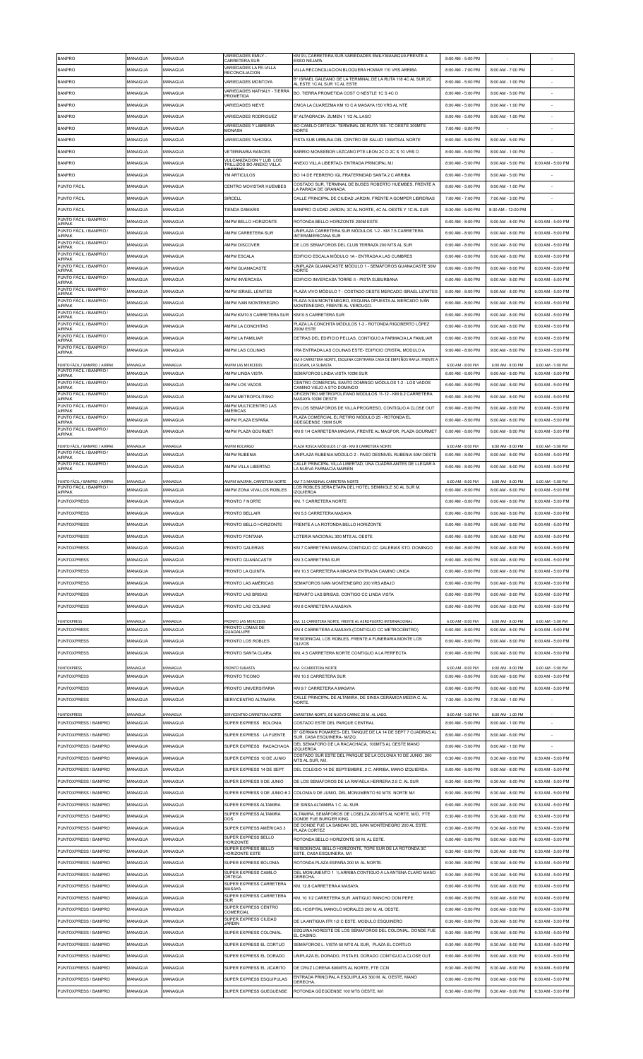| BANPRO | MANAGUA | MANAGUA | VARIEDADES EMILY - CARRETERA SUR | KM 9½ CARRETERA SUR-VARIEDADES EMILY MANAGUA FRENTE A ESSO NEJAPA | 8:00 AM - 5:00 PM | - | - |
|---|---|---|---|---|---|---|---|
| BANPRO | MANAGUA | MANAGUA | VARIEDADES LA FE-VILLA RECONCILIACION | VILLA RECONCILIACION BLOQUERA HOWAR 110 VRS ARRIBA | 8:00 AM - 7:00 PM | 8:00 AM - 7:00 PM | - |
| BANPRO | MANAGUA | MANAGUA | VARIEDADES MONTOYA | B° ISRAEL GALEANO DE LA TERMINAL DE LA RUTA 118 4C AL SUR 2C AL ESTE 1C AL SUR 1C AL ESTE | 8:00 AM - 5:00 PM | 8:00 AM - 1:00 PM | - |
| BANPRO | MANAGUA | MANAGUA | VARIEDADES NATHALY - TIERRA PROMETIDA | BO. TIERRA PROMETIDA COST O NESTLE 1C S 4C O | 8:00 AM - 5:00 PM | 8:00 AM - 5:00 PM | - |
| BANPRO | MANAGUA | MANAGUA | VARIEDADES NIEVE | CMCA LA CUAREZMA KM 10 C A MASAYA 150 VRS AL NTE | 8:00 AM - 5:00 PM | 8:00 AM - 1:00 PM | - |
| BANPRO | MANAGUA | MANAGUA | VARIEDADES RODRIGUEZ | B° ALTAGRACIA- ZUMEN 1 1/2 AL LAGO | 8:00 AM - 5:00 PM | 8:00 AM - 1:00 PM | - |
| BANPRO | MANAGUA | MANAGUA | VARIEDADES Y LIBRERIA MONASH | BO CAMILO ORTEGA- TERMINAL DE RUTA 105- 1C OESTE 300MTS NORTE | 7:00 AM - 8:00 PM | - | - |
| BANPRO | MANAGUA | MANAGUA | VARIEDADES YAHOSKA | PISTA SUB URBANA DEL CENTRO DE SALUD 100MTSAL NORTE | 8:00 AM - 5:00 PM | 8:00 AM - 5:00 PM | - |
| BANPRO | MANAGUA | MANAGUA | VETERINARIA RANCES | BARRIO MONSEÑOR LEZCANO PTE LEON 2C O 2C S 10 VRS O | 8:00 AM - 5:00 PM | 8:00 AM - 1:00 PM | - |
| BANPRO | MANAGUA | MANAGUA | VULCANIZACION Y LUB. LOS TRILLIZOS BO ANEXO VILLA LIBERTAD | ANEXO VILLA LIBERTAD- ENTRADA PRINCIPAL M.I | 8:00 AM - 5:00 PM | 8:00 AM - 5:00 PM | 8:00 AM - 5:00 PM |
| BANPRO | MANAGUA | MANAGUA | YM ARTICULOS | BO 14 DE FEBRERO IGL FRATERNIDAD SANTA 2 C ARRIBA | 8:00 AM - 5:00 PM | 8:00 AM - 5:00 PM | - |
| PUNTO FÁCIL | MANAGUA | MANAGUA | CENTRO MOVISTAR HUEMBES | COSTADO SUR, TERMINAL DE BUSES ROBERTO HUEMBES, FRENTE A LA PARADA DE GRANADA. | 8:00 AM - 5:00 PM | 8:00 AM - 1:00 PM | - |
| PUNTO FÁCIL | MANAGUA | MANAGUA | SIRCELL | CALLE PRINCIPAL DE CIUDAD JARDIN, FRENTE A GOMPER LIBRERIAS | 7:00 AM - 7:00 PM | 7:00 AM - 3:00 PM | - |
| PUNTO FÁCIL | MANAGUA | MANAGUA | TIENDA DAMARIS | BANPRO CIUDAD JARDIN, 3C AL NORTE, 4C AL OESTE Y 1C AL SUR | 8:30 AM - 5:00 PM | 8:30 AM - 12:00 PM | - |
| PUNTO FÁCIL / BANPRO / AIRPAK | MANAGUA | MANAGUA | AMPM BELLO HORIZONTE | ROTONDA BELLO HORIZONTE 200M ESTE | 6:00 AM - 8:00 PM | 6:00 AM - 8:00 PM | 6:00 AM - 5:00 PM |
| PUNTO FÁCIL / BANPRO / AIRPAK | MANAGUA | MANAGUA | AMPM CARRETERA SUR | UNIPLAZA CARRETERA SUR MÓDULOS 1-2 - KM 7.5 CARRETERA INTERAMERICANA SUR | 6:00 AM - 8:00 PM | 6:00 AM - 8:00 PM | 6:00 AM - 5:00 PM |
| PUNTO FÁCIL / BANPRO / AIRPAK | MANAGUA | MANAGUA | AMPM DISCOVER | DE LOS SEMAFOROS DEL CLUB TERRAZA 200 MTS AL SUR | 6:00 AM - 8:00 PM | 6:00 AM - 8:00 PM | 6:00 AM - 5:00 PM |
| PUNTO FÁCIL / BANPRO / AIRPAK | MANAGUA | MANAGUA | AMPM ESCALA | EDIFICIO ESCALA MÓDULO 1A - ENTRADA A LAS CUMBRES | 6:00 AM - 8:00 PM | 6:00 AM - 8:00 PM | 6:00 AM - 5:00 PM |
| PUNTO FÁCIL / BANPRO / AIRPAK | MANAGUA | MANAGUA | AMPM GUANACASTE | UNIPLAZA GUANACASTE MÓDULO 1 - SEMÁFOROS GUANACASTE 50M NORTE | 6:00 AM - 8:00 PM | 6:00 AM - 8:00 PM | 6:00 AM - 5:00 PM |
| PUNTO FÁCIL / BANPRO / AIRPAK | MANAGUA | MANAGUA | AMPM INVERCASA | EDIFICIO INVERCASA TORRE II - PISTA SUBURBANA | 6:00 AM - 8:00 PM | 6:00 AM - 8:00 PM | 6:00 AM - 5:00 PM |
| PUNTO FÁCIL / BANPRO / AIRPAK | MANAGUA | MANAGUA | AMPM ISRAEL LEWITES | PLAZA VIVO MÓDULO 7 - COSTADO OESTE MERCADO ISRAEL LEWITES | 6:00 AM - 8:00 PM | 6:00 AM - 8:00 PM | 6:00 AM - 5:00 PM |
| PUNTO FÁCIL / BANPRO / AIRPAK | MANAGUA | MANAGUA | AMPM IVAN MONTENEGRO | PLAZA IVÁN MONTENEGRO, ESQUINA OPUESTA AL MERCADO IVÁN MONTENEGRO, FRENTE AL VERDUGO. | 6:00 AM - 8:00 PM | 6:00 AM - 8:00 PM | 6:00 AM - 5:00 PM |
| PUNTO FÁCIL / BANPRO / AIRPAK | MANAGUA | MANAGUA | AMPM KM10.5 CARRETERA SUR | KM10.5 CARRETERA SUR | 6:00 AM - 8:00 PM | 6:00 AM - 8:00 PM | 6:00 AM - 5:00 PM |
| PUNTO FÁCIL / BANPRO / AIRPAK | MANAGUA | MANAGUA | AMPM LA CONCHITAS | PLAZA LA CONCHITA MÓDULOS 1-2 - ROTONDA RIGOBERTO LÓPEZ 200M ESTE | 6:00 AM - 8:00 PM | 6:00 AM - 8:00 PM | 6:00 AM - 5:00 PM |
| PUNTO FÁCIL / BANPRO / AIRPAK | MANAGUA | MANAGUA | AMPM LA FAMILIAR | DETRAS DEL EDIFICIO PELLAS, CONTIGUO A FARMACIA LA FAMILIAR | 6:00 AM - 8:00 PM | 6:00 AM - 8:00 PM | 6:00 AM - 5:00 PM |
| PUNTO FÁCIL / BANPRO / AIRPAK | MANAGUA | MANAGUA | AMPM LAS COLINAS | 1RA ENTRADA LAS COLINAS ESTE- EDIFICIO CRISTAL MODULO A | 9:00 AM - 8:00 PM | 9:00 AM - 8:00 PM | 8:30 AM - 5:00 PM |
| PUNTO FÁCIL / BANPRO / AIRPAK | MANAGUA | MANAGUA | AMPM LAS MERCEDES | KM 9 CARRETERA NORTE, ESQUINA CONTRARIA CASA DE EMPEÑOS RAFLA. FRENTE A ESCASAN, LA SUBASTA | 6:00 AM - 8:00 PM | 6:00 AM - 8:00 PM | 6:00 AM - 5:00 PM |
| PUNTO FÁCIL / BANPRO / AIRPAK | MANAGUA | MANAGUA | AMPM LINDA VISTA | SEMÁFOROS LINDA VISTA 100M SUR | 6:00 AM - 8:00 PM | 6:00 AM - 8:00 PM | 6:00 AM - 5:00 PM |
| PUNTO FÁCIL / BANPRO / AIRPAK | MANAGUA | MANAGUA | AMPM LOS VADOS | CENTRO COMERCIAL SANTO DOMINGO MÓDULOS 1-2 - LOS VADOS CAMINO VIEJO A STO DOMINGO | 6:00 AM - 8:00 PM | 6:00 AM - 8:00 PM | 6:00 AM - 5:00 PM |
| PUNTO FÁCIL / BANPRO / AIRPAK | MANAGUA | MANAGUA | AMPM METROPOLITANO | OFICENTRO METROPOLITANO MÓDULOS 11-12 - KM 9.2 CARRETERA MASAYA 100M OESTE | 6:00 AM - 8:00 PM | 6:00 AM - 8:00 PM | 6:00 AM - 5:00 PM |
| PUNTO FÁCIL / BANPRO / AIRPAK | MANAGUA | MANAGUA | AMPM MULTICENTRO LAS AMÉRICAS | EN LOS SEMÁFOROS DE VILLA PROGRESO, CONTIGUO A CLOSE OUT | 6:00 AM - 8:00 PM | 6:00 AM - 8:00 PM | 6:00 AM - 5:00 PM |
| PUNTO FÁCIL / BANPRO / AIRPAK | MANAGUA | MANAGUA | AMPM PLAZA ESPAÑA | PLAZA COMERCIAL EL RETIRO MÓDULO 25 - ROTONDA EL GÜEGÜENSE 150M SUR | 6:00 AM - 8:00 PM | 6:00 AM - 8:00 PM | 6:00 AM - 5:00 PM |
| PUNTO FÁCIL / BANPRO / AIRPAK | MANAGUA | MANAGUA | AMPM PLAZA GOURMET | KM 8 1/4 CARRETERA MASAYA, FRENTE AL MAGFOR, PLAZA GOURMET | 6:00 AM - 8:00 PM | 6:00 AM - 8:00 PM | 6:00 AM - 5:00 PM |
| PUNTO FÁCIL / BANPRO / AIRPAK | MANAGUA | MANAGUA | AMPM ROCARGO | PLAZA ROSCA MÓDULOS 17-18 - KM 8 CARRETERA NORTE | 6:00 AM - 8:00 PM | 6:00 AM - 8:00 PM | 6:00 AM - 5:00 PM |
| PUNTO FÁCIL / BANPRO / AIRPAK | MANAGUA | MANAGUA | AMPM RUBENIA | UNIPLAZA RUBENIA MÓDULO 2 - PASO DESNIVEL RUBENIA 50M OESTE | 6:00 AM - 8:00 PM | 6:00 AM - 8:00 PM | 6:00 AM - 5:00 PM |
| PUNTO FÁCIL / BANPRO / AIRPAK | MANAGUA | MANAGUA | AMPM VILLA LIBERTAD | CALLE PRINCIPAL VILLA LIBERTAD, UNA CUADRA ANTES DE LLEGAR A LA NUEVA FARMACIA MARIEN | 6:00 AM - 8:00 PM | 6:00 AM - 8:00 PM | 6:00 AM - 5:00 PM |
| PUNTO FÁCIL / BANPRO / AIRPAK | MANAGUA | MANAGUA | AMPM WASPAN, CARRETERA NORTE | KM 7.5 MARGINAL CARRETERA NORTE | 6:00 AM - 8:00 PM | 6:00 AM - 8:00 PM | 6:00 AM - 5:00 PM |
| PUNTO FÁCIL / BANPRO / AIRPAK | MANAGUA | MANAGUA | AMPM ZONA VIVA LOS ROBLES | LOS ROBLES 3ERA ETAPA DEL HOTEL SEMINOLE 5C AL SUR M. IZQUIERDA | 6:00 AM - 8:00 PM | 6:00 AM - 8:00 PM | 6:00 AM - 5:00 PM |
| PUNTOXPRESS | MANAGUA | MANAGUA | PRONTO 7 NORTE | KM. 7 CARRETERA NORTE | 6:00 AM - 8:00 PM | 6:00 AM - 8:00 PM | 6:00 AM - 5:00 PM |
| PUNTOXPRESS | MANAGUA | MANAGUA | PRONTO BELLAIR | KM 5.5 CARRETERA MASAYA | 6:00 AM - 8:00 PM | 6:00 AM - 8:00 PM | 6:00 AM - 5:00 PM |
| PUNTOXPRESS | MANAGUA | MANAGUA | PRONTO BELLO HORIZONTE | FRENTE A LA ROTONDA BELLO HORIZONTE | 6:00 AM - 8:00 PM | 6:00 AM - 8:00 PM | 6:00 AM - 5:00 PM |
| PUNTOXPRESS | MANAGUA | MANAGUA | PRONTO FONTANA | LOTERÍA NACIONAL 300 MTS AL OESTE | 6:00 AM - 8:00 PM | 6:00 AM - 8:00 PM | 6:00 AM - 5:00 PM |
| PUNTOXPRESS | MANAGUA | MANAGUA | PRONTO GALERÍAS | KM 7 CARRETERA MASAYA CONTIGUO CC GALERIAS STO. DOMINGO | 6:00 AM - 8:00 PM | 6:00 AM - 8:00 PM | 6:00 AM - 5:00 PM |
| PUNTOXPRESS | MANAGUA | MANAGUA | PRONTO GUANACASTE | KM 3 CARRETERA SUR | 6:00 AM - 8:00 PM | 6:00 AM - 8:00 PM | 6:00 AM - 5:00 PM |
| PUNTOXPRESS | MANAGUA | MANAGUA | PRONTO LA QUINTA | KM 10.5 CARRETERA A MASAYA ENTRADA CAMINO UNICA | 6:00 AM - 8:00 PM | 6:00 AM - 8:00 PM | 6:00 AM - 5:00 PM |
| PUNTOXPRESS | MANAGUA | MANAGUA | PRONTO LAS AMÉRICAS | SEMAFOROS IVAN MONTENEGRO 200 VRS ABAJO | 6:00 AM - 8:00 PM | 6:00 AM - 8:00 PM | 6:00 AM - 5:00 PM |
| PUNTOXPRESS | MANAGUA | MANAGUA | PRONTO LAS BRISAS | REPARTO LAS BRISAS, CONTIGO CC LINDA VISTA | 6:00 AM - 8:00 PM | 6:00 AM - 8:00 PM | 6:00 AM - 5:00 PM |
| PUNTOXPRESS | MANAGUA | MANAGUA | PRONTO LAS COLINAS | KM 8 CARRETERA A MASAYA | 6:00 AM - 8:00 PM | 6:00 AM - 8:00 PM | 6:00 AM - 5:00 PM |
| PUNTOXPRESS | MANAGUA | MANAGUA | PRONTO LAS MERCEDES | KM. 11 CARRETERA NORTE, FRENTE AL AEROPUERTO INTERNACIONAL | 6:00 AM - 8:00 PM | 6:00 AM - 8:00 PM | 6:00 AM - 5:00 PM |
| PUNTOXPRESS | MANAGUA | MANAGUA | PRONTO LOMAS DE GUADALUPE | KM 4 CARRETERA A MASAYA (CONTIGUO CC METROCENTRO) | 6:00 AM - 8:00 PM | 6:00 AM - 8:00 PM | 6:00 AM - 5:00 PM |
| PUNTOXPRESS | MANAGUA | MANAGUA | PRONTO LOS ROBLES | RESIDENCIAL LOS ROBLES, FRENTE A FUNERARIA MONTE LOS OLIVOS | 6:00 AM - 8:00 PM | 6:00 AM - 8:00 PM | 6:00 AM - 5:00 PM |
| PUNTOXPRESS | MANAGUA | MANAGUA | PRONTO SANTA CLARA | KM. 4.5 CARRETERA NORTE CONTIGUO A LA PERFECTA | 6:00 AM - 8:00 PM | 6:00 AM - 8:00 PM | 6:00 AM - 5:00 PM |
| PUNTOXPRESS | MANAGUA | MANAGUA | PRONTO SUBASTA | KM. 9 CARRETERA NORTE | 6:00 AM - 8:00 PM | 6:00 AM - 8:00 PM | 6:00 AM - 5:00 PM |
| PUNTOXPRESS | MANAGUA | MANAGUA | PRONTO TICOMO | KM 10.5 CARRETERA SUR | 6:00 AM - 8:00 PM | 6:00 AM - 8:00 PM | 6:00 AM - 5:00 PM |
| PUNTOXPRESS | MANAGUA | MANAGUA | PRONTO UNIVERSITARIA | KM 9.7 CARRETERA A MASAYA | 6:00 AM - 8:00 PM | 6:00 AM - 8:00 PM | 6:00 AM - 5:00 PM |
| PUNTOXPRESS | MANAGUA | MANAGUA | SERVICENTRO ALTAMIRA | CALLE PRINCIPAL DE ALTAMIRA, DE SINSA CERÁMICA MEDIA C. AL NORTE. | 7:30 AM - 5:30 PM | 7:30 AM - 1:00 PM | - |
| PUNTOXPRESS | MANAGUA | MANAGUA | SERVICENTRO CARRETERA NORTE | CARRETERA NORTE, DE NUEVO CARNIC 20 M. AL LAGO. | 8:00 AM - 5:00 PM | 8:00 AM - 1:00 PM | - |
| PUNTOXPRESS / BANPRO | MANAGUA | MANAGUA | SUPER EXPRESS BOLONIA | COSTADO ESTE DEL PARQUE CENTRAL | 8:00 AM - 5:00 PM | 8:00 AM - 1:00 PM | - |
| PUNTOXPRESS / BANPRO | MANAGUA | MANAGUA | SUPER EXPRESS LA FUENTE | B° GERMAN POMARES- DEL TANQUE DE LA 14 DE SEPT 7 CUADRAS AL SUR, CASA ESQUINERA- M/IZQ. | 8:00 AM - 6:00 PM | 8:00 AM - 6:00 PM | - |
| PUNTOXPRESS / BANPRO | MANAGUA | MANAGUA | SUPER EXPRESS RACACHACA | DEL SEMAFORO DE LA RACACHACA, 100MTS AL OESTE MANO IZQUIERDA. | 8:00 AM - 5:00 PM | 8:00 AM - 1:00 PM | - |
| PUNTOXPRESS / BANPRO | MANAGUA | MANAGUA | SUPER EXPRESS 10 DE JUNIO | COSTADO SUR ESTE DEL PARQUE DE LA COLONIA 10 DE JUNIO, 200 MTS AL SUR, M/I. | 6:30 AM - 8:00 PM | 6:30 AM - 8:00 PM | 6:30 AM - 5:00 PM |
| PUNTOXPRESS / BANPRO | MANAGUA | MANAGUA | SUPER EXPRESS 14 DE SEPT | DEL COLEGIO 14 DE SEPTIEMBRE, 2 C. ARRIBA, MANO IZQUIERDA. | 6:00 AM - 8:00 PM | 6:00 AM - 8:00 PM | 6:00 AM - 5:00 PM |
| PUNTOXPRESS / BANPRO | MANAGUA | MANAGUA | SUPER EXPRESS 9 DE JUNIO | DE LOS SEMÁFOROS DE LA RAFAELA HERRERA 2.5 C. AL SUR | 6:30 AM - 8:00 PM | 6:30 AM - 8:00 PM | 6:30 AM - 5:00 PM |
| PUNTOXPRESS / BANPRO | MANAGUA | MANAGUA | SUPER EXPRESS 9 DE JUNIO # 2 | COLONIA 9 DE JUNIO, DEL MONUMENTO 50 MTS NORTE M/I | 6:30 AM - 8:00 PM | 6:30 AM - 8:00 PM | 6:30 AM - 5:00 PM |
| PUNTOXPRESS / BANPRO | MANAGUA | MANAGUA | SUPER EXPRESS ALTAMIRA | DE SINSA ALTAMIRA 1 C. AL SUR. | 6:00 AM - 8:00 PM | 6:00 AM - 8:00 PM | 6:30 AM - 5:00 PM |
| PUNTOXPRESS / BANPRO | MANAGUA | MANAGUA | SUPER EXPRESS ALTAMIRA DOS | ALTAMIRA, SEMÁFOROS DE LOSELZA 200 MTS AL NORTE, M/D, FTE DONDE FUE BURGER KING | 6:30 AM - 8:00 PM | 6:30 AM - 8:00 PM | 6:30 AM - 5:00 PM |
| PUNTOXPRESS / BANPRO | MANAGUA | MANAGUA | SUPER EXPRESS AMÉRICAS 3 | DE DONDE FUE LA SANDAK DEL IVAN MONTENEGRO 200 AL ESTE PLAZA CORTEZ | 6:30 AM - 8:00 PM | 6:30 AM - 8:00 PM | 6:30 AM - 5:00 PM |
| PUNTOXPRESS / BANPRO | MANAGUA | MANAGUA | SUPER EXPRESS BELLO HORIZONTE | ROTONDA BELLO HORIZONTE 50 M. AL ESTE. | 6:00 AM - 8:00 PM | 6:00 AM - 8:00 PM | 6:00 AM - 5:00 PM |
| PUNTOXPRESS / BANPRO | MANAGUA | MANAGUA | SUPER EXPRESS BELLO HORIZONTE ESTE | RESIDENCIAL BELLO HORIZONTE, TOPE SUR DE LA ROTONDA 3C ESTE, CASA ESQUINERA, M/I | 6:30 AM - 8:00 PM | 6:30 AM - 8:00 PM | 6:30 AM - 5:00 PM |
| PUNTOXPRESS / BANPRO | MANAGUA | MANAGUA | SUPER EXPRESS BOLONIA | ROTONDA PLAZA ESPAÑA 200 M. AL NORTE. | 6:30 AM - 8:00 PM | 6:30 AM - 8:00 PM | 6:30 AM - 5:00 PM |
| PUNTOXPRESS / BANPRO | MANAGUA | MANAGUA | SUPER EXPRESS CAMILO ORTEGA | DEL MONUMENTO 1 ½ ARRIBA CONTIGUO A LA ANTENA CLARO MANO DERECHA. | 6:30 AM - 8:00 PM | 6:30 AM - 8:00 PM | 6:30 AM - 5:00 PM |
| PUNTOXPRESS / BANPRO | MANAGUA | MANAGUA | SUPER EXPRESS CARRETERA MASAYA | KM. 12.8 CARRETERA A MASAYA. | 6:00 AM - 8:00 PM | 6:00 AM - 8:00 PM | 6:00 AM - 5:00 PM |
| PUNTOXPRESS / BANPRO | MANAGUA | MANAGUA | SUPER EXPRESS CARRETERA SUR | KM. 10 1/2 CARRETERA SUR. ANTIGUO RANCHO DON PEPE. | 6:00 AM - 8:00 PM | 6:00 AM - 8:00 PM | 6:00 AM - 5:00 PM |
| PUNTOXPRESS / BANPRO | MANAGUA | MANAGUA | SUPER EXPRESS CENTRO COMERCIAL | DEL HOSPITAL MANOLO MORALES 200 M. AL OESTE. | 6:00 AM - 8:00 PM | 6:00 AM - 8:00 PM | 6:00 AM - 5:00 PM |
| PUNTOXPRESS / BANPRO | MANAGUA | MANAGUA | SUPER EXPRESS CIUDAD JARDIN | DE LA ANTIGUA ITR 1/2 C ESTE. MODULO ESQUINERO | 6:30 AM - 8:00 PM | 6:30 AM - 8:00 PM | 6:30 AM - 5:00 PM |
| PUNTOXPRESS / BANPRO | MANAGUA | MANAGUA | SUPER EXPRESS COLONIAL | ESQUINA NORESTE DE LOS SEMÁFOROS DEL COLONIAL. DONDE FUE EL CASINO. | 6:30 AM - 8:00 PM | 6:30 AM - 8:00 PM | 6:30 AM - 5:00 PM |
| PUNTOXPRESS / BANPRO | MANAGUA | MANAGUA | SUPER EXPRESS EL CORTIJO | SEMÁFOROS L. VISTA 50 MTS AL SUR, PLAZA EL CORTIJO | 6:30 AM - 8:00 PM | 6:30 AM - 8:00 PM | 6:30 AM - 5:00 PM |
| PUNTOXPRESS / BANPRO | MANAGUA | MANAGUA | SUPER EXPRESS EL DORADO | UNIPLAZA EL DORADO, PISTA EL DORADO CONTIGUO A CLOSE OUT. | 6:00 AM - 8:00 PM | 6:00 AM - 8:00 PM | 6:00 AM - 5:00 PM |
| PUNTOXPRESS / BANPRO | MANAGUA | MANAGUA | SUPER EXPRESS EL JICARITO | DE CRUZ LORENA 800MTS AL NORTE, FTE CCN | 6:30 AM - 8:00 PM | 6:30 AM - 8:00 PM | 6:30 AM - 5:00 PM |
| PUNTOXPRESS / BANPRO | MANAGUA | MANAGUA | SUPER EXPRESS ESQUIPULAS | ENTRADA PRINCIPAL A ESQUIPULAS 300 M. AL OESTE, MANO DERECHA. | 6:00 AM - 8:00 PM | 6:00 AM - 8:00 PM | 6:00 AM - 5:00 PM |
| PUNTOXPRESS / BANPRO | MANAGUA | MANAGUA | SUPER EXPRESS GUEGUENSE | ROTONDA GÜEGÜENSE 100 MTS OESTE, M/I | 6:30 AM - 8:00 PM | 6:30 AM - 8:00 PM | 6:30 AM - 5:00 PM |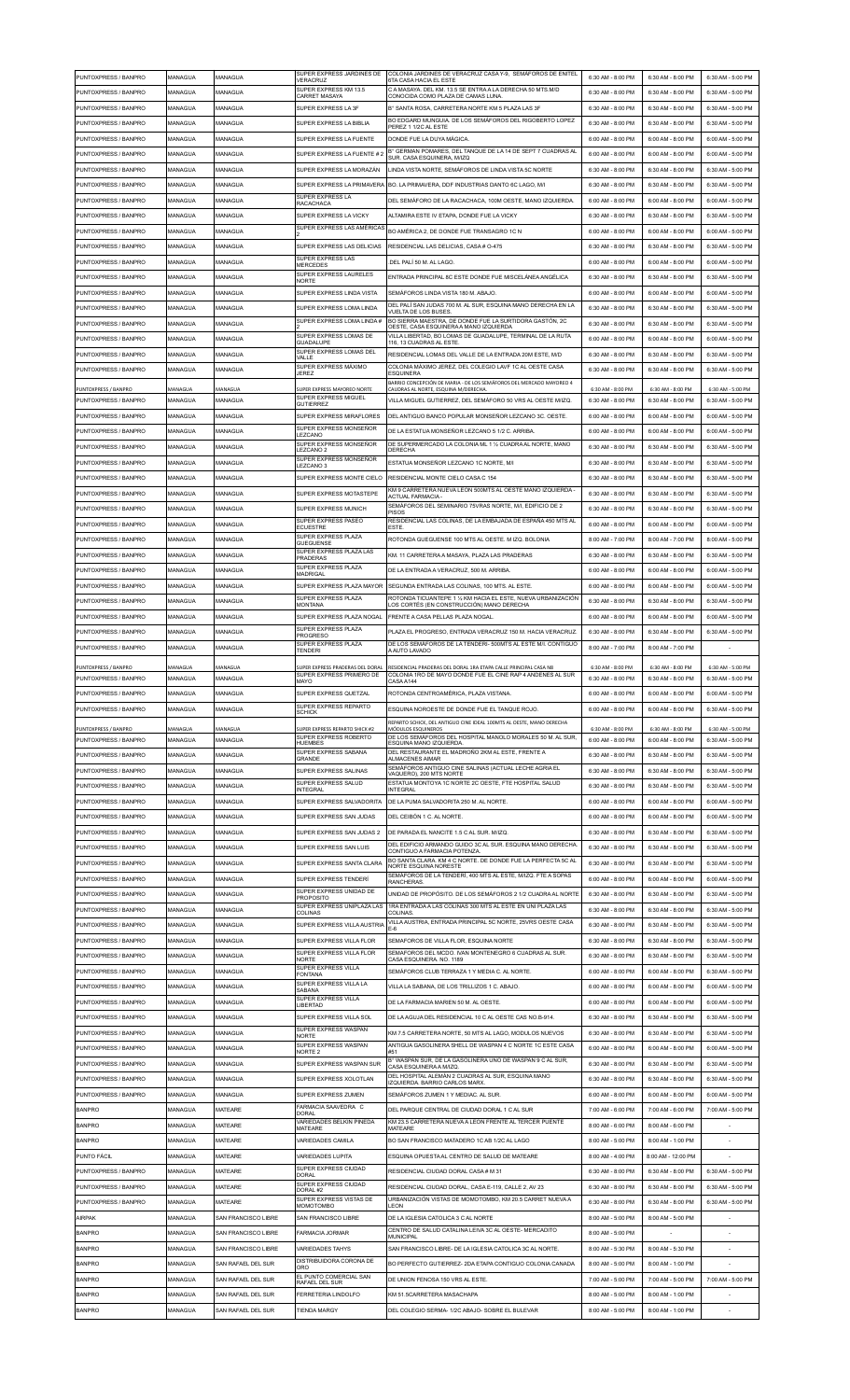| | | | | | | | |
|---|---|---|---|---|---|---|---|
| PUNTOXPRESS / BANPRO | MANAGUA | MANAGUA | SUPER EXPRESS JARDINES DE VERACRUZ | COLONIA JARDINES DE VERACRUZ CASA Y-9, SEMÁFOROS DE ENITEL 6TA CASA HACIA EL ESTE | 6:30 AM - 8:00 PM | 6:30 AM - 8:00 PM | 6:30 AM - 5:00 PM |
| PUNTOXPRESS / BANPRO | MANAGUA | MANAGUA | SUPER EXPRESS KM 13.5 CARRET MASAYA | C A MASAYA, DEL KM. 13.5 SE ENTRA A LA DERECHA 50 MTS M/D CONOCIDA COMO PLAZA DE CAMAS LUNA. | 6:30 AM - 8:00 PM | 6:30 AM - 8:00 PM | 6:30 AM - 5:00 PM |
| PUNTOXPRESS / BANPRO | MANAGUA | MANAGUA | SUPER EXPRESS LA 3F | B° SANTA ROSA, CARRETERA NORTE KM 5 PLAZA LAS 3F | 6:30 AM - 8:00 PM | 6:30 AM - 8:00 PM | 6:30 AM - 5:00 PM |
| PUNTOXPRESS / BANPRO | MANAGUA | MANAGUA | SUPER EXPRESS LA BIBLIA | BO EDGARD MUNGUIA. DE LOS SEMÁFOROS DEL RIGOBERTO LOPEZ PEREZ 1 1/2C AL ESTE | 6:30 AM - 8:00 PM | 6:30 AM - 8:00 PM | 6:30 AM - 5:00 PM |
| PUNTOXPRESS / BANPRO | MANAGUA | MANAGUA | SUPER EXPRESS LA FUENTE | DONDE FUE LA DUYA MÁGICA. | 6:00 AM - 8:00 PM | 6:00 AM - 8:00 PM | 6:00 AM - 5:00 PM |
| PUNTOXPRESS / BANPRO | MANAGUA | MANAGUA | SUPER EXPRESS LA FUENTE # 2 | B° GERMAN POMARES, DEL TANQUE DE LA 14 DE SEPT 7 CUADRAS AL SUR, CASA ESQUINERA, M/IZQ | 6:00 AM - 8:00 PM | 6:00 AM - 8:00 PM | 6:00 AM - 5:00 PM |
| PUNTOXPRESS / BANPRO | MANAGUA | MANAGUA | SUPER EXPRESS LA MORAZÁN | LINDA VISTA NORTE, SEMÁFOROS DE LINDA VISTA 5C NORTE | 6:30 AM - 8:00 PM | 6:30 AM - 8:00 PM | 6:30 AM - 5:00 PM |
| PUNTOXPRESS / BANPRO | MANAGUA | MANAGUA | SUPER EXPRESS LA PRIMAVERA | BO. LA PRIMAVERA, DDF INDUSTRIAS DANTO 6C LAGO, M/I | 6:30 AM - 8:00 PM | 6:30 AM - 8:00 PM | 6:30 AM - 5:00 PM |
| PUNTOXPRESS / BANPRO | MANAGUA | MANAGUA | SUPER EXPRESS LA RACACHACA | DEL SEMÁFORO DE LA RACACHACA, 100M OESTE, MANO IZQUIERDA. | 6:00 AM - 8:00 PM | 6:00 AM - 8:00 PM | 6:00 AM - 5:00 PM |
| PUNTOXPRESS / BANPRO | MANAGUA | MANAGUA | SUPER EXPRESS LA VICKY | ALTAMIRA ESTE IV ETAPA, DONDE FUE LA VICKY | 6:30 AM - 8:00 PM | 6:30 AM - 8:00 PM | 6:30 AM - 5:00 PM |
| PUNTOXPRESS / BANPRO | MANAGUA | MANAGUA | SUPER EXPRESS LAS AMÉRICAS 2 | BO AMÉRICA 2, DE DONDE FUE TRANSAGRO 1C N | 6:00 AM - 8:00 PM | 6:00 AM - 8:00 PM | 6:00 AM - 5:00 PM |
| PUNTOXPRESS / BANPRO | MANAGUA | MANAGUA | SUPER EXPRESS LAS DELICIAS | RESIDENCIAL LAS DELICIAS, CASA # O-475 | 6:30 AM - 8:00 PM | 6:30 AM - 8:00 PM | 6:30 AM - 5:00 PM |
| PUNTOXPRESS / BANPRO | MANAGUA | MANAGUA | SUPER EXPRESS LAS MERCEDES | DEL PALÍ 50 M. AL LAGO. | 6:00 AM - 8:00 PM | 6:00 AM - 8:00 PM | 6:00 AM - 5:00 PM |
| PUNTOXPRESS / BANPRO | MANAGUA | MANAGUA | SUPER EXPRESS LAURELES NORTE | ENTRADA PRINCIPAL 8C ESTE DONDE FUE MISCELÁNEA ANGÉLICA | 6:30 AM - 8:00 PM | 6:30 AM - 8:00 PM | 6:30 AM - 5:00 PM |
| PUNTOXPRESS / BANPRO | MANAGUA | MANAGUA | SUPER EXPRESS LINDA VISTA | SEMÁFOROS LINDA VISTA 180 M. ABAJO. | 6:00 AM - 8:00 PM | 6:00 AM - 8:00 PM | 6:00 AM - 5:00 PM |
| PUNTOXPRESS / BANPRO | MANAGUA | MANAGUA | SUPER EXPRESS LOMA LINDA | DEL PALÍ SAN JUDAS 700 M. AL SUR, ESQUINA MANO DERECHA EN LA VUELTA DE LOS BUSES. | 6:30 AM - 8:00 PM | 6:30 AM - 8:00 PM | 6:30 AM - 5:00 PM |
| PUNTOXPRESS / BANPRO | MANAGUA | MANAGUA | SUPER EXPRESS LOMA LINDA # 2 | BO SIERRA MAESTRA, DE DONDE FUE LA SURTIDORA GASTÓN, 2C OESTE, CASA ESQUINERA A MANO IZQUIERDA | 6:30 AM - 8:00 PM | 6:30 AM - 8:00 PM | 6:30 AM - 5:00 PM |
| PUNTOXPRESS / BANPRO | MANAGUA | MANAGUA | SUPER EXPRESS LOMAS DE GUADALUPE | VILLA LIBERTAD, BO LOMAS DE GUADALUPE, TERMINAL DE LA RUTA 116, 13 CUADRAS AL ESTE | 6:00 AM - 8:00 PM | 6:00 AM - 8:00 PM | 6:00 AM - 5:00 PM |
| PUNTOXPRESS / BANPRO | MANAGUA | MANAGUA | SUPER EXPRESS LOMAS DEL VALLE | RESIDENCIAL LOMAS DEL VALLE DE LA ENTRADA 20M ESTE, M/D | 6:30 AM - 8:00 PM | 6:30 AM - 8:00 PM | 6:30 AM - 5:00 PM |
| PUNTOXPRESS / BANPRO | MANAGUA | MANAGUA | SUPER EXPRESS MÁXIMO JEREZ | COLONIA MÁXIMO JEREZ, DEL COLEGIO LAVF 1C AL OESTE CASA ESQUINERA | 6:30 AM - 8:00 PM | 6:30 AM - 8:00 PM | 6:30 AM - 5:00 PM |
| PUNTOXPRESS / BANPRO | MANAGUA | MANAGUA | SUPER EXPRESS MAYOREO NORTE | BARRIO CONCEPCIÓN DE MARIA - DE LOS SEMÁFOROS DEL MERCADO MAYOREO 4 CUADRAS AL NORTE, ESQUINA M/DERECHA. | 6:30 AM - 8:00 PM | 6:30 AM - 8:00 PM | 6:30 AM - 5:00 PM |
| PUNTOXPRESS / BANPRO | MANAGUA | MANAGUA | SUPER EXPRESS MIGUEL GUTIERREZ | VILLA MIGUEL GUTIERREZ, DEL SEMÁFORO 50 VRS AL OESTE M/IZQ. | 6:30 AM - 8:00 PM | 6:30 AM - 8:00 PM | 6:30 AM - 5:00 PM |
| PUNTOXPRESS / BANPRO | MANAGUA | MANAGUA | SUPER EXPRESS MIRAFLORES | DEL ANTIGUO BANCO POPULAR MONSEÑOR LEZCANO 3C. OESTE. | 6:00 AM - 8:00 PM | 6:00 AM - 8:00 PM | 6:00 AM - 5:00 PM |
| PUNTOXPRESS / BANPRO | MANAGUA | MANAGUA | SUPER EXPRESS MONSEÑOR LEZCANO | DE LA ESTATUA MONSEÑOR LEZCANO 5 1/2 C. ARRIBA. | 6:00 AM - 8:00 PM | 6:00 AM - 8:00 PM | 6:00 AM - 5:00 PM |
| PUNTOXPRESS / BANPRO | MANAGUA | MANAGUA | SUPER EXPRESS MONSEÑOR LEZCANO 2 | DE SUPERMERCADO LA COLONIA ML 1 ½ CUADRA AL NORTE, MANO DERECHA | 6:30 AM - 8:00 PM | 6:30 AM - 8:00 PM | 6:30 AM - 5:00 PM |
| PUNTOXPRESS / BANPRO | MANAGUA | MANAGUA | SUPER EXPRESS MONSEÑOR LEZCANO 3 | ESTATUA MONSEÑOR LEZCANO 1C NORTE, M/I | 6:30 AM - 8:00 PM | 6:30 AM - 8:00 PM | 6:30 AM - 5:00 PM |
| PUNTOXPRESS / BANPRO | MANAGUA | MANAGUA | SUPER EXPRESS MONTE CIELO | RESIDENCIAL MONTE CIELO CASA C 154 | 6:30 AM - 8:00 PM | 6:30 AM - 8:00 PM | 6:30 AM - 5:00 PM |
| PUNTOXPRESS / BANPRO | MANAGUA | MANAGUA | SUPER EXPRESS MOTASTEPE | KM 9 CARRETERA NUEVA LEON 500MTS AL OESTE MANO IZQUIERDA - ACTUAL FARMACIA - | 6:30 AM - 8:00 PM | 6:30 AM - 8:00 PM | 6:30 AM - 5:00 PM |
| PUNTOXPRESS / BANPRO | MANAGUA | MANAGUA | SUPER EXPRESS MUNICH | SEMÁFOROS DEL SEMINARIO 75VRAS NORTE, M/I, EDIFICIO DE 2 PISOS | 6:30 AM - 8:00 PM | 6:30 AM - 8:00 PM | 6:30 AM - 5:00 PM |
| PUNTOXPRESS / BANPRO | MANAGUA | MANAGUA | SUPER EXPRESS PASEO ECUESTRE | RESIDENCIAL LAS COLINAS, DE LA EMBAJADA DE ESPAÑA 450 MTS AL ESTE. | 6:00 AM - 8:00 PM | 6:00 AM - 8:00 PM | 6:00 AM - 5:00 PM |
| PUNTOXPRESS / BANPRO | MANAGUA | MANAGUA | SUPER EXPRESS PLAZA GUEGUENSE | ROTONDA GUEGUENSE 100 MTS AL OESTE. M IZQ. BOLONIA | 8:00 AM - 7:00 PM | 8:00 AM - 7:00 PM | 8:00 AM - 5:00 PM |
| PUNTOXPRESS / BANPRO | MANAGUA | MANAGUA | SUPER EXPRESS PLAZA LAS PRADERAS | KM. 11 CARRETERA A MASAYA, PLAZA LAS PRADERAS | 6:30 AM - 8:00 PM | 6:30 AM - 8:00 PM | 6:30 AM - 5:00 PM |
| PUNTOXPRESS / BANPRO | MANAGUA | MANAGUA | SUPER EXPRESS PLAZA MADRIGAL | DE LA ENTRADA A VERACRUZ, 500 M. ARRIBA. | 6:00 AM - 8:00 PM | 6:00 AM - 8:00 PM | 6:00 AM - 5:00 PM |
| PUNTOXPRESS / BANPRO | MANAGUA | MANAGUA | SUPER EXPRESS PLAZA MAYOR | SEGUNDA ENTRADA LAS COLINAS, 100 MTS. AL ESTE. | 6:00 AM - 8:00 PM | 6:00 AM - 8:00 PM | 6:00 AM - 5:00 PM |
| PUNTOXPRESS / BANPRO | MANAGUA | MANAGUA | SUPER EXPRESS PLAZA MONTANA | ROTONDA TICUANTEPE 1 ½ KM HACIA EL ESTE, NUEVA URBANIZACIÓN LOS CORTÉS (EN CONSTRUCCIÓN) MANO DERECHA | 6:30 AM - 8:00 PM | 6:30 AM - 8:00 PM | 6:30 AM - 5:00 PM |
| PUNTOXPRESS / BANPRO | MANAGUA | MANAGUA | SUPER EXPRESS PLAZA NOGAL | FRENTE A CASA PELLAS PLAZA NOGAL | 6:00 AM - 8:00 PM | 6:00 AM - 8:00 PM | 6:00 AM - 5:00 PM |
| PUNTOXPRESS / BANPRO | MANAGUA | MANAGUA | SUPER EXPRESS PLAZA PROGRESO | PLAZA EL PROGRESO, ENTRADA VERACRUZ 150 M. HACIA VERACRUZ | 6:30 AM - 8:00 PM | 6:30 AM - 8:00 PM | 6:30 AM - 5:00 PM |
| PUNTOXPRESS / BANPRO | MANAGUA | MANAGUA | SUPER EXPRESS PLAZA TENDERI | DE LOS SEMÁFOROS DE LA TENDERI- 500MTS AL ESTE M/I, CONTIGUO A AUTO LAVADO | 8:00 AM - 7:00 PM | 8:00 AM - 7:00 PM | - |
| PUNTOXPRESS / BANPRO | MANAGUA | MANAGUA | SUPER EXPRESS PRADERAS DEL DORAL | RESIDENCIAL PRADERAS DEL DORAL 1RA ETAPA CALLE PRINCIPAL CASA NB | 6:30 AM - 8:00 PM | 6:30 AM - 8:00 PM | 6:30 AM - 5:00 PM |
| PUNTOXPRESS / BANPRO | MANAGUA | MANAGUA | SUPER EXPRESS PRIMERO DE MAYO | COLONIA 1RO DE MAYO DONDE FUE EL CINE RAP 4 ANDENES AL SUR CASA A144 | 6:30 AM - 8:00 PM | 6:30 AM - 8:00 PM | 6:30 AM - 5:00 PM |
| PUNTOXPRESS / BANPRO | MANAGUA | MANAGUA | SUPER EXPRESS QUETZAL | ROTONDA CENTROAMÉRICA, PLAZA VISTANA. | 6:00 AM - 8:00 PM | 6:00 AM - 8:00 PM | 6:00 AM - 5:00 PM |
| PUNTOXPRESS / BANPRO | MANAGUA | MANAGUA | SUPER EXPRESS REPARTO SCHICK | ESQUINA NOROESTE DE DONDE FUE EL TANQUE ROJO. | 6:00 AM - 8:00 PM | 6:00 AM - 8:00 PM | 6:00 AM - 5:00 PM |
| PUNTOXPRESS / BANPRO | MANAGUA | MANAGUA | SUPER EXPRESS REPARTO SHICK #2 | REPARTO SCHICK, DEL ANTIGUO CINE IDEAL 300MTS AL OESTE, MANO DERECHA MÓDULOS ESQUINEROS | 6:30 AM - 8:00 PM | 6:30 AM - 8:00 PM | 6:30 AM - 5:00 PM |
| PUNTOXPRESS / BANPRO | MANAGUA | MANAGUA | SUPER EXPRESS ROBERTO HUEMBES | DE LOS SEMÁFOROS DEL HOSPITAL MANOLO MORALES 50 M. AL SUR, ESQUINA MANO IZQUIERDA. | 6:00 AM - 8:00 PM | 6:00 AM - 8:00 PM | 6:00 AM - 5:00 PM |
| PUNTOXPRESS / BANPRO | MANAGUA | MANAGUA | SUPER EXPRESS SABANA GRANDE | DEL RESTAURANTE EL MADROÑO 2KM AL ESTE, FRENTE A ALMACENES AIMAR | 6:30 AM - 8:00 PM | 6:30 AM - 8:00 PM | 6:30 AM - 5:00 PM |
| PUNTOXPRESS / BANPRO | MANAGUA | MANAGUA | SUPER EXPRESS SALINAS | SEMÁFOROS ANTIGUO CINE SALINAS (ACTUAL LECHE AGRIA EL VAQUERO), 200 MTS NORTE | 6:30 AM - 8:00 PM | 6:30 AM - 8:00 PM | 6:30 AM - 5:00 PM |
| PUNTOXPRESS / BANPRO | MANAGUA | MANAGUA | SUPER EXPRESS SALUD INTEGRAL | ESTATUA MONTOYA 1C NORTE 2C OESTE, FTE HOSPITAL SALUD INTEGRAL | 6:30 AM - 8:00 PM | 6:30 AM - 8:00 PM | 6:30 AM - 5:00 PM |
| PUNTOXPRESS / BANPRO | MANAGUA | MANAGUA | SUPER EXPRESS SALVADORITA | DE LA PUMA SALVADORITA 250 M. AL NORTE. | 6:00 AM - 8:00 PM | 6:00 AM - 8:00 PM | 6:00 AM - 5:00 PM |
| PUNTOXPRESS / BANPRO | MANAGUA | MANAGUA | SUPER EXPRESS SAN JUDAS | DEL CEIBÓN 1 C. AL NORTE. | 6:00 AM - 8:00 PM | 6:00 AM - 8:00 PM | 6:00 AM - 5:00 PM |
| PUNTOXPRESS / BANPRO | MANAGUA | MANAGUA | SUPER EXPRESS SAN JUDAS 2 | DE PARADA EL NANCITE 1.5 C AL SUR. M/IZQ. | 6:30 AM - 8:00 PM | 6:30 AM - 8:00 PM | 6:30 AM - 5:00 PM |
| PUNTOXPRESS / BANPRO | MANAGUA | MANAGUA | SUPER EXPRESS SAN LUIS | DEL EDIFICIO ARMANDO GUIDO 3C AL SUR. ESQUINA MANO DERECHA. CONTIGUO A FARMACIA POTENZA. | 6:30 AM - 8:00 PM | 6:30 AM - 8:00 PM | 6:30 AM - 5:00 PM |
| PUNTOXPRESS / BANPRO | MANAGUA | MANAGUA | SUPER EXPRESS SANTA CLARA | BO SANTA CLARA. KM 4 C NORTE. DE DONDE FUE LA PERFECTA 5C AL NORTE ESQUINA NORESTE | 6:30 AM - 8:00 PM | 6:30 AM - 8:00 PM | 6:30 AM - 5:00 PM |
| PUNTOXPRESS / BANPRO | MANAGUA | MANAGUA | SUPER EXPRESS TENDERÍ | SEMÁFOROS DE LA TENDERÍ, 400 MTS AL ESTE, M/IZQ. FTE A SOPAS RANCHERAS. | 6:00 AM - 8:00 PM | 6:00 AM - 8:00 PM | 6:00 AM - 5:00 PM |
| PUNTOXPRESS / BANPRO | MANAGUA | MANAGUA | SUPER EXPRESS UNIDAD DE PROPOSITO | UNIDAD DE PROPÓSITO. DE LOS SEMÁFOROS 2 1/2 CUADRA AL NORTE | 6:30 AM - 8:00 PM | 6:30 AM - 8:00 PM | 6:30 AM - 5:00 PM |
| PUNTOXPRESS / BANPRO | MANAGUA | MANAGUA | SUPER EXPRESS UNIPLAZA LAS COLINAS | 1RA ENTRADA A LAS COLINAS 300 MTS AL ESTE EN UNI PLAZA LAS COLINAS. | 6:30 AM - 8:00 PM | 6:30 AM - 8:00 PM | 6:30 AM - 5:00 PM |
| PUNTOXPRESS / BANPRO | MANAGUA | MANAGUA | SUPER EXPRESS VILLA AUSTRIA | VILLA AUSTRIA, ENTRADA PRINCIPAL 5C NORTE, 25VRS OESTE CASA E-6 | 6:30 AM - 8:00 PM | 6:30 AM - 8:00 PM | 6:30 AM - 5:00 PM |
| PUNTOXPRESS / BANPRO | MANAGUA | MANAGUA | SUPER EXPRESS VILLA FLOR | SEMÁFOROS DE VILLA FLOR, ESQUINA NORTE | 6:30 AM - 8:00 PM | 6:30 AM - 8:00 PM | 6:30 AM - 5:00 PM |
| PUNTOXPRESS / BANPRO | MANAGUA | MANAGUA | SUPER EXPRESS VILLA FLOR NORTE | SEMÁFOROS DEL MCDO. IVAN MONTENEGRO 6 CUADRAS AL SUR. CASA ESQUINERA. NO. 1189 | 6:30 AM - 8:00 PM | 6:30 AM - 8:00 PM | 6:30 AM - 5:00 PM |
| PUNTOXPRESS / BANPRO | MANAGUA | MANAGUA | SUPER EXPRESS VILLA FONTANA | SEMÁFOROS CLUB TERRAZA 1 Y MEDIA C. AL NORTE. | 6:00 AM - 8:00 PM | 6:00 AM - 8:00 PM | 6:00 AM - 5:00 PM |
| PUNTOXPRESS / BANPRO | MANAGUA | MANAGUA | SUPER EXPRESS VILLA LA SABANA | VILLA LA SABANA, DE LOS TRILLIZOS 1 C. ABAJO. | 6:00 AM - 8:00 PM | 6:00 AM - 8:00 PM | 6:00 AM - 5:00 PM |
| PUNTOXPRESS / BANPRO | MANAGUA | MANAGUA | SUPER EXPRESS VILLA LIBERTAD | DE LA FARMACIA MARIEN 50 M. AL OESTE. | 6:00 AM - 8:00 PM | 6:00 AM - 8:00 PM | 6:00 AM - 5:00 PM |
| PUNTOXPRESS / BANPRO | MANAGUA | MANAGUA | SUPER EXPRESS VILLA SOL | DE LA AGUJA DEL RESIDENCIAL 10 C AL OESTE CAS NO.B-914. | 6:30 AM - 8:00 PM | 6:30 AM - 8:00 PM | 6:30 AM - 5:00 PM |
| PUNTOXPRESS / BANPRO | MANAGUA | MANAGUA | SUPER EXPRESS WASPAN NORTE | KM 7.5 CARRETERA NORTE, 50 MTS AL LAGO, MODULOS NUEVOS | 6:30 AM - 8:00 PM | 6:30 AM - 8:00 PM | 6:30 AM - 5:00 PM |
| PUNTOXPRESS / BANPRO | MANAGUA | MANAGUA | SUPER EXPRESS WASPAN NORTE 2 | ANTIGUA GASOLINERA SHELL DE WASPAN 4 C NORTE 1C ESTE CASA #51 | 6:00 AM - 8:00 PM | 6:00 AM - 8:00 PM | 6:00 AM - 5:00 PM |
| PUNTOXPRESS / BANPRO | MANAGUA | MANAGUA | SUPER EXPRESS WASPAN SUR | B° WASPAN SUR, DE LA GASOLINERA UNO DE WASPAN 9 C AL SUR, CASA ESQUINERA A M/IZQ. | 6:30 AM - 8:00 PM | 6:30 AM - 8:00 PM | 6:30 AM - 5:00 PM |
| PUNTOXPRESS / BANPRO | MANAGUA | MANAGUA | SUPER EXPRESS XOLOTLAN | DEL HOSPITAL ALEMÁN 2 CUADRAS AL SUR, ESQUINA MANO IZQUIERDA. BARRIO CARLOS MARX. | 6:30 AM - 8:00 PM | 6:30 AM - 8:00 PM | 6:30 AM - 5:00 PM |
| PUNTOXPRESS / BANPRO | MANAGUA | MANAGUA | SUPER EXPRESS ZUMEN | SEMÁFOROS ZUMEN 1 Y MEDIAC. AL SUR. | 6:00 AM - 8:00 PM | 6:00 AM - 8:00 PM | 6:00 AM - 5:00 PM |
| BANPRO | MANAGUA | MATEARE | FARMACIA SAAVEDRA C DORAL | DEL PARQUE CENTRAL DE CIUDAD DORAL 1 C AL SUR | 7:00 AM - 6:00 PM | 7:00 AM - 6:00 PM | 7:00 AM - 5:00 PM |
| BANPRO | MANAGUA | MATEARE | VARIEDADES BELKIN PINEDA MATEARE | KM 23.5 CARRETERA NUEVA A LEON FRENTE AL TERCER PUENTE MATEARE | 8:00 AM - 6:00 PM | 8:00 AM - 6:00 PM | - |
| BANPRO | MANAGUA | MATEARE | VARIEDADES CAMILA | BO SAN FRANCISCO MATADERO 1C AB 1/2C AL LAGO | 8:00 AM - 5:00 PM | 8:00 AM - 1:00 PM | - |
| PUNTO FÁCIL | MANAGUA | MATEARE | VARIEDADES LUPITA | ESQUINA OPUESTA AL CENTRO DE SALUD DE MATEARE | 8:00 AM - 4:00 PM | 8:00 AM - 12:00 PM | - |
| PUNTOXPRESS / BANPRO | MANAGUA | MATEARE | SUPER EXPRESS CIUDAD DORAL | RESIDENCIAL CIUDAD DORAL CASA # M 31 | 6:30 AM - 8:00 PM | 6:30 AM - 8:00 PM | 6:30 AM - 5:00 PM |
| PUNTOXPRESS / BANPRO | MANAGUA | MATEARE | SUPER EXPRESS CIUDAD DORAL #2 | RESIDENCIAL CIUDAD DORAL, CASA E-119, CALLE 2, AV 23 | 6:30 AM - 8:00 PM | 6:30 AM - 8:00 PM | 6:30 AM - 5:00 PM |
| PUNTOXPRESS / BANPRO | MANAGUA | MATEARE | SUPER EXPRESS VISTAS DE MOMOTOMBO | URBANIZACIÓN VISTAS DE MOMOTOMBO, KM 20.5 CARRET NUEVA A LEON | 6:30 AM - 8:00 PM | 6:30 AM - 8:00 PM | 6:30 AM - 5:00 PM |
| AIRPAK | MANAGUA | SAN FRANCISCO LIBRE | SAN FRANCISCO LIBRE | DE LA IGLESIA CATOLICA 3 C AL NORTE | 8:00 AM - 5:00 PM | 8:00 AM - 5:00 PM | - |
| BANPRO | MANAGUA | SAN FRANCISCO LIBRE | FARMACIA JORMAR | CENTRO DE SALUD CATALINA LEIVA 3C AL OESTE- MERCADITO MUNICIPAL | 8:00 AM - 5:00 PM | - | - |
| BANPRO | MANAGUA | SAN FRANCISCO LIBRE | VARIEDADES TAHYS | SAN FRANCISCO LIBRE- DE LA IGLESIA CATOLICA 3C AL NORTE. | 8:00 AM - 5:30 PM | 8:00 AM - 5:30 PM | - |
| BANPRO | MANAGUA | SAN RAFAEL DEL SUR | DISTRIBUIDORA CORONA DE ORO | BO PERFECTO GUTIERREZ- 2DA ETAPA CONTIGUO COLONIA CANADA | 8:00 AM - 5:00 PM | 8:00 AM - 1:00 PM | - |
| BANPRO | MANAGUA | SAN RAFAEL DEL SUR | EL PUNTO COMERCIAL SAN RAFAEL DEL SUR | DE UNION FENOSA 150 VRS AL ESTE. | 7:00 AM - 5:00 PM | 7:00 AM - 5:00 PM | 7:00 AM - 5:00 PM |
| BANPRO | MANAGUA | SAN RAFAEL DEL SUR | FERRETERIA LINDOLFO | KM 51.5CARRETERA MASACHAPA | 8:00 AM - 5:00 PM | 8:00 AM - 1:00 PM | - |
| BANPRO | MANAGUA | SAN RAFAEL DEL SUR | TIENDA MARGY | DEL COLEGIO SERNA- 1/2C ABAJO- SOBRE EL BULEVAR | 8:00 AM - 5:00 PM | 8:00 AM - 1:00 PM | - |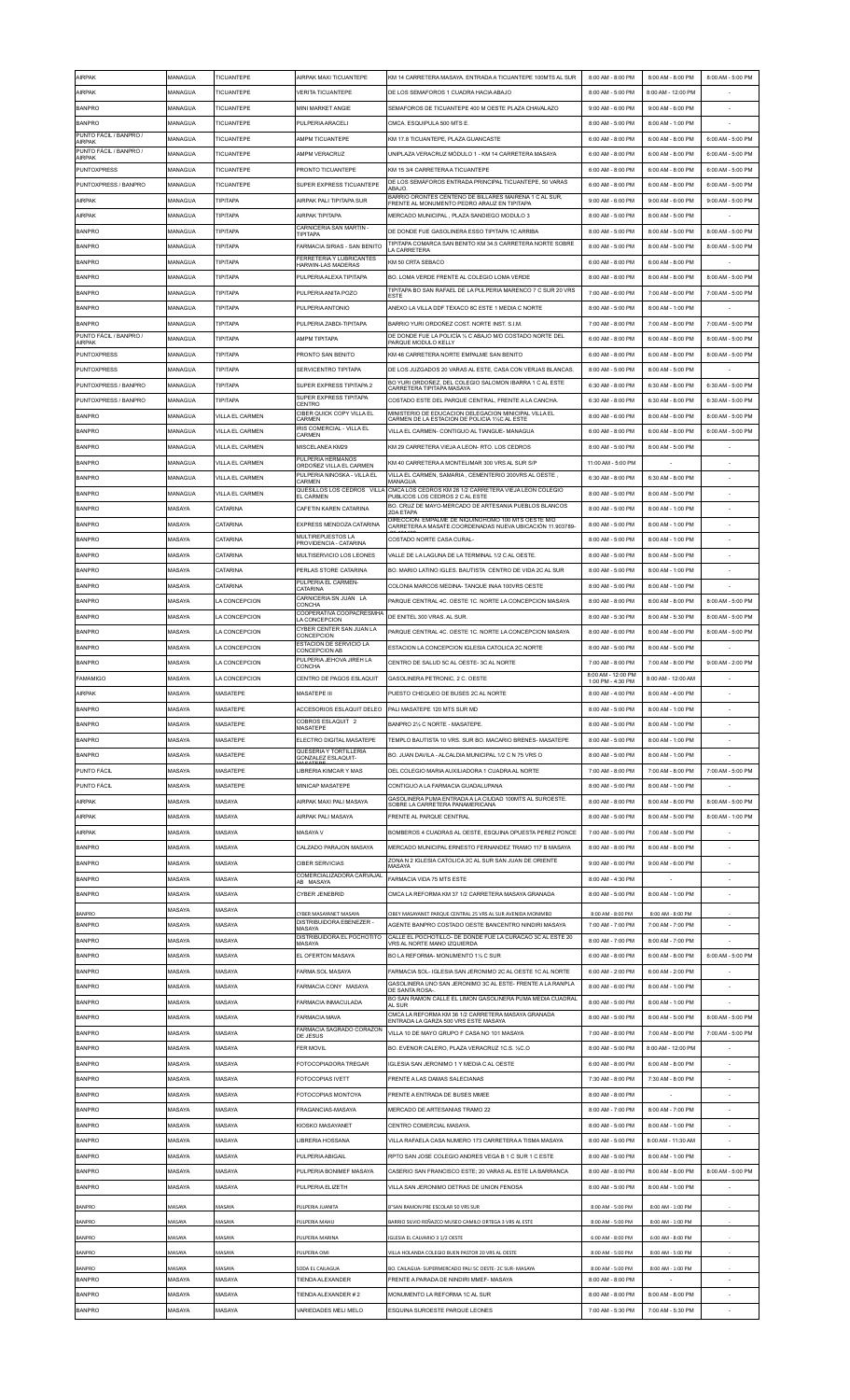| | | | | | | | |
|---|---|---|---|---|---|---|---|
| AIRPAK | MANAGUA | TICUANTEPE | AIRPAK MAXI TICUANTEPE | KM 14 CARRETERA MASAYA. ENTRADA A TICUANTEPE 100MTS AL SUR | 8:00 AM - 8:00 PM | 8:00 AM - 8:00 PM | 8:00 AM - 5:00 PM |
| AIRPAK | MANAGUA | TICUANTEPE | VERITA TICUANTEPE | DE LOS SEMAFOROS 1 CUADRA HACIA ABAJO | 8:00 AM - 5:00 PM | 8:00 AM - 12:00 PM | - |
| BANPRO | MANAGUA | TICUANTEPE | MINI MARKET ANGIE | SEMAFOROS DE TICUANTEPE 400 M OESTE PLAZA CHAVALAZO | 9:00 AM - 6:00 PM | 9:00 AM - 6:00 PM | - |
| BANPRO | MANAGUA | TICUANTEPE | PULPERIA ARACELI | CMCA. ESQUIPULA 500 MTS E. | 8:00 AM - 5:00 PM | 8:00 AM - 1:00 PM | - |
| PUNTO FÁCIL / BANPRO / AIRPAK | MANAGUA | TICUANTEPE | AMPM TICUANTEPE | KM 17.8 TICUANTEPE, PLAZA GUANCASTE | 6:00 AM - 8:00 PM | 6:00 AM - 8:00 PM | 8:00 AM - 5:00 PM |
| PUNTO FÁCIL / BANPRO / AIRPAK | MANAGUA | TICUANTEPE | AMPM VERACRUZ | UNIPLAZA VERACRUZ MÓDULO 1 - KM 14 CARRETERA MASAYA | 6:00 AM - 8:00 PM | 6:00 AM - 8:00 PM | 8:00 AM - 5:00 PM |
| PUNTOXPRESS | MANAGUA | TICUANTEPE | PRONTO TICUANTEPE | KM 15 3/4 CARRETERA A TICUANTEPE | 6:00 AM - 8:00 PM | 6:00 AM - 8:00 PM | 6:00 AM - 5:00 PM |
| PUNTOXPRESS / BANPRO | MANAGUA | TICUANTEPE | SUPER EXPRESS TICUANTEPE | DE LOS SEMAFOROS ENTRADA PRINCIPAL TICUANTEPE, 50 VARAS ABAJO. | 6:00 AM - 8:00 PM | 6:00 AM - 8:00 PM | 6:00 AM - 5:00 PM |
| AIRPAK | MANAGUA | TIPITAPA | AIRPAK PALI TIPITAPA SUR | BARRIO ORONTES CENTENO DE BILLARES MAIRENA 1 C AL SUR. FRENTE AL MONUMENTO PEDRO ARAUZ EN TIPITAPA | 9:00 AM - 6:00 PM | 9:00 AM - 6:00 PM | 9:00 AM - 5:00 PM |
| AIRPAK | MANAGUA | TIPITAPA | AIRPAK TIPITAPA | MERCADO MUNICIPAL , PLAZA SANDIEGO MODULO 3 | 8:00 AM - 5:00 PM | 8:00 AM - 5:00 PM | - |
| BANPRO | MANAGUA | TIPITAPA | CARNICERIA SAN MARTIN - TIPITAPA | DE DONDE FUE GASOLINERA ESSO TIPITAPA 1C ARRIBA | 8:00 AM - 5:00 PM | 8:00 AM - 5:00 PM | 8:00 AM - 5:00 PM |
| BANPRO | MANAGUA | TIPITAPA | FARMACIA SIRIAS - SAN BENITO | TIPITAPA COMARCA SAN BENITO KM 34.5 CARRETERA NORTE SOBRE LA CARRETERA | 8:00 AM - 5:00 PM | 8:00 AM - 5:00 PM | 8:00 AM - 5:00 PM |
| BANPRO | MANAGUA | TIPITAPA | FERRETERIA Y LUBRICANTES HARWIN-LAS MADERAS | KM 50 CRTA SEBACO | 6:00 AM - 8:00 PM | 6:00 AM - 8:00 PM | - |
| BANPRO | MANAGUA | TIPITAPA | PULPERIA ALEXA TIPITAPA | BO. LOMA VERDE FRENTE AL COLEGIO LOMA VERDE | 8:00 AM - 8:00 PM | 8:00 AM - 8:00 PM | 8:00 AM - 5:00 PM |
| BANPRO | MANAGUA | TIPITAPA | PULPERIA ANITA POZO | TIPITAPA BO SAN RAFAEL DE LA PULPERIA MARENCO 7 C SUR 20 VRS ESTE | 7:00 AM - 6:00 PM | 7:00 AM - 6:00 PM | 7:00 AM - 5:00 PM |
| BANPRO | MANAGUA | TIPITAPA | PULPERIA ANTONIO | ANEXO LA VILLA DDF TEXACO 8C ESTE 1 MEDIA C NORTE | 8:00 AM - 5:00 PM | 8:00 AM - 1:00 PM | - |
| BANPRO | MANAGUA | TIPITAPA | PULPERIA ZABDI-TIPITAPA | BARRIO YURI ORDOÑEZ COST. NORTE INST. S.I.M. | 7:00 AM - 8:00 PM | 7:00 AM - 8:00 PM | 7:00 AM - 5:00 PM |
| PUNTO FÁCIL / BANPRO / AIRPAK | MANAGUA | TIPITAPA | AMPM TIPITAPA | DE DONDE FUE LA POLICÍA ½ C ABAJO M/D COSTADO NORTE DEL PARQUE MODULO KELLY | 6:00 AM - 8:00 PM | 6:00 AM - 8:00 PM | 8:00 AM - 5:00 PM |
| PUNTOXPRESS | MANAGUA | TIPITAPA | PRONTO SAN BENITO | KM 46 CARRETERA NORTE EMPALME SAN BENITO | 6:00 AM - 8:00 PM | 6:00 AM - 8:00 PM | 8:00 AM - 5:00 PM |
| PUNTOXPRESS | MANAGUA | TIPITAPA | SERVICENTRO TIPITAPA | DE LOS JUZGADOS 20 VARAS AL ESTE, CASA CON VERJAS BLANCAS. | 8:00 AM - 5:00 PM | 8:00 AM - 5:00 PM | - |
| PUNTOXPRESS / BANPRO | MANAGUA | TIPITAPA | SUPER EXPRESS TIPITAPA 2 | BO YURI ORDOÑEZ, DEL COLEGIO SALOMON IBARRA 1 C AL ESTE CARRETERA TIPITAPA MASAYA | 6:30 AM - 8:00 PM | 6:30 AM - 8:00 PM | 6:30 AM - 5:00 PM |
| PUNTOXPRESS / BANPRO | MANAGUA | TIPITAPA | SUPER EXPRESS TIPITAPA CENTRO | COSTADO ESTE DEL PARQUE CENTRAL, FRENTE A LA CANCHA. | 6:30 AM - 8:00 PM | 6:30 AM - 8:00 PM | 6:30 AM - 5:00 PM |
| BANPRO | MANAGUA | VILLA EL CARMEN | CIBER QUICK COPY VILLA EL CARMEN | MINISTERIO DE EDUCACION DELEGACION MINICIPAL VILLA EL CARMEN DE LA ESTACION DE POLICIA 1½C AL ESTE | 8:00 AM - 6:00 PM | 8:00 AM - 6:00 PM | 8:00 AM - 5:00 PM |
| BANPRO | MANAGUA | VILLA EL CARMEN | IRIS COMERCIAL - VILLA EL CARMEN | VILLA EL CARMEN- CONTIGUO AL TIANGUE- MANAGUA | 6:00 AM - 8:00 PM | 6:00 AM - 8:00 PM | 6:00 AM - 5:00 PM |
| BANPRO | MANAGUA | VILLA EL CARMEN | MISCELANEA KM29 | KM 29 CARRETERA VIEJA A LEON- RTO. LOS CEDROS | 8:00 AM - 5:00 PM | 8:00 AM - 5:00 PM | - |
| BANPRO | MANAGUA | VILLA EL CARMEN | PULPERIA HERMANOS ORDOÑEZ VILLA EL CARMEN | KM 40 CARRETERA A MONTELIMAR 300 VRS AL SUR S/P | 11:00 AM - 5:00 PM | - | - |
| BANPRO | MANAGUA | VILLA EL CARMEN | PULPERIA NINOSKA - VILLA EL CARMEN | VILLA EL CARMEN, SAMARIA , CEMENTERIO 200VRS AL OESTE , MANAGUA | 6:30 AM - 8:00 PM | 6:30 AM - 8:00 PM | - |
| BANPRO | MANAGUA | VILLA EL CARMEN | QUESILLOS LOS CEDROS VILLA EL CARMEN | CMCA LOS CEDROS KM 26 1/2 CARRETERA VIEJA LEON COLEGIO PUBLICOS LOS CEDROS 2 C AL ESTE | 8:00 AM - 5:00 PM | 8:00 AM - 5:00 PM | - |
| BANPRO | MASAYA | CATARINA | CAFETIN KAREN CATARINA | BO. CRUZ DE MAYO-MERCADO DE ARTESANIA PUEBLOS BLANCOS 2DA ETAPA | 8:00 AM - 5:00 PM | 8:00 AM - 1:00 PM | - |
| BANPRO | MASAYA | CATARINA | EXPRESS MENDOZA CATARINA | DIRECCION: EMPALME DE NIQUINOHOMO 100 MTS OESTE M/D CARRETERA A MASATE.COORDENADAS NUEVA UBICACIÓN 11.903789- | 8:00 AM - 5:00 PM | 8:00 AM - 1:00 PM | - |
| BANPRO | MASAYA | CATARINA | MULTIREPUESTOS LA PROVIDENCIA - CATARINA | COSTADO NORTE CASA CURAL- | 8:00 AM - 5:00 PM | 8:00 AM - 1:00 PM | - |
| BANPRO | MASAYA | CATARINA | MULTISERVICIO LOS LEONES | VALLE DE LA LAGUNA DE LA TERMINAL 1/2 C AL OESTE. | 8:00 AM - 5:00 PM | 8:00 AM - 5:00 PM | - |
| BANPRO | MASAYA | CATARINA | PERLAS STORE CATARINA | BO. MARIO LATINO IGLES. BAUTISTA CENTRO DE VIDA 2C AL SUR | 8:00 AM - 5:00 PM | 8:00 AM - 1:00 PM | - |
| BANPRO | MASAYA | CATARINA | PULPERIA EL CARMEN-CATARINA | COLONIA MARCOS MEDINA- TANQUE INAA 100VRS OESTE | 8:00 AM - 5:00 PM | 8:00 AM - 1:00 PM | - |
| BANPRO | MASAYA | LA CONCEPCION | CARNICERIA SN JUAN LA CONCHA | PARQUE CENTRAL 4C. OESTE 1C. NORTE LA CONCEPCION MASAYA | 8:00 AM - 8:00 PM | 8:00 AM - 8:00 PM | 8:00 AM - 5:00 PM |
| BANPRO | MASAYA | LA CONCEPCION | COOPERATIVA COOPACRESMHA LA CONCEPCION | DE ENITEL 300 VRAS. AL SUR. | 8:00 AM - 5:30 PM | 8:00 AM - 5:30 PM | 8:00 AM - 5:00 PM |
| BANPRO | MASAYA | LA CONCEPCION | CYBER CENTER SAN JUAN LA CONCEPCION | PARQUE CENTRAL 4C. OESTE 1C. NORTE LA CONCEPCION MASAYA | 8:00 AM - 6:00 PM | 8:00 AM - 6:00 PM | 8:00 AM - 5:00 PM |
| BANPRO | MASAYA | LA CONCEPCION | ESTACION DE SERVICIO LA CONCEPCION AB | ESTACION LA CONCEPCION IGLESIA CATOLICA 2C.NORTE | 8:00 AM - 5:00 PM | 8:00 AM - 5:00 PM | - |
| BANPRO | MASAYA | LA CONCEPCION | PULPERIA JEHOVA JIREH LA CONCHA | CENTRO DE SALUD 5C AL OESTE- 3C AL NORTE | 7:00 AM - 8:00 PM | 7:00 AM - 8:00 PM | 9:00 AM - 2:00 PM |
| FAMAMIGO | MASAYA | LA CONCEPCION | CENTRO DE PAGOS ESLAQUIT | GASOLINERA PETRONIC, 2 C. OESTE | 8:00 AM - 12:00 PM 1:00 PM - 4:30 PM | 8:00 AM - 12:00 AM | - |
| AIRPAK | MASAYA | MASATEPE | MASATEPE III | PUESTO CHEQUEO DE BUSES 2C AL NORTE | 8:00 AM - 4:00 PM | 8:00 AM - 4:00 PM | - |
| BANPRO | MASAYA | MASATEPE | ACCESORIOS ESLAQUIT DELEO | PALI MASATEPE 120 MTS SUR MD | 8:00 AM - 5:00 PM | 8:00 AM - 1:00 PM | - |
| BANPRO | MASAYA | MASATEPE | COBROS ESLAQUIT 2 MASATEPE | BANPRO 2½ C NORTE - MASATEPE. | 8:00 AM - 5:00 PM | 8:00 AM - 1:00 PM | - |
| BANPRO | MASAYA | MASATEPE | ELECTRO DIGITAL MASATEPE | TEMPLO BAUTISTA 10 VRS. SUR BO. MACARIO BRENES- MASATEPE | 8:00 AM - 5:00 PM | 8:00 AM - 1:00 PM | - |
| BANPRO | MASAYA | MASATEPE | QUESERIA Y TORTILLERIA GONZALEZ ESLAQUIT-MASATEPE | BO. JUAN DAVILA - ALCALDIA MUNICIPAL 1/2 C N 75 VRS O | 8:00 AM - 5:00 PM | 8:00 AM - 1:00 PM | - |
| PUNTO FÁCIL | MASAYA | MASATEPE | LIBRERIA KIMCAR Y MAS | DEL COLEGIO MARIA AUXILIADORA 1 CUADRA AL NORTE | 7:00 AM - 8:00 PM | 7:00 AM - 8:00 PM | 7:00 AM - 5:00 PM |
| PUNTO FÁCIL | MASAYA | MASATEPE | MINICAP MASATEPE | CONTIGUO A LA FARMACIA GUADALUPANA | 8:00 AM - 5:00 PM | 8:00 AM - 1:00 PM | - |
| AIRPAK | MASAYA | MASAYA | AIRPAK MAXI PALI MASAYA | GASOLINERA PUMA ENTRADA A LA CIUDAD 100MTS AL SUROESTE. SOBRE LA CARRETERA PANAMERICANA | 8:00 AM - 8:00 PM | 8:00 AM - 8:00 PM | 8:00 AM - 5:00 PM |
| AIRPAK | MASAYA | MASAYA | AIRPAK PALI MASAYA | FRENTE AL PARQUE CENTRAL | 8:00 AM - 5:00 PM | 8:00 AM - 5:00 PM | 8:00 AM - 1:00 PM |
| AIRPAK | MASAYA | MASAYA | MASAYA V | BOMBEROS 4 CUADRAS AL OESTE, ESQUINA OPUESTA PEREZ PONCE | 7:00 AM - 5:00 PM | 7:00 AM - 5:00 PM | - |
| BANPRO | MASAYA | MASAYA | CALZADO PARAJON MASAYA | MERCADO MUNICIPAL ERNESTO FERNANDEZ TRAMO 117 B MASAYA | 8:00 AM - 6:00 PM | 8:00 AM - 6:00 PM | - |
| BANPRO | MASAYA | MASAYA | CIBER SERVICIAS | ZONA N 2 IGLESIA CATOLICA 2C AL SUR SAN JUAN DE ORIENTE MASAYA | 9:00 AM - 6:00 PM | 9:00 AM - 6:00 PM | - |
| BANPRO | MASAYA | MASAYA | COMERCIALIZADORA CARVAJAL AB MASAYA | FARMACIA VIDA 75 MTS ESTE | 8:00 AM - 4:30 PM | - | - |
| BANPRO | MASAYA | MASAYA | CYBER JENEBRID | CMCA LA REFORMA KM 37 1/2 CARRETERA MASAYA GRANADA | 8:00 AM - 5:00 PM | 8:00 AM - 1:00 PM | - |
| BANPRO | MASAYA | MASAYA | CYBER MASAYANET MASAYA | CIBEY MASAYANET PARQUE CENTRAL 25 VRS AL SUR AVENIDA MONIMBO | 8:00 AM - 8:00 PM | 8:00 AM - 8:00 PM | - |
| BANPRO | MASAYA | MASAYA | DISTRIBUIDORA EBENEZER - MASAYA | AGENTE BANPRO COSTADO OESTE BANCENTRO NINDIRI MASAYA | 7:00 AM - 7:00 PM | 7:00 AM - 7:00 PM | - |
| BANPRO | MASAYA | MASAYA | DISTRIBUIDORA EL POCHOTITO MASAYA | CALLE EL POCHOTILLO- DE DONDE FUE LA CURACAO 3C AL ESTE 20 VRS AL NORTE MANO IZQUIERDA | 8:00 AM - 7:00 PM | 8:00 AM - 7:00 PM | - |
| BANPRO | MASAYA | MASAYA | EL OFERTON MASAYA | BO LA REFORMA- MONUMENTO 1½ C SUR | 6:00 AM - 8:00 PM | 6:00 AM - 8:00 PM | 6:00 AM - 5:00 PM |
| BANPRO | MASAYA | MASAYA | FARMA SOL MASAYA | FARMACIA SOL- IGLESIA SAN JERONIMO 2C AL OESTE 1C AL NORTE | 6:00 AM - 2:00 PM | 6:00 AM - 2:00 PM | - |
| BANPRO | MASAYA | MASAYA | FARMACIA CONY MASAYA | GASOLINERA UNO SAN JERONIMO 3C AL ESTE- FRENTE A LA RANPLA DE SANTA ROSA-. | 8:00 AM - 6:00 PM | 8:00 AM - 1:00 PM | - |
| BANPRO | MASAYA | MASAYA | FARMACIA INMACULADA | BO SAN RAMON CALLE EL LIMON GASOLINERA PUMA MEDIA CUADRAL AL SUR | 8:00 AM - 5:00 PM | 8:00 AM - 1:00 PM | - |
| BANPRO | MASAYA | MASAYA | FARMACIA MAVA | CMCA LA REFORMA KM 36 1/2 CARRETERA MASAYA GRANADA ENTRADA LA GARZA 500 VRS ESTE MASAYA | 8:00 AM - 5:00 PM | 8:00 AM - 5:00 PM | 8:00 AM - 5:00 PM |
| BANPRO | MASAYA | MASAYA | FARMACIA SAGRADO CORAZON DE JESUS | VILLA 10 DE MAYO GRUPO F CASA NO 101 MASAYA | 7:00 AM - 8:00 PM | 7:00 AM - 8:00 PM | 7:00 AM - 5:00 PM |
| BANPRO | MASAYA | MASAYA | FER MOVIL | BO. EVENOR CALERO, PLAZA VERACRUZ 1C.S. ¼C.O | 8:00 AM - 5:00 PM | 8:00 AM - 12:00 PM | - |
| BANPRO | MASAYA | MASAYA | FOTOCOPIADORA TREGAR | IGLESIA SAN JERONIMO 1 Y MEDIA C AL OESTE | 6:00 AM - 8:00 PM | 6:00 AM - 8:00 PM | - |
| BANPRO | MASAYA | MASAYA | FOTOCOPIAS IVETT | FRENTE A LAS DAMAS SALECIANAS | 7:30 AM - 8:00 PM | 7:30 AM - 8:00 PM | - |
| BANPRO | MASAYA | MASAYA | FOTOCOPIAS MONTOYA | FRENTE A ENTRADA DE BUSES MMEE | 8:00 AM - 8:00 PM | - | - |
| BANPRO | MASAYA | MASAYA | FRAGANCIAS-MASAYA | MERCADO DE ARTESANIAS TRAMO 22 | 8:00 AM - 7:00 PM | 8:00 AM - 7:00 PM | - |
| BANPRO | MASAYA | MASAYA | KIOSKO MASAYANET | CENTRO COMERCIAL MASAYA. | 8:00 AM - 5:00 PM | 8:00 AM - 1:00 PM | - |
| BANPRO | MASAYA | MASAYA | LIBRERIA HOSSANA | VILLA RAFAELA CASA NUMERO 173 CARRETERA A TISMA MASAYA | 8:00 AM - 5:00 PM | 8:00 AM - 11:30 AM | - |
| BANPRO | MASAYA | MASAYA | PULPERIA ABIGAIL | RPTO SAN JOSE COLEGIO ANDRES VEGA B 1 C SUR 1 C ESTE | 8:00 AM - 5:00 PM | 8:00 AM - 1:00 PM | - |
| BANPRO | MASAYA | MASAYA | PULPERIA BONIMEF MASAYA | CASERIO SAN FRANCISCO ESTE; 20 VARAS AL ESTE LA BARRANCA | 8:00 AM - 8:00 PM | 8:00 AM - 8:00 PM | 8:00 AM - 5:00 PM |
| BANPRO | MASAYA | MASAYA | PULPERIA ELIZETH | VILLA SAN JERONIMO DETRAS DE UNION FENOSA | 8:00 AM - 5:00 PM | 8:00 AM - 1:00 PM | - |
| BANPRO | MASAYA | MASAYA | PULPERIA JUANITA | B°SAN RAMON PRE ESCOLAR 50 VRS SUR | 8:00 AM - 5:00 PM | 8:00 AM - 1:00 PM | - |
| BANPRO | MASAYA | MASAYA | PULPERIA MAHLI | BARRIO SILVIO REÑAZCO MUSEO CAMILO ORTEGA 3 VRS AL ESTE | 8:00 AM - 5:00 PM | 8:00 AM - 1:00 PM | - |
| BANPRO | MASAYA | MASAYA | PULPERIA MARINA | IGLESIA EL CALVARIO 3 1/2 OESTE | 6:00 AM - 8:00 PM | 6:00 AM - 8:00 PM | - |
| BANPRO | MASAYA | MASAYA | PULPERIA OMI | VILLA HOLANDA COLEGIO BUEN PASTOR 20 VRS AL OESTE | 8:00 AM - 5:00 PM | 8:00 AM - 5:00 PM | - |
| BANPRO | MASAYA | MASAYA | SODA EL CAILAGUA | BO. CAILAGUA- SUPERMERCADO PALI 5C OESTE- 2C SUR- MASAYA | 8:00 AM - 5:00 PM | 8:00 AM - 1:00 PM | - |
| BANPRO | MASAYA | MASAYA | TIENDA ALEXANDER | FRENTE A PARADA DE NINDIRI MMEF- MASAYA | 8:00 AM - 8:00 PM | - | - |
| BANPRO | MASAYA | MASAYA | TIENDA ALEXANDER # 2 | MONUMENTO LA REFORMA 1C AL SUR | 8:00 AM - 8:00 PM | 8:00 AM - 8:00 PM | - |
| BANPRO | MASAYA | MASAYA | VARIEDADES MELI MELO | ESQUINA SUROESTE PARQUE LEONES | 7:00 AM - 5:30 PM | 7:00 AM - 5:30 PM | - |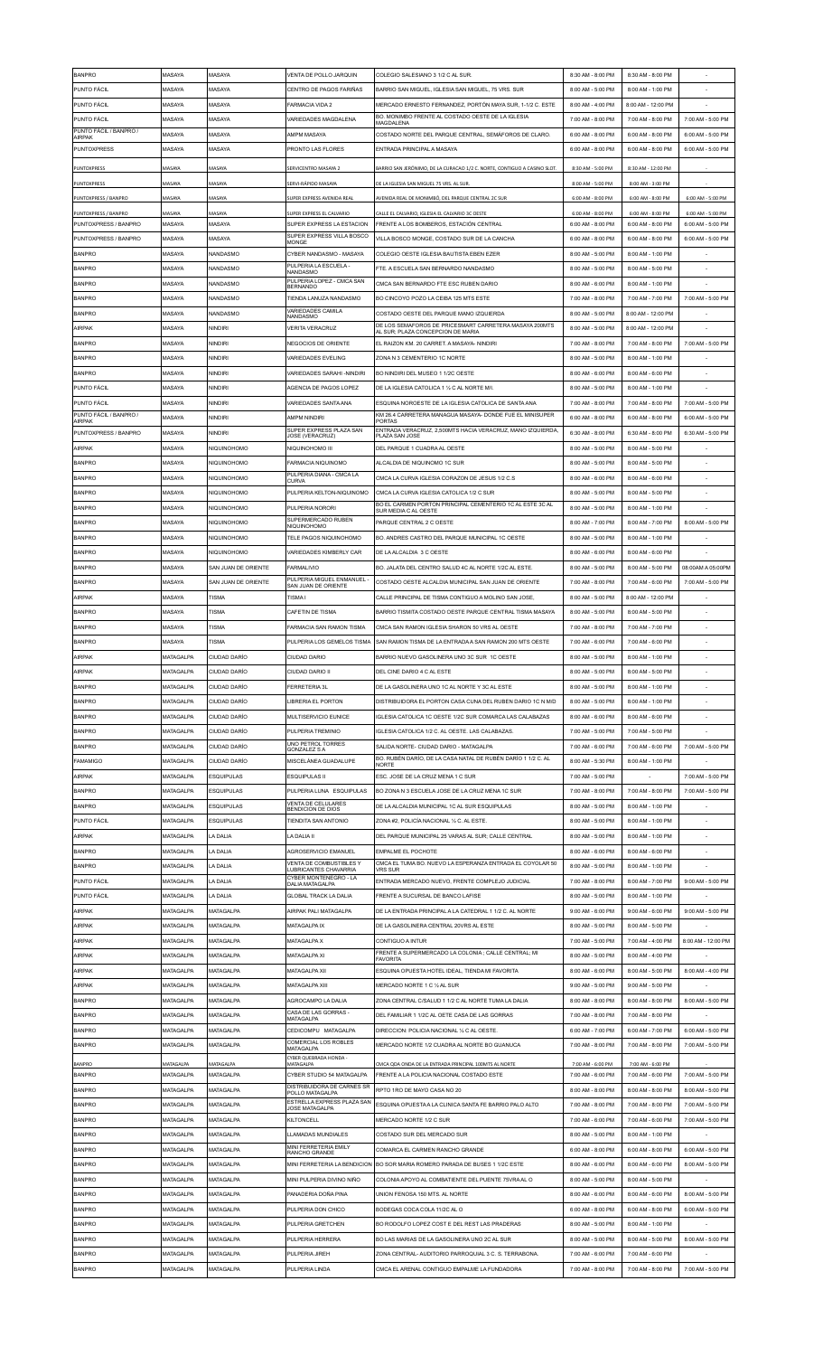| BANPRO | MASAYA | MASAYA | VENTA DE POLLO JARQUIN | COLEGIO SALESIANO 3 1/2 C AL SUR. | 8:30 AM - 8:00 PM | 8:30 AM - 8:00 PM | - |
|---|---|---|---|---|---|---|---|
| PUNTO FÁCIL | MASAYA | MASAYA | CENTRO DE PAGOS FARIÑAS | BARRIO SAN MIGUEL, IGLESIA SAN MIGUEL, 75 VRS. SUR | 8:00 AM - 5:00 PM | 8:00 AM - 1:00 PM | - |
| PUNTO FÁCIL | MASAYA | MASAYA | FARMACIA VIDA 2 | MERCADO ERNESTO FERNANDEZ, PORTÓN MAYA SUR, 1-1/2 C. ESTE | 8:00 AM - 4:00 PM | 8:00 AM - 12:00 PM | - |
| PUNTO FÁCIL | MASAYA | MASAYA | VARIEDADES MAGDALENA | BO. MONIMBO FRENTE AL COSTADO OESTE DE LA IGLESIA MAGDALENA | 7:00 AM - 8:00 PM | 7:00 AM - 8:00 PM | 7:00 AM - 5:00 PM |
| PUNTO FÁCIL / BANPRO / AIRPAK | MASAYA | MASAYA | AMPM MASAYA | COSTADO NORTE DEL PARQUE CENTRAL, SEMÁFOROS DE CLARO. | 6:00 AM - 8:00 PM | 6:00 AM - 8:00 PM | 8:00 AM - 5:00 PM |
| PUNTOXPRESS | MASAYA | MASAYA | PRONTO LAS FLORES | ENTRADA PRINCIPAL A MASAYA | 6:00 AM - 8:00 PM | 6:00 AM - 8:00 PM | 8:00 AM - 5:00 PM |
| PUNTOXPRESS | MASAYA | MASAYA | SERVICENTRO MASAYA 2 | BARRIO SAN JERÓNIMO, DE LA CURACAO 1/2 C. NORTE, CONTIGUO A CASINO SLOT. | 8:30 AM - 5:00 PM | 8:30 AM - 12:00 PM | - |
| PUNTOXPRESS | MASAYA | MASAYA | SERVI-RÁPIDO MASAYA | DE LA IGLESIA SAN MIGUEL 75 VRS. AL SUR. | 8:00 AM - 5:00 PM | 8:00 AM - 3:00 PM | - |
| PUNTOXPRESS / BANPRO | MASAYA | MASAYA | SUPER EXPRESS AVENIDA REAL | AVENIDA REAL DE MONIMBÓ, DEL PARQUE CENTRAL 2C SUR | 6:00 AM - 8:00 PM | 6:00 AM - 8:00 PM | 6:00 AM - 5:00 PM |
| PUNTOXPRESS / BANPRO | MASAYA | MASAYA | SUPER EXPRESS EL CALVARIO | CALLE EL CALVARIO, IGLESIA EL CALVARIO 3C OESTE | 6:00 AM - 8:00 PM | 6:00 AM - 8:00 PM | 6:00 AM - 5:00 PM |
| PUNTOXPRESS / BANPRO | MASAYA | MASAYA | SUPER EXPRESS LA ESTACION | FRENTE A LOS BOMBEROS, ESTACIÓN CENTRAL | 6:00 AM - 8:00 PM | 6:00 AM - 8:00 PM | 8:00 AM - 5:00 PM |
| PUNTOXPRESS / BANPRO | MASAYA | MASAYA | SUPER EXPRESS VILLA BOSCO MONGE | VILLA BOSCO MONGE, COSTADO SUR DE LA CANCHA | 6:00 AM - 8:00 PM | 6:00 AM - 8:00 PM | 8:00 AM - 5:00 PM |
| BANPRO | MASAYA | NANDASMO | CYBER NANDASMO - MASAYA | COLEGIO OESTE IGLESIA BAUTISTA EBEN EZER | 8:00 AM - 5:00 PM | 8:00 AM - 1:00 PM | - |
| BANPRO | MASAYA | NANDASMO | PULPERIA LA ESCUELA - NANDASMO | FTE. A ESCUELA SAN BERNARDO NANDASMO | 8:00 AM - 5:00 PM | 8:00 AM - 5:00 PM | - |
| BANPRO | MASAYA | NANDASMO | PULPERIA LOPEZ - CMCA SAN BERNARDO | CMCA SAN BERNARDO FTE ESC RUBEN DARIO | 8:00 AM - 6:00 PM | 8:00 AM - 1:00 PM | - |
| BANPRO | MASAYA | NANDASMO | TIENDA LANUZA NANDASMO | BO CINCOYO POZO LA CEIBA 125 MTS ESTE | 7:00 AM - 8:00 PM | 7:00 AM - 7:00 PM | 7:00 AM - 5:00 PM |
| BANPRO | MASAYA | NANDASMO | VARIEDADES CAMILA NANDASMO | COSTADO OESTE DEL PARQUE MANO IZQUIERDA | 8:00 AM - 5:00 PM | 8:00 AM - 12:00 PM | - |
| AIRPAK | MASAYA | NINDIRI | VERITA VERACRUZ | DE LOS SEMAFOROS DE PRICESMART CARRETERA MASAYA 200MTS AL SUR; PLAZA CONCEPCION DE MARIA | 8:00 AM - 5:00 PM | 8:00 AM - 12:00 PM | - |
| BANPRO | MASAYA | NINDIRI | NEGOCIOS DE ORIENTE | EL RAIZON KM. 20 CARRET. A MASAYA- NINDIRI | 7:00 AM - 8:00 PM | 7:00 AM - 8:00 PM | 7:00 AM - 5:00 PM |
| BANPRO | MASAYA | NINDIRI | VARIEDADES EVELING | ZONA N 3 CEMENTERIO 1C NORTE | 8:00 AM - 5:00 PM | 8:00 AM - 1:00 PM | - |
| BANPRO | MASAYA | NINDIRI | VARIEDADES SARAHI -NINDIRI | BO NINDIRI DEL MUSEO 1 1/2C OESTE | 8:00 AM - 6:00 PM | 8:00 AM - 6:00 PM | - |
| PUNTO FÁCIL | MASAYA | NINDIRI | AGENCIA DE PAGOS LOPEZ | DE LA IGLESIA CATOLICA 1 ½ C AL NORTE M/I. | 8:00 AM - 5:00 PM | 8:00 AM - 1:00 PM | - |
| PUNTO FÁCIL | MASAYA | NINDIRI | VARIEDADES SANTA ANA | ESQUINA NOROESTE DE LA IGLESIA CATOLICA DE SANTA ANA | 7:00 AM - 8:00 PM | 7:00 AM - 8:00 PM | 7:00 AM - 5:00 PM |
| PUNTO FÁCIL / BANPRO / AIRPAK | MASAYA | NINDIRI | AMPM NINDIRI | KM 26.4 CARRETERA MANAGUA MASAYA- DONDE FUE EL MINISUPER PORTAS | 6:00 AM - 8:00 PM | 6:00 AM - 8:00 PM | 6:00 AM - 5:00 PM |
| PUNTOXPRESS / BANPRO | MASAYA | NINDIRI | SUPER EXPRESS PLAZA SAN JOSE (VERACRUZ) | ENTRADA VERACRUZ, 2,500MTS HACIA VERACRUZ, MANO IZQUIERDA, PLAZA SAN JOSE | 6:30 AM - 8:00 PM | 6:30 AM - 8:00 PM | 6:30 AM - 5:00 PM |
| AIRPAK | MASAYA | NIQUINOHOMO | NIQUINOHOMO III | DEL PARQUE 1 CUADRA AL OESTE | 8:00 AM - 5:00 PM | 8:00 AM - 5:00 PM | - |
| BANPRO | MASAYA | NIQUINOHOMO | FARMACIA NIQUINOMO | ALCALDIA DE NIQUINOMO 1C SUR | 8:00 AM - 5:00 PM | 8:00 AM - 5:00 PM | - |
| BANPRO | MASAYA | NIQUINOHOMO | PULPERIA DIANA - CMCA LA CURVA | CMCA LA CURVA IGLESIA CORAZON DE JESUS 1/2 C.S | 8:00 AM - 6:00 PM | 8:00 AM - 6:00 PM | - |
| BANPRO | MASAYA | NIQUINOHOMO | PULPERIA KELTON-NIQUINOMO | CMCA LA CURVA IGLESIA CATOLICA 1/2 C SUR | 8:00 AM - 5:00 PM | 8:00 AM - 5:00 PM | - |
| BANPRO | MASAYA | NIQUINOHOMO | PULPERIA NORORI | BO EL CARMEN PORTON PRINCIPAL CEMENTERIO 1C AL ESTE 3C AL SUR MEDIA C AL OESTE | 8:00 AM - 5:00 PM | 8:00 AM - 1:00 PM | - |
| BANPRO | MASAYA | NIQUINOHOMO | SUPERMERCADO RUBEN NIQUINOHOMO | PARQUE CENTRAL 2 C OESTE | 8:00 AM - 7:00 PM | 8:00 AM - 7:00 PM | 8:00 AM - 5:00 PM |
| BANPRO | MASAYA | NIQUINOHOMO | TELE PAGOS NIQUINOHOMO | BO. ANDRES CASTRO DEL PARQUE MUNICIPAL 1C OESTE | 8:00 AM - 5:00 PM | 8:00 AM - 1:00 PM | - |
| BANPRO | MASAYA | NIQUINOHOMO | VARIEDADES KIMBERLY CAR | DE LA ALCALDIA 3 C OESTE | 8:00 AM - 6:00 PM | 8:00 AM - 6:00 PM | - |
| BANPRO | MASAYA | SAN JUAN DE ORIENTE | FARMALIVIO | BO. JALATA DEL CENTRO SALUD 4C AL NORTE 1/2C AL ESTE. | 8:00 AM - 5:00 PM | 8:00 AM - 5:00 PM | 08:00AM A 05:00PM |
| BANPRO | MASAYA | SAN JUAN DE ORIENTE | PULPERIA MIGUEL ENMANUEL - SAN JUAN DE ORIENTE | COSTADO OESTE ALCALDIA MUNICIPAL SAN JUAN DE ORIENTE | 7:00 AM - 8:00 PM | 7:00 AM - 6:00 PM | 7:00 AM - 5:00 PM |
| AIRPAK | MASAYA | TISMA | TISMA I | CALLE PRINCIPAL DE TISMA CONTIGUO A MOLINO SAN JOSE, | 8:00 AM - 5:00 PM | 8:00 AM - 12:00 PM | - |
| BANPRO | MASAYA | TISMA | CAFETIN DE TISMA | BARRIO TISMITA COSTADO OESTE PARQUE CENTRAL TISMA MASAYA | 8:00 AM - 5:00 PM | 8:00 AM - 5:00 PM | - |
| BANPRO | MASAYA | TISMA | FARMACIA SAN RAMON TISMA | CMCA SAN RAMON IGLESIA SHARON 50 VRS AL OESTE | 7:00 AM - 8:00 PM | 7:00 AM - 7:00 PM | - |
| BANPRO | MASAYA | TISMA | PULPERIA LOS GEMELOS TISMA | SAN RAMON TISMA DE LA ENTRADA A SAN RAMON 200 MTS OESTE | 7:00 AM - 6:00 PM | 7:00 AM - 6:00 PM | - |
| AIRPAK | MATAGALPA | CIUDAD DARÍO | CIUDAD DARIO | BARRIO NUEVO GASOLINERA UNO 3C SUR 1C OESTE | 8:00 AM - 5:00 PM | 8:00 AM - 1:00 PM | - |
| AIRPAK | MATAGALPA | CIUDAD DARÍO | CIUDAD DARIO II | DEL CINE DARIO 4 C AL ESTE | 8:00 AM - 5:00 PM | 8:00 AM - 5:00 PM | - |
| BANPRO | MATAGALPA | CIUDAD DARÍO | FERRETERIA 3L | DE LA GASOLINERA UNO 1C AL NORTE Y 3C AL ESTE | 8:00 AM - 5:00 PM | 8:00 AM - 1:00 PM | - |
| BANPRO | MATAGALPA | CIUDAD DARÍO | LIBRERIA EL PORTON | DISTRIBUIDORA EL PORTON CASA CUNA DEL RUBEN DARIO 1C N M/D | 8:00 AM - 5:00 PM | 8:00 AM - 1:00 PM | - |
| BANPRO | MATAGALPA | CIUDAD DARÍO | MULTISERVICIO EUNICE | IGLESIA CATOLICA 1C OESTE 1/2C SUR COMARCA LAS CALABAZAS | 8:00 AM - 6:00 PM | 8:00 AM - 6:00 PM | - |
| BANPRO | MATAGALPA | CIUDAD DARÍO | PULPERIA TREMINIO | IGLESIA CATOLICA 1/2 C. AL OESTE LAS CALABAZAS. | 7:00 AM - 5:00 PM | 7:00 AM - 5:00 PM | - |
| BANPRO | MATAGALPA | CIUDAD DARÍO | UNO PETROL TORRES GONZALEZ S A | SALIDA NORTE- CIUDAD DARIO - MATAGALPA | 7:00 AM - 6:00 PM | 7:00 AM - 8:00 PM | 7:00 AM - 5:00 PM |
| FAMAMIGO | MATAGALPA | CIUDAD DARÍO | MISCELÁNEA GUADALUPE | BO. RUBÉN DARÍO, DE LA CASA NATAL DE RUBÉN DARÍO 1 1/2 C. AL NORTE | 8:00 AM - 5:30 PM | 8:00 AM - 1:00 PM | - |
| AIRPAK | MATAGALPA | ESQUIPULAS | ESQUIPULAS II | ESC. JOSE DE LA CRUZ MENA 1 C SUR | 7:00 AM - 5:00 PM | - | 7:00 AM - 5:00 PM |
| BANPRO | MATAGALPA | ESQUIPULAS | PULPERIA LUNA ESQUIPULAS | BO ZONA N 3 ESCUELA JOSE DE LA CRUZ MENA 1C SUR | 7:00 AM - 8:00 PM | 7:00 AM - 8:00 PM | 7:00 AM - 5:00 PM |
| BANPRO | MATAGALPA | ESQUIPULAS | VENTA DE CELULARES BENDICION DE DIOS | DE LA ALCALDIA MUNICIPAL 1C AL SUR ESQUIPULAS | 8:00 AM - 5:00 PM | 8:00 AM - 1:00 PM | - |
| PUNTO FÁCIL | MATAGALPA | ESQUIPULAS | TIENDITA SAN ANTONIO | ZONA #2, POLICÍA NACIONAL ½ C. AL ESTE. | 8:00 AM - 5:00 PM | 8:00 AM - 1:00 PM | - |
| AIRPAK | MATAGALPA | LA DALIA | LA DALIA II | DEL PARQUE MUNICIPAL 25 VARAS AL SUR; CALLE CENTRAL | 8:00 AM - 5:00 PM | 8:00 AM - 1:00 PM | - |
| BANPRO | MATAGALPA | LA DALIA | AGROSERVICIO EMANUEL | EMPALME EL POCHOTE | 8:00 AM - 6:00 PM | 8:00 AM - 6:00 PM | - |
| BANPRO | MATAGALPA | LA DALIA | VENTA DE COMBUSTIBLES Y LUBRICANTES CHAVARRIA | CMCA EL TUMA BO. NUEVO LA ESPERANZA ENTRADA EL COYOLAR 50 VRS SUR | 8:00 AM - 5:00 PM | 8:00 AM - 1:00 PM | - |
| PUNTO FÁCIL | MATAGALPA | LA DALIA | CYBER MONTENEGRO - LA DALIA MATAGALPA | ENTRADA MERCADO NUEVO, FRENTE COMPLEJO JUDICIAL | 7:00 AM - 8:00 PM | 8:00 AM - 7:00 PM | 9:00 AM - 5:00 PM |
| PUNTO FÁCIL | MATAGALPA | LA DALIA | GLOBAL TRACK LA DALIA | FRENTE A SUCURSAL DE BANCO LAFISE | 8:00 AM - 5:00 PM | 8:00 AM - 1:00 PM | - |
| AIRPAK | MATAGALPA | MATAGALPA | AIRPAK PALI MATAGALPA | DE LA ENTRADA PRINCIPAL A LA CATEDRAL 1 1/2 C. AL NORTE | 9:00 AM - 6:00 PM | 9:00 AM - 6:00 PM | 9:00 AM - 5:00 PM |
| AIRPAK | MATAGALPA | MATAGALPA | MATAGALPA IX | DE LA GASOLINERA CENTRAL 20VRS AL ESTE | 8:00 AM - 5:00 PM | 8:00 AM - 5:00 PM | - |
| AIRPAK | MATAGALPA | MATAGALPA | MATAGALPA X | CONTIGUO A INTUR | 7:00 AM - 5:00 PM | 7:00 AM - 4:00 PM | 8:00 AM - 12:00 PM |
| AIRPAK | MATAGALPA | MATAGALPA | MATAGALPA XI | FRENTE A SUPERMERCADO LA COLONIA ; CALLE CENTRAL; MI FAVORITA | 8:00 AM - 5:00 PM | 8:00 AM - 4:00 PM | - |
| AIRPAK | MATAGALPA | MATAGALPA | MATAGALPA XII | ESQUINA OPUESTA HOTEL IDEAL, TIENDA MI FAVORITA | 8:00 AM - 6:00 PM | 8:00 AM - 5:00 PM | 8:00 AM - 4:00 PM |
| AIRPAK | MATAGALPA | MATAGALPA | MATAGALPA XIII | MERCADO NORTE 1 C ½ AL SUR | 9:00 AM - 5:00 PM | 9:00 AM - 5:00 PM | - |
| BANPRO | MATAGALPA | MATAGALPA | AGROCAMPO LA DALIA | ZONA CENTRAL C/SALUD 1 1/2 C AL NORTE TUMA LA DALIA | 8:00 AM - 8:00 PM | 8:00 AM - 8:00 PM | 8:00 AM - 5:00 PM |
| BANPRO | MATAGALPA | MATAGALPA | CASA DE LAS GORRAS - MATAGALPA | DEL FAMILIAR 1 1/2C AL OETE CASA DE LAS GORRAS | 7:00 AM - 8:00 PM | 7:00 AM - 8:00 PM | - |
| BANPRO | MATAGALPA | MATAGALPA | CEDICOMPU MATAGALPA | DIRECCION: POLICIA NACIONAL ½ C AL OESTE. | 6:00 AM - 7:00 PM | 6:00 AM - 7:00 PM | 6:00 AM - 5:00 PM |
| BANPRO | MATAGALPA | MATAGALPA | COMERCIAL LOS ROBLES MATAGALPA | MERCADO NORTE 1/2 CUADRA AL NORTE BO GUANUCA | 7:00 AM - 8:00 PM | 7:00 AM - 8:00 PM | 7:00 AM - 5:00 PM |
| BANPRO | MATAGALPA | MATAGALPA | CYBER QUEBRADA HONDA - MATAGALPA | CMCA QDA ONDA DE LA ENTRADA PRINCIPAL 100MTS AL NORTE | 7:00 AM - 6:00 PM | 7:00 AM - 6:00 PM | - |
| BANPRO | MATAGALPA | MATAGALPA | CYBER STUDIO 54 MATAGALPA | FRENTE A LA POLICIA NACIONAL COSTADO ESTE | 7:00 AM - 6:00 PM | 7:00 AM - 6:00 PM | 7:00 AM - 5:00 PM |
| BANPRO | MATAGALPA | MATAGALPA | DISTRIBUIDORA DE CARNES SR POLLO MATAGALPA | RPTO 1RO DE MAYO CASA NO 20 | 8:00 AM - 8:00 PM | 8:00 AM - 8:00 PM | 8:00 AM - 5:00 PM |
| BANPRO | MATAGALPA | MATAGALPA | ESTRELLA EXPRESS PLAZA SAN JOSE MATAGALPA | ESQUINA OPUESTA A LA CLINICA SANTA FE BARRIO PALO ALTO | 7:00 AM - 8:00 PM | 7:00 AM - 8:00 PM | 7:00 AM - 5:00 PM |
| BANPRO | MATAGALPA | MATAGALPA | KILTONCELL | MERCADO NORTE 1/2 C SUR | 7:00 AM - 6:00 PM | 7:00 AM - 6:00 PM | 7:00 AM - 5:00 PM |
| BANPRO | MATAGALPA | MATAGALPA | LLAMADAS MUNDIALES | COSTADO SUR DEL MERCADO SUR | 8:00 AM - 5:00 PM | 8:00 AM - 1:00 PM | - |
| BANPRO | MATAGALPA | MATAGALPA | MINI FERRETERIA EMILY RANCHO GRANDE | COMARCA EL CARMEN RANCHO GRANDE | 6:00 AM - 8:00 PM | 6:00 AM - 8:00 PM | 6:00 AM - 5:00 PM |
| BANPRO | MATAGALPA | MATAGALPA | MINI FERRETERIA LA BENDICION | BO SOR MARIA ROMERO PARADA DE BUSES 1 1/2C ESTE | 6:00 AM - 6:00 PM | 6:00 AM - 6:00 PM | 6:00 AM - 5:00 PM |
| BANPRO | MATAGALPA | MATAGALPA | MINI PULPERIA DIVINO NIÑO | COLONIA APOYO AL COMBATIENTE DEL PUENTE 75VRA AL O | 8:00 AM - 5:00 PM | 8:00 AM - 5:00 PM | - |
| BANPRO | MATAGALPA | MATAGALPA | PANADERIA DOÑA PINA | UNION FENOSA 150 MTS. AL NORTE | 8:00 AM - 6:00 PM | 8:00 AM - 6:00 PM | 8:00 AM - 5:00 PM |
| BANPRO | MATAGALPA | MATAGALPA | PULPERIA DON CHICO | BODEGAS COCA COLA 11/2C AL O | 6:00 AM - 8:00 PM | 6:00 AM - 8:00 PM | 6:00 AM - 5:00 PM |
| BANPRO | MATAGALPA | MATAGALPA | PULPERIA GRETCHEN | BO RODOLFO LOPEZ COST E DEL REST LAS PRADERAS | 8:00 AM - 5:00 PM | 8:00 AM - 1:00 PM | - |
| BANPRO | MATAGALPA | MATAGALPA | PULPERIA HERRERA | BO LAS MARIAS DE LA GASOLINERA UNO 2C AL SUR | 8:00 AM - 5:00 PM | 8:00 AM - 5:00 PM | 8:00 AM - 5:00 PM |
| BANPRO | MATAGALPA | MATAGALPA | PULPERIA JIREH | ZONA CENTRAL- AUDITORIO PARROQUIAL 3 C. S. TERRABONA. | 7:00 AM - 6:00 PM | 7:00 AM - 6:00 PM | - |
| BANPRO | MATAGALPA | MATAGALPA | PULPERIA LINDA | CMCA EL ARENAL CONTIGUO EMPALME LA FUNDADORA | 7:00 AM - 8:00 PM | 7:00 AM - 8:00 PM | 7:00 AM - 5:00 PM |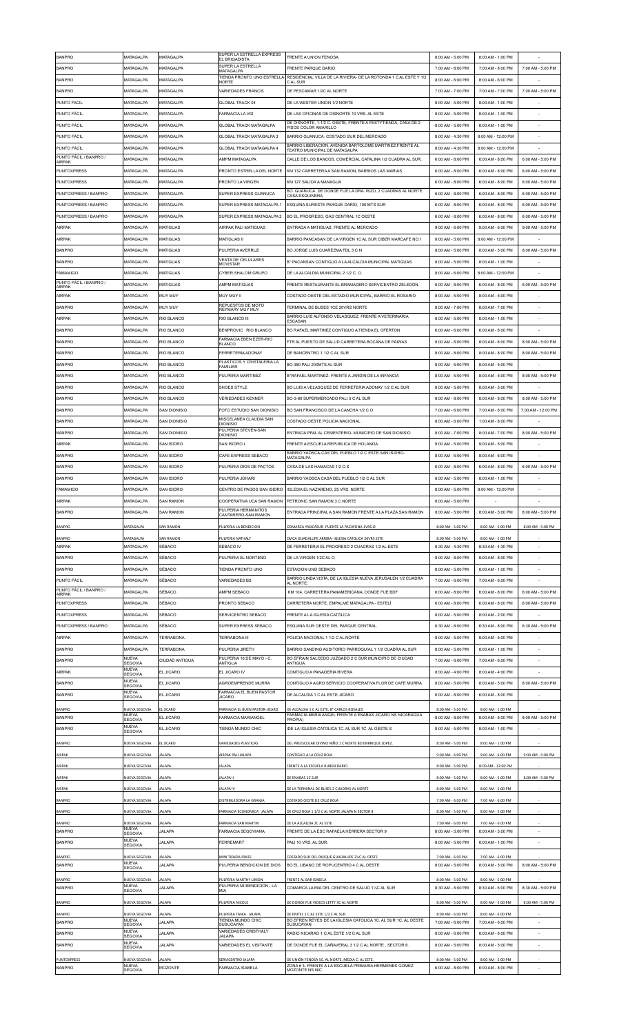| | | | | | | | |
|---|---|---|---|---|---|---|---|
| BANPRO | MATAGALPA | MATAGALPA | SUPER LA ESTRELLA EXPRESS EL BRIGADISTA | FRENTE A UNION FENOSA | 8:00 AM - 5:00 PM | 8:00 AM - 1:00 PM | - |
| BANPRO | MATAGALPA | MATAGALPA | SUPER LA ESTRELLA MATAGALPA | FRENTE PARQUE DARIO | 7:00 AM - 8:00 PM | 7:00 AM - 8:00 PM | 7:00 AM - 5:00 PM |
| BANPRO | MATAGALPA | MATAGALPA | TIENDA PRONTO UNO ESTRELLA NORTE | RESIDENCIAL VILLA DE LA RIVIERA- DE LA ROTONDA 1 C AL ESTE Y 1/2 C AL SUR | 8:00 AM - 6:00 PM | 8:00 AM - 6:00 PM | - |
| BANPRO | MATAGALPA | MATAGALPA | VARIEDADES FRANCIS | DE PESCAMAR 1/2C AL NORTE | 7:00 AM - 7:00 PM | 7:00 AM - 7:00 PM | 7:00 AM - 5:00 PM |
| PUNTO FACIL | MATAGALPA | MATAGALPA | GLOBAL TRACK 04 | DE LA WESTER UNION 1/2 NORTE | 8:00 AM - 5:00 PM | 8:00 AM - 1:00 PM | - |
| PUNTO FÁCIL | MATAGALPA | MATAGALPA | FARMACIA LA VID | DE LAS OFICINAS DE DISNORTE 10 VRS. AL ESTE | 8:00 AM - 5:00 PM | 8:00 AM - 1:00 PM | - |
| PUNTO FÁCIL | MATAGALPA | MATAGALPA | GLOBAL TRACK MATAGALPA | DE DISNORTE, 1-1/2 C. OESTE, FRENTE A FESTYTIENDA, CASA DE 2 PISOS COLOR AMARILLO | 8:00 AM - 5:00 PM | 8:00 AM - 1:00 PM | - |
| PUNTO FÁCIL | MATAGALPA | MATAGALPA | GLOBAL TRACK MATAGALPA 3 | BARRIO GUANUCA. COSTADO SUR DEL MERCADO | 8:00 AM - 4:30 PM | 8:00 AM - 12:00 PM | - |
| PUNTO FÁCIL | MATAGALPA | MATAGALPA | GLOBAL TRACK MATAGALPA 4 | BARRIO LIBERACION, AVENIDA BARTOLOME MARTINEZ FRENTE AL TEATRO MUNICIPAL DE MATAGALPA | 8:00 AM - 4:30 PM | 8:00 AM - 12:00 PM | - |
| PUNTO FÁCIL / BANPRO / AIRPAK | MATAGALPA | MATAGALPA | AMPM MATAGALPA | CALLE DE LOS BANCOS, COMERCIAL CATALINA 1/2 CUADRA AL SUR. | 6:00 AM - 8:00 PM | 6:00 AM - 8:00 PM | 6:00 AM - 5:00 PM |
| PUNTOXPRESS | MATAGALPA | MATAGALPA | PRONTO ESTRELLA DEL NORTE | KM 132 CARRETERA A SAN RAMON, BARRIOS LAS MARIAS | 6:00 AM - 8:00 PM | 6:00 AM - 8:00 PM | 6:00 AM - 5:00 PM |
| PUNTOXPRESS | MATAGALPA | MATAGALPA | PRONTO LA VIRGEN | KM 127 SALIDA A MANAGUA | 6:00 AM - 8:00 PM | 6:00 AM - 8:00 PM | 6:00 AM - 5:00 PM |
| PUNTOXPRESS / BANPRO | MATAGALPA | MATAGALPA | SUPER EXPRESS GUANUCA | BO. GUANUCA. DE DONDE FUE LA DRA. RIZO, 2 CUADRAS AL NORTE. CASA ESQUINERA | 6:00 AM - 8:00 PM | 6:00 AM - 8:00 PM | 6:00 AM - 5:00 PM |
| PUNTOXPRESS / BANPRO | MATAGALPA | MATAGALPA | SUPER EXPRESS MATAGALPA 1 | ESQUINA SURESTE PARQUE DARÍO, 100 MTS SUR | 6:00 AM - 8:00 PM | 6:00 AM - 8:00 PM | 6:00 AM - 5:00 PM |
| PUNTOXPRESS / BANPRO | MATAGALPA | MATAGALPA | SUPER EXPRESS MATAGALPA 2 | BO EL PROGRESO, GAS CENTRAL 1C OESTE | 6:00 AM - 8:00 PM | 6:00 AM - 8:00 PM | 6:00 AM - 5:00 PM |
| AIRPAK | MATAGALPA | MATIGUAS | AIRPAK PALI MATIGUAS | ENTRADA A MATIGUAS, FRENTE AL MERCADO | 9:00 AM - 6:00 PM | 9:00 AM - 6:00 PM | 9:00 AM - 5:00 PM |
| AIRPAK | MATAGALPA | MATIGUAS | MATIGUAS II | BARRIO PANCASAN DE LA VIRGEN 1C AL SUR CIBER MARCAFE NO.1 | 8:00 AM - 5:00 PM | 8:00 AM - 12:00 PM | - |
| BANPRO | MATAGALPA | MATIGUAS | PULPERIA AVERRUZ | BO JORGE LUIS CUAREZMA FDL 3 C N | 8:00 AM - 5:00 PM | 8:00 AM - 5:00 PM | 8:00 AM - 5:00 PM |
| BANPRO | MATAGALPA | MATIGUAS | VENTA DE CELULARES MOVISTAR | B° PACANSAN CONTIGUO A LA ALCALDIA MUNICIPAL MATIGUAS | 8:00 AM - 5:00 PM | 8:00 AM - 1:00 PM | - |
| FAMAMIGO | MATAGALPA | MATIGUAS | CYBER SHALOM GRUPO | DE LA ALCALDIA MUNICIPAL 2 1/2 C. O. | 8:00 AM - 6:00 PM | 8:00 AM - 12:00 PM | - |
| PUNTO FÁCIL / BANPRO / AIRPAK | MATAGALPA | MATIGUAS | AMPM MATIGUAS | FRENTE RESTAURANTE EL BRAMADERO SERVICENTRO ZELEDÓN. | 6:00 AM - 8:00 PM | 6:00 AM - 8:00 PM | 6:00 AM - 5:00 PM |
| AIRPAK | MATAGALPA | MUY MUY | MUY MUY II | COSTADO OESTE DEL ESTADIO MUNICIPAL, BARRIO EL ROSARIO | 8:00 AM - 5:00 PM | 8:00 AM - 5:00 PM | - |
| BANPRO | MATAGALPA | MUY MUY | REPUESTOS DE MOTO REYMARY MUY MUY | TERMINAL DE BUSES 1CE 20VRS NORTE | 8:00 AM - 7:00 PM | 8:00 AM - 7:00 PM | - |
| AIRPAK | MATAGALPA | RIO BLANCO | RIO BLANCO III | BARRIO LUIS ALFONSO VELASQUEZ, FRENTE A VETERINARIA ESCASAN | 8:00 AM - 5:00 PM | 8:00 AM - 1:00 PM | - |
| BANPRO | MATAGALPA | RIO BLANCO | BENPROVIC RIO BLANCO | BO RAFAEL MARTINEZ CONTIGUO A TIENDA EL OFERTON | 6:00 AM - 6:00 PM | 6:00 AM - 6:00 PM | - |
| BANPRO | MATAGALPA | RIO BLANCO | FARMACIA EBEN EZER-RIO BLANCO | FTR AL PUESTO DE SALUD CARRETERA BOCANA DE PAIWAS | 8:00 AM - 6:00 PM | 8:00 AM - 6:00 PM | 8:00 AM - 5:00 PM |
| BANPRO | MATAGALPA | RIO BLANCO | FERRETERIA ADONAY | DE BANCENTRO 1 1/2 C AL SUR | 8:00 AM - 8:00 PM | 8:00 AM - 8:00 PM | 8:00 AM - 5:00 PM |
| BANPRO | MATAGALPA | RIO BLANCO | PLASTICOS Y CRISTALERIA LA FAMILIAR | BO 380 PALI 200MTS AL SUR | 8:00 AM - 5:00 PM | 8:00 AM - 5:00 PM | - |
| BANPRO | MATAGALPA | RIO BLANCO | PULPERIA MARTINEZ | B°RAFAEL MARTINEZ- FRENTE A JARDIN DE LA INFANCIA | 8:00 AM - 5:00 PM | 8:00 AM - 5:00 PM | 8:00 AM - 5:00 PM |
| BANPRO | MATAGALPA | RIO BLANCO | SHOES STYLE | BO LUIS A VELASQUEZ DE FERRETERIA ADONAY 1/2 C AL SUR | 8:00 AM - 5:00 PM | 8:00 AM - 5:00 PM | - |
| BANPRO | MATAGALPA | RIO BLANCO | VERIEDADES KENNER | BO-3-80 SUPERMERCADO PALI 3 C AL SUR | 8:00 AM - 8:00 PM | 8:00 AM - 8:00 PM | 8:00 AM - 5:00 PM |
| BANPRO | MATAGALPA | SAN DIONISIO | FOTO ESTUDIO SAN DIONISIO | BO SAN FRANCISCO DE LA CANCHA 1/2 C O | 7:00 AM - 6:00 PM | 7:00 AM - 6:00 PM | 7:00 AM - 12:00 PM |
| BANPRO | MATAGALPA | SAN DIONISIO | MISCELANEA CLAUDIA SAN DIONISIO | COSTADO OESTE POLICIA NACIONAL | 8:00 AM - 6:00 PM | 1:00 AM - 6:00 PM | - |
| BANPRO | MATAGALPA | SAN DIONISIO | PULPERIA STEVEN-SAN DIONISIO | ENTRADA PPAL AL CEMENTERIO- MUNICIPIO DE SAN DIONISIO | 8:00 AM - 7:00 PM | 8:00 AM - 7:00 PM | 8:00 AM - 5:00 PM |
| AIRPAK | MATAGALPA | SAN ISIDRO | SAN ISIDRO I | FRENTE A ESCUELA REPUBLICA DE HOLANDA | 9:00 AM - 5:00 PM | 9:00 AM - 5:00 PM | - |
| BANPRO | MATAGALPA | SAN ISIDRO | CAFE EXPRESS SEBACO | BARRIO YAOSCA-CAS DEL PUEBLO 1/2 C ESTE SAN ISIDRO-MATAGALPA | 8:00 AM - 6:00 PM | 8:00 AM - 6:00 PM | - |
| BANPRO | MATAGALPA | SAN ISIDRO | PULPERIA DIOS DE PACTOS | CASA DE LAS HAMACAS 1/2 C.S | 6:00 AM - 8:00 PM | 6:00 AM - 8:00 PM | 6:00 AM - 5:00 PM |
| BANPRO | MATAGALPA | SAN ISIDRO | PULPERIA JOHARI | BARRIO YAOSCA CASA DEL PUEBLO 1/2 C AL SUR | 8:00 AM - 5:00 PM | 8:00 AM - 1:00 PM | - |
| FAMAMIGO | MATAGALPA | SAN ISIDRO | CENTRO DE PAGOS SAN ISIDRO | IGLESIA EL NAZARENO, 25 VRS. NORTE | 8:00 AM - 5:00 PM | 8:00 AM - 12:00 PM | - |
| AIRPAK | MATAGALPA | SAN RAMON | COOPERATIVA UCA SAN RAMON | PETRONIC SAN RAMON 3 C NORTE | 8:00 AM - 5:00 PM | - | - |
| BANPRO | MATAGALPA | SAN RAMON | PULPERIA HERMANITOS CANTARERO-SAN RAMON | ENTRADA PRINCIPAL A SAN RAMON FRENTE A LA PLAZA SAN RAMON | 8:00 AM - 5:00 PM | 8:00 AM - 5:00 PM | 8:00 AM - 5:00 PM |
| BANPRO | MATAGALPA | SAN RAMON | PULPERIA LA BENDICION | COMARCA YASICASUR- PUENTE LA PACAYONA 1VRS O- | 8:00 AM - 5:00 PM | 8:00 AM - 5:00 PM | 8:00 AM - 5:00 PM |
| BANPRO | MATAGALPA | SAN RAMON | PULPERIA NATHALY | OMCA GUADALUPE ARRIBA- IGLESIA CATOLICA 20VRS ESTE | 8:00 AM - 5:00 PM | 8:00 AM - 5:00 PM | - |
| AIRPAK | MATAGALPA | SÉBACO | SEBACO IV | DE FERRETERIA EL PROGRESO 2 CUADRAS 1/2 AL ESTE | 8:30 AM - 4:30 PM | 8:30 AM - 4:30 PM | - |
| BANPRO | MATAGALPA | SÉBACO | PULPERIA EL NORTEÑO | DE LA VIRGEN 1/2C AL O | 8:00 AM - 8:00 PM | 8:00 AM - 8:00 PM | - |
| BANPRO | MATAGALPA | SÉBACO | TIENDA PRONTO UNO | ESTACION UNO SEBACO | 8:00 AM - 5:00 PM | 8:00 AM - 1:00 PM | - |
| PUNTO FÁCIL | MATAGALPA | SÉBACO | VARIEDADES BS | BARRIO LINDA VISTA, DE LA IGLESIA NUEVA JERUSALEN 1/2 CUADRA AL NORTE | 7:00 AM - 6:00 PM | 7:00 AM - 6:00 PM | - |
| PUNTO FÁCIL / BANPRO / AIRPAK | MATAGALPA | SÉBACO | AMPM SEBACO | KM 104, CARRETERA PANAMERICANA, DONDE FUE BDF | 6:00 AM - 8:00 PM | 6:00 AM - 8:00 PM | 6:00 AM - 5:00 PM |
| PUNTOXPRESS | MATAGALPA | SÉBACO | PRONTO SEBACO | CARRETERA NORTE, EMPALME MATAGALPA - ESTELÍ | 6:00 AM - 8:00 PM | 6:00 AM - 8:00 PM | 6:00 AM - 5:00 PM |
| PUNTOXPRESS | MATAGALPA | SÉBACO | SERVICENTRO SEBACO | FRENTE A LA IGLESIA CATÓLICA | 8:00 AM - 5:00 PM | 8:00 AM - 2:00 PM | - |
| PUNTOXPRESS / BANPRO | MATAGALPA | SÉBACO | SUPER EXPRESS SEBACO | ESQUINA SUR OESTE DEL PARQUE CENTRAL. | 6:30 AM - 8:00 PM | 6:30 AM - 8:00 PM | 6:30 AM - 5:00 PM |
| AIRPAK | MATAGALPA | TERRABONA | TERRABONA III | POLICIA NACIONAL 1 1/2 C AL NORTE | 8:00 AM - 5:00 PM | 8:00 AM - 5:00 PM | - |
| BANPRO | MATAGALPA | TERRABONA | PULPERIA JIRETH | BARRIO SANDINO AUDITORIO PARROQUIAL 1 1/2 CUADRA AL SUR | 8:00 AM - 5:00 PM | 8:00 AM - 1:00 PM | - |
| BANPRO | NUEVA SEGOVIA | CIUDAD ANTIGUA | PULPERIA 16 DE MAYO - C. ANTIGUA | BO EFRAIN SALCEDO JUZGADO 2 C SUR MUNICIPIO DE CIUDAD ANTIGUA | 7:00 AM - 6:00 PM | 7:00 AM - 6:00 PM | - |
| AIRPAK | NUEVA SEGOVIA | EL JICARO | EL JICARO IV | CONTIGUO A PANADERIA RIVERA | 8:00 AM - 4:00 PM | 8:00 AM - 4:00 PM | - |
| BANPRO | NUEVA SEGOVIA | EL JICARO | AGROEMPRENDE MURRA | CONTIGUO A AGRO SERVICIO COOPERATIVA FLOR DE CAFE MURRA | 8:00 AM - 5:00 PM | 8:00 AM - 5:00 PM | 8:00 AM - 5:00 PM |
| BANPRO | NUEVA SEGOVIA | EL JICARO | FARMACIA EL BUEN PASTOR JICARO | DE ALCALDIA 1 C AL ESTE JICARO | 6:00 AM - 8:00 PM | 6:00 AM - 8:00 PM | - |
| BANPRO | NUEVA SEGOVIA | EL JICARO | FARMACIA EL BUEN PASTOR-JICARO | DE ALCALDIA 1 C AL ESTE, B° CARLOS ROSALES | 8:00 AM - 5:00 PM | 8:00 AM - 1:00 PM | - |
| BANPRO | NUEVA SEGOVIA | EL JICARO | FARMACIA MARIANGEL | FARMACIA MARIA ANGEL FRENTE A ENABAS JICARO NS NICARAGUA PROPIA) | 8:00 AM - 8:00 PM | 8:00 AM - 8:00 PM | 8:00 AM - 5:00 PM |
| BANPRO | NUEVA SEGOVIA | EL JICARO | TIENDA MUNDO CHIC | IDE LA IGLESIA CATOLICA 1C. AL SUR 1C. AL OESTE S | 8:00 AM - 5:00 PM | 8:00 AM - 1:00 PM | - |
| BANPRO | NUEVA SEGOVIA | EL JICARO | VARIEDADES PLASTICAS | DEL PREESCOLAR DIVINO NIÑO 1 C NORTE BO ENRRIQUE LOPEZ. | 8:00 AM - 5:00 PM | 8:00 AM - 1:00 PM | - |
| AIRPAK | NUEVA SEGOVIA | JALAPA | AIRPAK PALI JALAPA | CONTIGUO A LA CRUZ ROJA | 9:00 AM - 6:00 PM | 9:00 AM - 6:00 PM | 9:00 AM - 5:00 PM |
| AIRPAK | NUEVA SEGOVIA | JALAPA | JALAPA | FRENTE A LA ESCUELA RUBEN DARIO | 8:00 AM - 5:00 PM | 8:00 AM - 12:00 PM | - |
| AIRPAK | NUEVA SEGOVIA | JALAPA | JALAPA II | DE ENABAS 1C SUR | 8:00 AM - 5:00 PM | 8:00 AM - 5:00 PM | 8:00 AM - 5:00 PM |
| AIRPAK | NUEVA SEGOVIA | JALAPA | JALAPA IV | DE LA TERMINAL DE BUSES 2 CUADRAS AL NORTE | 8:00 AM - 5:00 PM | 8:00 AM - 5:00 PM | - |
| BANPRO | NUEVA SEGOVIA | JALAPA | DISTRIBUIDORA LA GRANJA | COSTADO OESTE DE CRUZ ROJA | 7:00 AM - 6:00 PM | 7:00 AM - 6:00 PM | - |
| BANPRO | NUEVA SEGOVIA | JALAPA | FARMACIA ECONOMICA JALAPA | DE CRUZ ROJA 1 1/2 C AL NORTE JALAPA N SECTOR 8 | 8:00 AM - 5:00 PM | 8:00 AM - 5:00 PM | - |
| BANPRO | NUEVA SEGOVIA | JALAPA | FARMACIA SAN MARTIN | DE LA ALCALDIA 2C AL ESTE | 7:00 AM - 6:00 PM | 7:00 AM - 6:00 PM | - |
| BANPRO | NUEVA SEGOVIA | JALAPA | FARMACIA SEGOVIANA | FRENTE DE LA ESC RAFAELA HERRERA SECTOR 9 | 8:00 AM - 5:00 PM | 8:00 AM - 5:00 PM | - |
| BANPRO | NUEVA SEGOVIA | JALAPA | FERREMART | PALI 10 VRS. AL SUR. | 8:00 AM - 5:00 PM | 8:00 AM - 1:00 PM | - |
| BANPRO | NUEVA SEGOVIA | JALAPA | MINI TIENDA PEKES | COSTADO SUR DEL PARQUE GUADALUPE 2½C AL OESTE | 7:00 AM - 6:00 PM | 7:00 AM - 6:00 PM | - |
| BANPRO | NUEVA SEGOVIA | JALAPA | PULPERIA BENDICION DE DIOS | BO EL LIBANO DE ROPUCENTRO 4 C AL OESTE | 8:00 AM - 5:00 PM | 8:00 AM - 5:00 PM | 8:00 AM - 5:00 PM |
| BANPRO | NUEVA SEGOVIA | JALAPA | PULPERIA MARTHY LIMON | FRENTE AL BAR ISABELA | 8:00 AM - 5:00 PM | 8:00 AM - 5:00 PM | - |
| BANPRO | NUEVA SEGOVIA | JALAPA | PULPERIA MI BENDICION - LA MIA | COMARCA LA MIA DEL CENTRO DE SALUD 1½C AL SUR | 8:30 AM - 6:00 PM | 8:30 AM - 6:00 PM | 8:30 AM - 5:00 PM |
| BANPRO | NUEVA SEGOVIA | JALAPA | PULPERIA NICOLE | DE DONDE FUE VIDEOS LETTY 3C AL NORTE | 8:00 AM - 5:00 PM | 8:00 AM - 5:00 PM | 8:00 AM - 5:00 PM |
| BANPRO | NUEVA SEGOVIA | JALAPA | PULPERIA TANIA JALAPA | DE ENITEL 1 C AL ESTE 1/2 C AL SUR | 8:00 AM - 6:00 PM | 8:00 AM - 6:00 PM | - |
| BANPRO | NUEVA SEGOVIA | JALAPA | TIENDA MUNDO CHIC SUSUCAYAN | BO EFREN REYES DE LA IGLESIA CATOLICA 1C. AL SUR 1C. AL OESTE SUSUCAYAN | 7:00 AM - 6:00 PM | 7:00 AM - 6:00 PM | - |
| BANPRO | NUEVA SEGOVIA | JALAPA | VARIEDADES CRISTHALY JALAPA | RADIO NICARAO 1 C AL ESTE 1/2 C AL SUR | 8:00 AM - 6:00 PM | 8:00 AM - 6:00 PM | - |
| BANPRO | NUEVA SEGOVIA | JALAPA | VARIEDADES EL VISITANTE | DE DONDE FUE EL CAÑAVERAL 3 1/2 C AL NORTE , SECTOR 8. | 8:00 AM - 5:00 PM | 8:00 AM - 5:00 PM | - |
| PUNTOXPRESS | NUEVA SEGOVIA | JALAPA | SERVICENTRO JALAPA | DE UNIÓN FENOSA 5C. AL NORTE, MEDIA C. AL ESTE. | 8:00 AM - 5:00 PM | 8:00 AM - 2:00 PM | - |
| BANPRO | NUEVA SEGOVIA | MOZONTE | FARMACIA ISABELA | ZONA # 3- FRENTE A LA ESCUELA PRIMARIA HERMENES GOMEZ MOZONTE NS NIC | 6:00 AM - 8:00 PM | 6:00 AM - 8:00 PM | - |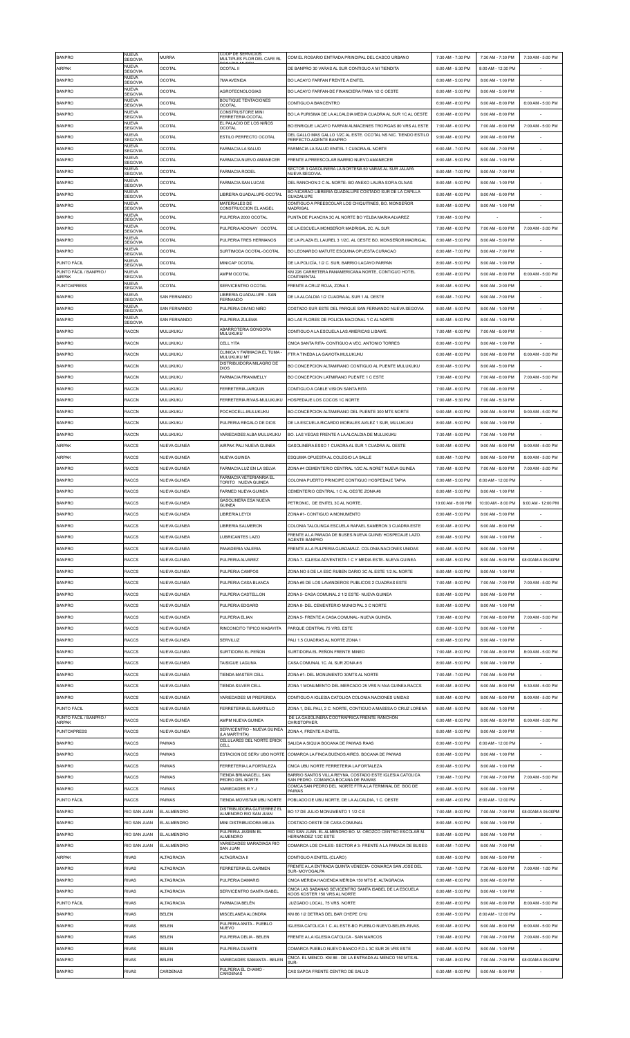| BANPRO | NUEVA SEGOVIA | MURRA | COOP DE SERVICIOS MULTIPLES FLOR DEL CAFE RL | COM EL ROSARIO ENTRADA PRINCIPAL DEL CASCO URBANO | 7:30 AM - 7:30 PM | 7:30 AM - 7:30 PM | 7:30 AM - 5:00 PM |
|---|---|---|---|---|---|---|---|
| AIRPAK | NUEVA SEGOVIA | OCOTAL | OCOTAL II | DE BANPRO 30 VARAS AL SUR CONTIGUO A MI TIENDITA | 8:00 AM - 5:30 PM | 8:00 AM - 12:30 PM | - |
| BANPRO | NUEVA SEGOVIA | OCOTAL | 7MA AVENIDA | BO LACAYO FARFAN FRENTE A ENITEL | 8:00 AM - 5:00 PM | 8:00 AM - 1:00 PM | - |
| BANPRO | NUEVA SEGOVIA | OCOTAL | AGROTECNOLOGIAS | BO LACAYO FARFAN-DE FINANCIERA FAMA 1/2 C OESTE | 8:00 AM - 5:00 PM | 8:00 AM - 5:00 PM | - |
| BANPRO | NUEVA SEGOVIA | OCOTAL | BOUTIQUE TENTACIONES OCOTAL | CONTIGUO A BANCENTRO | 6:00 AM - 8:00 PM | 6:00 AM - 8:00 PM | 8:00 AM - 5:00 PM |
| BANPRO | NUEVA SEGOVIA | OCOTAL | CONSTRUSTORE MINI FERRETERIA OCOTAL | BO LA PURISIMA DE LA ALCALDIA MEDIA CUADRA AL SUR 1C AL OESTE | 6:00 AM - 8:00 PM | 6:00 AM - 8:00 PM | - |
| BANPRO | NUEVA SEGOVIA | OCOTAL | EL PALACIO DE LOS NIÑOS OCOTAL | BO ENRIQUE LACAYO FARFAN ALMACENES TROPIGAS 80 VRS AL ESTE | 7:00 AM - 6:00 PM | 7:00 AM - 6:00 PM | 7:00 AM - 5:00 PM |
| BANPRO | NUEVA SEGOVIA | OCOTAL | ESTILO PERFECTO OCOTAL | DEL GALLO MAS GALLO 1/2C AL ESTE. OCOTAL NS NIC. TIENDO ESTILO PERFECTO-AGENTE BANPRO | 9:00 AM - 6:00 PM | 9:00 AM - 6:00 PM | - |
| BANPRO | NUEVA SEGOVIA | OCOTAL | FARMACIA LA SALUD | FARMACIA LA SALUD ENITEL 1 CUADRA AL NORTE | 6:00 AM - 7:00 PM | 6:00 AM - 7:00 PM | - |
| BANPRO | NUEVA SEGOVIA | OCOTAL | FARMACIA NUEVO AMANECER | FRENTE A PREESCOLAR BARRIO NUEVO AMANECER | 8:00 AM - 5:00 PM | 8:00 AM - 1:00 PM | - |
| BANPRO | NUEVA SEGOVIA | OCOTAL | FARMACIA RODEL | SECTOR 3 GASOLINERA LA NORTEÑA 50 VARAS AL SUR JALAPA NUEVA SEGOVIA | 8:00 AM - 7:00 PM | 8:00 AM - 7:00 PM | - |
| BANPRO | NUEVA SEGOVIA | OCOTAL | FARMACIA SAN LUCAS | DEL RANCHON 2 C AL NORTE- BO ANEXO LAURA SOFIA OLIVAS | 8:00 AM - 5:00 PM | 8:00 AM - 1:00 PM | - |
| BANPRO | NUEVA SEGOVIA | OCOTAL | LIBRERIA GUADALUPE-OCOTAL | BO NICARAO LIBRERIA GUADALUPE COSTADO SUR DE LA CAPILLA GUADALUPE | 8:00 AM - 6:00 PM | 8:00 AM - 6:00 PM | - |
| BANPRO | NUEVA SEGOVIA | OCOTAL | MATERIALES DE CONSTRUCCION EL ANGEL | CONTIGUO A PREESCOLAR LOS CHIQUITINES, BO. MONSEÑOR MADRIGAL | 8:00 AM - 5:00 PM | 8:00 AM - 1:00 PM | - |
| BANPRO | NUEVA SEGOVIA | OCOTAL | PULPERIA 2000 OCOTAL | PUNTA DE PLANCHA 3C AL NORTE BO YELBA MARIA ALVAREZ | 7:00 AM - 5:00 PM | - | - |
| BANPRO | NUEVA SEGOVIA | OCOTAL | PULPERIA ADONAY OCOTAL | DE LA ESCUELA MONSEÑOR MADRIGAL 2C. AL SUR | 7:00 AM - 6:00 PM | 7:00 AM - 6:00 PM | 7:00 AM - 5:00 PM |
| BANPRO | NUEVA SEGOVIA | OCOTAL | PULPERIA TRES HERMANOS | DE LA PLAZA EL LAUREL 3 1/2C. AL OESTE BO. MONSEÑOR MADRIGAL | 8:00 AM - 5:00 PM | 8:00 AM - 5:00 PM | - |
| BANPRO | NUEVA SEGOVIA | OCOTAL | SURTIMODA OCOTAL-OCOTAL | BO LEONARDO MATUTE ESQUINA OPUESTA CURACAO | 8:00 AM - 7:00 PM | 8:00 AM - 7:00 PM | - |
| PUNTO FÁCIL | NUEVA SEGOVIA | OCOTAL | MINICAP OCOTAL | DE LA POLICÍA, 1/2 C. SUR, BARRIO LACAYO PARPAN | 8:00 AM - 5:00 PM | 8:00 AM - 1:00 PM | - |
| PUNTO FÁCIL / BANPRO / AIRPAK | NUEVA SEGOVIA | OCOTAL | AMPM OCOTAL | KM 226 CARRETERA PANAMERICANA NORTE, CONTIGUO HOTEL CONTINENTAL | 6:00 AM - 8:00 PM | 6:00 AM - 8:00 PM | 8:00 AM - 5:00 PM |
| PUNTOXPRESS | NUEVA SEGOVIA | OCOTAL | SERVICENTRO OCOTAL | FRENTE A CRUZ ROJA, ZONA 1. | 8:00 AM - 5:00 PM | 8:00 AM - 2:00 PM | - |
| BANPRO | NUEVA SEGOVIA | SAN FERNANDO | LIBRERIA GUADALUPE - SAN FERNANDO | DE LA ALCALDIA 1/2 CUADRA AL SUR 1 AL OESTE | 6:00 AM - 7:00 PM | 6:00 AM - 7:00 PM | - |
| BANPRO | NUEVA SEGOVIA | SAN FERNANDO | PULPERIA DIVINO NIÑO | COSTADO SUR ESTE DEL PARQUE SAN FERNANDO NUEVA SEGOVIA | 8:00 AM - 5:00 PM | 8:00 AM - 1:00 PM | - |
| BANPRO | NUEVA SEGOVIA | SAN FERNANDO | PULPERIA ZULEMA | BO LAS FLORES DE POLICIA NACIONAL 1 C AL NORTE | 8:00 AM - 5:00 PM | 8:00 AM - 1:00 PM | - |
| BANPRO | RACCN | MULUKUKU | ABARROTERIA GONGORA MULUKUKU | CONTIGUO A LA ESCUELA LAS AMERICAS LISAWE. | 7:00 AM - 6:00 PM | 7:00 AM - 6:00 PM | - |
| BANPRO | RACCN | MULUKUKU | CELL YITA | CMCA SANTA RITA- CONTIGUO A VEC. ANTONIO TORRES | 8:00 AM - 5:00 PM | 8:00 AM - 1:00 PM | - |
| BANPRO | RACCN | MULUKUKU | CLINICA Y FARMACIA EL TUMA - MULUKUKU MT | FTR A TINEDA LA GAVIOTA MULUKUKU | 6:00 AM - 8:00 PM | 6:00 AM - 8:00 PM | 8:00 AM - 5:00 PM |
| BANPRO | RACCN | MULUKUKU | DISTRIBUIDORA MILAGRO DE DIOS | BO CONCEPCION ALTAMIRANO CONTIGUO AL PUENTE MULUKUKU | 8:00 AM - 5:00 PM | 8:00 AM - 5:00 PM | - |
| BANPRO | RACCN | MULUKUKU | FARMACIA FRANIMELLY | BO CONCEPCION LATMIRANO PUENTE 1 C ESTE | 7:00 AM - 6:00 PM | 7:00 AM - 6:00 PM | 7:00 AM - 5:00 PM |
| BANPRO | RACCN | MULUKUKU | FERRETERIA JARQUIN | CONTIGUO A CABLE VISION SANTA RITA | 7:00 AM - 6:00 PM | 7:00 AM - 6:00 PM | - |
| BANPRO | RACCN | MULUKUKU | FERRETERIA RIVAS-MULUKUKU | HOSPEDAJE LOS COCOS 1C NORTE | 7:00 AM - 5:30 PM | 7:00 AM - 5:30 PM | - |
| BANPRO | RACCN | MULUKUKU | POCHOCELL-MULUKUKU | BO.CONCEPCION ALTAMIRANO DEL PUENTE 300 MTS NORTE | 9:00 AM - 6:00 PM | 9:00 AM - 5:00 PM | 9:00 AM - 5:00 PM |
| BANPRO | RACCN | MULUKUKU | PULPERIA REGALO DE DIOS | DE LA ESCUELA RICARDO MORALES AVILEZ 1 SUR, MULUKUKU | 8:00 AM - 5:00 PM | 8:00 AM - 1:00 PM | - |
| BANPRO | RACCN | MULUKUKU | VARIEDADES ALBA MULUKUKU | BO. LAS VEGAS FRENTE A LA ALCALDIA DE MULUKUKU | 7:30 AM - 5:00 PM | 7:30 AM - 1:00 PM | - |
| AIRPAK | RACCS | NUEVA GUINEA | AIRPAK PALI NUEVA GUINEA | GASOLINERA ESSO 1 CUADRA AL SUR 1 CUADRA AL OESTE | 9:00 AM - 6:00 PM | 9:00 AM - 6:00 PM | 9:00 AM - 5:00 PM |
| AIRPAK | RACCS | NUEVA GUINEA | NUEVA GUINEA | ESQUIMA OPUESTA AL COLEGIO LA SALLE | 8:00 AM - 7:00 PM | 8:00 AM - 5:00 PM | 8:00 AM - 5:00 PM |
| BANPRO | RACCS | NUEVA GUINEA | FARMACIA LUZ EN LA SELVA | ZONA #4 CEMENTERIO CENTRAL 1/2C AL NORET NUEVA GUINEA | 7:00 AM - 8:00 PM | 7:00 AM - 8:00 PM | 7:00 AM - 5:00 PM |
| BANPRO | RACCS | NUEVA GUINEA | FARMACIA VETERIANRIA EL TORITO NUEVA GUINEA | COLONIA PUERTO PRINCIPE CONTIGUO HOSPEDAJE TAPIA | 8:00 AM - 5:00 PM | 8:00 AM - 12:00 PM | - |
| BANPRO | RACCS | NUEVA GUINEA | FARMED NUEVA GUINEA | CEMENTERIO CENTRAL 1 C AL OESTE ZONA #6 | 8:00 AM - 5:00 PM | 8:00 AM - 1:00 PM | - |
| BANPRO | RACCS | NUEVA GUINEA | GASOLINERA ESA NUEVA GUINEA | PETRONIC, DE ENITEL 3C AL NORTE. | 10:00 AM - 8:00 PM | 10:00 AM - 8:00 PM | 8:00 AM - 12:00 PM |
| BANPRO | RACCS | NUEVA GUINEA | LIBRERIA LEYDI | ZONA #1- CONTIGUO A MONUMENTO | 8:00 AM - 5:00 PM | 8:00 AM - 5:00 PM | - |
| BANPRO | RACCS | NUEVA GUINEA | LIBRERIA SALMERON | COLONIA TALOLINGA ESCUELA RAFAEL SAMERON 3 CUADRA ESTE | 6:30 AM - 8:00 PM | 6:00 AM - 8:00 PM | - |
| BANPRO | RACCS | NUEVA GUINEA | LUBRICANTES LAZO | FRENTE A LA PARADA DE BUSES NUEVA GUINE/ HOSPEDAJE LAZO. AGENTE BANPRO | 8:00 AM - 5:00 PM | 8:00 AM - 1:00 PM | - |
| BANPRO | RACCS | NUEVA GUINEA | PANADERIA VALERIA | FRENTE A LA PULPERIA GUADAMUZ- COLONIA NACIONES UNIDAS | 8:00 AM - 5:00 PM | 8:00 AM - 1:00 PM | - |
| BANPRO | RACCS | NUEVA GUINEA | PULPERIA ALVAREZ | ZONA 7- IGLESIA ADVENTISTA 1 C Y MEDIA ESTE- NUEVA GUINEA | 8:00 AM - 5:00 PM | 8:00 AM - 5:00 PM | 08:00AM A 05:00PM |
| BANPRO | RACCS | NUEVA GUINEA | PULPERIA CAMPOS | ZONA NO 5 DE LA ESC RUBEN DARIO 3C AL ESTE 1/2 AL NORTE | 8:00 AM - 5:00 PM | 8:00 AM - 1:00 PM | - |
| BANPRO | RACCS | NUEVA GUINEA | PULPERIA CASA BLANCA | ZONA #6 DE LOS LAVANDEROS PUBLICOS 2 CUADRAS ESTE | 7:00 AM - 8:00 PM | 7:00 AM - 7:00 PM | 7:00 AM - 5:00 PM |
| BANPRO | RACCS | NUEVA GUINEA | PULPERIA CASTELLON | ZONA 5- CASA COMUNAL 2 1/2 ESTE- NUEVA GUINEA | 8:00 AM - 5:00 PM | 8:00 AM - 5:00 PM | - |
| BANPRO | RACCS | NUEVA GUINEA | PULPERIA EDGARD | ZONA 8- DEL CEMENTERIO MUNICIPAL 3 C NORTE | 8:00 AM - 5:00 PM | 8:00 AM - 1:00 PM | - |
| BANPRO | RACCS | NUEVA GUINEA | PULPERIA ELIAN | ZONA 5- FRENTE A CASA COMUNAL- NUEVA GUINEA. | 7:00 AM - 8:00 PM | 7:00 AM - 8:00 PM | 7:00 AM - 5:00 PM |
| BANPRO | RACCS | NUEVA GUINEA | RINCONCITO TIPICO MASAYITA | PARQUE CENTRAL 75 VRS. ESTE | 8:00 AM - 5:00 PM | 8:00 AM - 1:00 PM | - |
| BANPRO | RACCS | NUEVA GUINEA | SERVILUZ | PALI 1.5 CUADRAS AL NORTE ZONA 1 | 8:00 AM - 5:00 PM | 8:00 AM - 1:00 PM | - |
| BANPRO | RACCS | NUEVA GUINEA | SURTIDORA EL PEÑON | SURTIDORA EL PEÑON FRENTE MINED | 7:00 AM - 8:00 PM | 7:00 AM - 8:00 PM | 8:00 AM - 5:00 PM |
| BANPRO | RACCS | NUEVA GUINEA | TAISIGUE LAGUNA | CASA COMUNAL 1C. AL SUR ZONA # 6 | 8:00 AM - 5:00 PM | 8:00 AM - 1:00 PM | - |
| BANPRO | RACCS | NUEVA GUINEA | TIENDA MASTER CELL | ZONA #1- DEL MONUMENTO 30MTS AL NORTE | 7:00 AM - 7:00 PM | 7:00 AM - 5:00 PM | - |
| BANPRO | RACCS | NUEVA GUINEA | TIENDA SILVER CELL | ZONA 1 MONUMENTO DEL MERCADO 25 VRS N NVA GUINEA RACCS | 6:00 AM - 8:00 PM | 6:00 AM - 8:00 PM | 5:30 AM - 5:00 PM |
| BANPRO | RACCS | NUEVA GUINEA | VARIEDADES MI PREFERIDA | CONTIGUO A IGLESIA CATOLICA COLONIA NACIONES UNIDAS | 8:00 AM - 6:00 PM | 8:00 AM - 6:00 PM | 8:00 AM - 5:00 PM |
| PUNTO FÁCIL | RACCS | NUEVA GUINEA | FERRETERIA EL BARATILLO | ZONA 1, DEL PALI, 2 C. NORTE, CONTIGUO A MASESA O CRUZ LORENA | 8:00 AM - 5:00 PM | 8:00 AM - 1:00 PM | - |
| PUNTO FÁCIL / BANPRO / AIRPAK | RACCS | NUEVA GUINEA | AMPM NUEVA GUINEA | DE LA GASOLINERA COOTRAPRICA FRENTE RANCHON CHRISTOPHER. | 6:00 AM - 8:00 PM | 6:00 AM - 8:00 PM | 8:00 AM - 5:00 PM |
| PUNTOXPRESS | RACCS | NUEVA GUINEA | SERVICENTRO - NUEVA GUINEA (LA MARTHITA) | ZONA 4, FRENTE A ENITEL | 8:00 AM - 5:00 PM | 8:00 AM - 2:00 PM | - |
| BANPRO | RACCS | PAIWAS | CELULARES DEL NORTE ERICK CELL | SALIDA A SIQUIA BOCANA DE PAIWAS RAAS | 8:00 AM - 5:00 PM | 8:00 AM - 12:00 PM | - |
| BANPRO | RACCS | PAIWAS | ESTACION DE SERV UBO NORTE | COMARCA LA FINCA BUENOS AIRES. BOCANA DE PAIWAS | 8:00 AM - 5:00 PM | 8:00 AM - 1:00 PM | - |
| BANPRO | RACCS | PAIWAS | FERRETERIA LA FORTALEZA | CMCA UBU NORTE FERRETERIA LA FORTALEZA | 8:00 AM - 5:00 PM | 8:00 AM - 1:00 PM | - |
| BANPRO | RACCS | PAIWAS | TIENDA BRIANACELL SAN PEDRO DEL NORTE | BARRIO SANTOS VILLA REYNA, COSTADO ESTE IGLESIA CATOLICA SAN PEDRO. COMARCA BOCANA DE PAIWAS | 7:00 AM - 7:00 PM | 7:00 AM - 7:00 PM | 7:00 AM - 5:00 PM |
| BANPRO | RACCS | PAIWAS | VARIEDADES R Y J | COMCA SAN PEDRO DEL NORTE FTR A LA TERMINAL DE BOC DE PAIWAS | 8:00 AM - 5:00 PM | 8:00 AM - 1:00 PM | - |
| PUNTO FÁCIL | RACCS | PAIWAS | TIENDA MOVISTAR UBU NORTE | POBLADO DE UBU NORTE, DE LA ALCALDIA, 1 C. OESTE | 8:00 AM - 4:00 PM | 8:00 AM - 12:00 PM | - |
| BANPRO | RIO SAN JUAN | EL ALMENDRO | DISTRIBUIDORA GUTIERREZ EL ALMENDRO RIO SAN JUAN | BO 17 DE JULIO MONUMENTO 1 1/2 C E | 7:00 AM - 8:00 PM | 7:00 AM - 7:00 PM | 08:00AM A 05:00PM |
| BANPRO | RIO SAN JUAN | EL ALMENDRO | MINI DISTRIBUIDORA MEJIA | COSTADO OESTE DE CASA COMUNAL | 8:00 AM - 5:00 PM | 8:00 AM - 1:00 PM | - |
| BANPRO | RIO SAN JUAN | EL ALMENDRO | PULPERIA JASMIN EL ALMENDRO | RIO SAN JUAN- EL ALMENDRO BO. M. OROZCO CENTRO ESCOLAR M. HERNANDEZ 1/2C ESTE | 8:00 AM - 5:00 PM | 8:00 AM - 1:00 PM | - |
| BANPRO | RIO SAN JUAN | EL ALMENDRO | VARIEDADES MARADIAGA RIO SAN JUAN | COMARCA LOS CHILES- SECTOR # 3- FRENTE A LA PARADA DE BUSES- | 6:00 AM - 7:00 PM | 6:00 AM - 7:00 PM | - |
| AIRPAK | RIVAS | ALTAGRACIA | ALTAGRACIA II | CONTIGUO A ENITEL (CLARO) | 8:00 AM - 5:00 PM | 8:00 AM - 5:00 PM | - |
| BANPRO | RIVAS | ALTAGRACIA | FERRETERIA EL CARMEN | FRENTE A LA ENTRADA QUINTA VENECIA- COMARCA SAN JOSE DEL SUR- MOYOGALPA | 7:30 AM - 7:00 PM | 7:30 AM - 6:00 PM | 7:00 AM - 1:00 PM |
| BANPRO | RIVAS | ALTAGRACIA | PULPERIA DAMARIS | CMCA MERIDA HACIENDA MERIDA 150 MTS E. ALTAGRACIA | 8:00 AM - 6:00 PM | 8:00 AM - 6:00 PM | - |
| BANPRO | RIVAS | ALTAGRACIA | SERVICENTRO SANTA ISABEL | CMCA LAS SABANAS SEVICENTRO SANTA ISABEL DE LA ESCUELA KOOS KOSTER 150 VRS AL NORTE | 8:00 AM - 5:00 PM | 8:00 AM - 1:00 PM | - |
| PUNTO FÁCIL | RIVAS | ALTAGRACIA | FARMACIA BELÉN | JUZGADO LOCAL, 75 VRS. NORTE | 8:00 AM - 8:00 PM | 8:00 AM - 6:00 PM | 8:00 AM - 5:00 PM |
| BANPRO | RIVAS | BELEN | MISCELANEA ALONDRA | KM 86 1/2 DETRAS DEL BAR CHEPE CHU | 8:00 AM - 5:00 PM | 8:00 AM - 12:00 PM | - |
| BANPRO | RIVAS | BELEN | PULPERIA ANITA - PUEBLO NUEVO | IGLESIA CATOLICA 1 C. AL ESTE-BO PUEBLO NUEVO-BELEN-RIVAS. | 6:00 AM - 8:00 PM | 6:00 AM - 8:00 PM | 6:00 AM - 5:00 PM |
| BANPRO | RIVAS | BELEN | PULPERIA DELIA - BELEN | FRENTE A LA IGLESIA CATOLICA - SAN MARCOS | 7:00 AM - 8:00 PM | 7:00 AM - 7:00 PM | 7:00 AM - 5:00 PM |
| BANPRO | RIVAS | BELEN | PULPERIA DUARTE | COMARCA PUEBLO NUEVO BANCO F.D.L 3C SUR 25 VRS ESTE | 8:00 AM - 5:00 PM | 8:00 AM - 1:00 PM | - |
| BANPRO | RIVAS | BELEN | VARIEDADES SAMANTA - BELEN | CMCA. EL MENCO- KM 86 - DE LA ENTRADA AL MENCO 150 MTS AL SUR- | 7:00 AM - 8:00 PM | 7:00 AM - 7:00 PM | 08:00AM A 05:00PM |
| BANPRO | RIVAS | CARDENAS | PULPERIA EL CHAMO - CARDENAS | CAS SAPOA FRENTE CENTRO DE SALUD | 6:30 AM - 8:00 PM | 6:00 AM - 8:00 PM | - |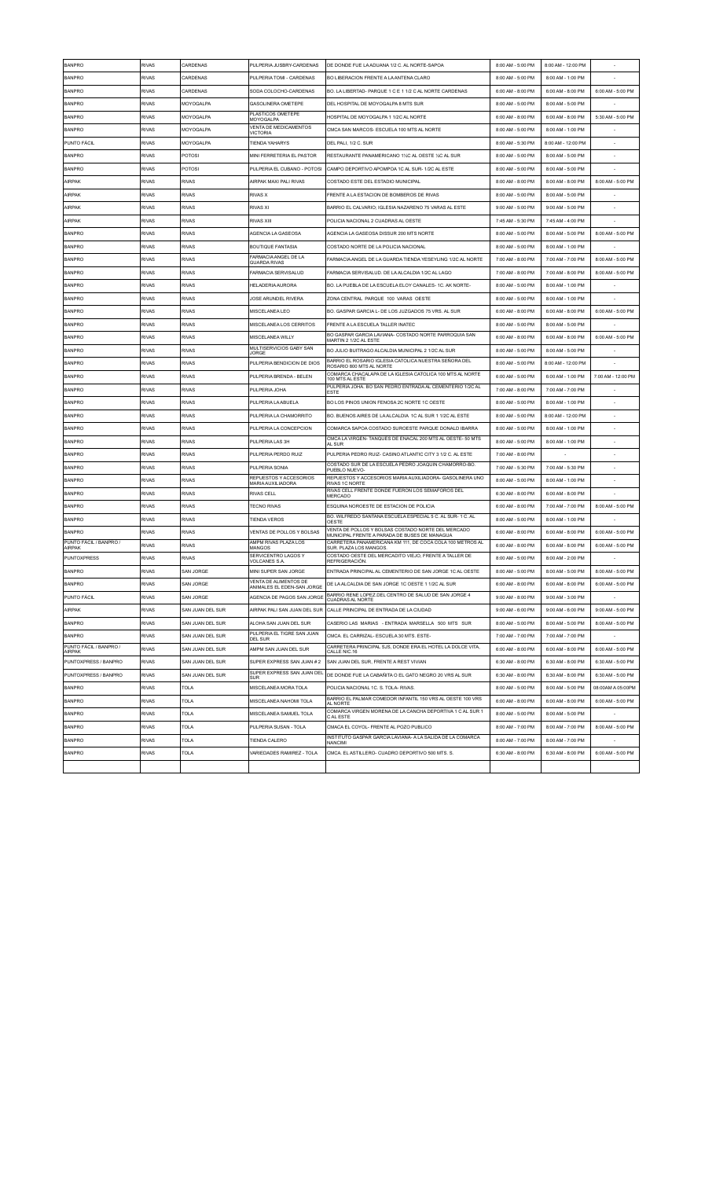| | | | | | | | |
|---|---|---|---|---|---|---|---|
| BANPRO | RIVAS | CARDENAS | PULPERIA JUSBRY-CARDENAS | DE DONDE FUE LA ADUANA 1/2 C. AL NORTE-SAPOA | 8:00 AM - 5:00 PM | 8:00 AM - 12:00 PM | - |
| BANPRO | RIVAS | CARDENAS | PULPERIA TOMI - CARDENAS | BO LIBERACION FRENTE A LA ANTENA CLARO | 8:00 AM - 5:00 PM | 8:00 AM - 1:00 PM | - |
| BANPRO | RIVAS | CARDENAS | SODA COLOCHO-CARDENAS | BO. LA LIBERTAD- PARQUE 1 C E 1 1/2 C AL NORTE CARDENAS | 6:00 AM - 8:00 PM | 6:00 AM - 8:00 PM | 6:00 AM - 5:00 PM |
| BANPRO | RIVAS | MOYOGALPA | GASOLINERA OMETEPE | DEL HOSPITAL DE MOYOGALPA 8 MTS SUR | 8:00 AM - 5:00 PM | 8:00 AM - 5:00 PM | - |
| BANPRO | RIVAS | MOYOGALPA | PLASTICOS OMETEPE MOYOGALPA | HOSPITAL DE MOYOGALPA 1 1/2C AL NORTE | 6:00 AM - 8:00 PM | 6:00 AM - 8:00 PM | 5:30 AM - 5:00 PM |
| BANPRO | RIVAS | MOYOGALPA | VENTA DE MEDICAMENTOS VICTORIA | CMCA SAN MARCOS- ESCUELA 100 MTS AL NORTE | 8:00 AM - 5:00 PM | 8:00 AM - 1:00 PM | - |
| PUNTO FÁCIL | RIVAS | MOYOGALPA | TIENDA YAHARYS | DEL PALI, 1/2 C. SUR | 8:00 AM - 5:30 PM | 8:00 AM - 12:00 PM | - |
| BANPRO | RIVAS | POTOSI | MINI FERRETERIA EL PASTOR | RESTAURANTE PANAMERICANO 1½C AL OESTE ½C AL SUR | 8:00 AM - 5:00 PM | 8:00 AM - 5:00 PM | - |
| BANPRO | RIVAS | POTOSI | PULPERIA EL CUBANO - POTOSI | CAMPO DEPORTIVO APOMPOA 1C AL SUR- 1/2C AL ESTE | 8:00 AM - 5:00 PM | 8:00 AM - 5:00 PM | - |
| AIRPAK | RIVAS | RIVAS | AIRPAK MAXI PALI RIVAS | COSTADO ESTE DEL ESTADIO MUNICIPAL | 8:00 AM - 8:00 PM | 8:00 AM - 8:00 PM | 8:00 AM - 8:00 PM |
| AIRPAK | RIVAS | RIVAS | RIVAS X | FRENTE A LA ESTACION DE BOMBEROS DE RIVAS | 8:00 AM - 5:00 PM | 8:00 AM - 5:00 PM | - |
| AIRPAK | RIVAS | RIVAS | RIVAS XI | BARRIO EL CALVARIO; IGLESIA NAZARENO 75 VARAS AL ESTE | 9:00 AM - 5:00 PM | 9:00 AM - 5:00 PM | - |
| AIRPAK | RIVAS | RIVAS | RIVAS XIII | POLICIA NACIONAL 2 CUADRAS AL OESTE | 7:45 AM - 5:30 PM | 7:45 AM - 4:00 PM | - |
| BANPRO | RIVAS | RIVAS | AGENCIA LA GASEOSA | AGENCIA LA GASEOSA DISSUR 200 MTS NORTE | 8:00 AM - 5:00 PM | 8:00 AM - 5:00 PM | 8:00 AM - 5:00 PM |
| BANPRO | RIVAS | RIVAS | BOUTIQUE FANTASIA | COSTADO NORTE DE LA POLICIA NACIONAL | 8:00 AM - 5:00 PM | 8:00 AM - 1:00 PM | - |
| BANPRO | RIVAS | RIVAS | FARMACIA ANGEL DE LA GUARDA RIVAS | FARMACIA ANGEL DE LA GUARDA TIENDA YESEYLING 1/2C AL NORTE | 7:00 AM - 8:00 PM | 7:00 AM - 7:00 PM | 8:00 AM - 5:00 PM |
| BANPRO | RIVAS | RIVAS | FARMACIA SERVISALUD | FARMACIA SERVISALUD. DE LA ALCALDIA 1/2C AL LAGO | 7:00 AM - 8:00 PM | 7:00 AM - 8:00 PM | 8:00 AM - 5:00 PM |
| BANPRO | RIVAS | RIVAS | HELADERIA AURORA | BO. LA PUEBLA DE LA ESCUELA ELOY CANALES- 1C. AK NORTE- | 8:00 AM - 5:00 PM | 8:00 AM - 1:00 PM | - |
| BANPRO | RIVAS | RIVAS | JOSE ARUNDEL RIVERA | ZONA CENTRAL PARQUE 100 VARAS OESTE | 8:00 AM - 5:00 PM | 8:00 AM - 1:00 PM | - |
| BANPRO | RIVAS | RIVAS | MISCELANEA LEO | BO. GASPAR GARCIA L- DE LOS JUZGADOS 75 VRS. AL SUR | 6:00 AM - 8:00 PM | 6:00 AM - 8:00 PM | 6:00 AM - 5:00 PM |
| BANPRO | RIVAS | RIVAS | MISCELANEA LOS CERRITOS | FRENTE A LA ESCUELA TALLER INATEC | 8:00 AM - 5:00 PM | 8:00 AM - 5:00 PM | - |
| BANPRO | RIVAS | RIVAS | MISCELANEA WILLY | BO GASPAR GARCIA LAVIANA- COSTADO NORTE PARROQUIA SAN MARTIN 2 1/2C AL ESTE | 6:00 AM - 8:00 PM | 6:00 AM - 8:00 PM | 8:00 AM - 5:00 PM |
| BANPRO | RIVAS | RIVAS | MULTISERVICIOS GABY SAN JORGE | BO JULIO BUITRAGO ALCALDIA MUNICIPAL 2 1/2C AL SUR | 8:00 AM - 5:00 PM | 8:00 AM - 5:00 PM | - |
| BANPRO | RIVAS | RIVAS | PULPERIA BENDICION DE DIOS | BARRIO EL ROSARIO IGLESIA CATOLICA NUESTRA SEÑORA DEL ROSARIO 800 MTS AL NORTE | 8:00 AM - 5:00 PM | 8:00 AM - 12:00 PM | - |
| BANPRO | RIVAS | RIVAS | PULPERIA BRENDA - BELEN | COMARCA CHACALAPA DE LA IGLESIA CATOLICA 100 MTS AL NORTE 100 MTS AL ESTE | 6:00 AM - 5:00 PM | 6:00 AM - 1:00 PM | 7:00 AM - 12:00 PM |
| BANPRO | RIVAS | RIVAS | PULPERIA JOHA | PULPERIA JOHA. BO SAN PEDRO ENTRADA AL CEMENTERIO 1/2C AL ESTE | 7:00 AM - 8:00 PM | 7:00 AM - 7:00 PM | - |
| BANPRO | RIVAS | RIVAS | PULPERIA LA ABUELA | BO LOS PINOS UNION FENOSA 2C NORTE 1C OESTE | 8:00 AM - 5:00 PM | 8:00 AM - 1:00 PM | - |
| BANPRO | RIVAS | RIVAS | PULPERIA LA CHAMORRITO | BO. BUENOS AIRES DE LA ALCALDIA 1C AL SUR 1 1/2C AL ESTE | 8:00 AM - 5:00 PM | 8:00 AM - 12:00 PM | - |
| BANPRO | RIVAS | RIVAS | PULPERIA LA CONCEPCION | COMARCA SAPOA COSTADO SUROESTE PARQUE DONALD IBARRA | 8:00 AM - 5:00 PM | 8:00 AM - 1:00 PM | - |
| BANPRO | RIVAS | RIVAS | PULPERIA LAS 3H | CMCA LA VIRGEN- TANQUES DE ENACAL 200 MTS AL OESTE- 50 MTS AL SUR | 8:00 AM - 5:00 PM | 8:00 AM - 1:00 PM | - |
| BANPRO | RIVAS | RIVAS | PULPERIA PERDO RUIZ | PULPERIA PEDRO RUIZ- CASINO ATLANTIC CITY 3 1/2 C. AL ESTE | 7:00 AM - 8:00 PM | - | - |
| BANPRO | RIVAS | RIVAS | PULPERIA SONIA | COSTADO SUR DE LA ESCUELA PEDRO JOAQUIN CHAMORRO-BO. PUEBLO NUEVO- | 7:00 AM - 5:30 PM | 7:00 AM - 5:30 PM | - |
| BANPRO | RIVAS | RIVAS | REPUESTOS Y ACCESORIOS MARIA AUXILIADORA | REPUESTOS Y ACCESORIOS MARIA AUXILIADORA- GASOLINERA UNO RIVAS 1C NORTE | 8:00 AM - 5:00 PM | 8:00 AM - 1:00 PM | - |
| BANPRO | RIVAS | RIVAS | RIVAS CELL | RIVAS CELL FRENTE DONDE FUERON LOS SEMAFOROS DEL MERCADO | 6:30 AM - 8:00 PM | 6:00 AM - 8:00 PM | - |
| BANPRO | RIVAS | RIVAS | TECNO RIVAS | ESQUINA NOROESTE DE ESTACION DE POLICIA | 6:00 AM - 8:00 PM | 7:00 AM - 7:00 PM | 8:00 AM - 5:00 PM |
| BANPRO | RIVAS | RIVAS | TIENDA VEROS | BO. WILFREDO SANTANA ESCUELA ESPECIAL 5 C. AL SUR- 1 C. AL OESTE | 8:00 AM - 5:00 PM | 8:00 AM - 1:00 PM | - |
| BANPRO | RIVAS | RIVAS | VENTAS DE POLLOS Y BOLSAS | VENTA DE POLLOS Y BOLSAS COSTADO NORTE DEL MERCADO MUNICIPAL FRENTE A PARADA DE BUSES DE MANAGUA | 6:00 AM - 8:00 PM | 6:00 AM - 8:00 PM | 6:00 AM - 5:00 PM |
| PUNTO FÁCIL / BANPRO / AIRPAK | RIVAS | RIVAS | AMPM RIVAS PLAZA LOS MANGOS | CARRETERA PANAMERICANA KM 111, DE COCA COLA 100 METROS AL SUR. PLAZA LOS MANGOS. | 6:00 AM - 8:00 PM | 6:00 AM - 8:00 PM | 6:00 AM - 5:00 PM |
| PUNTOXPRESS | RIVAS | RIVAS | SERVICENTRO LAGOS Y VOLCANES S.A. | COSTADO OESTE DEL MERCADITO VIEJO, FRENTE A TALLER DE REFRIGERACION. | 8:00 AM - 5:00 PM | 8:00 AM - 2:00 PM | - |
| BANPRO | RIVAS | SAN JORGE | MINI SUPER SAN JORGE | ENTRADA PRINCIPAL AL CEMENTERIO DE SAN JORGE 1C AL OESTE | 8:00 AM - 5:00 PM | 8:00 AM - 5:00 PM | 8:00 AM - 5:00 PM |
| BANPRO | RIVAS | SAN JORGE | VENTA DE ALIMENTOS DE ANIMALES EL EDEN-SAN JORGE | DE LA ALCALDIA DE SAN JORGE 1C OESTE 1 1/2C AL SUR | 6:00 AM - 8:00 PM | 6:00 AM - 8:00 PM | 6:00 AM - 5:00 PM |
| PUNTO FÁCIL | RIVAS | SAN JORGE | AGENCIA DE PAGOS SAN JORGE | BARRIO RENE LOPEZ,DEL CENTRO DE SALUD DE SAN JORGE 4 CUADRAS AL NORTE | 9:00 AM - 8:00 PM | 9:00 AM - 3:00 PM | - |
| AIRPAK | RIVAS | SAN JUAN DEL SUR | AIRPAK PALI SAN JUAN DEL SUR | CALLE PRINCIPAL DE ENTRADA DE LA CIUDAD | 9:00 AM - 6:00 PM | 9:00 AM - 6:00 PM | 9:00 AM - 5:00 PM |
| BANPRO | RIVAS | SAN JUAN DEL SUR | ALOHA SAN JUAN DEL SUR | CASERIO LAS MARIAS - ENTRADA MARSELLA 500 MTS SUR | 8:00 AM - 5:00 PM | 8:00 AM - 5:00 PM | 8:00 AM - 5:00 PM |
| BANPRO | RIVAS | SAN JUAN DEL SUR | PULPERIA EL TIGRE SAN JUAN DEL SUR | CMCA. EL CARRIZAL- ESCUELA 30 MTS. ESTE- | 7:00 AM - 7:00 PM | 7:00 AM - 7:00 PM | - |
| PUNTO FÁCIL / BANPRO / AIRPAK | RIVAS | SAN JUAN DEL SUR | AMPM SAN JUAN DEL SUR | CARRETERA PRINCIPAL SJS, DONDE ERA EL HOTEL LA DOLCE VITA, CALLE NIC 16 | 6:00 AM - 8:00 PM | 6:00 AM - 8:00 PM | 6:00 AM - 5:00 PM |
| PUNTOXPRESS / BANPRO | RIVAS | SAN JUAN DEL SUR | SUPER EXPRESS SAN JUAN # 2 | SAN JUAN DEL SUR, FRENTE A REST VIVIAN | 6:30 AM - 8:00 PM | 6:30 AM - 8:00 PM | 6:30 AM - 5:00 PM |
| PUNTOXPRESS / BANPRO | RIVAS | SAN JUAN DEL SUR | SUPER EXPRESS SAN JUAN DEL SUR | DE DONDE FUE LA CABAÑITA O EL GATO NEGRO 20 VRS AL SUR | 6:30 AM - 8:00 PM | 6:30 AM - 8:00 PM | 6:30 AM - 5:00 PM |
| BANPRO | RIVAS | TOLA | MISCELANEA MORA TOLA | POLICIA NACIONAL 1C. S. TOLA- RIVAS. | 8:00 AM - 5:00 PM | 8:00 AM - 5:00 PM | 08:00AM A 05:00PM |
| BANPRO | RIVAS | TOLA | MISCELANEA NAHOMI TOLA | BARRIO EL PALMAR COMEDOR INFANTIL 150 VRS AL OESTE 100 VRS AL NORTE | 6:00 AM - 8:00 PM | 6:00 AM - 8:00 PM | 6:00 AM - 5:00 PM |
| BANPRO | RIVAS | TOLA | MISCELANEA SAMUEL TOLA | COMARCA VIRGEN MORENA DE LA CANCHA DEPORTIVA 1 C AL SUR 1 C AL ESTE | 8:00 AM - 5:00 PM | 8:00 AM - 5:00 PM | - |
| BANPRO | RIVAS | TOLA | PULPERIA SUSAN - TOLA | CMACA EL COYOL- FRENTE AL POZO PUBLICO | 8:00 AM - 7:00 PM | 8:00 AM - 7:00 PM | 8:00 AM - 5:00 PM |
| BANPRO | RIVAS | TOLA | TIENDA CALERO | INSTITUTO GASPAR GARCIA LAVIANA- A LA SALIDA DE LA COMARCA NANCIMI | 8:00 AM - 7:00 PM | 8:00 AM - 7:00 PM | - |
| BANPRO | RIVAS | TOLA | VARIEDADES RAMIREZ - TOLA | CMCA. EL ASTILLERO- CUADRO DEPORTIVO 500 MTS. S. | 6:30 AM - 8:00 PM | 6:30 AM - 8:00 PM | 6:00 AM - 5:00 PM |